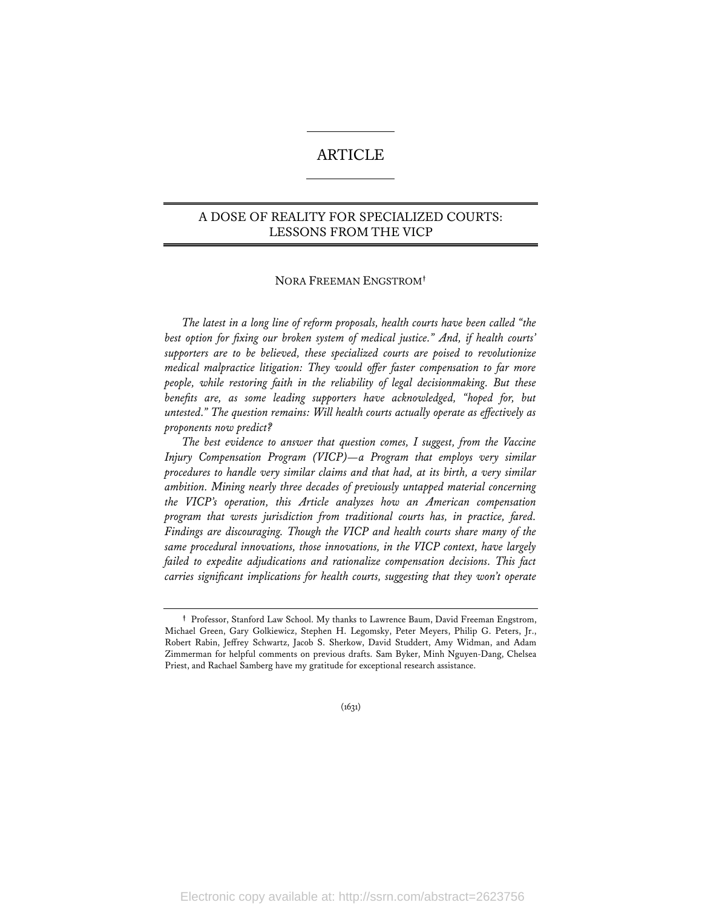# ARTICLE

## A DOSE OF REALITY FOR SPECIALIZED COURTS: LESSONS FROM THE VICP

NORA FREEMAN ENGSTROM†

*The latest in a long line of reform proposals, health courts have been called "the best option for fixing our broken system of medical justice." And, if health courts' supporters are to be believed, these specialized courts are poised to revolutionize medical malpractice litigation: They would offer faster compensation to far more people, while restoring faith in the reliability of legal decisionmaking. But these benefits are, as some leading supporters have acknowledged, "hoped for, but untested." The question remains: Will health courts actually operate as effectively as proponents now predict?*

*The best evidence to answer that question comes, I suggest, from the Vaccine Injury Compensation Program (VICP)—a Program that employs very similar procedures to handle very similar claims and that had, at its birth, a very similar ambition. Mining nearly three decades of previously untapped material concerning the VICP's operation, this Article analyzes how an American compensation program that wrests jurisdiction from traditional courts has, in practice, fared. Findings are discouraging. Though the VICP and health courts share many of the same procedural innovations, those innovations, in the VICP context, have largely failed to expedite adjudications and rationalize compensation decisions. This fact carries significant implications for health courts, suggesting that they won't operate*

† Professor, Stanford Law School. My thanks to Lawrence Baum, David Freeman Engstrom, Michael Green, Gary Golkiewicz, Stephen H. Legomsky, Peter Meyers, Philip G. Peters, Jr., Robert Rabin, Jeffrey Schwartz, Jacob S. Sherkow, David Studdert, Amy Widman, and Adam Zimmerman for helpful comments on previous drafts. Sam Byker, Minh Nguyen-Dang, Chelsea Priest, and Rachael Samberg have my gratitude for exceptional research assistance.

(1631)

Electronic copy available at: http://ssrn.com/abstract=2623756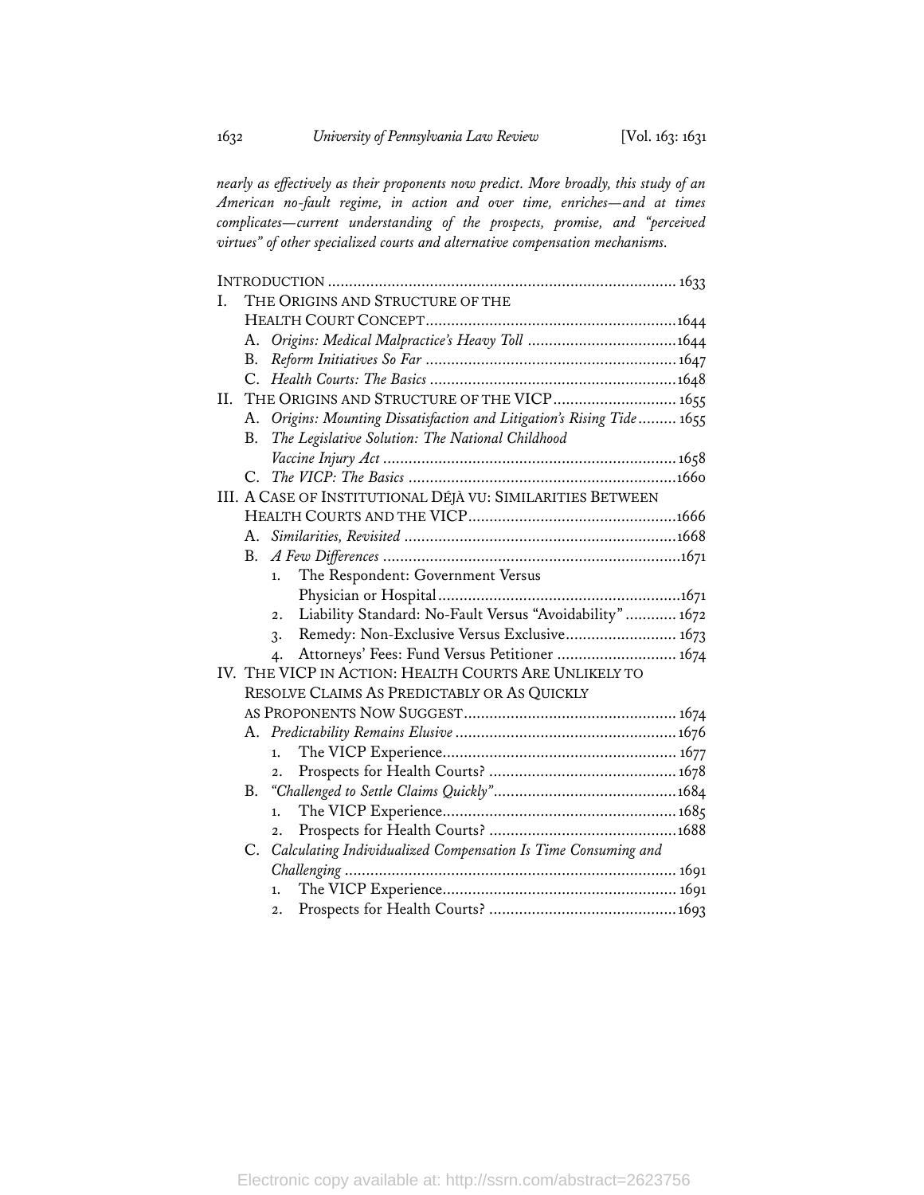*nearly as effectively as their proponents now predict. More broadly, this study of an American no-fault regime, in action and over time, enriches—and at times complicates—current understanding of the prospects, promise, and "perceived virtues" of other specialized courts and alternative compensation mechanisms.*

INTRODUCTION ........................................................................ 1633

I. THE ORIGINS AND STRUCTURE OF THE HEALTH COURT CONCEPT ........................................................ 1644
   - A. *Origins: Medical Malpractice's Heavy Toll* ........................................ 1644
   - B. *Reform Initiatives So Far* ........................................................ 1647
   - C. *Health Courts: The Basics* ........................................................ 1648

II. THE ORIGINS AND STRUCTURE OF THE VICP ........................................ 1655
   - A. *Origins: Mounting Dissatisfaction and Litigation's Rising Tide* ......... 1655
   - B. *The Legislative Solution: The National Childhood Vaccine Injury Act* .......................................................... 1658
   - C. *The VICP: The Basics* ........................................................ 1660

III. A CASE OF INSTITUTIONAL DÉJÀ VU: SIMILARITIES BETWEEN HEALTH COURTS AND THE VICP ........................................ 1666
   - A. *Similarities, Revisited* ........................................................ 1668
   - B. *A Few Differences* ........................................................ 1671
     1. The Respondent: Government Versus Physician or Hospital ........................................................ 1671
     2. Liability Standard: No-Fault Versus "Avoidability" ............ 1672
     3. Remedy: Non-Exclusive Versus Exclusive ......................... 1673
     4. Attorneys' Fees: Fund Versus Petitioner ........................... 1674

IV. THE VICP IN ACTION: HEALTH COURTS ARE UNLIKELY TO RESOLVE CLAIMS AS PREDICTABLY OR AS QUICKLY AS PROPONENTS NOW SUGGEST ........................................ 1674
   - A. *Predictability Remains Elusive* ........................................ 1676
     1. The VICP Experience ........................................................ 1677
     2. Prospects for Health Courts? ........................................ 1678
   - B. *"Challenged to Settle Claims Quickly"* ........................................ 1684
     1. The VICP Experience ........................................................ 1685
     2. Prospects for Health Courts? ........................................ 1688
   - C. *Calculating Individualized Compensation Is Time Consuming and Challenging* ........................................................ 1691
     1. The VICP Experience ........................................................ 1691
     2. Prospects for Health Courts? ........................................ 1693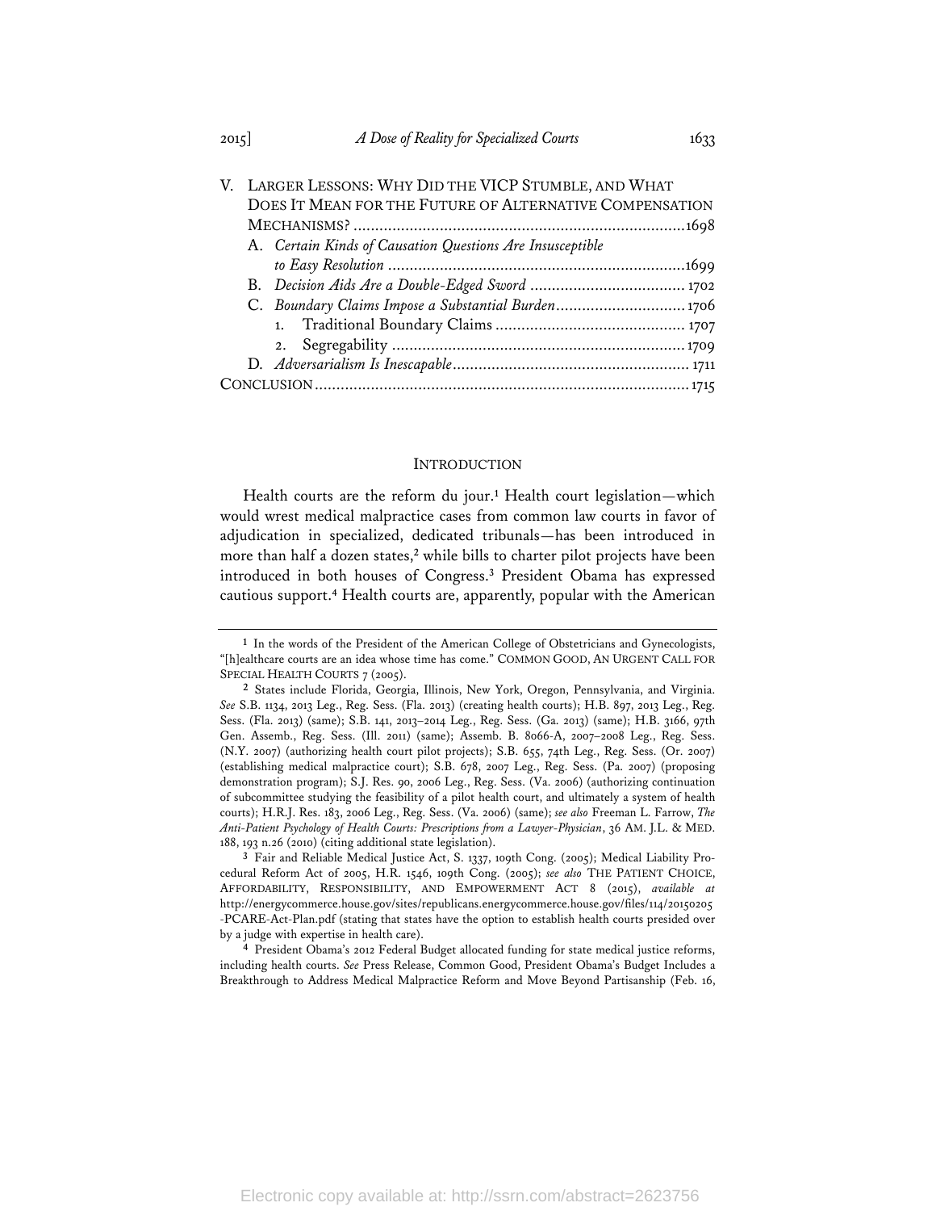V. LARGER LESSONS: WHY DID THE VICP STUMBLE, AND WHAT DOES IT MEAN FOR THE FUTURE OF ALTERNATIVE COMPENSATION MECHANISMS? ............ 1698
  A. *Certain Kinds of Causation Questions Are Insusceptible to Easy Resolution* ............ 1699
  B. *Decision Aids Are a Double-Edged Sword* ............ 1702
  C. *Boundary Claims Impose a Substantial Burden* ............ 1706
    1. Traditional Boundary Claims ............ 1707
    2. Segregability ............ 1709
  D. *Adversarialism Is Inescapable* ............ 1711

CONCLUSION ............ 1715

## INTRODUCTION

Health courts are the reform du jour.[1] Health court legislation—which would wrest medical malpractice cases from common law courts in favor of adjudication in specialized, dedicated tribunals—has been introduced in more than half a dozen states,[2] while bills to charter pilot projects have been introduced in both houses of Congress.[3] President Obama has expressed cautious support.[4] Health courts are, apparently, popular with the American

---

[1] In the words of the President of the American College of Obstetricians and Gynecologists, "[h]ealthcare courts are an idea whose time has come." COMMON GOOD, AN URGENT CALL FOR SPECIAL HEALTH COURTS 7 (2005).

[2] States include Florida, Georgia, Illinois, New York, Oregon, Pennsylvania, and Virginia. *See* S.B. 1134, 2013 Leg., Reg. Sess. (Fla. 2013) (creating health courts); H.B. 897, 2013 Leg., Reg. Sess. (Fla. 2013) (same); S.B. 141, 2013–2014 Leg., Reg. Sess. (Ga. 2013) (same); H.B. 3166, 97th Gen. Assemb., Reg. Sess. (Ill. 2011) (same); Assemb. B. 8066-A, 2007–2008 Leg., Reg. Sess. (N.Y. 2007) (authorizing health court pilot projects); S.B. 655, 74th Leg., Reg. Sess. (Or. 2007) (establishing medical malpractice court); S.B. 678, 2007 Leg., Reg. Sess. (Pa. 2007) (proposing demonstration program); S.J. Res. 90, 2006 Leg., Reg. Sess. (Va. 2006) (authorizing continuation of subcommittee studying the feasibility of a pilot health court, and ultimately a system of health courts); H.R.J. Res. 183, 2006 Leg., Reg. Sess. (Va. 2006) (same); *see also* Freeman L. Farrow, *The Anti-Patient Psychology of Health Courts: Prescriptions from a Lawyer-Physician*, 36 AM. J.L. & MED. 188, 193 n.26 (2010) (citing additional state legislation).

[3] Fair and Reliable Medical Justice Act, S. 1337, 109th Cong. (2005); Medical Liability Procedural Reform Act of 2005, H.R. 1546, 109th Cong. (2005); *see also* THE PATIENT CHOICE, AFFORDABILITY, RESPONSIBILITY, AND EMPOWERMENT ACT 8 (2015), *available at* http://energycommerce.house.gov/sites/republicans.energycommerce.house.gov/files/114/20150205-PCARE-Act-Plan.pdf (stating that states have the option to establish health courts presided over by a judge with expertise in health care).

[4] President Obama's 2012 Federal Budget allocated funding for state medical justice reforms, including health courts. *See* Press Release, Common Good, President Obama's Budget Includes a Breakthrough to Address Medical Malpractice Reform and Move Beyond Partisanship (Feb. 16,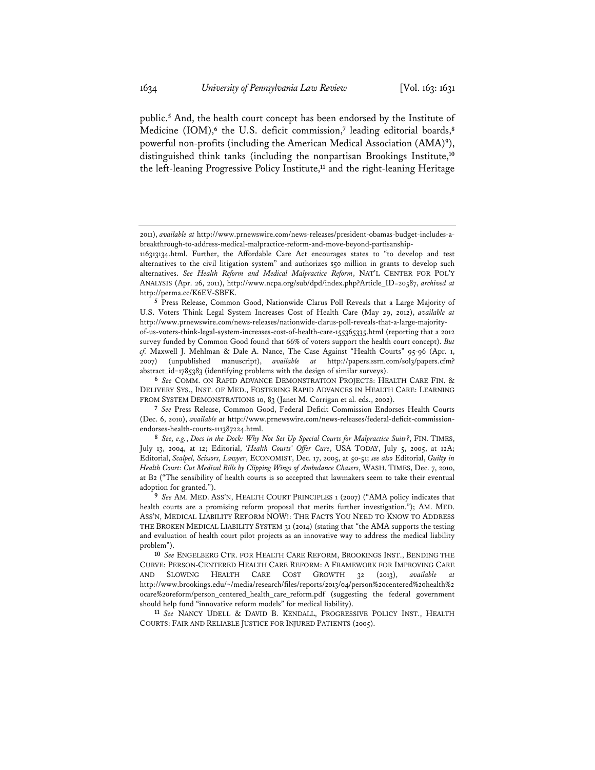public.[5] And, the health court concept has been endorsed by the Institute of Medicine (IOM),[6] the U.S. deficit commission,[7] leading editorial boards,[8] powerful non-profits (including the American Medical Association (AMA)[9]), distinguished think tanks (including the nonpartisan Brookings Institute,[10] the left-leaning Progressive Policy Institute,[11] and the right-leaning Heritage

---

2011), *available at* http://www.prnewswire.com/news-releases/president-obamas-budget-includes-a-breakthrough-to-address-medical-malpractice-reform-and-move-beyond-partisanship-116313134.html. Further, the Affordable Care Act encourages states to "to develop and test alternatives to the civil litigation system" and authorizes $50 million in grants to develop such alternatives. *See Health Reform and Medical Malpractice Reform*, NAT'L CENTER FOR POL'Y ANALYSIS (Apr. 26, 2011), http://www.ncpa.org/sub/dpd/index.php?Article_ID=20587, *archived at* http://perma.cc/K6EV-SBFK.

[5] Press Release, Common Good, Nationwide Clarus Poll Reveals that a Large Majority of U.S. Voters Think Legal System Increases Cost of Health Care (May 29, 2012), *available at* http://www.prnewswire.com/news-releases/nationwide-clarus-poll-reveals-that-a-large-majority-of-us-voters-think-legal-system-increases-cost-of-health-care-155365335.html (reporting that a 2012 survey funded by Common Good found that 66% of voters support the health court concept). *But cf.* Maxwell J. Mehlman & Dale A. Nance, The Case Against "Health Courts" 95-96 (Apr. 1, 2007) (unpublished manuscript), *available at* http://papers.ssrn.com/sol3/papers.cfm?abstract_id=1785383 (identifying problems with the design of similar surveys).

[6] *See* COMM. ON RAPID ADVANCE DEMONSTRATION PROJECTS: HEALTH CARE FIN. & DELIVERY SYS., INST. OF MED., FOSTERING RAPID ADVANCES IN HEALTH CARE: LEARNING FROM SYSTEM DEMONSTRATIONS 10, 83 (Janet M. Corrigan et al. eds., 2002).

[7] *See* Press Release, Common Good, Federal Deficit Commission Endorses Health Courts (Dec. 6, 2010), *available at* http://www.prnewswire.com/news-releases/federal-deficit-commission-endorses-health-courts-111387224.html.

[8] *See, e.g.*, *Docs in the Dock: Why Not Set Up Special Courts for Malpractice Suits?*, FIN. TIMES, July 13, 2004, at 12; Editorial, *'Health Courts' Offer Cure*, USA TODAY, July 5, 2005, at 12A; Editorial, *Scalpel, Scissors, Lawyer*, ECONOMIST, Dec. 17, 2005, at 50-51; *see also* Editorial, *Guilty in Health Court: Cut Medical Bills by Clipping Wings of Ambulance Chasers*, WASH. TIMES, Dec. 7, 2010, at B2 ("The sensibility of health courts is so accepted that lawmakers seem to take their eventual adoption for granted.").

[9] *See* AM. MED. ASS'N, HEALTH COURT PRINCIPLES 1 (2007) ("AMA policy indicates that health courts are a promising reform proposal that merits further investigation."); AM. MED. ASS'N, MEDICAL LIABILITY REFORM NOW!: THE FACTS YOU NEED TO KNOW TO ADDRESS THE BROKEN MEDICAL LIABILITY SYSTEM 31 (2014) (stating that "the AMA supports the testing and evaluation of health court pilot projects as an innovative way to address the medical liability problem").

[10] *See* ENGELBERG CTR. FOR HEALTH CARE REFORM, BROOKINGS INST., BENDING THE CURVE: PERSON-CENTERED HEALTH CARE REFORM: A FRAMEWORK FOR IMPROVING CARE AND SLOWING HEALTH CARE COST GROWTH 32 (2013), *available at* http://www.brookings.edu/~/media/research/files/reports/2013/04/person%20centered%20health%20care%20reform/person_centered_health_care_reform.pdf (suggesting the federal government should help fund "innovative reform models" for medical liability).

[11] *See* NANCY UDELL & DAVID B. KENDALL, PROGRESSIVE POLICY INST., HEALTH COURTS: FAIR AND RELIABLE JUSTICE FOR INJURED PATIENTS (2005).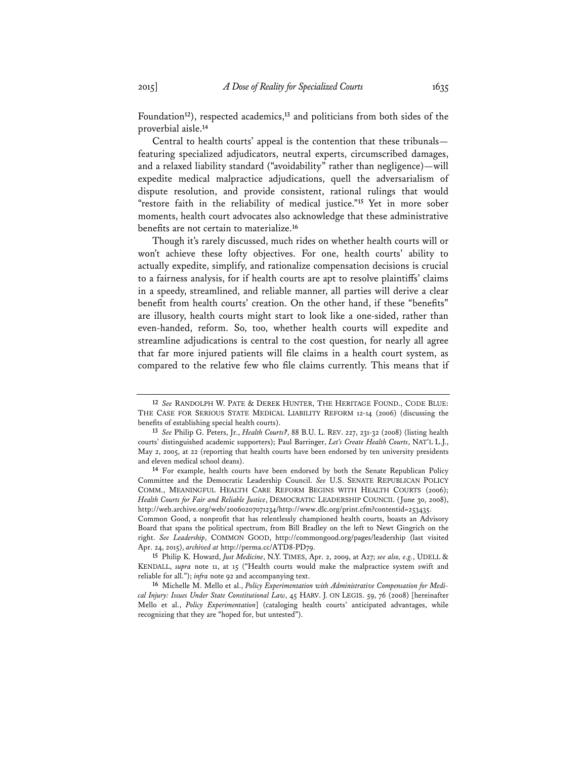Foundation[12]), respected academics,[13] and politicians from both sides of the proverbial aisle.[14]

Central to health courts' appeal is the contention that these tribunals—featuring specialized adjudicators, neutral experts, circumscribed damages, and a relaxed liability standard ("avoidability" rather than negligence)—will expedite medical malpractice adjudications, quell the adversarialism of dispute resolution, and provide consistent, rational rulings that would "restore faith in the reliability of medical justice."[15] Yet in more sober moments, health court advocates also acknowledge that these administrative benefits are not certain to materialize.[16]

Though it's rarely discussed, much rides on whether health courts will or won't achieve these lofty objectives. For one, health courts' ability to actually expedite, simplify, and rationalize compensation decisions is crucial to a fairness analysis, for if health courts are apt to resolve plaintiffs' claims in a speedy, streamlined, and reliable manner, all parties will derive a clear benefit from health courts' creation. On the other hand, if these "benefits" are illusory, health courts might start to look like a one-sided, rather than even-handed, reform. So, too, whether health courts will expedite and streamline adjudications is central to the cost question, for nearly all agree that far more injured patients will file claims in a health court system, as compared to the relative few who file claims currently. This means that if

---

[12] *See* RANDOLPH W. PATE & DEREK HUNTER, THE HERITAGE FOUND., CODE BLUE: THE CASE FOR SERIOUS STATE MEDICAL LIABILITY REFORM 12-14 (2006) (discussing the benefits of establishing special health courts).

[13] *See* Philip G. Peters, Jr., *Health Courts?*, 88 B.U. L. REV. 227, 231-32 (2008) (listing health courts' distinguished academic supporters); Paul Barringer, *Let's Create Health Courts*, NAT'L L.J., May 2, 2005, at 22 (reporting that health courts have been endorsed by ten university presidents and eleven medical school deans).

[14] For example, health courts have been endorsed by both the Senate Republican Policy Committee and the Democratic Leadership Council. *See* U.S. SENATE REPUBLICAN POLICY COMM., MEANINGFUL HEALTH CARE REFORM BEGINS WITH HEALTH COURTS (2006); *Health Courts for Fair and Reliable Justice*, DEMOCRATIC LEADERSHIP COUNCIL (June 30, 2008), http://web.archive.org/web/20060207071234/http://www.dlc.org/print.cfm?contentid=253435. Common Good, a nonprofit that has relentlessly championed health courts, boasts an Advisory Board that spans the political spectrum, from Bill Bradley on the left to Newt Gingrich on the right. *See Leadership*, COMMON GOOD, http://commongood.org/pages/leadership (last visited Apr. 24, 2015), *archived at* http://perma.cc/ATD8-PD79.

[15] Philip K. Howard, *Just Medicine*, N.Y. TIMES, Apr. 2, 2009, at A27; *see also, e.g.*, UDELL & KENDALL, *supra* note 11, at 15 ("Health courts would make the malpractice system swift and reliable for all."); *infra* note 92 and accompanying text.

[16] Michelle M. Mello et al., *Policy Experimentation with Administrative Compensation for Medical Injury: Issues Under State Constitutional Law*, 45 HARV. J. ON LEGIS. 59, 76 (2008) [hereinafter Mello et al., *Policy Experimentation*] (cataloging health courts' anticipated advantages, while recognizing that they are "hoped for, but untested").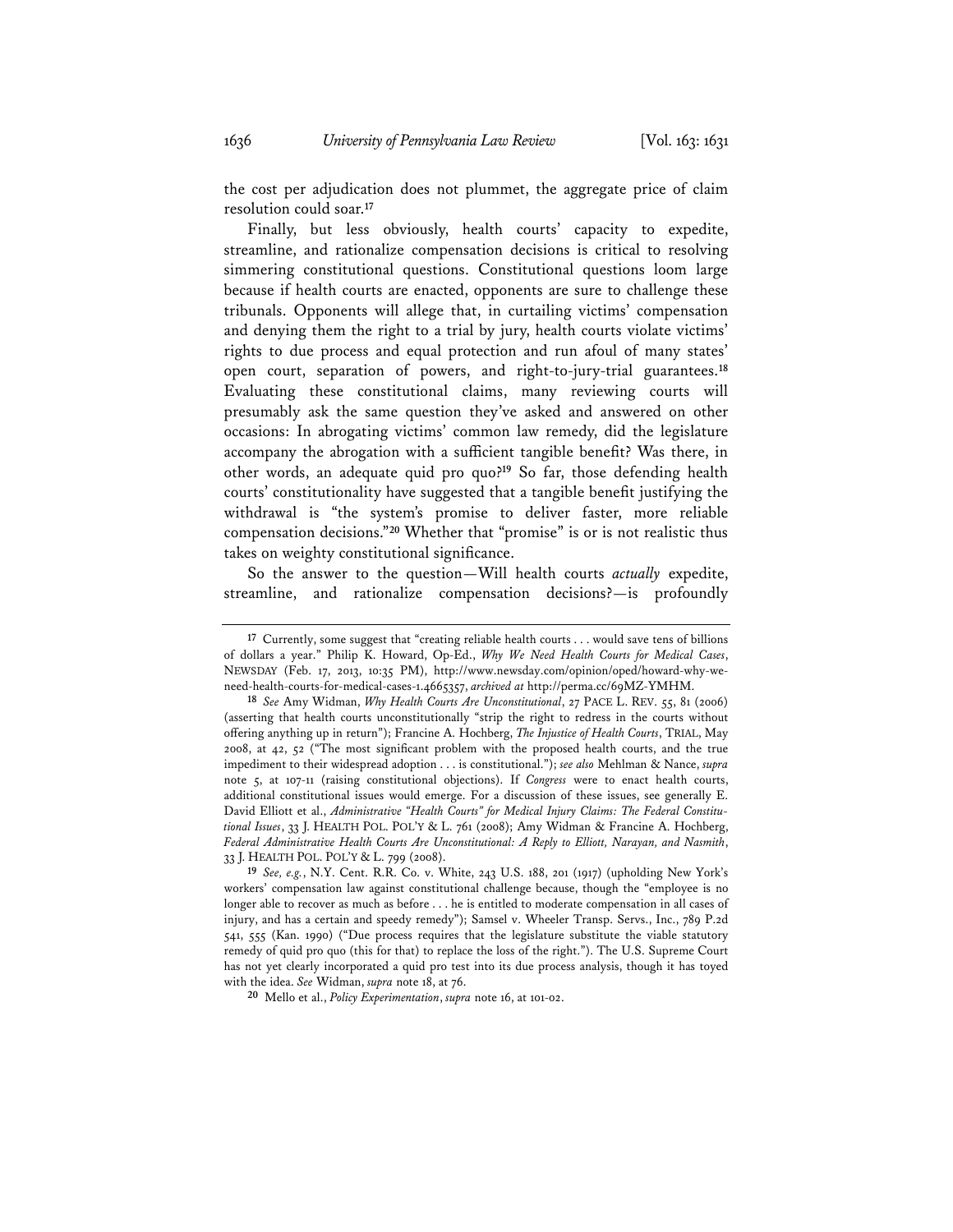the cost per adjudication does not plummet, the aggregate price of claim resolution could soar.[17]

Finally, but less obviously, health courts' capacity to expedite, streamline, and rationalize compensation decisions is critical to resolving simmering constitutional questions. Constitutional questions loom large because if health courts are enacted, opponents are sure to challenge these tribunals. Opponents will allege that, in curtailing victims' compensation and denying them the right to a trial by jury, health courts violate victims' rights to due process and equal protection and run afoul of many states' open court, separation of powers, and right-to-jury-trial guarantees.[18] Evaluating these constitutional claims, many reviewing courts will presumably ask the same question they've asked and answered on other occasions: In abrogating victims' common law remedy, did the legislature accompany the abrogation with a sufficient tangible benefit? Was there, in other words, an adequate quid pro quo?[19] So far, those defending health courts' constitutionality have suggested that a tangible benefit justifying the withdrawal is "the system's promise to deliver faster, more reliable compensation decisions."[20] Whether that "promise" is or is not realistic thus takes on weighty constitutional significance.

So the answer to the question—Will health courts *actually* expedite, streamline, and rationalize compensation decisions?—is profoundly

---

[17] Currently, some suggest that "creating reliable health courts . . . would save tens of billions of dollars a year." Philip K. Howard, Op-Ed., *Why We Need Health Courts for Medical Cases*, NEWSDAY (Feb. 17, 2013, 10:35 PM), http://www.newsday.com/opinion/oped/howard-why-we-need-health-courts-for-medical-cases-1.4665357, *archived at* http://perma.cc/69MZ-YMHM.

[18] *See* Amy Widman, *Why Health Courts Are Unconstitutional*, 27 PACE L. REV. 55, 81 (2006) (asserting that health courts unconstitutionally "strip the right to redress in the courts without offering anything up in return"); Francine A. Hochberg, *The Injustice of Health Courts*, TRIAL, May 2008, at 42, 52 ("The most significant problem with the proposed health courts, and the true impediment to their widespread adoption . . . is constitutional."); *see also* Mehlman & Nance, *supra* note 5, at 107-11 (raising constitutional objections). If *Congress* were to enact health courts, additional constitutional issues would emerge. For a discussion of these issues, see generally E. David Elliott et al., *Administrative "Health Courts" for Medical Injury Claims: The Federal Constitutional Issues*, 33 J. HEALTH POL. POL'Y & L. 761 (2008); Amy Widman & Francine A. Hochberg, *Federal Administrative Health Courts Are Unconstitutional: A Reply to Elliott, Narayan, and Nasmith*, 33 J. HEALTH POL. POL'Y & L. 799 (2008).

[19] *See, e.g.*, N.Y. Cent. R.R. Co. v. White, 243 U.S. 188, 201 (1917) (upholding New York's workers' compensation law against constitutional challenge because, though the "employee is no longer able to recover as much as before . . . he is entitled to moderate compensation in all cases of injury, and has a certain and speedy remedy"); Samsel v. Wheeler Transp. Servs., Inc., 789 P.2d 541, 555 (Kan. 1990) ("Due process requires that the legislature substitute the viable statutory remedy of quid pro quo (this for that) to replace the loss of the right."). The U.S. Supreme Court has not yet clearly incorporated a quid pro test into its due process analysis, though it has toyed with the idea. *See* Widman, *supra* note 18, at 76.

[20] Mello et al., *Policy Experimentation*, *supra* note 16, at 101-02.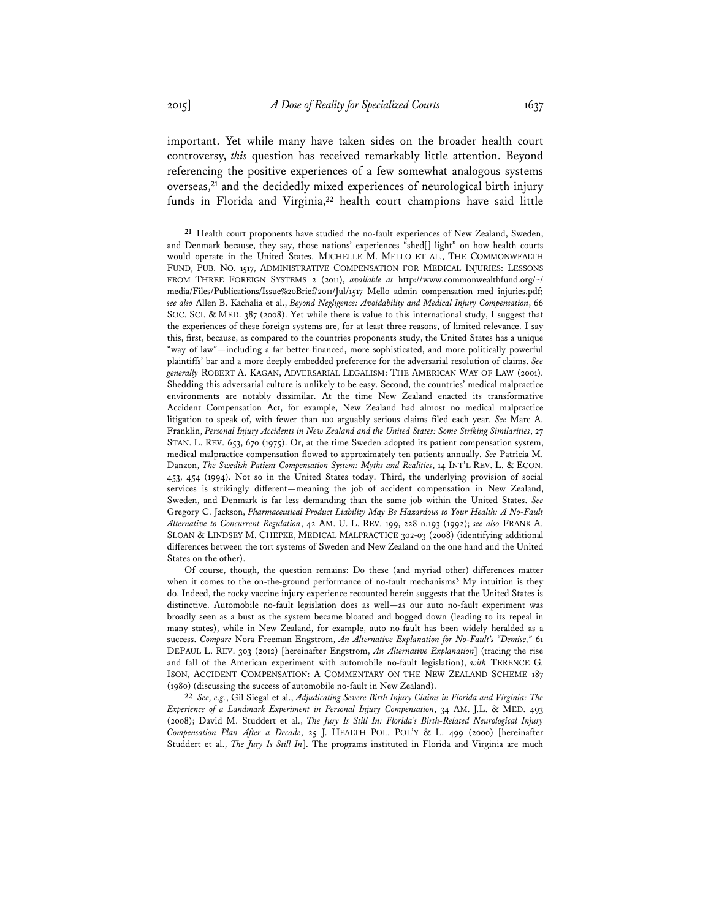important. Yet while many have taken sides on the broader health court controversy, *this* question has received remarkably little attention. Beyond referencing the positive experiences of a few somewhat analogous systems overseas,[21] and the decidedly mixed experiences of neurological birth injury funds in Florida and Virginia,[22] health court champions have said little

---

[21] Health court proponents have studied the no-fault experiences of New Zealand, Sweden, and Denmark because, they say, those nations' experiences "shed[] light" on how health courts would operate in the United States. MICHELLE M. MELLO ET AL., THE COMMONWEALTH FUND, PUB. NO. 1517, ADMINISTRATIVE COMPENSATION FOR MEDICAL INJURIES: LESSONS FROM THREE FOREIGN SYSTEMS 2 (2011), *available at* http://www.commonwealthfund.org/~/media/Files/Publications/Issue%20Brief/2011/Jul/1517_Mello_admin_compensation_med_injuries.pdf; *see also* Allen B. Kachalia et al., *Beyond Negligence: Avoidability and Medical Injury Compensation*, 66 SOC. SCI. & MED. 387 (2008). Yet while there is value to this international study, I suggest that the experiences of these foreign systems are, for at least three reasons, of limited relevance. I say this, first, because, as compared to the countries proponents study, the United States has a unique "way of law"—including a far better-financed, more sophisticated, and more politically powerful plaintiffs' bar and a more deeply embedded preference for the adversarial resolution of claims. *See generally* ROBERT A. KAGAN, ADVERSARIAL LEGALISM: THE AMERICAN WAY OF LAW (2001). Shedding this adversarial culture is unlikely to be easy. Second, the countries' medical malpractice environments are notably dissimilar. At the time New Zealand enacted its transformative Accident Compensation Act, for example, New Zealand had almost no medical malpractice litigation to speak of, with fewer than 100 arguably serious claims filed each year. *See* Marc A. Franklin, *Personal Injury Accidents in New Zealand and the United States: Some Striking Similarities*, 27 STAN. L. REV. 653, 670 (1975). Or, at the time Sweden adopted its patient compensation system, medical malpractice compensation flowed to approximately ten patients annually. *See* Patricia M. Danzon, *The Swedish Patient Compensation System: Myths and Realities*, 14 INT'L REV. L. & ECON. 453, 454 (1994). Not so in the United States today. Third, the underlying provision of social services is strikingly different—meaning the job of accident compensation in New Zealand, Sweden, and Denmark is far less demanding than the same job within the United States. *See* Gregory C. Jackson, *Pharmaceutical Product Liability May Be Hazardous to Your Health: A No-Fault Alternative to Concurrent Regulation*, 42 AM. U. L. REV. 199, 228 n.193 (1992); *see also* FRANK A. SLOAN & LINDSEY M. CHEPKE, MEDICAL MALPRACTICE 302-03 (2008) (identifying additional differences between the tort systems of Sweden and New Zealand on the one hand and the United States on the other).

Of course, though, the question remains: Do these (and myriad other) differences matter when it comes to the on-the-ground performance of no-fault mechanisms? My intuition is they do. Indeed, the rocky vaccine injury experience recounted herein suggests that the United States is distinctive. Automobile no-fault legislation does as well—as our auto no-fault experiment was broadly seen as a bust as the system became bloated and bogged down (leading to its repeal in many states), while in New Zealand, for example, auto no-fault has been widely heralded as a success. *Compare* Nora Freeman Engstrom, *An Alternative Explanation for No-Fault's "Demise,"* 61 DEPAUL L. REV. 303 (2012) [hereinafter Engstrom, *An Alternative Explanation*] (tracing the rise and fall of the American experiment with automobile no-fault legislation), *with* TERENCE G. ISON, ACCIDENT COMPENSATION: A COMMENTARY ON THE NEW ZEALAND SCHEME 187 (1980) (discussing the success of automobile no-fault in New Zealand).

[22] *See, e.g.*, Gil Siegal et al., *Adjudicating Severe Birth Injury Claims in Florida and Virginia: The Experience of a Landmark Experiment in Personal Injury Compensation*, 34 AM. J.L. & MED. 493 (2008); David M. Studdert et al., *The Jury Is Still In: Florida's Birth-Related Neurological Injury Compensation Plan After a Decade*, 25 J. HEALTH POL. POL'Y & L. 499 (2000) [hereinafter Studdert et al., *The Jury Is Still In*]. The programs instituted in Florida and Virginia are much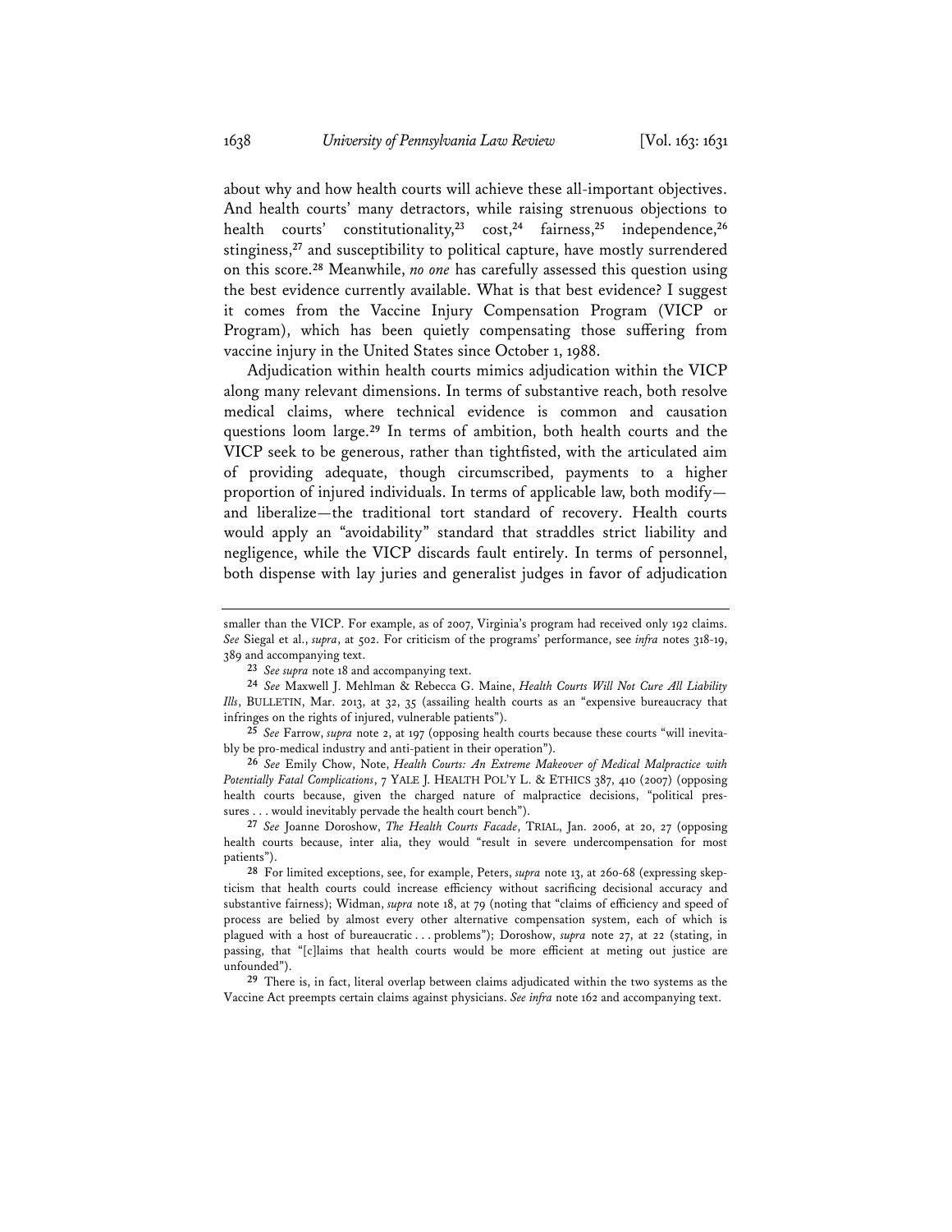about why and how health courts will achieve these all-important objectives. And health courts' many detractors, while raising strenuous objections to health courts' constitutionality,[23] cost,[24] fairness,[25] independence,[26] stinginess,[27] and susceptibility to political capture, have mostly surrendered on this score.[28] Meanwhile, *no one* has carefully assessed this question using the best evidence currently available. What is that best evidence? I suggest it comes from the Vaccine Injury Compensation Program (VICP or Program), which has been quietly compensating those suffering from vaccine injury in the United States since October 1, 1988.

Adjudication within health courts mimics adjudication within the VICP along many relevant dimensions. In terms of substantive reach, both resolve medical claims, where technical evidence is common and causation questions loom large.[29] In terms of ambition, both health courts and the VICP seek to be generous, rather than tightfisted, with the articulated aim of providing adequate, though circumscribed, payments to a higher proportion of injured individuals. In terms of applicable law, both modify—and liberalize—the traditional tort standard of recovery. Health courts would apply an "avoidability" standard that straddles strict liability and negligence, while the VICP discards fault entirely. In terms of personnel, both dispense with lay juries and generalist judges in favor of adjudication

---

smaller than the VICP. For example, as of 2007, Virginia's program had received only 192 claims. *See* Siegal et al., *supra*, at 502. For criticism of the programs' performance, see *infra* notes 318-19, 389 and accompanying text.

[23] *See supra* note 18 and accompanying text.

[24] *See* Maxwell J. Mehlman & Rebecca G. Maine, *Health Courts Will Not Cure All Liability Ills*, BULLETIN, Mar. 2013, at 32, 35 (assailing health courts as an "expensive bureaucracy that infringes on the rights of injured, vulnerable patients").

[25] *See* Farrow, *supra* note 2, at 197 (opposing health courts because these courts "will inevitably be pro-medical industry and anti-patient in their operation").

[26] *See* Emily Chow, Note, *Health Courts: An Extreme Makeover of Medical Malpractice with Potentially Fatal Complications*, 7 YALE J. HEALTH POL'Y L. & ETHICS 387, 410 (2007) (opposing health courts because, given the charged nature of malpractice decisions, "political pressures . . . would inevitably pervade the health court bench").

[27] *See* Joanne Doroshow, *The Health Courts Facade*, TRIAL, Jan. 2006, at 20, 27 (opposing health courts because, inter alia, they would "result in severe undercompensation for most patients").

[28] For limited exceptions, see, for example, Peters, *supra* note 13, at 260-68 (expressing skepticism that health courts could increase efficiency without sacrificing decisional accuracy and substantive fairness); Widman, *supra* note 18, at 79 (noting that "claims of efficiency and speed of process are belied by almost every other alternative compensation system, each of which is plagued with a host of bureaucratic . . . problems"); Doroshow, *supra* note 27, at 22 (stating, in passing, that "[c]laims that health courts would be more efficient at meting out justice are unfounded").

[29] There is, in fact, literal overlap between claims adjudicated within the two systems as the Vaccine Act preempts certain claims against physicians. *See infra* note 162 and accompanying text.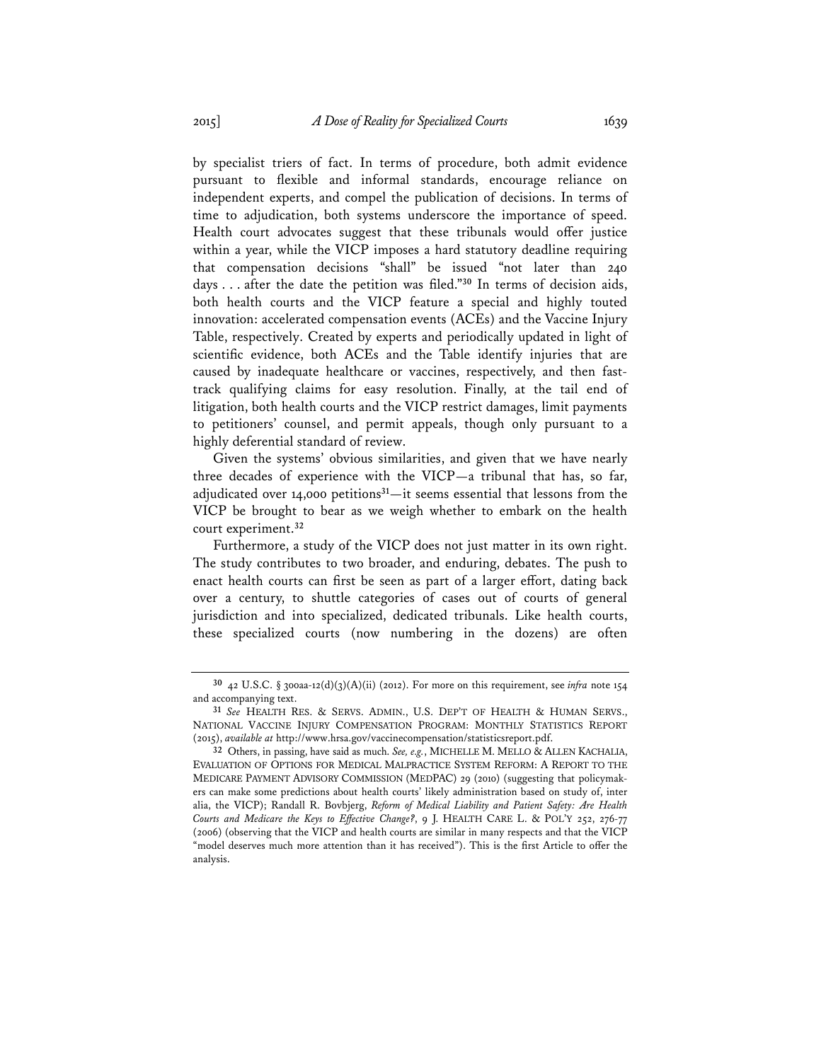by specialist triers of fact. In terms of procedure, both admit evidence pursuant to flexible and informal standards, encourage reliance on independent experts, and compel the publication of decisions. In terms of time to adjudication, both systems underscore the importance of speed. Health court advocates suggest that these tribunals would offer justice within a year, while the VICP imposes a hard statutory deadline requiring that compensation decisions "shall" be issued "not later than 240 days . . . after the date the petition was filed."[30] In terms of decision aids, both health courts and the VICP feature a special and highly touted innovation: accelerated compensation events (ACEs) and the Vaccine Injury Table, respectively. Created by experts and periodically updated in light of scientific evidence, both ACEs and the Table identify injuries that are caused by inadequate healthcare or vaccines, respectively, and then fast-track qualifying claims for easy resolution. Finally, at the tail end of litigation, both health courts and the VICP restrict damages, limit payments to petitioners' counsel, and permit appeals, though only pursuant to a highly deferential standard of review.

Given the systems' obvious similarities, and given that we have nearly three decades of experience with the VICP—a tribunal that has, so far, adjudicated over 14,000 petitions[31]—it seems essential that lessons from the VICP be brought to bear as we weigh whether to embark on the health court experiment.[32]

Furthermore, a study of the VICP does not just matter in its own right. The study contributes to two broader, and enduring, debates. The push to enact health courts can first be seen as part of a larger effort, dating back over a century, to shuttle categories of cases out of courts of general jurisdiction and into specialized, dedicated tribunals. Like health courts, these specialized courts (now numbering in the dozens) are often

---

[30] 42 U.S.C. § 300aa-12(d)(3)(A)(ii) (2012). For more on this requirement, see *infra* note 154 and accompanying text.

[31] *See* HEALTH RES. & SERVS. ADMIN., U.S. DEP'T OF HEALTH & HUMAN SERVS., NATIONAL VACCINE INJURY COMPENSATION PROGRAM: MONTHLY STATISTICS REPORT (2015), *available at* http://www.hrsa.gov/vaccinecompensation/statisticsreport.pdf.

[32] Others, in passing, have said as much. *See, e.g.*, MICHELLE M. MELLO & ALLEN KACHALIA, EVALUATION OF OPTIONS FOR MEDICAL MALPRACTICE SYSTEM REFORM: A REPORT TO THE MEDICARE PAYMENT ADVISORY COMMISSION (MEDPAC) 29 (2010) (suggesting that policymakers can make some predictions about health courts' likely administration based on study of, inter alia, the VICP); Randall R. Bovbjerg, *Reform of Medical Liability and Patient Safety: Are Health Courts and Medicare the Keys to Effective Change?*, 9 J. HEALTH CARE L. & POL'Y 252, 276-77 (2006) (observing that the VICP and health courts are similar in many respects and that the VICP "model deserves much more attention than it has received"). This is the first Article to offer the analysis.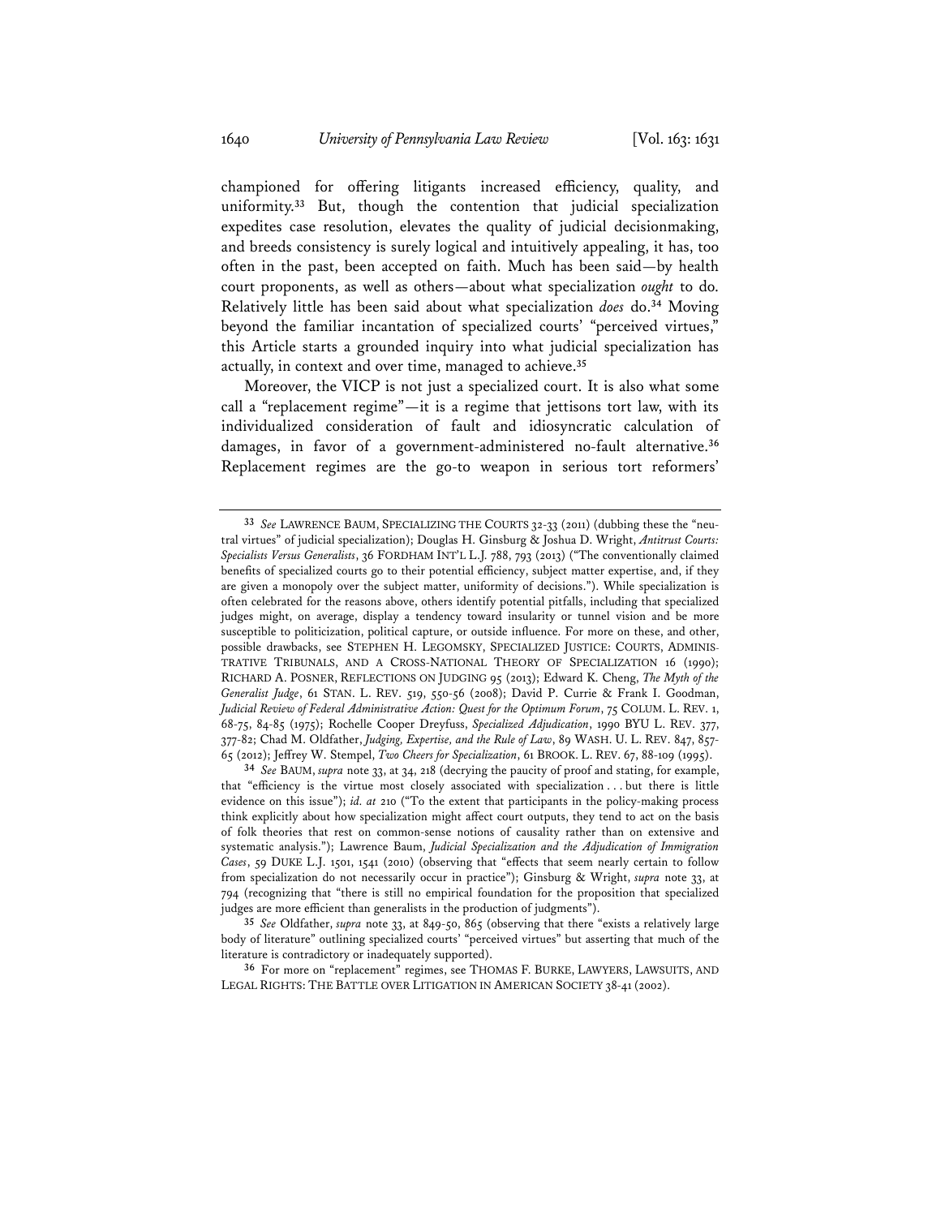championed for offering litigants increased efficiency, quality, and uniformity.[33] But, though the contention that judicial specialization expedites case resolution, elevates the quality of judicial decisionmaking, and breeds consistency is surely logical and intuitively appealing, it has, too often in the past, been accepted on faith. Much has been said—by health court proponents, as well as others—about what specialization *ought* to do. Relatively little has been said about what specialization *does* do.[34] Moving beyond the familiar incantation of specialized courts' "perceived virtues," this Article starts a grounded inquiry into what judicial specialization has actually, in context and over time, managed to achieve.[35]

Moreover, the VICP is not just a specialized court. It is also what some call a "replacement regime"—it is a regime that jettisons tort law, with its individualized consideration of fault and idiosyncratic calculation of damages, in favor of a government-administered no-fault alternative.[36] Replacement regimes are the go-to weapon in serious tort reformers'

---

[33] *See* LAWRENCE BAUM, SPECIALIZING THE COURTS 32-33 (2011) (dubbing these the "neutral virtues" of judicial specialization); Douglas H. Ginsburg & Joshua D. Wright, *Antitrust Courts: Specialists Versus Generalists*, 36 FORDHAM INT'L L.J. 788, 793 (2013) ("The conventionally claimed benefits of specialized courts go to their potential efficiency, subject matter expertise, and, if they are given a monopoly over the subject matter, uniformity of decisions."). While specialization is often celebrated for the reasons above, others identify potential pitfalls, including that specialized judges might, on average, display a tendency toward insularity or tunnel vision and be more susceptible to politicization, political capture, or outside influence. For more on these, and other, possible drawbacks, see STEPHEN H. LEGOMSKY, SPECIALIZED JUSTICE: COURTS, ADMINISTRATIVE TRIBUNALS, AND A CROSS-NATIONAL THEORY OF SPECIALIZATION 16 (1990); RICHARD A. POSNER, REFLECTIONS ON JUDGING 95 (2013); Edward K. Cheng, *The Myth of the Generalist Judge*, 61 STAN. L. REV. 519, 550-56 (2008); David P. Currie & Frank I. Goodman, *Judicial Review of Federal Administrative Action: Quest for the Optimum Forum*, 75 COLUM. L. REV. 1, 68-75, 84-85 (1975); Rochelle Cooper Dreyfuss, *Specialized Adjudication*, 1990 BYU L. REV. 377, 377-82; Chad M. Oldfather, *Judging, Expertise, and the Rule of Law*, 89 WASH. U. L. REV. 847, 857-65 (2012); Jeffrey W. Stempel, *Two Cheers for Specialization*, 61 BROOK. L. REV. 67, 88-109 (1995).

[34] *See* BAUM, *supra* note 33, at 34, 218 (decrying the paucity of proof and stating, for example, that "efficiency is the virtue most closely associated with specialization . . . but there is little evidence on this issue"); *id. at* 210 ("To the extent that participants in the policy-making process think explicitly about how specialization might affect court outputs, they tend to act on the basis of folk theories that rest on common-sense notions of causality rather than on extensive and systematic analysis."); Lawrence Baum, *Judicial Specialization and the Adjudication of Immigration Cases*, 59 DUKE L.J. 1501, 1541 (2010) (observing that "effects that seem nearly certain to follow from specialization do not necessarily occur in practice"); Ginsburg & Wright, *supra* note 33, at 794 (recognizing that "there is still no empirical foundation for the proposition that specialized judges are more efficient than generalists in the production of judgments").

[35] *See* Oldfather, *supra* note 33, at 849-50, 865 (observing that there "exists a relatively large body of literature" outlining specialized courts' "perceived virtues" but asserting that much of the literature is contradictory or inadequately supported).

[36] For more on "replacement" regimes, see THOMAS F. BURKE, LAWYERS, LAWSUITS, AND LEGAL RIGHTS: THE BATTLE OVER LITIGATION IN AMERICAN SOCIETY 38-41 (2002).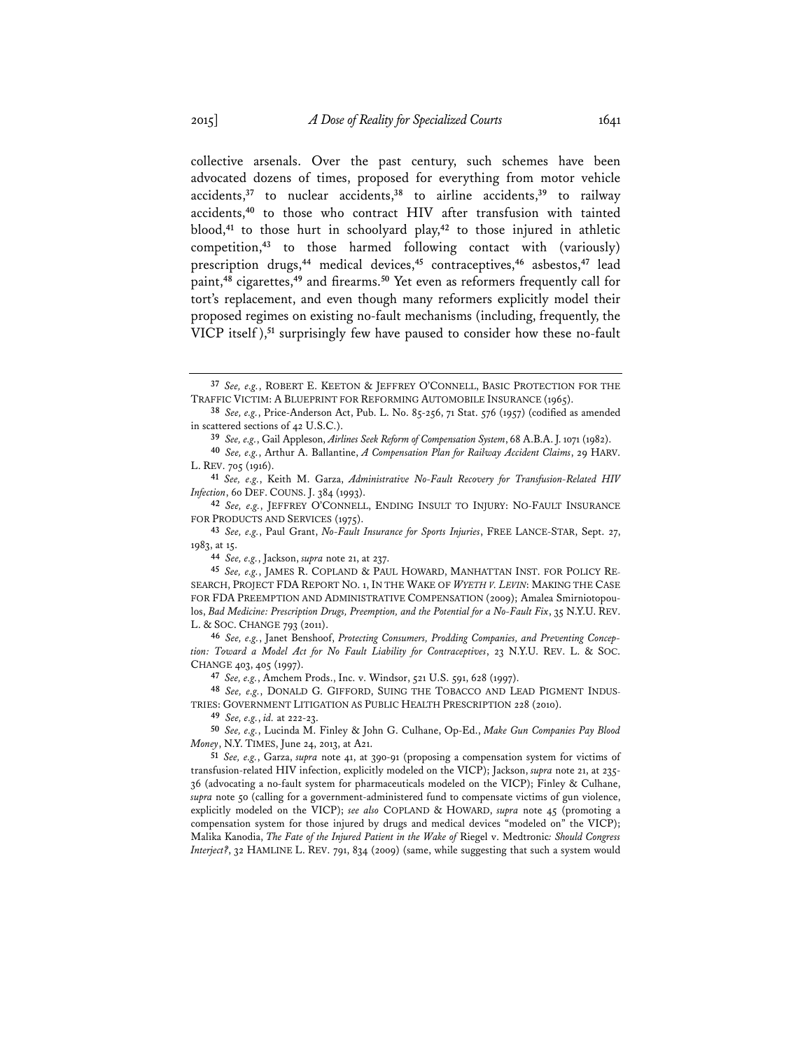collective arsenals. Over the past century, such schemes have been advocated dozens of times, proposed for everything from motor vehicle accidents,[37] to nuclear accidents,[38] to airline accidents,[39] to railway accidents,[40] to those who contract HIV after transfusion with tainted blood,[41] to those hurt in schoolyard play,[42] to those injured in athletic competition,[43] to those harmed following contact with (variously) prescription drugs,[44] medical devices,[45] contraceptives,[46] asbestos,[47] lead paint,[48] cigarettes,[49] and firearms.[50] Yet even as reformers frequently call for tort's replacement, and even though many reformers explicitly model their proposed regimes on existing no-fault mechanisms (including, frequently, the VICP itself),[51] surprisingly few have paused to consider how these no-fault

---

[37] *See, e.g.*, ROBERT E. KEETON & JEFFREY O'CONNELL, BASIC PROTECTION FOR THE TRAFFIC VICTIM: A BLUEPRINT FOR REFORMING AUTOMOBILE INSURANCE (1965).

[38] *See, e.g.*, Price-Anderson Act, Pub. L. No. 85-256, 71 Stat. 576 (1957) (codified as amended in scattered sections of 42 U.S.C.).

[39] *See, e.g.*, Gail Appleson, *Airlines Seek Reform of Compensation System*, 68 A.B.A. J. 1071 (1982).

[40] *See, e.g.*, Arthur A. Ballantine, *A Compensation Plan for Railway Accident Claims*, 29 HARV. L. REV. 705 (1916).

[41] *See, e.g.*, Keith M. Garza, *Administrative No-Fault Recovery for Transfusion-Related HIV Infection*, 60 DEF. COUNS. J. 384 (1993).

[42] *See, e.g.*, JEFFREY O'CONNELL, ENDING INSULT TO INJURY: NO-FAULT INSURANCE FOR PRODUCTS AND SERVICES (1975).

[43] *See, e.g.*, Paul Grant, *No-Fault Insurance for Sports Injuries*, FREE LANCE-STAR, Sept. 27, 1983, at 15.

[44] *See, e.g.*, Jackson, *supra* note 21, at 237.

[45] *See, e.g.*, JAMES R. COPLAND & PAUL HOWARD, MANHATTAN INST. FOR POLICY RESEARCH, PROJECT FDA REPORT NO. 1, IN THE WAKE OF *WYETH V. LEVIN*: MAKING THE CASE FOR FDA PREEMPTION AND ADMINISTRATIVE COMPENSATION (2009); Amalea Smirniotopoulos, *Bad Medicine: Prescription Drugs, Preemption, and the Potential for a No-Fault Fix*, 35 N.Y.U. REV. L. & SOC. CHANGE 793 (2011).

[46] *See, e.g.*, Janet Benshoof, *Protecting Consumers, Prodding Companies, and Preventing Conception: Toward a Model Act for No Fault Liability for Contraceptives*, 23 N.Y.U. REV. L. & SOC. CHANGE 403, 405 (1997).

[47] *See, e.g.*, Amchem Prods., Inc. v. Windsor, 521 U.S. 591, 628 (1997).

[48] *See, e.g.*, DONALD G. GIFFORD, SUING THE TOBACCO AND LEAD PIGMENT INDUSTRIES: GOVERNMENT LITIGATION AS PUBLIC HEALTH PRESCRIPTION 228 (2010).

[49] *See, e.g.*, *id.* at 222-23.

[50] *See, e.g.*, Lucinda M. Finley & John G. Culhane, Op-Ed., *Make Gun Companies Pay Blood Money*, N.Y. TIMES, June 24, 2013, at A21.

[51] *See, e.g.*, Garza, *supra* note 41, at 390-91 (proposing a compensation system for victims of transfusion-related HIV infection, explicitly modeled on the VICP); Jackson, *supra* note 21, at 235-36 (advocating a no-fault system for pharmaceuticals modeled on the VICP); Finley & Culhane, *supra* note 50 (calling for a government-administered fund to compensate victims of gun violence, explicitly modeled on the VICP); *see also* COPLAND & HOWARD, *supra* note 45 (promoting a compensation system for those injured by drugs and medical devices "modeled on" the VICP); Malika Kanodia, *The Fate of the Injured Patient in the Wake of* Riegel v. Medtronic*: Should Congress Interject?*, 32 HAMLINE L. REV. 791, 834 (2009) (same, while suggesting that such a system would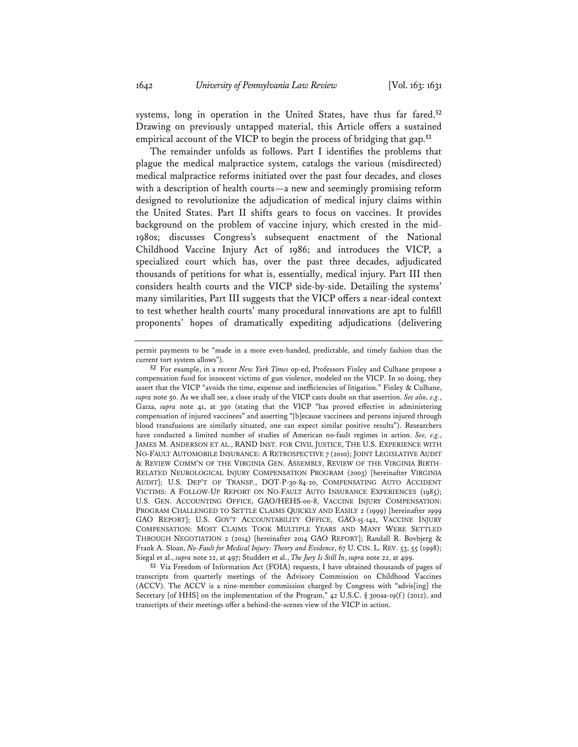systems, long in operation in the United States, have thus far fared.[52] Drawing on previously untapped material, this Article offers a sustained empirical account of the VICP to begin the process of bridging that gap.[53]

The remainder unfolds as follows. Part I identifies the problems that plague the medical malpractice system, catalogs the various (misdirected) medical malpractice reforms initiated over the past four decades, and closes with a description of health courts—a new and seemingly promising reform designed to revolutionize the adjudication of medical injury claims within the United States. Part II shifts gears to focus on vaccines. It provides background on the problem of vaccine injury, which crested in the mid-1980s; discusses Congress's subsequent enactment of the National Childhood Vaccine Injury Act of 1986; and introduces the VICP, a specialized court which has, over the past three decades, adjudicated thousands of petitions for what is, essentially, medical injury. Part III then considers health courts and the VICP side-by-side. Detailing the systems' many similarities, Part III suggests that the VICP offers a near-ideal context to test whether health courts' many procedural innovations are apt to fulfill proponents' hopes of dramatically expediting adjudications (delivering

---

permit payments to be "made in a more even-handed, predictable, and timely fashion than the current tort system allows").

52 For example, in a recent *New York Times* op-ed, Professors Finley and Culhane propose a compensation fund for innocent victims of gun violence, modeled on the VICP. In so doing, they assert that the VICP "avoids the time, expense and inefficiencies of litigation." Finley & Culhane, *supra* note 50. As we shall see, a close study of the VICP casts doubt on that assertion. *See also, e.g.*, Garza, *supra* note 41, at 390 (stating that the VICP "has proved effective in administering compensation of injured vaccinees" and asserting "[b]ecause vaccinees and persons injured through blood transfusions are similarly situated, one can expect similar positive results"). Researchers have conducted a limited number of studies of American no-fault regimes in action. *See, e.g.*, JAMES M. ANDERSON ET AL., RAND INST. FOR CIVIL JUSTICE, THE U.S. EXPERIENCE WITH NO-FAULT AUTOMOBILE INSURANCE: A RETROSPECTIVE 7 (2010); JOINT LEGISLATIVE AUDIT & REVIEW COMM'N OF THE VIRGINIA GEN. ASSEMBLY, REVIEW OF THE VIRGINIA BIRTH-RELATED NEUROLOGICAL INJURY COMPENSATION PROGRAM (2003) [hereinafter VIRGINIA AUDIT]; U.S. DEP'T OF TRANSP., DOT-P-30-84-20, COMPENSATING AUTO ACCIDENT VICTIMS: A FOLLOW-UP REPORT ON NO-FAULT AUTO INSURANCE EXPERIENCES (1985); U.S. GEN. ACCOUNTING OFFICE, GAO/HEHS-00-8, VACCINE INJURY COMPENSATION: PROGRAM CHALLENGED TO SETTLE CLAIMS QUICKLY AND EASILY 2 (1999) [hereinafter 1999 GAO REPORT]; U.S. GOV'T ACCOUNTABILITY OFFICE, GAO-15-142, VACCINE INJURY COMPENSATION: MOST CLAIMS TOOK MULTIPLE YEARS AND MANY WERE SETTLED THROUGH NEGOTIATION 2 (2014) [hereinafter 2014 GAO REPORT]; Randall R. Bovbjerg & Frank A. Sloan, *No-Fault for Medical Injury: Theory and Evidence*, 67 U. CIN. L. REV. 53, 55 (1998); Siegal et al., *supra* note 22, at 497; Studdert et al., *The Jury Is Still In*, *supra* note 22, at 499.

53 Via Freedom of Information Act (FOIA) requests, I have obtained thousands of pages of transcripts from quarterly meetings of the Advisory Commission on Childhood Vaccines (ACCV). The ACCV is a nine-member commission charged by Congress with "advis[ing] the Secretary [of HHS] on the implementation of the Program," 42 U.S.C. § 300aa-19(f) (2012), and transcripts of their meetings offer a behind-the-scenes view of the VICP in action.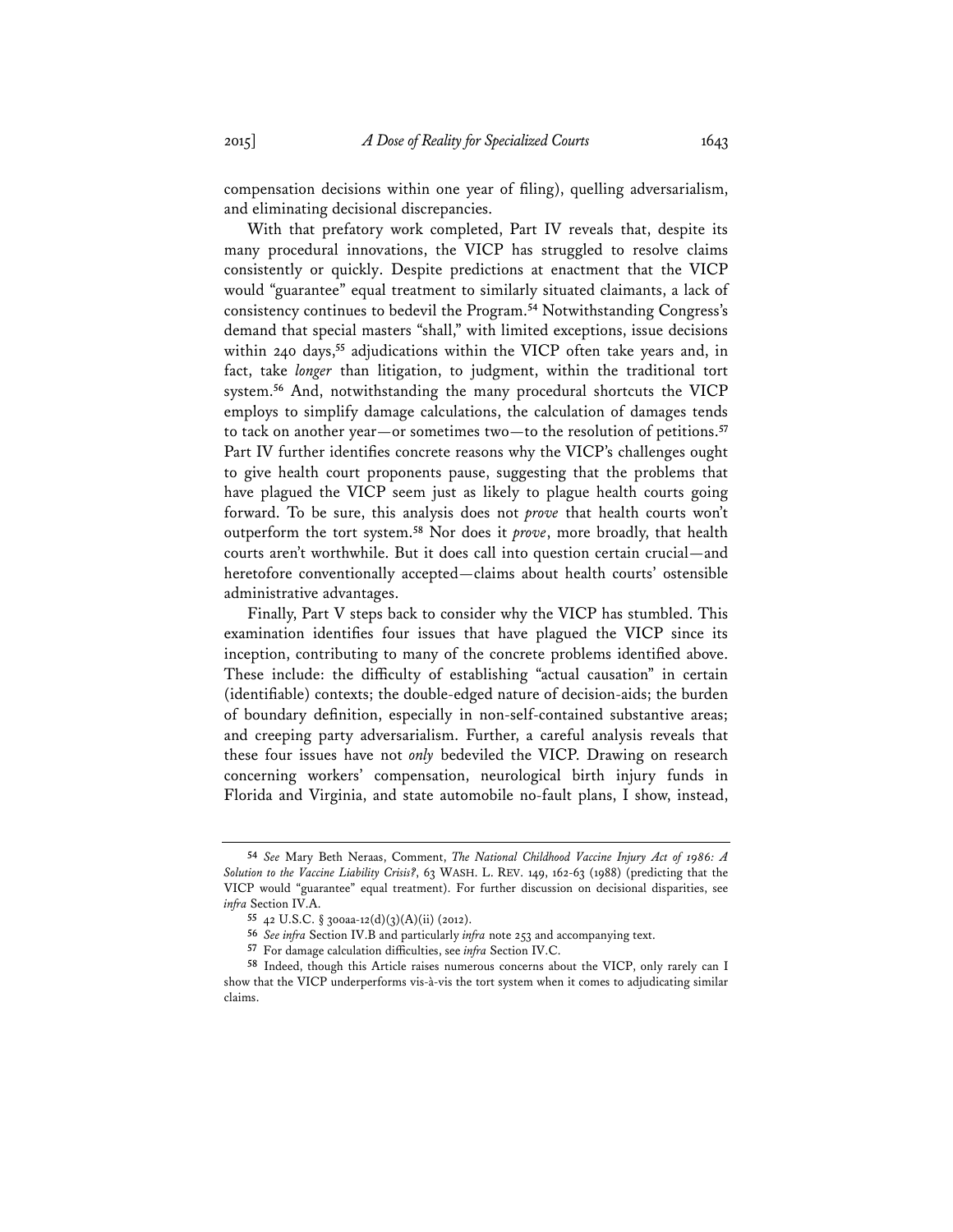compensation decisions within one year of filing), quelling adversarialism, and eliminating decisional discrepancies.

With that prefatory work completed, Part IV reveals that, despite its many procedural innovations, the VICP has struggled to resolve claims consistently or quickly. Despite predictions at enactment that the VICP would "guarantee" equal treatment to similarly situated claimants, a lack of consistency continues to bedevil the Program.[54] Notwithstanding Congress's demand that special masters "shall," with limited exceptions, issue decisions within 240 days,[55] adjudications within the VICP often take years and, in fact, take *longer* than litigation, to judgment, within the traditional tort system.[56] And, notwithstanding the many procedural shortcuts the VICP employs to simplify damage calculations, the calculation of damages tends to tack on another year—or sometimes two—to the resolution of petitions.[57] Part IV further identifies concrete reasons why the VICP's challenges ought to give health court proponents pause, suggesting that the problems that have plagued the VICP seem just as likely to plague health courts going forward. To be sure, this analysis does not *prove* that health courts won't outperform the tort system.[58] Nor does it *prove*, more broadly, that health courts aren't worthwhile. But it does call into question certain crucial—and heretofore conventionally accepted—claims about health courts' ostensible administrative advantages.

Finally, Part V steps back to consider why the VICP has stumbled. This examination identifies four issues that have plagued the VICP since its inception, contributing to many of the concrete problems identified above. These include: the difficulty of establishing "actual causation" in certain (identifiable) contexts; the double-edged nature of decision-aids; the burden of boundary definition, especially in non-self-contained substantive areas; and creeping party adversarialism. Further, a careful analysis reveals that these four issues have not *only* bedeviled the VICP. Drawing on research concerning workers' compensation, neurological birth injury funds in Florida and Virginia, and state automobile no-fault plans, I show, instead,

---

[54] *See* Mary Beth Neraas, Comment, *The National Childhood Vaccine Injury Act of 1986: A Solution to the Vaccine Liability Crisis?*, 63 WASH. L. REV. 149, 162-63 (1988) (predicting that the VICP would "guarantee" equal treatment). For further discussion on decisional disparities, see *infra* Section IV.A.

[55] 42 U.S.C. § 300aa-12(d)(3)(A)(ii) (2012).

[56] *See infra* Section IV.B and particularly *infra* note 253 and accompanying text.

[57] For damage calculation difficulties, see *infra* Section IV.C.

[58] Indeed, though this Article raises numerous concerns about the VICP, only rarely can I show that the VICP underperforms vis-à-vis the tort system when it comes to adjudicating similar claims.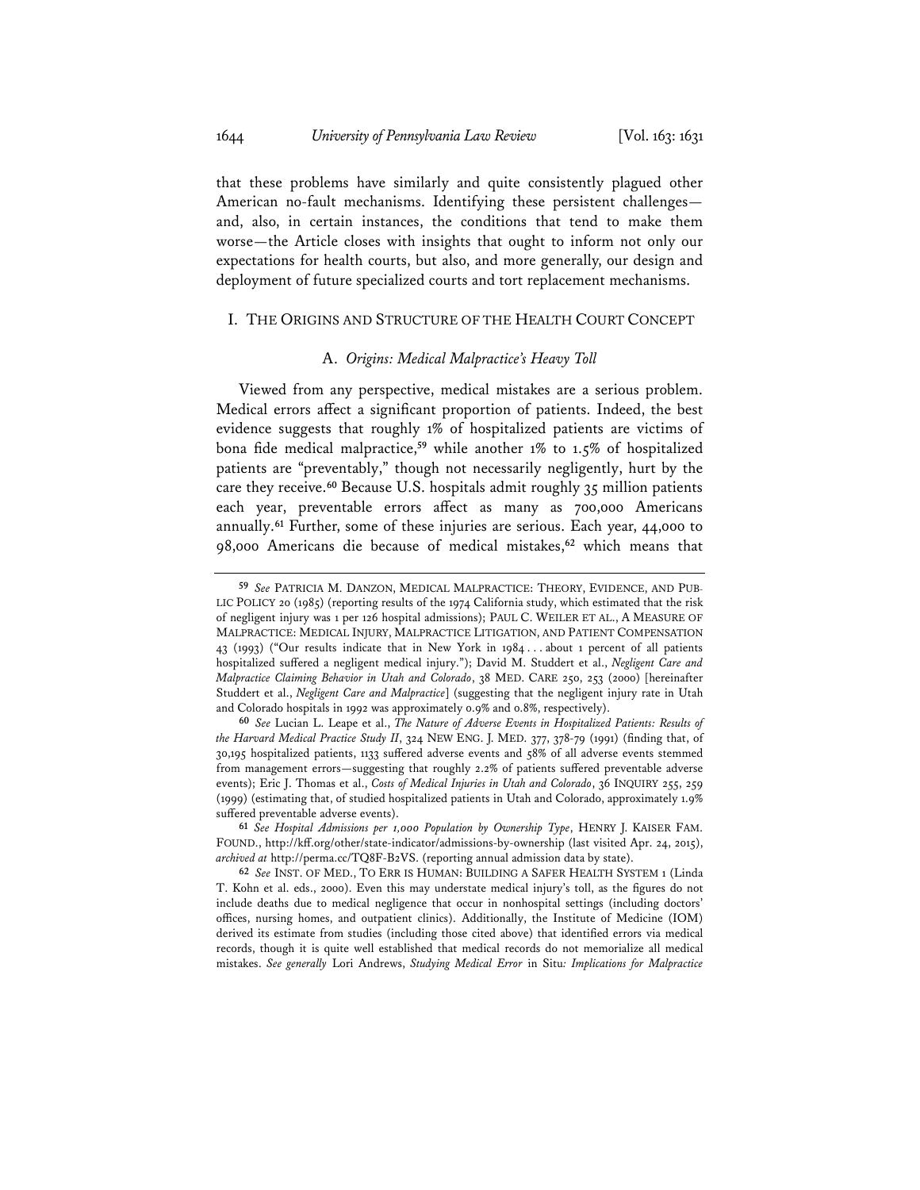that these problems have similarly and quite consistently plagued other American no-fault mechanisms. Identifying these persistent challenges—and, also, in certain instances, the conditions that tend to make them worse—the Article closes with insights that ought to inform not only our expectations for health courts, but also, and more generally, our design and deployment of future specialized courts and tort replacement mechanisms.

## I. THE ORIGINS AND STRUCTURE OF THE HEALTH COURT CONCEPT

### A. *Origins: Medical Malpractice's Heavy Toll*

Viewed from any perspective, medical mistakes are a serious problem. Medical errors affect a significant proportion of patients. Indeed, the best evidence suggests that roughly 1% of hospitalized patients are victims of bona fide medical malpractice,[59] while another 1% to 1.5% of hospitalized patients are "preventably," though not necessarily negligently, hurt by the care they receive.[60] Because U.S. hospitals admit roughly 35 million patients each year, preventable errors affect as many as 700,000 Americans annually.[61] Further, some of these injuries are serious. Each year, 44,000 to 98,000 Americans die because of medical mistakes,[62] which means that

---

[59] *See* PATRICIA M. DANZON, MEDICAL MALPRACTICE: THEORY, EVIDENCE, AND PUBLIC POLICY 20 (1985) (reporting results of the 1974 California study, which estimated that the risk of negligent injury was 1 per 126 hospital admissions); PAUL C. WEILER ET AL., A MEASURE OF MALPRACTICE: MEDICAL INJURY, MALPRACTICE LITIGATION, AND PATIENT COMPENSATION 43 (1993) ("Our results indicate that in New York in 1984 . . . about 1 percent of all patients hospitalized suffered a negligent medical injury."); David M. Studdert et al., *Negligent Care and Malpractice Claiming Behavior in Utah and Colorado*, 38 MED. CARE 250, 253 (2000) [hereinafter Studdert et al., *Negligent Care and Malpractice*] (suggesting that the negligent injury rate in Utah and Colorado hospitals in 1992 was approximately 0.9% and 0.8%, respectively).

[60] *See* Lucian L. Leape et al., *The Nature of Adverse Events in Hospitalized Patients: Results of the Harvard Medical Practice Study II*, 324 NEW ENG. J. MED. 377, 378-79 (1991) (finding that, of 30,195 hospitalized patients, 1133 suffered adverse events and 58% of all adverse events stemmed from management errors—suggesting that roughly 2.2% of patients suffered preventable adverse events); Eric J. Thomas et al., *Costs of Medical Injuries in Utah and Colorado*, 36 INQUIRY 255, 259 (1999) (estimating that, of studied hospitalized patients in Utah and Colorado, approximately 1.9% suffered preventable adverse events).

[61] *See Hospital Admissions per 1,000 Population by Ownership Type*, HENRY J. KAISER FAM. FOUND., http://kff.org/other/state-indicator/admissions-by-ownership (last visited Apr. 24, 2015), *archived at* http://perma.cc/TQ8F-B2VS. (reporting annual admission data by state).

[62] *See* INST. OF MED., TO ERR IS HUMAN: BUILDING A SAFER HEALTH SYSTEM 1 (Linda T. Kohn et al. eds., 2000). Even this may understate medical injury's toll, as the figures do not include deaths due to medical negligence that occur in nonhospital settings (including doctors' offices, nursing homes, and outpatient clinics). Additionally, the Institute of Medicine (IOM) derived its estimate from studies (including those cited above) that identified errors via medical records, though it is quite well established that medical records do not memorialize all medical mistakes. *See generally* Lori Andrews, *Studying Medical Error* in Situ*: Implications for Malpractice*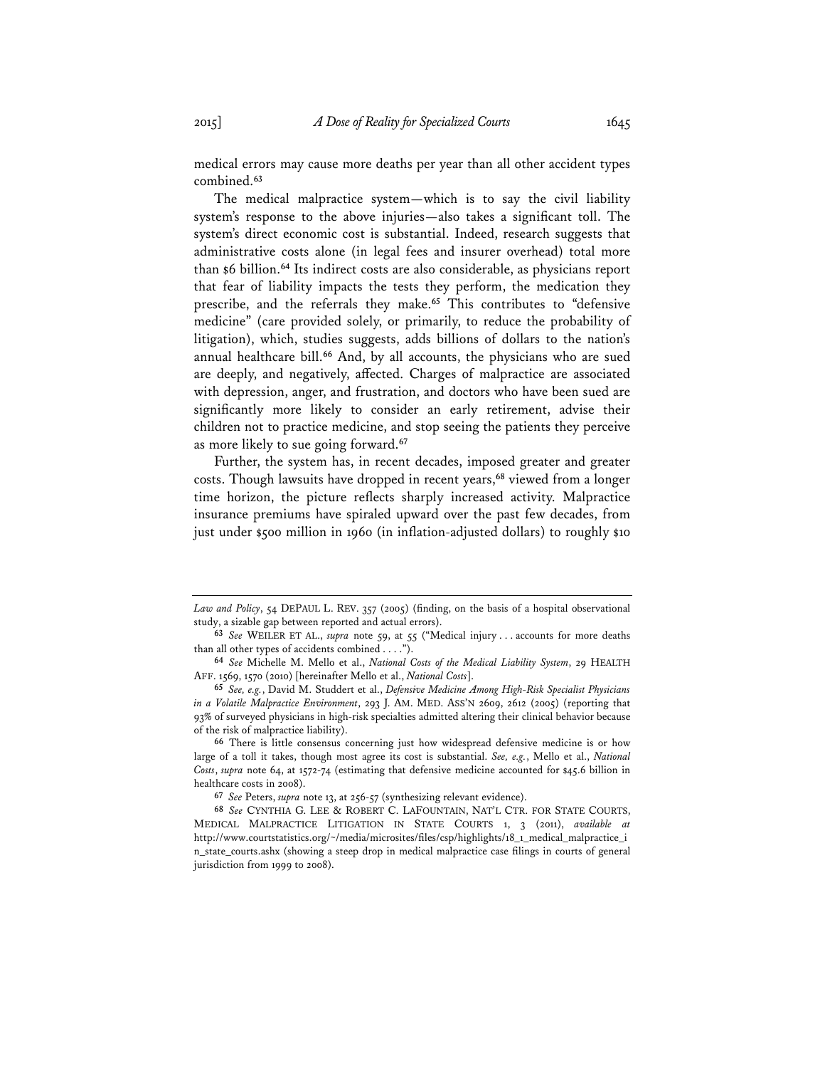medical errors may cause more deaths per year than all other accident types combined.[63]

The medical malpractice system—which is to say the civil liability system's response to the above injuries—also takes a significant toll. The system's direct economic cost is substantial. Indeed, research suggests that administrative costs alone (in legal fees and insurer overhead) total more than $6 billion.[64] Its indirect costs are also considerable, as physicians report that fear of liability impacts the tests they perform, the medication they prescribe, and the referrals they make.[65] This contributes to "defensive medicine" (care provided solely, or primarily, to reduce the probability of litigation), which, studies suggests, adds billions of dollars to the nation's annual healthcare bill.[66] And, by all accounts, the physicians who are sued are deeply, and negatively, affected. Charges of malpractice are associated with depression, anger, and frustration, and doctors who have been sued are significantly more likely to consider an early retirement, advise their children not to practice medicine, and stop seeing the patients they perceive as more likely to sue going forward.[67]

Further, the system has, in recent decades, imposed greater and greater costs. Though lawsuits have dropped in recent years,[68] viewed from a longer time horizon, the picture reflects sharply increased activity. Malpractice insurance premiums have spiraled upward over the past few decades, from just under $500 million in 1960 (in inflation-adjusted dollars) to roughly $10

---

*Law and Policy*, 54 DEPAUL L. REV. 357 (2005) (finding, on the basis of a hospital observational study, a sizable gap between reported and actual errors).

[63] *See* WEILER ET AL., *supra* note 59, at 55 ("Medical injury . . . accounts for more deaths than all other types of accidents combined . . . .").

[64] *See* Michelle M. Mello et al., *National Costs of the Medical Liability System*, 29 HEALTH AFF. 1569, 1570 (2010) [hereinafter Mello et al., *National Costs*].

[65] *See, e.g.*, David M. Studdert et al., *Defensive Medicine Among High-Risk Specialist Physicians in a Volatile Malpractice Environment*, 293 J. AM. MED. ASS'N 2609, 2612 (2005) (reporting that 93% of surveyed physicians in high-risk specialties admitted altering their clinical behavior because of the risk of malpractice liability).

[66] There is little consensus concerning just how widespread defensive medicine is or how large of a toll it takes, though most agree its cost is substantial. *See, e.g.*, Mello et al., *National Costs*, *supra* note 64, at 1572-74 (estimating that defensive medicine accounted for $45.6 billion in healthcare costs in 2008).

[67] *See* Peters, *supra* note 13, at 256-57 (synthesizing relevant evidence).

[68] *See* CYNTHIA G. LEE & ROBERT C. LAFOUNTAIN, NAT'L CTR. FOR STATE COURTS, MEDICAL MALPRACTICE LITIGATION IN STATE COURTS 1, 3 (2011), *available at* http://www.courtstatistics.org/~/media/microsites/files/csp/highlights/18_1_medical_malpractice_in_state_courts.ashx (showing a steep drop in medical malpractice case filings in courts of general jurisdiction from 1999 to 2008).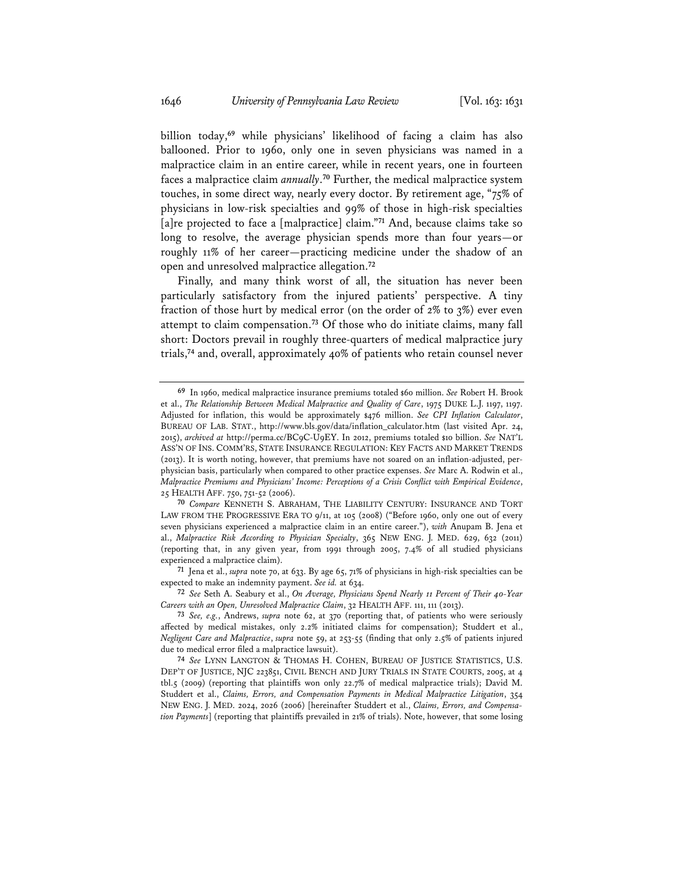billion today,[69] while physicians' likelihood of facing a claim has also ballooned. Prior to 1960, only one in seven physicians was named in a malpractice claim in an entire career, while in recent years, one in fourteen faces a malpractice claim *annually*.[70] Further, the medical malpractice system touches, in some direct way, nearly every doctor. By retirement age, "75% of physicians in low-risk specialties and 99% of those in high-risk specialties [a]re projected to face a [malpractice] claim."[71] And, because claims take so long to resolve, the average physician spends more than four years—or roughly 11% of her career—practicing medicine under the shadow of an open and unresolved malpractice allegation.[72]

Finally, and many think worst of all, the situation has never been particularly satisfactory from the injured patients' perspective. A tiny fraction of those hurt by medical error (on the order of 2% to 3%) ever even attempt to claim compensation.[73] Of those who do initiate claims, many fall short: Doctors prevail in roughly three-quarters of medical malpractice jury trials,[74] and, overall, approximately 40% of patients who retain counsel never

---

[69] In 1960, medical malpractice insurance premiums totaled $60 million. *See* Robert H. Brook et al., *The Relationship Between Medical Malpractice and Quality of Care*, 1975 DUKE L.J. 1197, 1197. Adjusted for inflation, this would be approximately $476 million. *See CPI Inflation Calculator*, BUREAU OF LAB. STAT., http://www.bls.gov/data/inflation_calculator.htm (last visited Apr. 24, 2015), *archived at* http://perma.cc/BC9C-U9EY. In 2012, premiums totaled $10 billion. *See* NAT'L ASS'N OF INS. COMM'RS, STATE INSURANCE REGULATION: KEY FACTS AND MARKET TRENDS (2013). It is worth noting, however, that premiums have not soared on an inflation-adjusted, per-physician basis, particularly when compared to other practice expenses. *See* Marc A. Rodwin et al., *Malpractice Premiums and Physicians' Income: Perceptions of a Crisis Conflict with Empirical Evidence*, 25 HEALTH AFF. 750, 751-52 (2006).

[70] *Compare* KENNETH S. ABRAHAM, THE LIABILITY CENTURY: INSURANCE AND TORT LAW FROM THE PROGRESSIVE ERA TO 9/11, at 105 (2008) ("Before 1960, only one out of every seven physicians experienced a malpractice claim in an entire career."), *with* Anupam B. Jena et al., *Malpractice Risk According to Physician Specialty*, 365 NEW ENG. J. MED. 629, 632 (2011) (reporting that, in any given year, from 1991 through 2005, 7.4% of all studied physicians experienced a malpractice claim).

[71] Jena et al., *supra* note 70, at 633. By age 65, 71% of physicians in high-risk specialties can be expected to make an indemnity payment. *See id.* at 634.

[72] *See* Seth A. Seabury et al., *On Average, Physicians Spend Nearly 11 Percent of Their 40-Year Careers with an Open, Unresolved Malpractice Claim*, 32 HEALTH AFF. 111, 111 (2013).

[73] *See, e.g.*, Andrews, *supra* note 62, at 370 (reporting that, of patients who were seriously affected by medical mistakes, only 2.2% initiated claims for compensation); Studdert et al., *Negligent Care and Malpractice*, *supra* note 59, at 253-55 (finding that only 2.5% of patients injured due to medical error filed a malpractice lawsuit).

[74] *See* LYNN LANGTON & THOMAS H. COHEN, BUREAU OF JUSTICE STATISTICS, U.S. DEP'T OF JUSTICE, NJC 223851, CIVIL BENCH AND JURY TRIALS IN STATE COURTS, 2005, at 4 tbl.5 (2009) (reporting that plaintiffs won only 22.7% of medical malpractice trials); David M. Studdert et al., *Claims, Errors, and Compensation Payments in Medical Malpractice Litigation*, 354 NEW ENG. J. MED. 2024, 2026 (2006) [hereinafter Studdert et al., *Claims, Errors, and Compensation Payments*] (reporting that plaintiffs prevailed in 21% of trials). Note, however, that some losing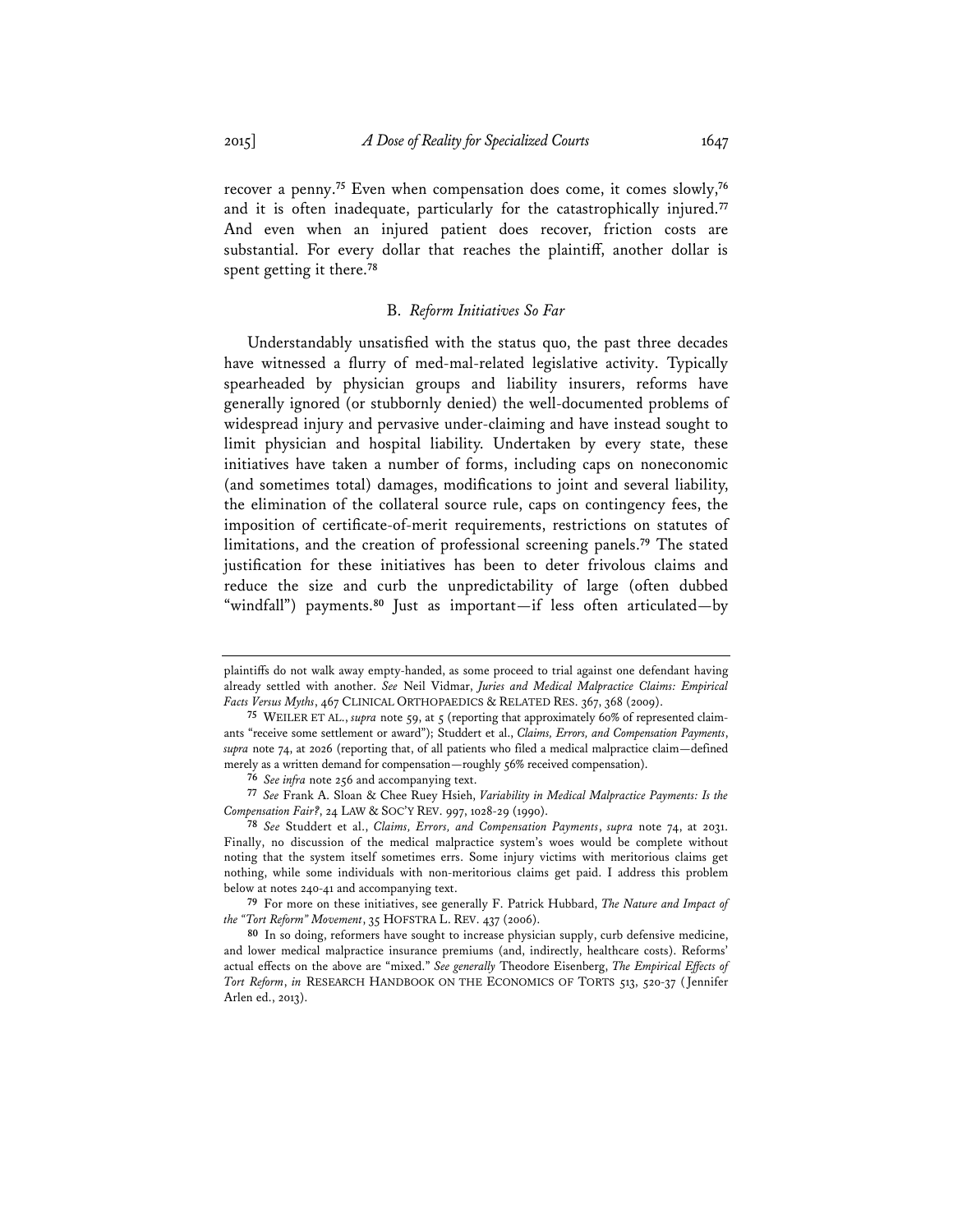recover a penny.[75] Even when compensation does come, it comes slowly,[76] and it is often inadequate, particularly for the catastrophically injured.[77] And even when an injured patient does recover, friction costs are substantial. For every dollar that reaches the plaintiff, another dollar is spent getting it there.[78]

### B. *Reform Initiatives So Far*

Understandably unsatisfied with the status quo, the past three decades have witnessed a flurry of med-mal-related legislative activity. Typically spearheaded by physician groups and liability insurers, reforms have generally ignored (or stubbornly denied) the well-documented problems of widespread injury and pervasive under-claiming and have instead sought to limit physician and hospital liability. Undertaken by every state, these initiatives have taken a number of forms, including caps on noneconomic (and sometimes total) damages, modifications to joint and several liability, the elimination of the collateral source rule, caps on contingency fees, the imposition of certificate-of-merit requirements, restrictions on statutes of limitations, and the creation of professional screening panels.[79] The stated justification for these initiatives has been to deter frivolous claims and reduce the size and curb the unpredictability of large (often dubbed "windfall") payments.[80] Just as important—if less often articulated—by

---

plaintiffs do not walk away empty-handed, as some proceed to trial against one defendant having already settled with another. *See* Neil Vidmar, *Juries and Medical Malpractice Claims: Empirical Facts Versus Myths*, 467 CLINICAL ORTHOPAEDICS & RELATED RES. 367, 368 (2009).

[75] WEILER ET AL., *supra* note 59, at 5 (reporting that approximately 60% of represented claimants "receive some settlement or award"); Studdert et al., *Claims, Errors, and Compensation Payments*, *supra* note 74, at 2026 (reporting that, of all patients who filed a medical malpractice claim—defined merely as a written demand for compensation—roughly 56% received compensation).

[76] *See infra* note 256 and accompanying text.

[77] *See* Frank A. Sloan & Chee Ruey Hsieh, *Variability in Medical Malpractice Payments: Is the Compensation Fair?*, 24 LAW & SOC'Y REV. 997, 1028-29 (1990).

[78] *See* Studdert et al., *Claims, Errors, and Compensation Payments*, *supra* note 74, at 2031. Finally, no discussion of the medical malpractice system's woes would be complete without noting that the system itself sometimes errs. Some injury victims with meritorious claims get nothing, while some individuals with non-meritorious claims get paid. I address this problem below at notes 240-41 and accompanying text.

[79] For more on these initiatives, see generally F. Patrick Hubbard, *The Nature and Impact of the "Tort Reform" Movement*, 35 HOFSTRA L. REV. 437 (2006).

[80] In so doing, reformers have sought to increase physician supply, curb defensive medicine, and lower medical malpractice insurance premiums (and, indirectly, healthcare costs). Reforms' actual effects on the above are "mixed." *See generally* Theodore Eisenberg, *The Empirical Effects of Tort Reform*, *in* RESEARCH HANDBOOK ON THE ECONOMICS OF TORTS 513, 520-37 (Jennifer Arlen ed., 2013).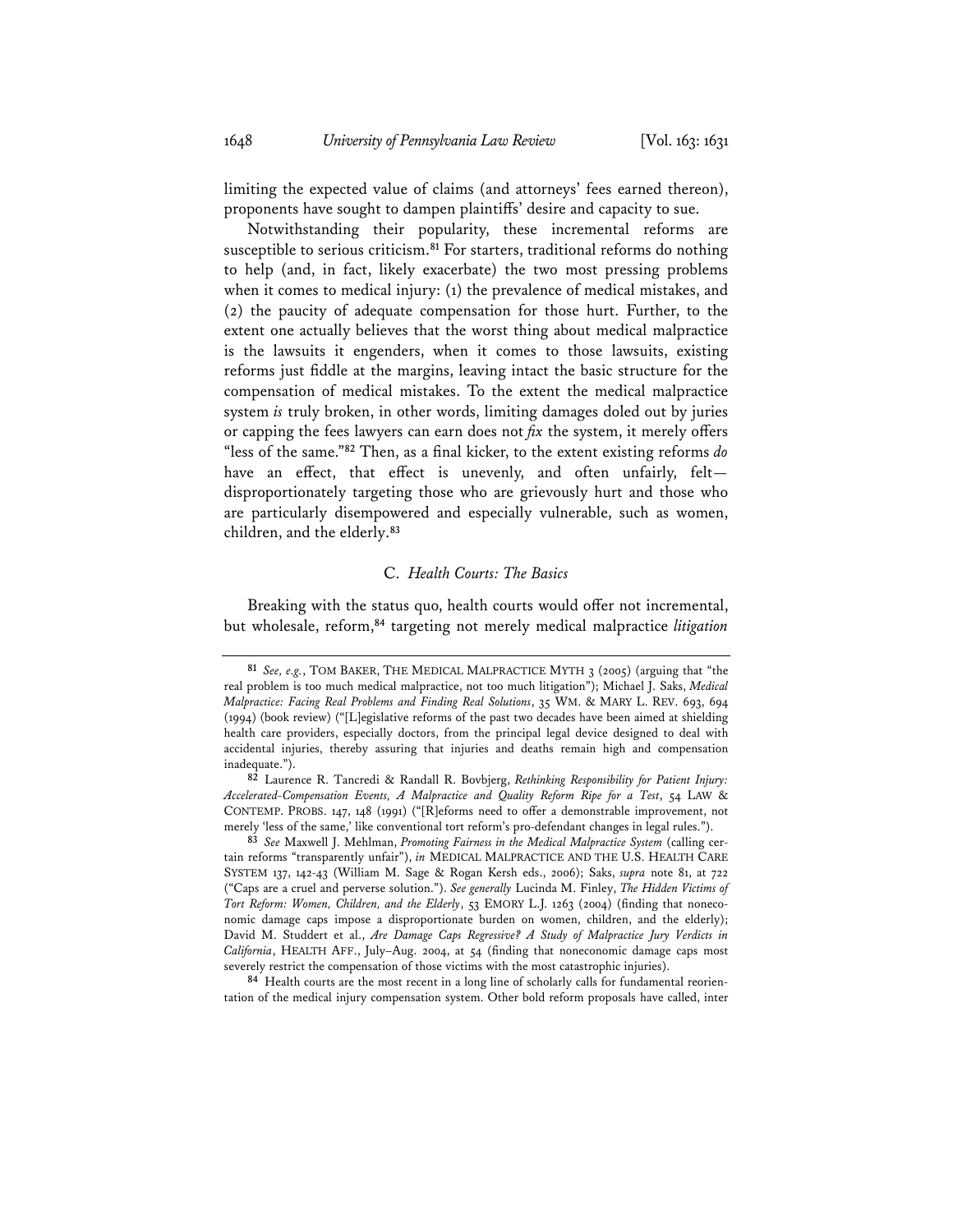limiting the expected value of claims (and attorneys' fees earned thereon), proponents have sought to dampen plaintiffs' desire and capacity to sue.

Notwithstanding their popularity, these incremental reforms are susceptible to serious criticism.[81] For starters, traditional reforms do nothing to help (and, in fact, likely exacerbate) the two most pressing problems when it comes to medical injury: (1) the prevalence of medical mistakes, and (2) the paucity of adequate compensation for those hurt. Further, to the extent one actually believes that the worst thing about medical malpractice is the lawsuits it engenders, when it comes to those lawsuits, existing reforms just fiddle at the margins, leaving intact the basic structure for the compensation of medical mistakes. To the extent the medical malpractice system *is* truly broken, in other words, limiting damages doled out by juries or capping the fees lawyers can earn does not *fix* the system, it merely offers "less of the same."[82] Then, as a final kicker, to the extent existing reforms *do* have an effect, that effect is unevenly, and often unfairly, felt—disproportionately targeting those who are grievously hurt and those who are particularly disempowered and especially vulnerable, such as women, children, and the elderly.[83]

### C. *Health Courts: The Basics*

Breaking with the status quo, health courts would offer not incremental, but wholesale, reform,[84] targeting not merely medical malpractice *litigation*

---

[81] *See, e.g.*, TOM BAKER, THE MEDICAL MALPRACTICE MYTH 3 (2005) (arguing that "the real problem is too much medical malpractice, not too much litigation"); Michael J. Saks, *Medical Malpractice: Facing Real Problems and Finding Real Solutions*, 35 WM. & MARY L. REV. 693, 694 (1994) (book review) ("[L]egislative reforms of the past two decades have been aimed at shielding health care providers, especially doctors, from the principal legal device designed to deal with accidental injuries, thereby assuring that injuries and deaths remain high and compensation inadequate.").

[82] Laurence R. Tancredi & Randall R. Bovbjerg, *Rethinking Responsibility for Patient Injury: Accelerated-Compensation Events, A Malpractice and Quality Reform Ripe for a Test*, 54 LAW & CONTEMP. PROBS. 147, 148 (1991) ("[R]eforms need to offer a demonstrable improvement, not merely 'less of the same,' like conventional tort reform's pro-defendant changes in legal rules.").

[83] *See* Maxwell J. Mehlman, *Promoting Fairness in the Medical Malpractice System* (calling certain reforms "transparently unfair"), *in* MEDICAL MALPRACTICE AND THE U.S. HEALTH CARE SYSTEM 137, 142-43 (William M. Sage & Rogan Kersh eds., 2006); Saks, *supra* note 81, at 722 ("Caps are a cruel and perverse solution."). *See generally* Lucinda M. Finley, *The Hidden Victims of Tort Reform: Women, Children, and the Elderly*, 53 EMORY L.J. 1263 (2004) (finding that noneconomic damage caps impose a disproportionate burden on women, children, and the elderly); David M. Studdert et al., *Are Damage Caps Regressive? A Study of Malpractice Jury Verdicts in California*, HEALTH AFF., July–Aug. 2004, at 54 (finding that noneconomic damage caps most severely restrict the compensation of those victims with the most catastrophic injuries).

[84] Health courts are the most recent in a long line of scholarly calls for fundamental reorientation of the medical injury compensation system. Other bold reform proposals have called, inter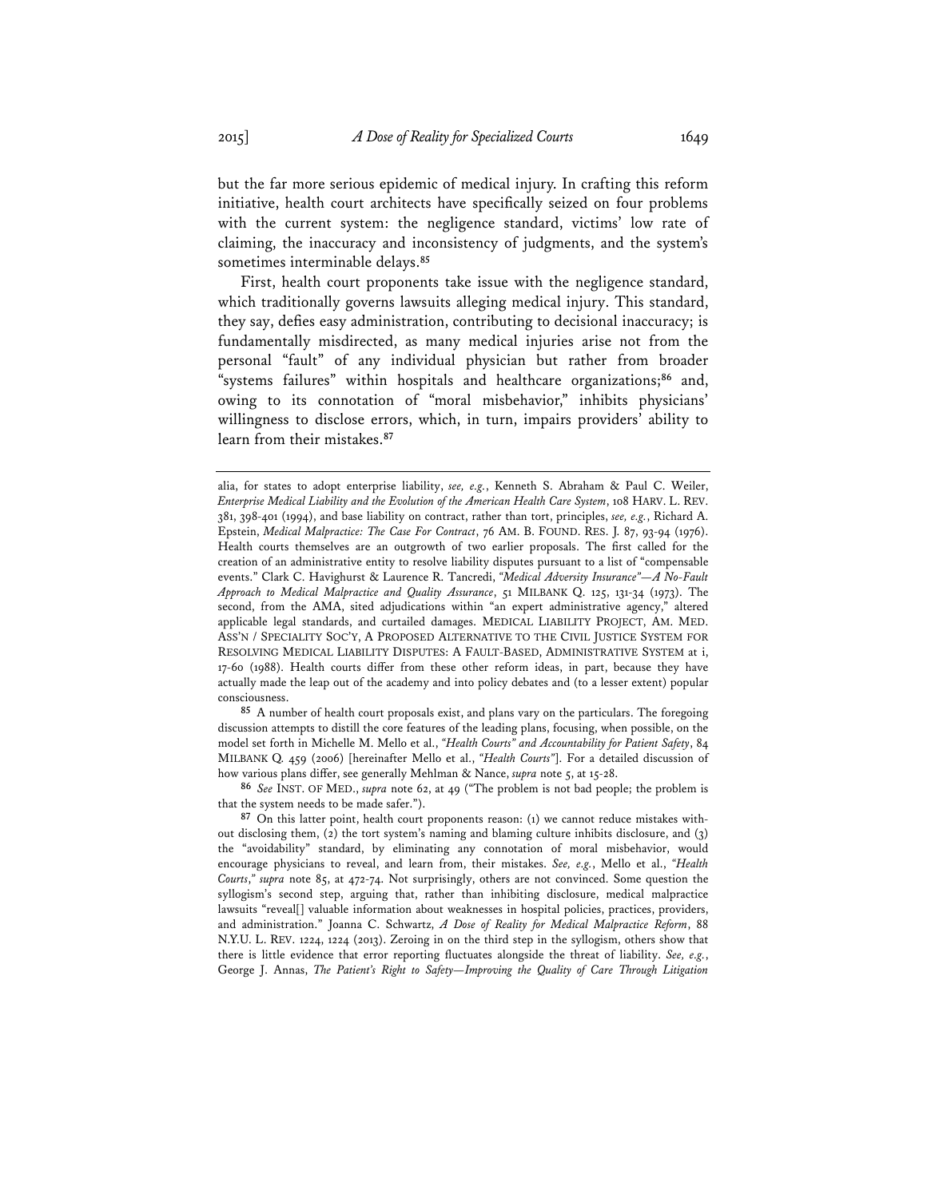but the far more serious epidemic of medical injury. In crafting this reform initiative, health court architects have specifically seized on four problems with the current system: the negligence standard, victims' low rate of claiming, the inaccuracy and inconsistency of judgments, and the system's sometimes interminable delays.[85]

First, health court proponents take issue with the negligence standard, which traditionally governs lawsuits alleging medical injury. This standard, they say, defies easy administration, contributing to decisional inaccuracy; is fundamentally misdirected, as many medical injuries arise not from the personal "fault" of any individual physician but rather from broader "systems failures" within hospitals and healthcare organizations;[86] and, owing to its connotation of "moral misbehavior," inhibits physicians' willingness to disclose errors, which, in turn, impairs providers' ability to learn from their mistakes.[87]

---

alia, for states to adopt enterprise liability, *see, e.g.*, Kenneth S. Abraham & Paul C. Weiler, *Enterprise Medical Liability and the Evolution of the American Health Care System*, 108 HARV. L. REV. 381, 398-401 (1994), and base liability on contract, rather than tort, principles, *see, e.g.*, Richard A. Epstein, *Medical Malpractice: The Case For Contract*, 76 AM. B. FOUND. RES. J. 87, 93-94 (1976). Health courts themselves are an outgrowth of two earlier proposals. The first called for the creation of an administrative entity to resolve liability disputes pursuant to a list of "compensable events." Clark C. Havighurst & Laurence R. Tancredi, *"Medical Adversity Insurance"—A No-Fault Approach to Medical Malpractice and Quality Assurance*, 51 MILBANK Q. 125, 131-34 (1973). The second, from the AMA, sited adjudications within "an expert administrative agency," altered applicable legal standards, and curtailed damages. MEDICAL LIABILITY PROJECT, AM. MED. ASS'N / SPECIALITY SOC'Y, A PROPOSED ALTERNATIVE TO THE CIVIL JUSTICE SYSTEM FOR RESOLVING MEDICAL LIABILITY DISPUTES: A FAULT-BASED, ADMINISTRATIVE SYSTEM at i, 17-60 (1988). Health courts differ from these other reform ideas, in part, because they have actually made the leap out of the academy and into policy debates and (to a lesser extent) popular consciousness.

[85] A number of health court proposals exist, and plans vary on the particulars. The foregoing discussion attempts to distill the core features of the leading plans, focusing, when possible, on the model set forth in Michelle M. Mello et al., *"Health Courts" and Accountability for Patient Safety*, 84 MILBANK Q. 459 (2006) [hereinafter Mello et al., *"Health Courts"*]. For a detailed discussion of how various plans differ, see generally Mehlman & Nance, *supra* note 5, at 15-28.

[86] *See* INST. OF MED., *supra* note 62, at 49 ("The problem is not bad people; the problem is that the system needs to be made safer.").

[87] On this latter point, health court proponents reason: (1) we cannot reduce mistakes without disclosing them, (2) the tort system's naming and blaming culture inhibits disclosure, and (3) the "avoidability" standard, by eliminating any connotation of moral misbehavior, would encourage physicians to reveal, and learn from, their mistakes. *See, e.g.*, Mello et al., *"Health Courts," supra* note 85, at 472-74. Not surprisingly, others are not convinced. Some question the syllogism's second step, arguing that, rather than inhibiting disclosure, medical malpractice lawsuits "reveal[] valuable information about weaknesses in hospital policies, practices, providers, and administration." Joanna C. Schwartz, *A Dose of Reality for Medical Malpractice Reform*, 88 N.Y.U. L. REV. 1224, 1224 (2013). Zeroing in on the third step in the syllogism, others show that there is little evidence that error reporting fluctuates alongside the threat of liability. *See, e.g.*, George J. Annas, *The Patient's Right to Safety—Improving the Quality of Care Through Litigation*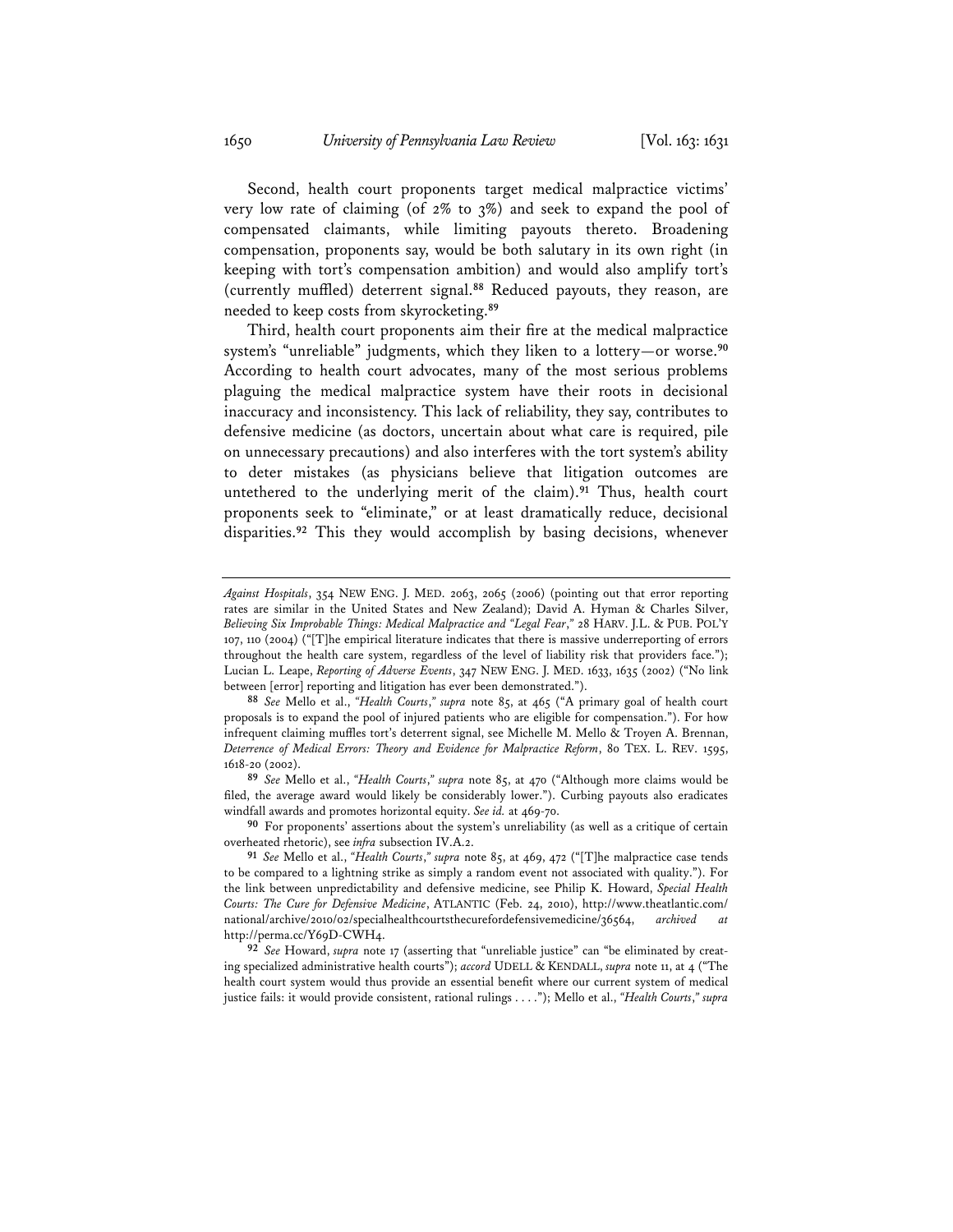Second, health court proponents target medical malpractice victims' very low rate of claiming (of 2% to 3%) and seek to expand the pool of compensated claimants, while limiting payouts thereto. Broadening compensation, proponents say, would be both salutary in its own right (in keeping with tort's compensation ambition) and would also amplify tort's (currently muffled) deterrent signal.[88] Reduced payouts, they reason, are needed to keep costs from skyrocketing.[89]

Third, health court proponents aim their fire at the medical malpractice system's "unreliable" judgments, which they liken to a lottery—or worse.[90] According to health court advocates, many of the most serious problems plaguing the medical malpractice system have their roots in decisional inaccuracy and inconsistency. This lack of reliability, they say, contributes to defensive medicine (as doctors, uncertain about what care is required, pile on unnecessary precautions) and also interferes with the tort system's ability to deter mistakes (as physicians believe that litigation outcomes are untethered to the underlying merit of the claim).[91] Thus, health court proponents seek to "eliminate," or at least dramatically reduce, decisional disparities.[92] This they would accomplish by basing decisions, whenever

---

*Against Hospitals*, 354 NEW ENG. J. MED. 2063, 2065 (2006) (pointing out that error reporting rates are similar in the United States and New Zealand); David A. Hyman & Charles Silver, *Believing Six Improbable Things: Medical Malpractice and "Legal Fear*," 28 HARV. J.L. & PUB. POL'Y 107, 110 (2004) ("[T]he empirical literature indicates that there is massive underreporting of errors throughout the health care system, regardless of the level of liability risk that providers face."); Lucian L. Leape, *Reporting of Adverse Events*, 347 NEW ENG. J. MED. 1633, 1635 (2002) ("No link between [error] reporting and litigation has ever been demonstrated.").

88 *See* Mello et al., *"Health Courts*," *supra* note 85, at 465 ("A primary goal of health court proposals is to expand the pool of injured patients who are eligible for compensation."). For how infrequent claiming muffles tort's deterrent signal, see Michelle M. Mello & Troyen A. Brennan, *Deterrence of Medical Errors: Theory and Evidence for Malpractice Reform*, 80 TEX. L. REV. 1595, 1618-20 (2002).

89 *See* Mello et al., *"Health Courts*," *supra* note 85, at 470 ("Although more claims would be filed, the average award would likely be considerably lower."). Curbing payouts also eradicates windfall awards and promotes horizontal equity. *See id.* at 469-70.

90 For proponents' assertions about the system's unreliability (as well as a critique of certain overheated rhetoric), see *infra* subsection IV.A.2.

91 *See* Mello et al., *"Health Courts*," *supra* note 85, at 469, 472 ("[T]he malpractice case tends to be compared to a lightning strike as simply a random event not associated with quality."). For the link between unpredictability and defensive medicine, see Philip K. Howard, *Special Health Courts: The Cure for Defensive Medicine*, ATLANTIC (Feb. 24, 2010), http://www.theatlantic.com/national/archive/2010/02/specialhealthcourtsthecurefordefensivemedicine/36564, *archived at* http://perma.cc/Y69D-CWH4.

92 *See* Howard, *supra* note 17 (asserting that "unreliable justice" can "be eliminated by creating specialized administrative health courts"); *accord* UDELL & KENDALL, *supra* note 11, at 4 ("The health court system would thus provide an essential benefit where our current system of medical justice fails: it would provide consistent, rational rulings . . . ."); Mello et al., *"Health Courts*," *supra*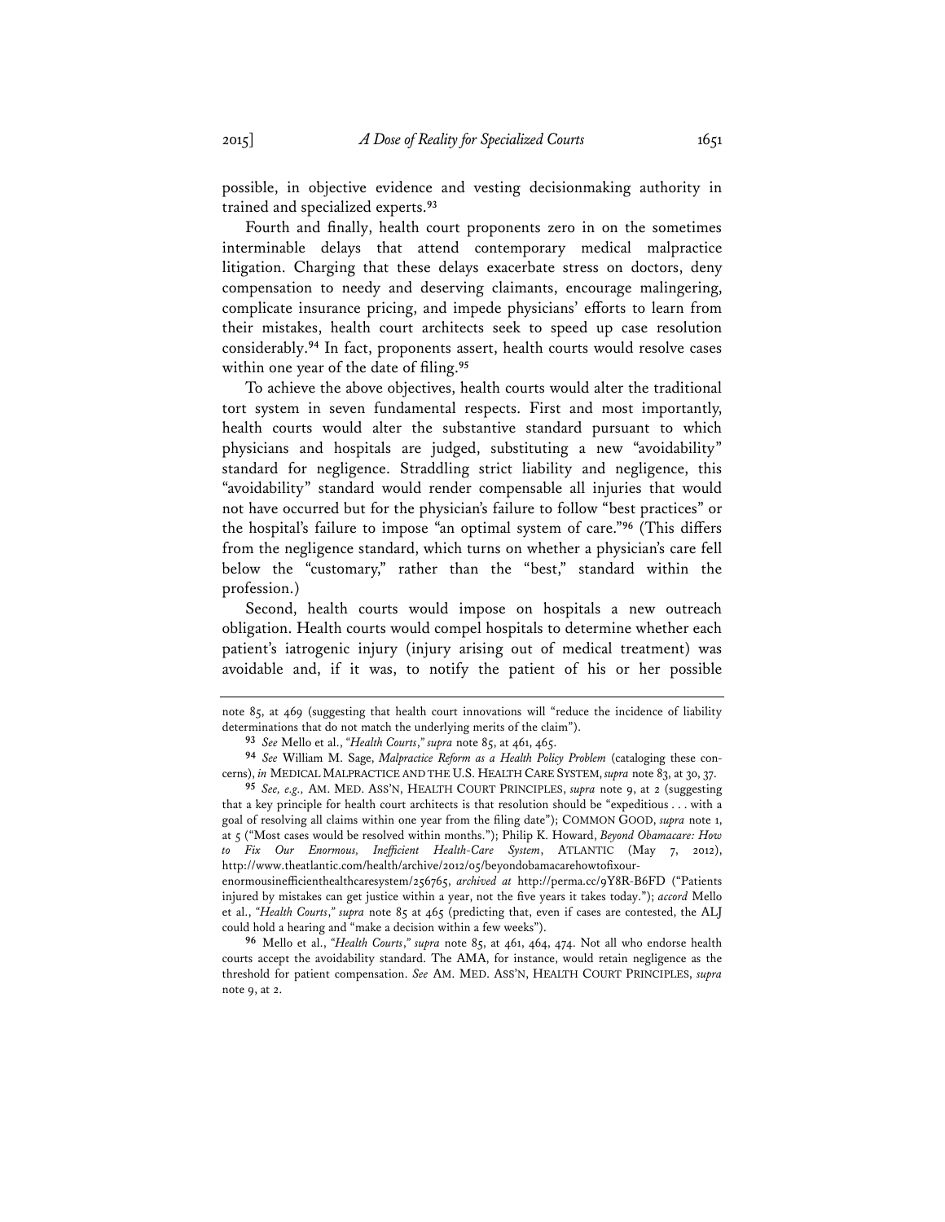possible, in objective evidence and vesting decisionmaking authority in trained and specialized experts.[93]

Fourth and finally, health court proponents zero in on the sometimes interminable delays that attend contemporary medical malpractice litigation. Charging that these delays exacerbate stress on doctors, deny compensation to needy and deserving claimants, encourage malingering, complicate insurance pricing, and impede physicians' efforts to learn from their mistakes, health court architects seek to speed up case resolution considerably.[94] In fact, proponents assert, health courts would resolve cases within one year of the date of filing.[95]

To achieve the above objectives, health courts would alter the traditional tort system in seven fundamental respects. First and most importantly, health courts would alter the substantive standard pursuant to which physicians and hospitals are judged, substituting a new "avoidability" standard for negligence. Straddling strict liability and negligence, this "avoidability" standard would render compensable all injuries that would not have occurred but for the physician's failure to follow "best practices" or the hospital's failure to impose "an optimal system of care."[96] (This differs from the negligence standard, which turns on whether a physician's care fell below the "customary," rather than the "best," standard within the profession.)

Second, health courts would impose on hospitals a new outreach obligation. Health courts would compel hospitals to determine whether each patient's iatrogenic injury (injury arising out of medical treatment) was avoidable and, if it was, to notify the patient of his or her possible

---

note 85, at 469 (suggesting that health court innovations will "reduce the incidence of liability determinations that do not match the underlying merits of the claim").

[93] *See* Mello et al., *"Health Courts*,*" supra* note 85, at 461, 465.

[94] *See* William M. Sage, *Malpractice Reform as a Health Policy Problem* (cataloging these concerns), *in* MEDICAL MALPRACTICE AND THE U.S. HEALTH CARE SYSTEM, *supra* note 83, at 30, 37.

[95] *See, e.g.,* AM. MED. ASS'N, HEALTH COURT PRINCIPLES, *supra* note 9, at 2 (suggesting that a key principle for health court architects is that resolution should be "expeditious . . . with a goal of resolving all claims within one year from the filing date"); COMMON GOOD, *supra* note 1, at 5 ("Most cases would be resolved within months."); Philip K. Howard, *Beyond Obamacare: How to Fix Our Enormous, Inefficient Health-Care System*, ATLANTIC (May 7, 2012), http://www.theatlantic.com/health/archive/2012/05/beyondobamacarehowtofixourenormousinefficienthealthcaresystem/256765, *archived at* http://perma.cc/9Y8R-B6FD ("Patients injured by mistakes can get justice within a year, not the five years it takes today."); *accord* Mello et al., *"Health Courts*,*" supra* note 85 at 465 (predicting that, even if cases are contested, the ALJ could hold a hearing and "make a decision within a few weeks").

[96] Mello et al., *"Health Courts*,*" supra* note 85, at 461, 464, 474. Not all who endorse health courts accept the avoidability standard. The AMA, for instance, would retain negligence as the threshold for patient compensation. *See* AM. MED. ASS'N, HEALTH COURT PRINCIPLES, *supra* note 9, at 2.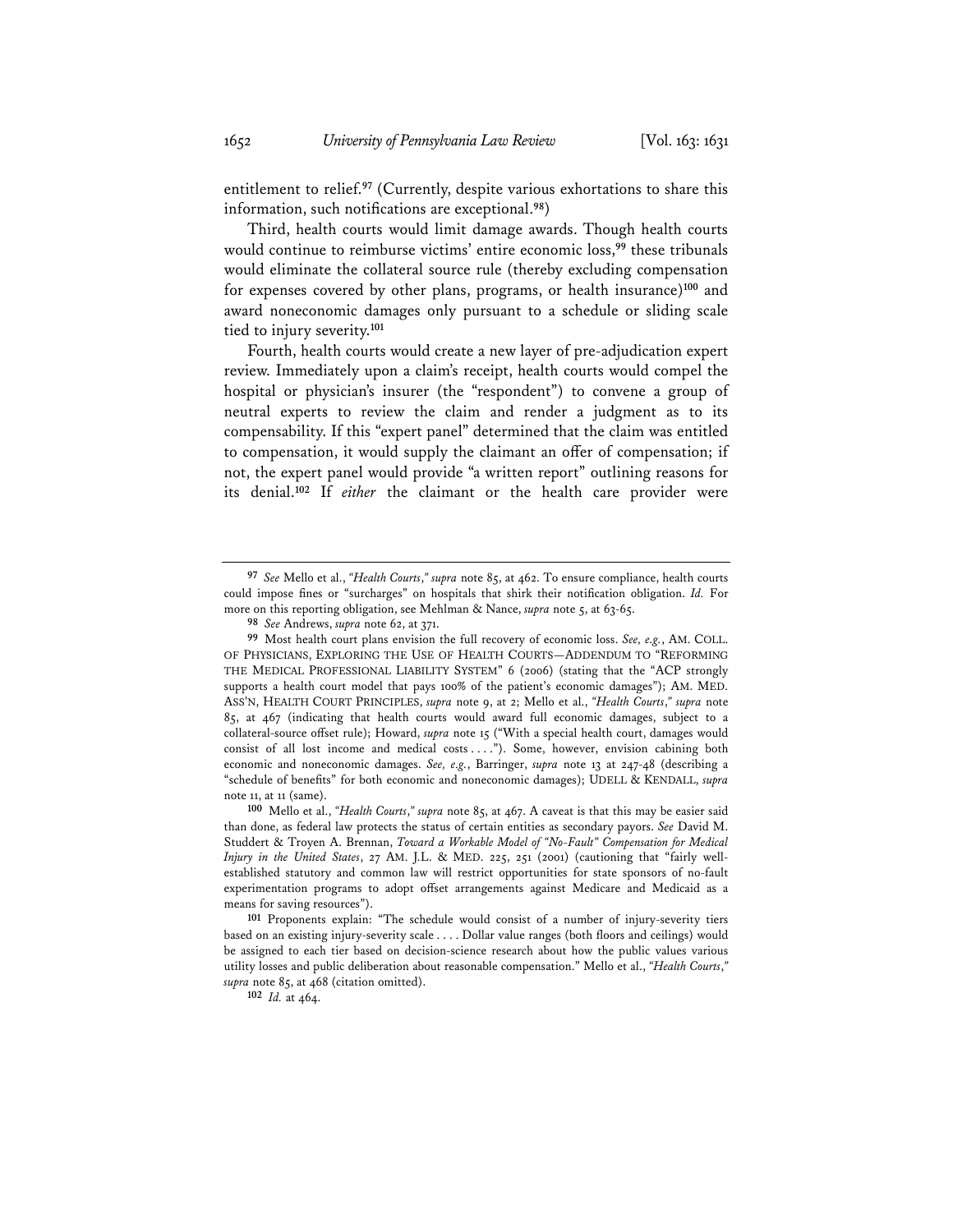entitlement to relief.[97] (Currently, despite various exhortations to share this information, such notifications are exceptional.[98])

Third, health courts would limit damage awards. Though health courts would continue to reimburse victims' entire economic loss,[99] these tribunals would eliminate the collateral source rule (thereby excluding compensation for expenses covered by other plans, programs, or health insurance)[100] and award noneconomic damages only pursuant to a schedule or sliding scale tied to injury severity.[101]

Fourth, health courts would create a new layer of pre-adjudication expert review. Immediately upon a claim's receipt, health courts would compel the hospital or physician's insurer (the "respondent") to convene a group of neutral experts to review the claim and render a judgment as to its compensability. If this "expert panel" determined that the claim was entitled to compensation, it would supply the claimant an offer of compensation; if not, the expert panel would provide "a written report" outlining reasons for its denial.[102] If *either* the claimant or the health care provider were

---

[97] *See* Mello et al., *"Health Courts," supra* note 85, at 462. To ensure compliance, health courts could impose fines or "surcharges" on hospitals that shirk their notification obligation. *Id.* For more on this reporting obligation, see Mehlman & Nance, *supra* note 5, at 63-65.

[98] *See* Andrews, *supra* note 62, at 371.

[99] Most health court plans envision the full recovery of economic loss. *See, e.g.*, AM. COLL. OF PHYSICIANS, EXPLORING THE USE OF HEALTH COURTS—ADDENDUM TO "REFORMING THE MEDICAL PROFESSIONAL LIABILITY SYSTEM" 6 (2006) (stating that the "ACP strongly supports a health court model that pays 100% of the patient's economic damages"); AM. MED. ASS'N, HEALTH COURT PRINCIPLES, *supra* note 9, at 2; Mello et al., *"Health Courts," supra* note 85, at 467 (indicating that health courts would award full economic damages, subject to a collateral-source offset rule); Howard, *supra* note 15 ("With a special health court, damages would consist of all lost income and medical costs . . . ."). Some, however, envision cabining both economic and noneconomic damages. *See, e.g.*, Barringer, *supra* note 13 at 247-48 (describing a "schedule of benefits" for both economic and noneconomic damages); UDELL & KENDALL, *supra* note 11, at 11 (same).

[100] Mello et al., *"Health Courts," supra* note 85, at 467. A caveat is that this may be easier said than done, as federal law protects the status of certain entities as secondary payors. *See* David M. Studdert & Troyen A. Brennan, *Toward a Workable Model of "No-Fault" Compensation for Medical Injury in the United States*, 27 AM. J.L. & MED. 225, 251 (2001) (cautioning that "fairly well-established statutory and common law will restrict opportunities for state sponsors of no-fault experimentation programs to adopt offset arrangements against Medicare and Medicaid as a means for saving resources").

[101] Proponents explain: "The schedule would consist of a number of injury-severity tiers based on an existing injury-severity scale . . . . Dollar value ranges (both floors and ceilings) would be assigned to each tier based on decision-science research about how the public values various utility losses and public deliberation about reasonable compensation." Mello et al., *"Health Courts," supra* note 85, at 468 (citation omitted).

[102] *Id.* at 464.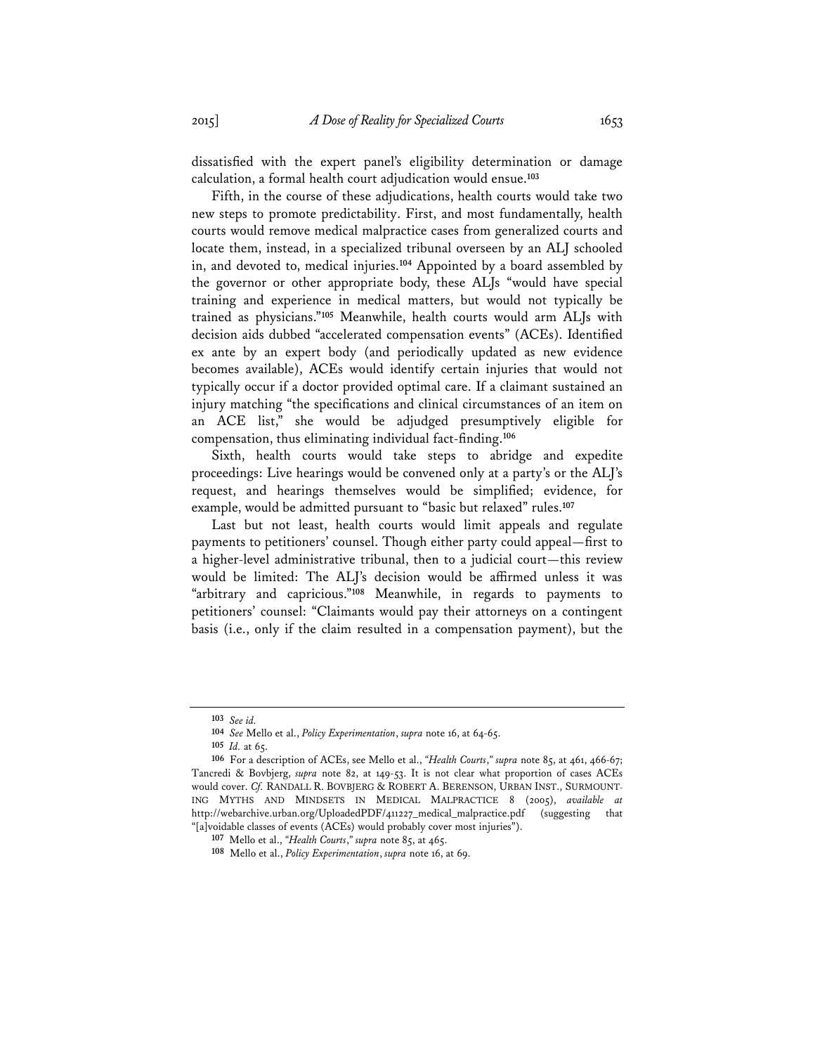dissatisfied with the expert panel's eligibility determination or damage calculation, a formal health court adjudication would ensue.[103]

Fifth, in the course of these adjudications, health courts would take two new steps to promote predictability. First, and most fundamentally, health courts would remove medical malpractice cases from generalized courts and locate them, instead, in a specialized tribunal overseen by an ALJ schooled in, and devoted to, medical injuries.[104] Appointed by a board assembled by the governor or other appropriate body, these ALJs "would have special training and experience in medical matters, but would not typically be trained as physicians."[105] Meanwhile, health courts would arm ALJs with decision aids dubbed "accelerated compensation events" (ACEs). Identified ex ante by an expert body (and periodically updated as new evidence becomes available), ACEs would identify certain injuries that would not typically occur if a doctor provided optimal care. If a claimant sustained an injury matching "the specifications and clinical circumstances of an item on an ACE list," she would be adjudged presumptively eligible for compensation, thus eliminating individual fact-finding.[106]

Sixth, health courts would take steps to abridge and expedite proceedings: Live hearings would be convened only at a party's or the ALJ's request, and hearings themselves would be simplified; evidence, for example, would be admitted pursuant to "basic but relaxed" rules.[107]

Last but not least, health courts would limit appeals and regulate payments to petitioners' counsel. Though either party could appeal—first to a higher-level administrative tribunal, then to a judicial court—this review would be limited: The ALJ's decision would be affirmed unless it was "arbitrary and capricious."[108] Meanwhile, in regards to payments to petitioners' counsel: "Claimants would pay their attorneys on a contingent basis (i.e., only if the claim resulted in a compensation payment), but the

---

103 *See id.*

104 *See* Mello et al., *Policy Experimentation*, *supra* note 16, at 64-65.

105 *Id.* at 65.

106 For a description of ACEs, see Mello et al., *"Health Courts*,*" supra* note 85, at 461, 466-67; Tancredi & Bovbjerg, *supra* note 82, at 149-53. It is not clear what proportion of cases ACEs would cover. *Cf.* RANDALL R. BOVBJERG & ROBERT A. BERENSON, URBAN INST., SURMOUNTING MYTHS AND MINDSETS IN MEDICAL MALPRACTICE 8 (2005), *available at* http://webarchive.urban.org/UploadedPDF/411227_medical_malpractice.pdf (suggesting that "[a]voidable classes of events (ACEs) would probably cover most injuries").

107 Mello et al., *"Health Courts*,*" supra* note 85, at 465.

108 Mello et al., *Policy Experimentation*, *supra* note 16, at 69.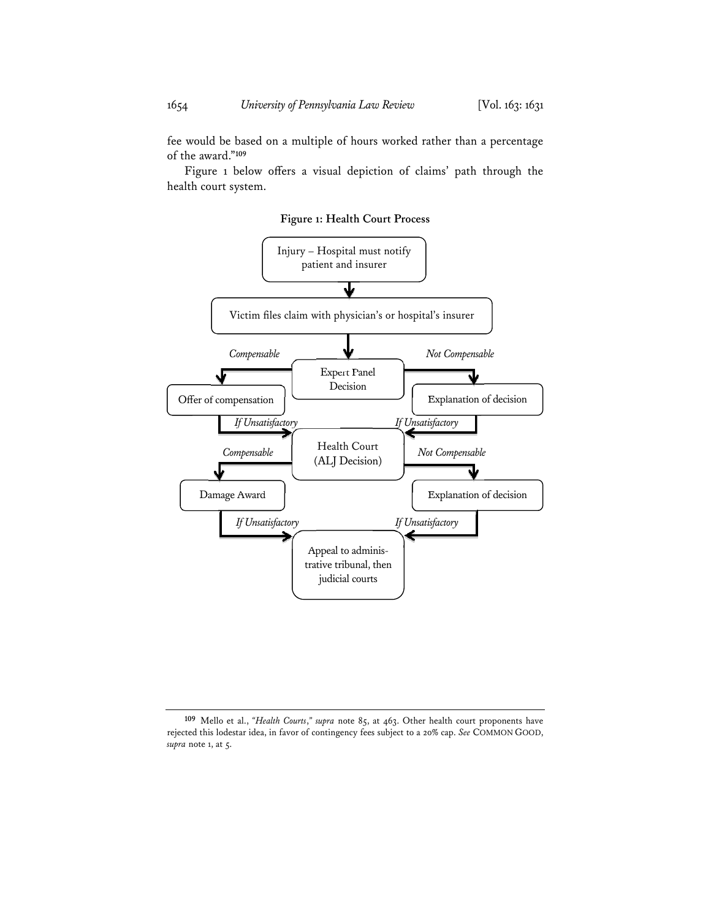fee would be based on a multiple of hours worked rather than a percentage of the award."[109]

Figure 1 below offers a visual depiction of claims' path through the health court system.

**Figure 1: Health Court Process**

Injury – Hospital must notify patient and insurer

Victim files claim with physician's or hospital's insurer

*Compensable* | Expert Panel Decision | *Not Compensable*

Offer of compensation | Explanation of decision

*If Unsatisfactory* | *If Unsatisfactory*

*Compensable* | Health Court (ALJ Decision) | *Not Compensable*

Damage Award | Explanation of decision

*If Unsatisfactory* | *If Unsatisfactory*

Appeal to administrative tribunal, then judicial courts

---

[109] Mello et al., *"Health Courts," supra* note 85, at 463. Other health court proponents have rejected this lodestar idea, in favor of contingency fees subject to a 20% cap. *See* COMMON GOOD, *supra* note 1, at 5.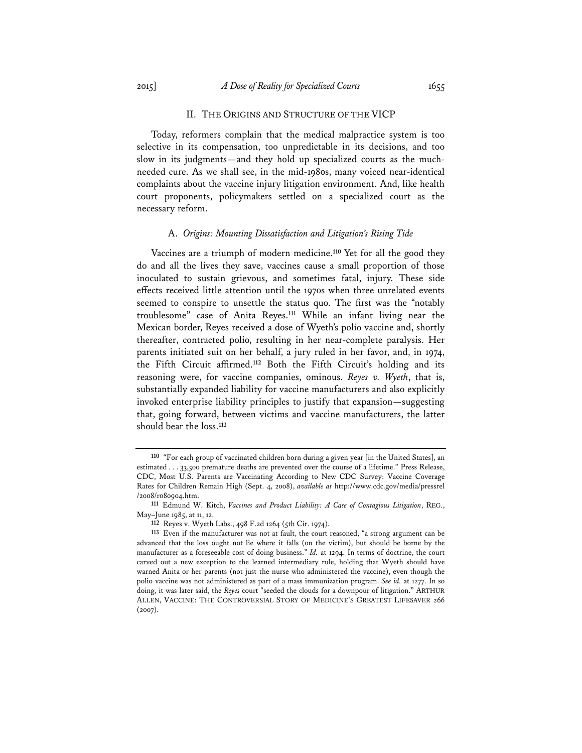## II. THE ORIGINS AND STRUCTURE OF THE VICP

Today, reformers complain that the medical malpractice system is too selective in its compensation, too unpredictable in its decisions, and too slow in its judgments—and they hold up specialized courts as the much-needed cure. As we shall see, in the mid-1980s, many voiced near-identical complaints about the vaccine injury litigation environment. And, like health court proponents, policymakers settled on a specialized court as the necessary reform.

### A. *Origins: Mounting Dissatisfaction and Litigation's Rising Tide*

Vaccines are a triumph of modern medicine.[110] Yet for all the good they do and all the lives they save, vaccines cause a small proportion of those inoculated to sustain grievous, and sometimes fatal, injury. These side effects received little attention until the 1970s when three unrelated events seemed to conspire to unsettle the status quo. The first was the "notably troublesome" case of Anita Reyes.[111] While an infant living near the Mexican border, Reyes received a dose of Wyeth's polio vaccine and, shortly thereafter, contracted polio, resulting in her near-complete paralysis. Her parents initiated suit on her behalf, a jury ruled in her favor, and, in 1974, the Fifth Circuit affirmed.[112] Both the Fifth Circuit's holding and its reasoning were, for vaccine companies, ominous. *Reyes v. Wyeth*, that is, substantially expanded liability for vaccine manufacturers and also explicitly invoked enterprise liability principles to justify that expansion—suggesting that, going forward, between victims and vaccine manufacturers, the latter should bear the loss.[113]

---

[110] "For each group of vaccinated children born during a given year [in the United States], an estimated . . . 33,500 premature deaths are prevented over the course of a lifetime." Press Release, CDC, Most U.S. Parents are Vaccinating According to New CDC Survey: Vaccine Coverage Rates for Children Remain High (Sept. 4, 2008), *available at* http://www.cdc.gov/media/pressrel/2008/r080904.htm.

[111] Edmund W. Kitch, *Vaccines and Product Liability: A Case of Contagious Litigation*, REG., May–June 1985, at 11, 12.

[112] Reyes v. Wyeth Labs., 498 F.2d 1264 (5th Cir. 1974).

[113] Even if the manufacturer was not at fault, the court reasoned, "a strong argument can be advanced that the loss ought not lie where it falls (on the victim), but should be borne by the manufacturer as a foreseeable cost of doing business." *Id.* at 1294. In terms of doctrine, the court carved out a new exception to the learned intermediary rule, holding that Wyeth should have warned Anita or her parents (not just the nurse who administered the vaccine), even though the polio vaccine was not administered as part of a mass immunization program. *See id.* at 1277. In so doing, it was later said, the *Reyes* court "seeded the clouds for a downpour of litigation." ARTHUR ALLEN, VACCINE: THE CONTROVERSIAL STORY OF MEDICINE'S GREATEST LIFESAVER 266 (2007).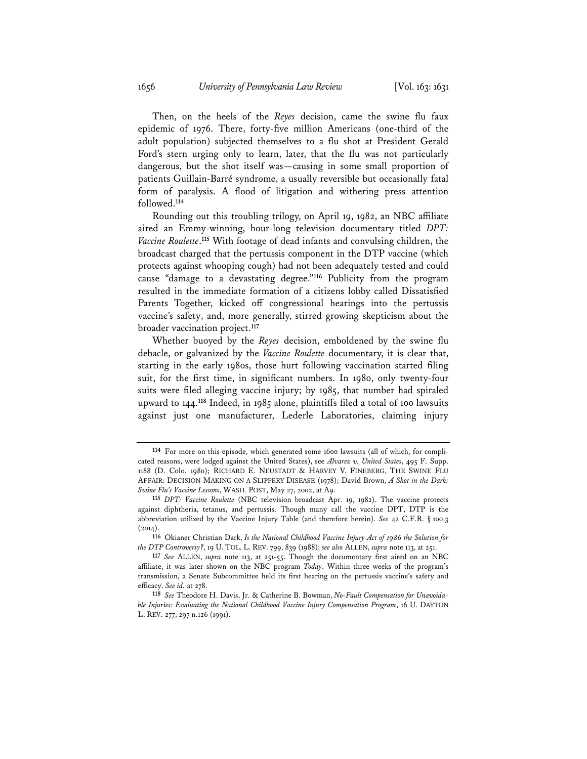Then, on the heels of the *Reyes* decision, came the swine flu faux epidemic of 1976. There, forty-five million Americans (one-third of the adult population) subjected themselves to a flu shot at President Gerald Ford's stern urging only to learn, later, that the flu was not particularly dangerous, but the shot itself was—causing in some small proportion of patients Guillain-Barré syndrome, a usually reversible but occasionally fatal form of paralysis. A flood of litigation and withering press attention followed.[114]

Rounding out this troubling trilogy, on April 19, 1982, an NBC affiliate aired an Emmy-winning, hour-long television documentary titled *DPT: Vaccine Roulette*.[115] With footage of dead infants and convulsing children, the broadcast charged that the pertussis component in the DTP vaccine (which protects against whooping cough) had not been adequately tested and could cause "damage to a devastating degree."[116] Publicity from the program resulted in the immediate formation of a citizens lobby called Dissatisfied Parents Together, kicked off congressional hearings into the pertussis vaccine's safety, and, more generally, stirred growing skepticism about the broader vaccination project.[117]

Whether buoyed by the *Reyes* decision, emboldened by the swine flu debacle, or galvanized by the *Vaccine Roulette* documentary, it is clear that, starting in the early 1980s, those hurt following vaccination started filing suit, for the first time, in significant numbers. In 1980, only twenty-four suits were filed alleging vaccine injury; by 1985, that number had spiraled upward to 144.[118] Indeed, in 1985 alone, plaintiffs filed a total of 100 lawsuits against just one manufacturer, Lederle Laboratories, claiming injury

---

[114] For more on this episode, which generated some 1600 lawsuits (all of which, for complicated reasons, were lodged against the United States), see *Alvarez v. United States*, 495 F. Supp. 1188 (D. Colo. 1980); RICHARD E. NEUSTADT & HARVEY V. FINEBERG, THE SWINE FLU AFFAIR: DECISION-MAKING ON A SLIPPERY DISEASE (1978); David Brown, *A Shot in the Dark: Swine Flu's Vaccine Lessons*, WASH. POST, May 27, 2002, at A9.

[115] *DPT: Vaccine Roulette* (NBC television broadcast Apr. 19, 1982). The vaccine protects against diphtheria, tetanus, and pertussis. Though many call the vaccine DPT, DTP is the abbreviation utilized by the Vaccine Injury Table (and therefore herein). *See* 42 C.F.R. § 100.3 (2014).

[116] Okianer Christian Dark, *Is the National Childhood Vaccine Injury Act of 1986 the Solution for the DTP Controversy?*, 19 U. TOL. L. REV. 799, 839 (1988); *see also* ALLEN, *supra* note 113, at 251.

[117] *See* ALLEN, *supra* note 113, at 251-55. Though the documentary first aired on an NBC affiliate, it was later shown on the NBC program *Today*. Within three weeks of the program's transmission, a Senate Subcommittee held its first hearing on the pertussis vaccine's safety and efficacy. *See id.* at 278.

[118] *See* Theodore H. Davis, Jr. & Catherine B. Bowman, *No-Fault Compensation for Unavoidable Injuries: Evaluating the National Childhood Vaccine Injury Compensation Program*, 16 U. DAYTON L. REV. 277, 297 n.126 (1991).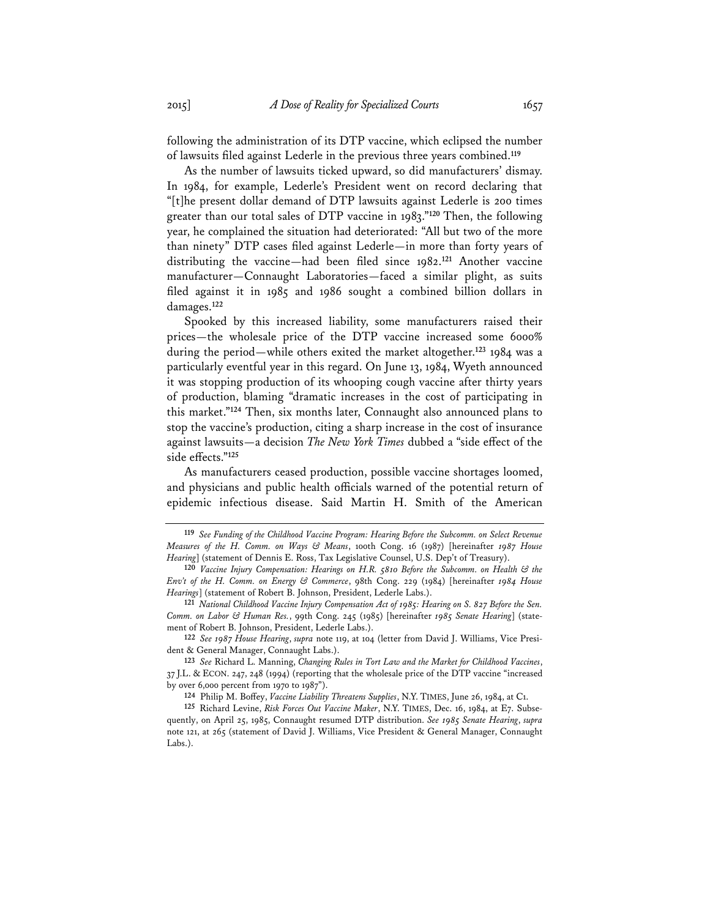following the administration of its DTP vaccine, which eclipsed the number of lawsuits filed against Lederle in the previous three years combined.[119]

As the number of lawsuits ticked upward, so did manufacturers' dismay. In 1984, for example, Lederle's President went on record declaring that "[t]he present dollar demand of DTP lawsuits against Lederle is 200 times greater than our total sales of DTP vaccine in 1983."[120] Then, the following year, he complained the situation had deteriorated: "All but two of the more than ninety" DTP cases filed against Lederle—in more than forty years of distributing the vaccine—had been filed since 1982.[121] Another vaccine manufacturer—Connaught Laboratories—faced a similar plight, as suits filed against it in 1985 and 1986 sought a combined billion dollars in damages.[122]

Spooked by this increased liability, some manufacturers raised their prices—the wholesale price of the DTP vaccine increased some 6000% during the period—while others exited the market altogether.[123] 1984 was a particularly eventful year in this regard. On June 13, 1984, Wyeth announced it was stopping production of its whooping cough vaccine after thirty years of production, blaming "dramatic increases in the cost of participating in this market."[124] Then, six months later, Connaught also announced plans to stop the vaccine's production, citing a sharp increase in the cost of insurance against lawsuits—a decision *The New York Times* dubbed a "side effect of the side effects."[125]

As manufacturers ceased production, possible vaccine shortages loomed, and physicians and public health officials warned of the potential return of epidemic infectious disease. Said Martin H. Smith of the American

---

[119] *See Funding of the Childhood Vaccine Program: Hearing Before the Subcomm. on Select Revenue Measures of the H. Comm. on Ways & Means*, 100th Cong. 16 (1987) [hereinafter *1987 House Hearing*] (statement of Dennis E. Ross, Tax Legislative Counsel, U.S. Dep't of Treasury).

[120] *Vaccine Injury Compensation: Hearings on H.R. 5810 Before the Subcomm. on Health & the Env't of the H. Comm. on Energy & Commerce*, 98th Cong. 229 (1984) [hereinafter *1984 House Hearings*] (statement of Robert B. Johnson, President, Lederle Labs.).

[121] *National Childhood Vaccine Injury Compensation Act of 1985: Hearing on S. 827 Before the Sen. Comm. on Labor & Human Res.*, 99th Cong. 245 (1985) [hereinafter *1985 Senate Hearing*] (statement of Robert B. Johnson, President, Lederle Labs.).

[122] *See 1987 House Hearing*, *supra* note 119, at 104 (letter from David J. Williams, Vice President & General Manager, Connaught Labs.).

[123] *See* Richard L. Manning, *Changing Rules in Tort Law and the Market for Childhood Vaccines*, 37 J.L. & ECON. 247, 248 (1994) (reporting that the wholesale price of the DTP vaccine "increased by over 6,000 percent from 1970 to 1987").

[124] Philip M. Boffey, *Vaccine Liability Threatens Supplies*, N.Y. TIMES, June 26, 1984, at C1.

[125] Richard Levine, *Risk Forces Out Vaccine Maker*, N.Y. TIMES, Dec. 16, 1984, at E7. Subsequently, on April 25, 1985, Connaught resumed DTP distribution. *See 1985 Senate Hearing*, *supra* note 121, at 265 (statement of David J. Williams, Vice President & General Manager, Connaught Labs.).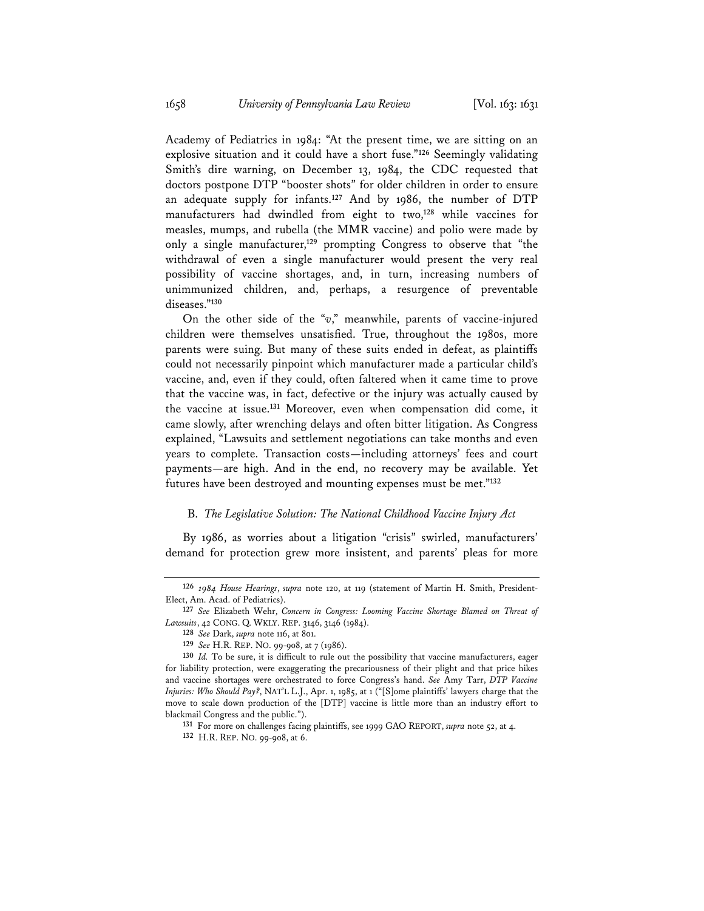Academy of Pediatrics in 1984: "At the present time, we are sitting on an explosive situation and it could have a short fuse."[126] Seemingly validating Smith's dire warning, on December 13, 1984, the CDC requested that doctors postpone DTP "booster shots" for older children in order to ensure an adequate supply for infants.[127] And by 1986, the number of DTP manufacturers had dwindled from eight to two,[128] while vaccines for measles, mumps, and rubella (the MMR vaccine) and polio were made by only a single manufacturer,[129] prompting Congress to observe that "the withdrawal of even a single manufacturer would present the very real possibility of vaccine shortages, and, in turn, increasing numbers of unimmunized children, and, perhaps, a resurgence of preventable diseases."[130]

On the other side of the "*v*," meanwhile, parents of vaccine-injured children were themselves unsatisfied. True, throughout the 1980s, more parents were suing. But many of these suits ended in defeat, as plaintiffs could not necessarily pinpoint which manufacturer made a particular child's vaccine, and, even if they could, often faltered when it came time to prove that the vaccine was, in fact, defective or the injury was actually caused by the vaccine at issue.[131] Moreover, even when compensation did come, it came slowly, after wrenching delays and often bitter litigation. As Congress explained, "Lawsuits and settlement negotiations can take months and even years to complete. Transaction costs—including attorneys' fees and court payments—are high. And in the end, no recovery may be available. Yet futures have been destroyed and mounting expenses must be met."[132]

### B. *The Legislative Solution: The National Childhood Vaccine Injury Act*

By 1986, as worries about a litigation "crisis" swirled, manufacturers' demand for protection grew more insistent, and parents' pleas for more

---

[126] *1984 House Hearings*, *supra* note 120, at 119 (statement of Martin H. Smith, President-Elect, Am. Acad. of Pediatrics).

[127] *See* Elizabeth Wehr, *Concern in Congress: Looming Vaccine Shortage Blamed on Threat of Lawsuits*, 42 CONG. Q. WKLY. REP. 3146, 3146 (1984).

[128] *See* Dark, *supra* note 116, at 801.

[129] *See* H.R. REP. NO. 99-908, at 7 (1986).

[130] *Id.* To be sure, it is difficult to rule out the possibility that vaccine manufacturers, eager for liability protection, were exaggerating the precariousness of their plight and that price hikes and vaccine shortages were orchestrated to force Congress's hand. *See* Amy Tarr, *DTP Vaccine Injuries: Who Should Pay?*, NAT'L L.J., Apr. 1, 1985, at 1 ("[S]ome plaintiffs' lawyers charge that the move to scale down production of the [DTP] vaccine is little more than an industry effort to blackmail Congress and the public.").

[131] For more on challenges facing plaintiffs, see 1999 GAO REPORT, *supra* note 52, at 4.

[132] H.R. REP. NO. 99-908, at 6.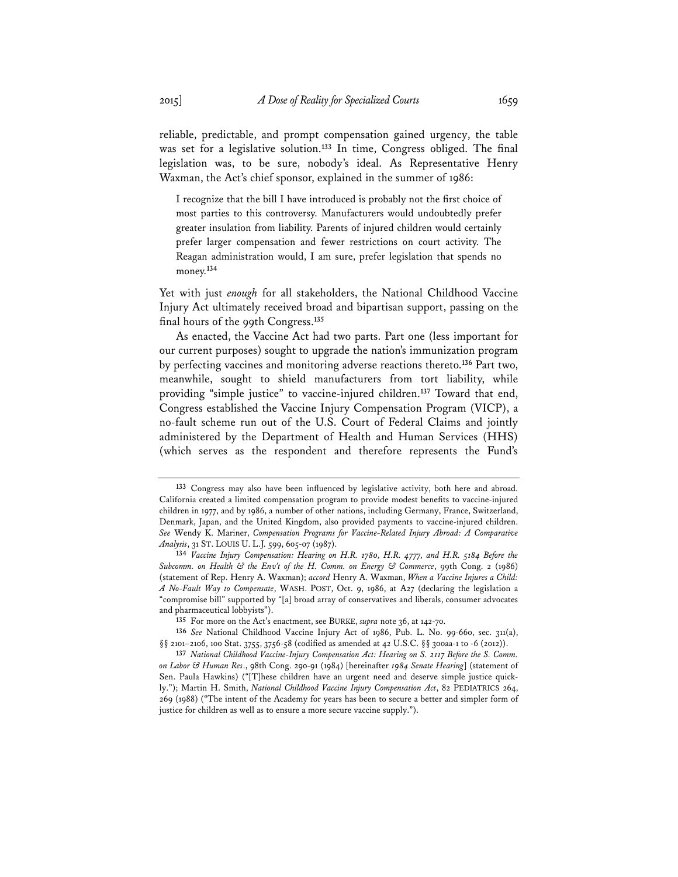reliable, predictable, and prompt compensation gained urgency, the table was set for a legislative solution.[133] In time, Congress obliged. The final legislation was, to be sure, nobody's ideal. As Representative Henry Waxman, the Act's chief sponsor, explained in the summer of 1986:

> I recognize that the bill I have introduced is probably not the first choice of most parties to this controversy. Manufacturers would undoubtedly prefer greater insulation from liability. Parents of injured children would certainly prefer larger compensation and fewer restrictions on court activity. The Reagan administration would, I am sure, prefer legislation that spends no money.[134]

Yet with just *enough* for all stakeholders, the National Childhood Vaccine Injury Act ultimately received broad and bipartisan support, passing on the final hours of the 99th Congress.[135]

As enacted, the Vaccine Act had two parts. Part one (less important for our current purposes) sought to upgrade the nation's immunization program by perfecting vaccines and monitoring adverse reactions thereto.[136] Part two, meanwhile, sought to shield manufacturers from tort liability, while providing "simple justice" to vaccine-injured children.[137] Toward that end, Congress established the Vaccine Injury Compensation Program (VICP), a no-fault scheme run out of the U.S. Court of Federal Claims and jointly administered by the Department of Health and Human Services (HHS) (which serves as the respondent and therefore represents the Fund's

---

133 Congress may also have been influenced by legislative activity, both here and abroad. California created a limited compensation program to provide modest benefits to vaccine-injured children in 1977, and by 1986, a number of other nations, including Germany, France, Switzerland, Denmark, Japan, and the United Kingdom, also provided payments to vaccine-injured children. *See* Wendy K. Mariner, *Compensation Programs for Vaccine-Related Injury Abroad: A Comparative Analysis*, 31 ST. LOUIS U. L.J. 599, 605-07 (1987).

134 *Vaccine Injury Compensation: Hearing on H.R. 1780, H.R. 4777, and H.R. 5184 Before the Subcomm. on Health & the Env't of the H. Comm. on Energy & Commerce*, 99th Cong. 2 (1986) (statement of Rep. Henry A. Waxman); *accord* Henry A. Waxman, *When a Vaccine Injures a Child: A No-Fault Way to Compensate*, WASH. POST, Oct. 9, 1986, at A27 (declaring the legislation a "compromise bill" supported by "[a] broad array of conservatives and liberals, consumer advocates and pharmaceutical lobbyists").

135 For more on the Act's enactment, see BURKE, *supra* note 36, at 142-70.

136 *See* National Childhood Vaccine Injury Act of 1986, Pub. L. No. 99-660, sec. 311(a), §§ 2101–2106, 100 Stat. 3755, 3756-58 (codified as amended at 42 U.S.C. §§ 300aa-1 to -6 (2012)).

137 *National Childhood Vaccine-Injury Compensation Act: Hearing on S. 2117 Before the S. Comm. on Labor & Human Res.*, 98th Cong. 290-91 (1984) [hereinafter *1984 Senate Hearing*] (statement of Sen. Paula Hawkins) ("[T]hese children have an urgent need and deserve simple justice quickly."); Martin H. Smith, *National Childhood Vaccine Injury Compensation Act*, 82 PEDIATRICS 264, 269 (1988) ("The intent of the Academy for years has been to secure a better and simpler form of justice for children as well as to ensure a more secure vaccine supply.").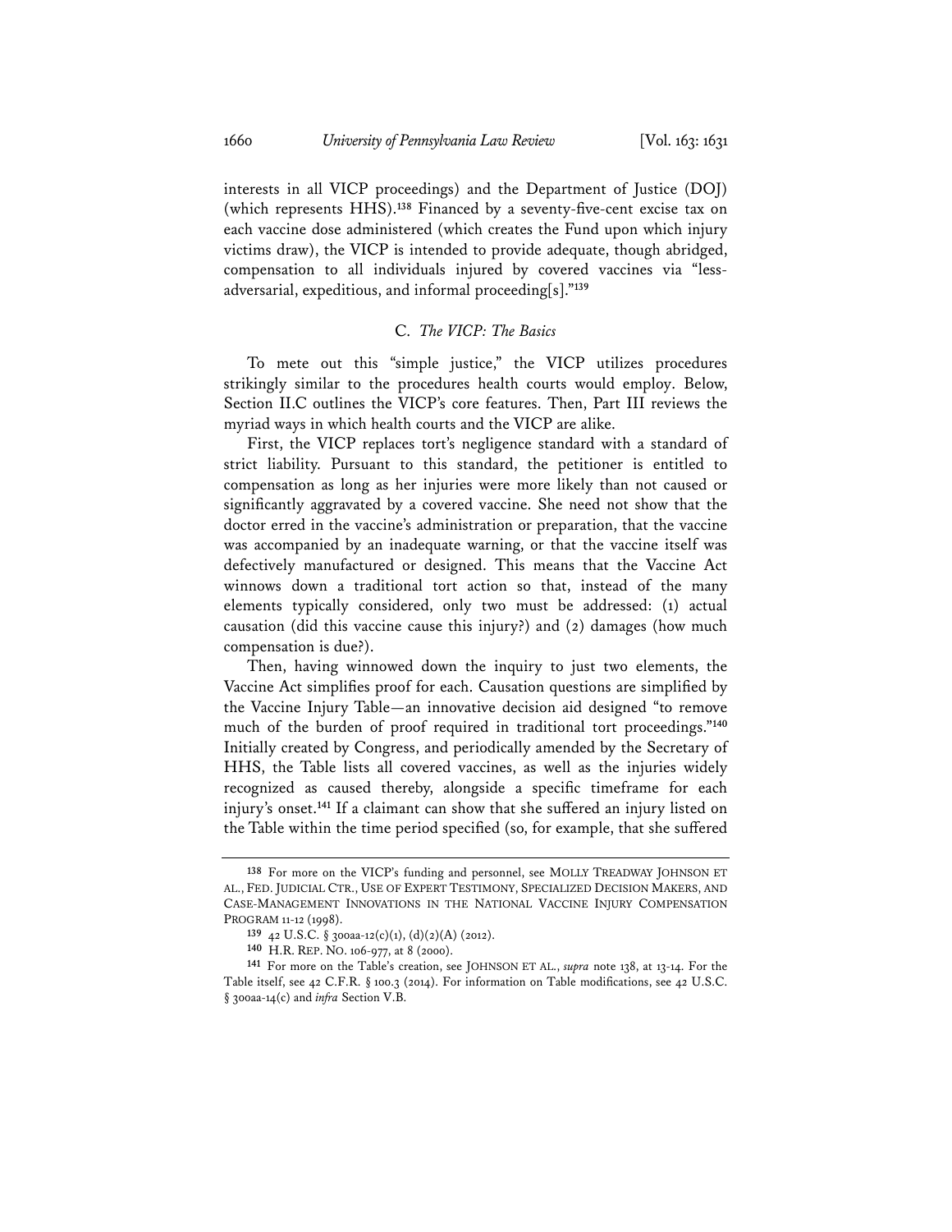interests in all VICP proceedings) and the Department of Justice (DOJ) (which represents HHS).[138] Financed by a seventy-five-cent excise tax on each vaccine dose administered (which creates the Fund upon which injury victims draw), the VICP is intended to provide adequate, though abridged, compensation to all individuals injured by covered vaccines via "less-adversarial, expeditious, and informal proceeding[s]."[139]

### C. *The VICP: The Basics*

To mete out this "simple justice," the VICP utilizes procedures strikingly similar to the procedures health courts would employ. Below, Section II.C outlines the VICP's core features. Then, Part III reviews the myriad ways in which health courts and the VICP are alike.

First, the VICP replaces tort's negligence standard with a standard of strict liability. Pursuant to this standard, the petitioner is entitled to compensation as long as her injuries were more likely than not caused or significantly aggravated by a covered vaccine. She need not show that the doctor erred in the vaccine's administration or preparation, that the vaccine was accompanied by an inadequate warning, or that the vaccine itself was defectively manufactured or designed. This means that the Vaccine Act winnows down a traditional tort action so that, instead of the many elements typically considered, only two must be addressed: (1) actual causation (did this vaccine cause this injury?) and (2) damages (how much compensation is due?).

Then, having winnowed down the inquiry to just two elements, the Vaccine Act simplifies proof for each. Causation questions are simplified by the Vaccine Injury Table—an innovative decision aid designed "to remove much of the burden of proof required in traditional tort proceedings."[140] Initially created by Congress, and periodically amended by the Secretary of HHS, the Table lists all covered vaccines, as well as the injuries widely recognized as caused thereby, alongside a specific timeframe for each injury's onset.[141] If a claimant can show that she suffered an injury listed on the Table within the time period specified (so, for example, that she suffered

---

[138] For more on the VICP's funding and personnel, see MOLLY TREADWAY JOHNSON ET AL., FED. JUDICIAL CTR., USE OF EXPERT TESTIMONY, SPECIALIZED DECISION MAKERS, AND CASE-MANAGEMENT INNOVATIONS IN THE NATIONAL VACCINE INJURY COMPENSATION PROGRAM 11-12 (1998).

[139] 42 U.S.C. § 300aa-12(c)(1), (d)(2)(A) (2012).

[140] H.R. REP. NO. 106-977, at 8 (2000).

[141] For more on the Table's creation, see JOHNSON ET AL., *supra* note 138, at 13-14. For the Table itself, see 42 C.F.R. § 100.3 (2014). For information on Table modifications, see 42 U.S.C. § 300aa-14(c) and *infra* Section V.B.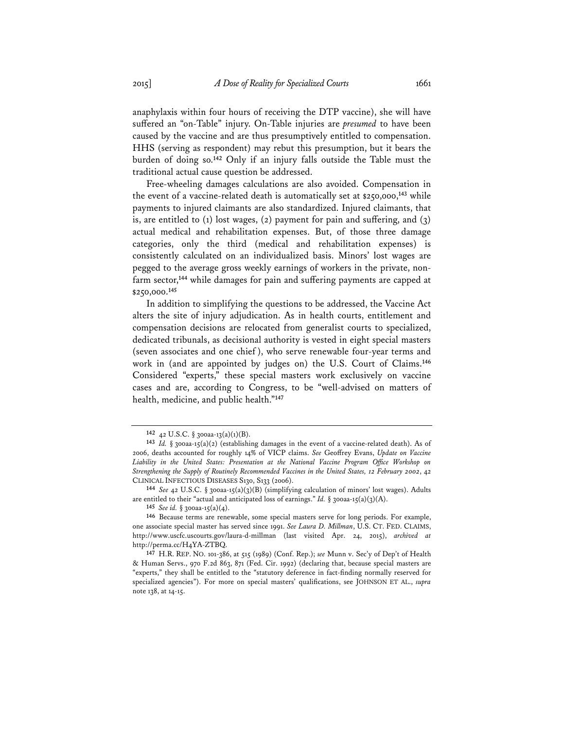anaphylaxis within four hours of receiving the DTP vaccine), she will have suffered an "on-Table" injury. On-Table injuries are *presumed* to have been caused by the vaccine and are thus presumptively entitled to compensation. HHS (serving as respondent) may rebut this presumption, but it bears the burden of doing so.[142] Only if an injury falls outside the Table must the traditional actual cause question be addressed.

Free-wheeling damages calculations are also avoided. Compensation in the event of a vaccine-related death is automatically set at $250,000,[143] while payments to injured claimants are also standardized. Injured claimants, that is, are entitled to (1) lost wages, (2) payment for pain and suffering, and (3) actual medical and rehabilitation expenses. But, of those three damage categories, only the third (medical and rehabilitation expenses) is consistently calculated on an individualized basis. Minors' lost wages are pegged to the average gross weekly earnings of workers in the private, non-farm sector,[144] while damages for pain and suffering payments are capped at $250,000.[145]

In addition to simplifying the questions to be addressed, the Vaccine Act alters the site of injury adjudication. As in health courts, entitlement and compensation decisions are relocated from generalist courts to specialized, dedicated tribunals, as decisional authority is vested in eight special masters (seven associates and one chief), who serve renewable four-year terms and work in (and are appointed by judges on) the U.S. Court of Claims.[146] Considered "experts," these special masters work exclusively on vaccine cases and are, according to Congress, to be "well-advised on matters of health, medicine, and public health."[147]

---

[142] 42 U.S.C. § 300aa-13(a)(1)(B).

[143] *Id.* § 300aa-15(a)(2) (establishing damages in the event of a vaccine-related death). As of 2006, deaths accounted for roughly 14% of VICP claims. *See* Geoffrey Evans, *Update on Vaccine Liability in the United States: Presentation at the National Vaccine Program Office Workshop on Strengthening the Supply of Routinely Recommended Vaccines in the United States, 12 February 2002*, 42 CLINICAL INFECTIOUS DISEASES S130, S133 (2006).

[144] *See* 42 U.S.C. § 300aa-15(a)(3)(B) (simplifying calculation of minors' lost wages). Adults are entitled to their "actual and anticipated loss of earnings." *Id.* § 300aa-15(a)(3)(A).

[145] *See id.* § 300aa-15(a)(4).

[146] Because terms are renewable, some special masters serve for long periods. For example, one associate special master has served since 1991. *See Laura D. Millman*, U.S. CT. FED. CLAIMS, http://www.uscfc.uscourts.gov/laura-d-millman (last visited Apr. 24, 2015), *archived at* http://perma.cc/H4YA-ZTBQ.

[147] H.R. REP. NO. 101-386, at 515 (1989) (Conf. Rep.); *see* Munn v. Sec'y of Dep't of Health & Human Servs., 970 F.2d 863, 871 (Fed. Cir. 1992) (declaring that, because special masters are "experts," they shall be entitled to the "statutory deference in fact-finding normally reserved for specialized agencies"). For more on special masters' qualifications, see JOHNSON ET AL., *supra* note 138, at 14-15.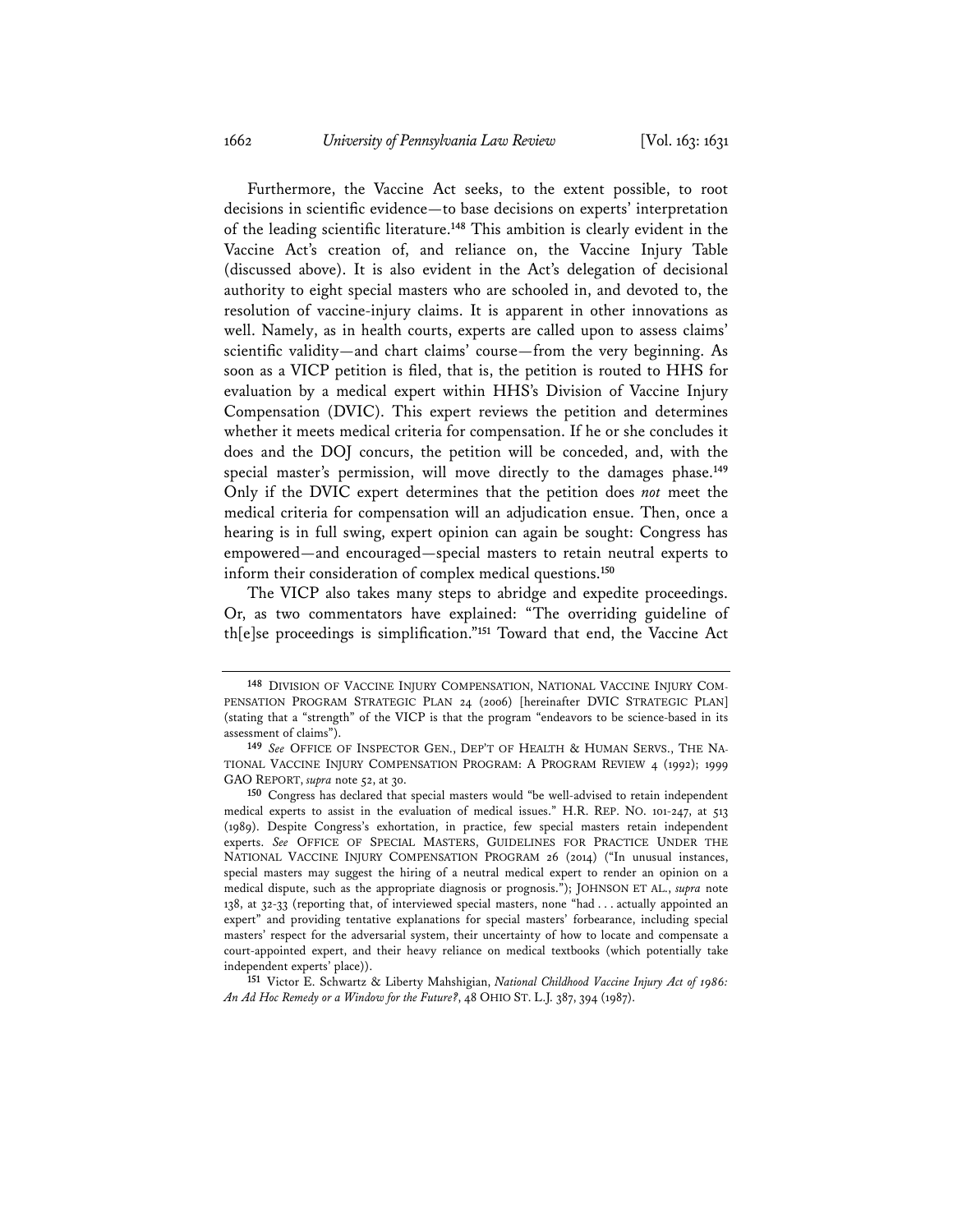Furthermore, the Vaccine Act seeks, to the extent possible, to root decisions in scientific evidence—to base decisions on experts' interpretation of the leading scientific literature.[148] This ambition is clearly evident in the Vaccine Act's creation of, and reliance on, the Vaccine Injury Table (discussed above). It is also evident in the Act's delegation of decisional authority to eight special masters who are schooled in, and devoted to, the resolution of vaccine-injury claims. It is apparent in other innovations as well. Namely, as in health courts, experts are called upon to assess claims' scientific validity—and chart claims' course—from the very beginning. As soon as a VICP petition is filed, that is, the petition is routed to HHS for evaluation by a medical expert within HHS's Division of Vaccine Injury Compensation (DVIC). This expert reviews the petition and determines whether it meets medical criteria for compensation. If he or she concludes it does and the DOJ concurs, the petition will be conceded, and, with the special master's permission, will move directly to the damages phase.[149] Only if the DVIC expert determines that the petition does *not* meet the medical criteria for compensation will an adjudication ensue. Then, once a hearing is in full swing, expert opinion can again be sought: Congress has empowered—and encouraged—special masters to retain neutral experts to inform their consideration of complex medical questions.[150]

The VICP also takes many steps to abridge and expedite proceedings. Or, as two commentators have explained: "The overriding guideline of th[e]se proceedings is simplification."[151] Toward that end, the Vaccine Act

---

[148] DIVISION OF VACCINE INJURY COMPENSATION, NATIONAL VACCINE INJURY COMPENSATION PROGRAM STRATEGIC PLAN 24 (2006) [hereinafter DVIC STRATEGIC PLAN] (stating that a "strength" of the VICP is that the program "endeavors to be science-based in its assessment of claims").

[149] *See* OFFICE OF INSPECTOR GEN., DEP'T OF HEALTH & HUMAN SERVS., THE NATIONAL VACCINE INJURY COMPENSATION PROGRAM: A PROGRAM REVIEW 4 (1992); 1999 GAO REPORT, *supra* note 52, at 30.

[150] Congress has declared that special masters would "be well-advised to retain independent medical experts to assist in the evaluation of medical issues." H.R. REP. NO. 101-247, at 513 (1989). Despite Congress's exhortation, in practice, few special masters retain independent experts. *See* OFFICE OF SPECIAL MASTERS, GUIDELINES FOR PRACTICE UNDER THE NATIONAL VACCINE INJURY COMPENSATION PROGRAM 26 (2014) ("In unusual instances, special masters may suggest the hiring of a neutral medical expert to render an opinion on a medical dispute, such as the appropriate diagnosis or prognosis."); JOHNSON ET AL., *supra* note 138, at 32-33 (reporting that, of interviewed special masters, none "had . . . actually appointed an expert" and providing tentative explanations for special masters' forbearance, including special masters' respect for the adversarial system, their uncertainty of how to locate and compensate a court-appointed expert, and their heavy reliance on medical textbooks (which potentially take independent experts' place)).

[151] Victor E. Schwartz & Liberty Mahshigian, *National Childhood Vaccine Injury Act of 1986: An Ad Hoc Remedy or a Window for the Future?*, 48 OHIO ST. L.J. 387, 394 (1987).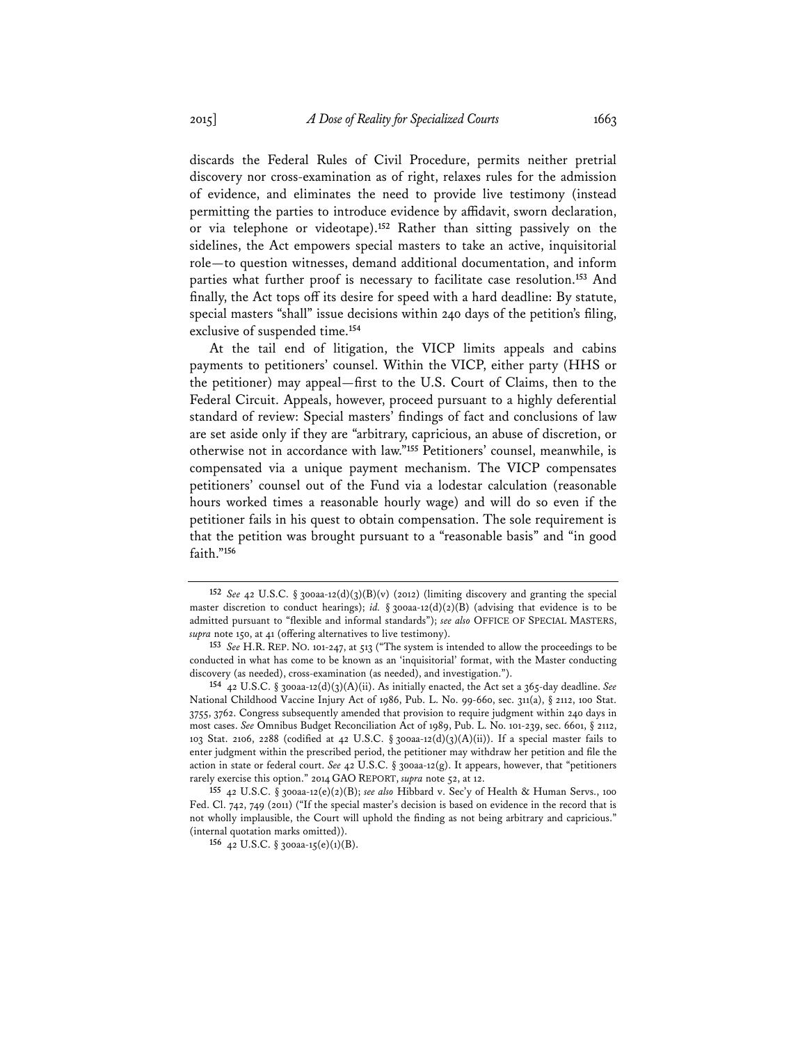discards the Federal Rules of Civil Procedure, permits neither pretrial discovery nor cross-examination as of right, relaxes rules for the admission of evidence, and eliminates the need to provide live testimony (instead permitting the parties to introduce evidence by affidavit, sworn declaration, or via telephone or videotape).[152] Rather than sitting passively on the sidelines, the Act empowers special masters to take an active, inquisitorial role—to question witnesses, demand additional documentation, and inform parties what further proof is necessary to facilitate case resolution.[153] And finally, the Act tops off its desire for speed with a hard deadline: By statute, special masters "shall" issue decisions within 240 days of the petition's filing, exclusive of suspended time.[154]

At the tail end of litigation, the VICP limits appeals and cabins payments to petitioners' counsel. Within the VICP, either party (HHS or the petitioner) may appeal—first to the U.S. Court of Claims, then to the Federal Circuit. Appeals, however, proceed pursuant to a highly deferential standard of review: Special masters' findings of fact and conclusions of law are set aside only if they are "arbitrary, capricious, an abuse of discretion, or otherwise not in accordance with law."[155] Petitioners' counsel, meanwhile, is compensated via a unique payment mechanism. The VICP compensates petitioners' counsel out of the Fund via a lodestar calculation (reasonable hours worked times a reasonable hourly wage) and will do so even if the petitioner fails in his quest to obtain compensation. The sole requirement is that the petition was brought pursuant to a "reasonable basis" and "in good faith."[156]

---

[152] *See* 42 U.S.C. § 300aa-12(d)(3)(B)(v) (2012) (limiting discovery and granting the special master discretion to conduct hearings); *id.* § 300aa-12(d)(2)(B) (advising that evidence is to be admitted pursuant to "flexible and informal standards"); *see also* OFFICE OF SPECIAL MASTERS, *supra* note 150, at 41 (offering alternatives to live testimony).

[153] *See* H.R. REP. NO. 101-247, at 513 ("The system is intended to allow the proceedings to be conducted in what has come to be known as an 'inquisitorial' format, with the Master conducting discovery (as needed), cross-examination (as needed), and investigation.").

[154] 42 U.S.C. § 300aa-12(d)(3)(A)(ii). As initially enacted, the Act set a 365-day deadline. *See* National Childhood Vaccine Injury Act of 1986, Pub. L. No. 99-660, sec. 311(a), § 2112, 100 Stat. 3755, 3762. Congress subsequently amended that provision to require judgment within 240 days in most cases. *See* Omnibus Budget Reconciliation Act of 1989, Pub. L. No. 101-239, sec. 6601, § 2112, 103 Stat. 2106, 2288 (codified at 42 U.S.C. § 300aa-12(d)(3)(A)(ii)). If a special master fails to enter judgment within the prescribed period, the petitioner may withdraw her petition and file the action in state or federal court. *See* 42 U.S.C. § 300aa-12(g). It appears, however, that "petitioners rarely exercise this option." 2014 GAO REPORT, *supra* note 52, at 12.

[155] 42 U.S.C. § 300aa-12(e)(2)(B); *see also* Hibbard v. Sec'y of Health & Human Servs., 100 Fed. Cl. 742, 749 (2011) ("If the special master's decision is based on evidence in the record that is not wholly implausible, the Court will uphold the finding as not being arbitrary and capricious." (internal quotation marks omitted)).

[156] 42 U.S.C. § 300aa-15(e)(1)(B).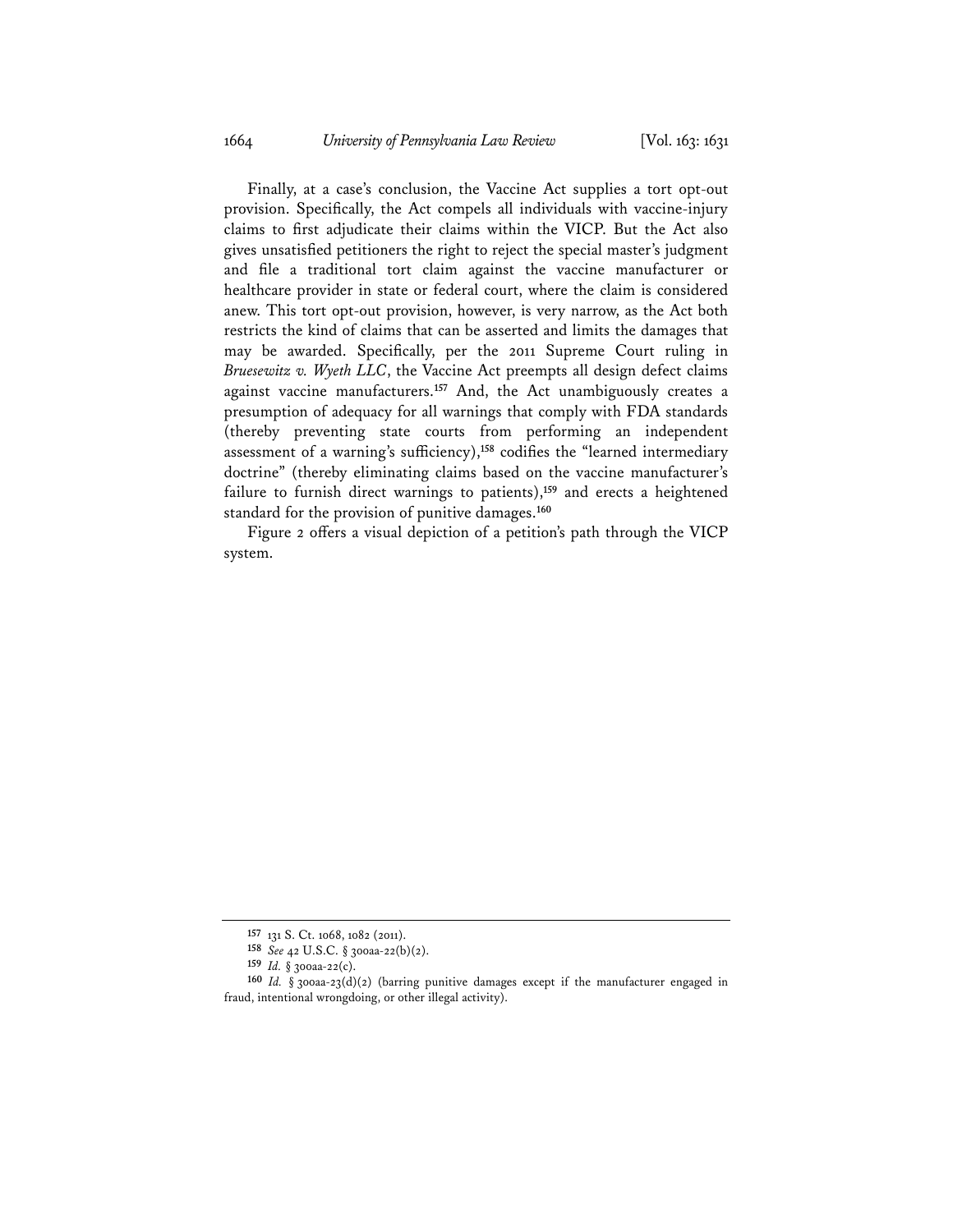Finally, at a case's conclusion, the Vaccine Act supplies a tort opt-out provision. Specifically, the Act compels all individuals with vaccine-injury claims to first adjudicate their claims within the VICP. But the Act also gives unsatisfied petitioners the right to reject the special master's judgment and file a traditional tort claim against the vaccine manufacturer or healthcare provider in state or federal court, where the claim is considered anew. This tort opt-out provision, however, is very narrow, as the Act both restricts the kind of claims that can be asserted and limits the damages that may be awarded. Specifically, per the 2011 Supreme Court ruling in *Bruesewitz v. Wyeth LLC*, the Vaccine Act preempts all design defect claims against vaccine manufacturers.[157] And, the Act unambiguously creates a presumption of adequacy for all warnings that comply with FDA standards (thereby preventing state courts from performing an independent assessment of a warning's sufficiency),[158] codifies the "learned intermediary doctrine" (thereby eliminating claims based on the vaccine manufacturer's failure to furnish direct warnings to patients),[159] and erects a heightened standard for the provision of punitive damages.[160]

Figure 2 offers a visual depiction of a petition's path through the VICP system.

---

[157] 131 S. Ct. 1068, 1082 (2011).

[158] *See* 42 U.S.C. § 300aa-22(b)(2).

[159] *Id.* § 300aa-22(c).

[160] *Id.* § 300aa-23(d)(2) (barring punitive damages except if the manufacturer engaged in fraud, intentional wrongdoing, or other illegal activity).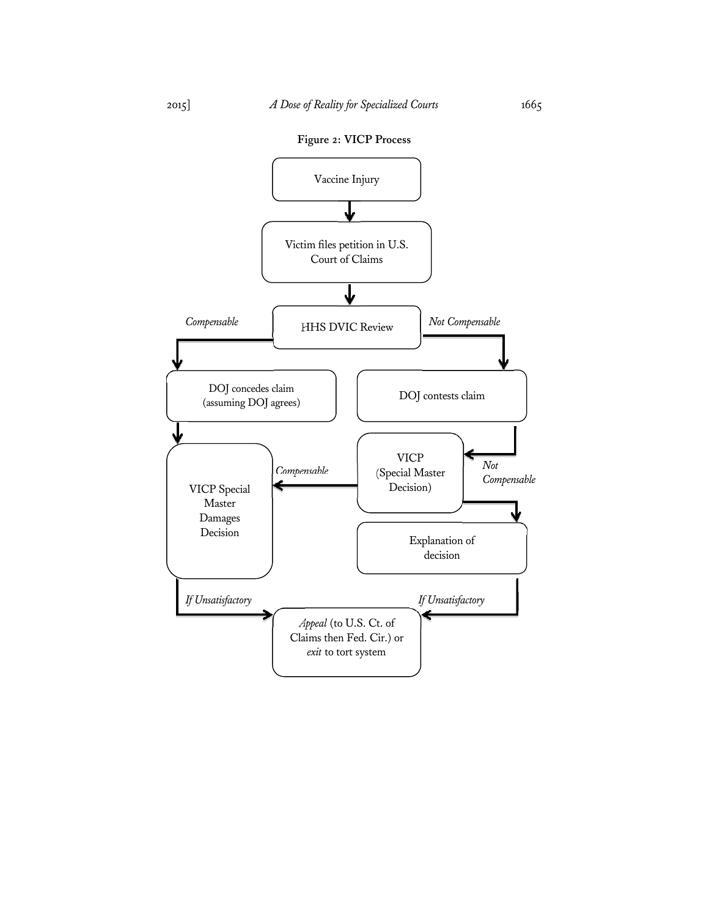**Figure 2: VICP Process**

Vaccine Injury

↓

Victim files petition in U.S. Court of Claims

↓

HHS DVIC Review

- *Compensable* → DOJ concedes claim (assuming DOJ agrees) → VICP Special Master Damages Decision
- *Not Compensable* → DOJ contests claim → VICP (Special Master Decision)
  - *Compensable* → VICP Special Master Damages Decision
  - *Not Compensable* → Explanation of decision

VICP Special Master Damages Decision — *If Unsatisfactory* → *Appeal* (to U.S. Ct. of Claims then Fed. Cir.) or *exit* to tort system

Explanation of decision — *If Unsatisfactory* → *Appeal* (to U.S. Ct. of Claims then Fed. Cir.) or *exit* to tort system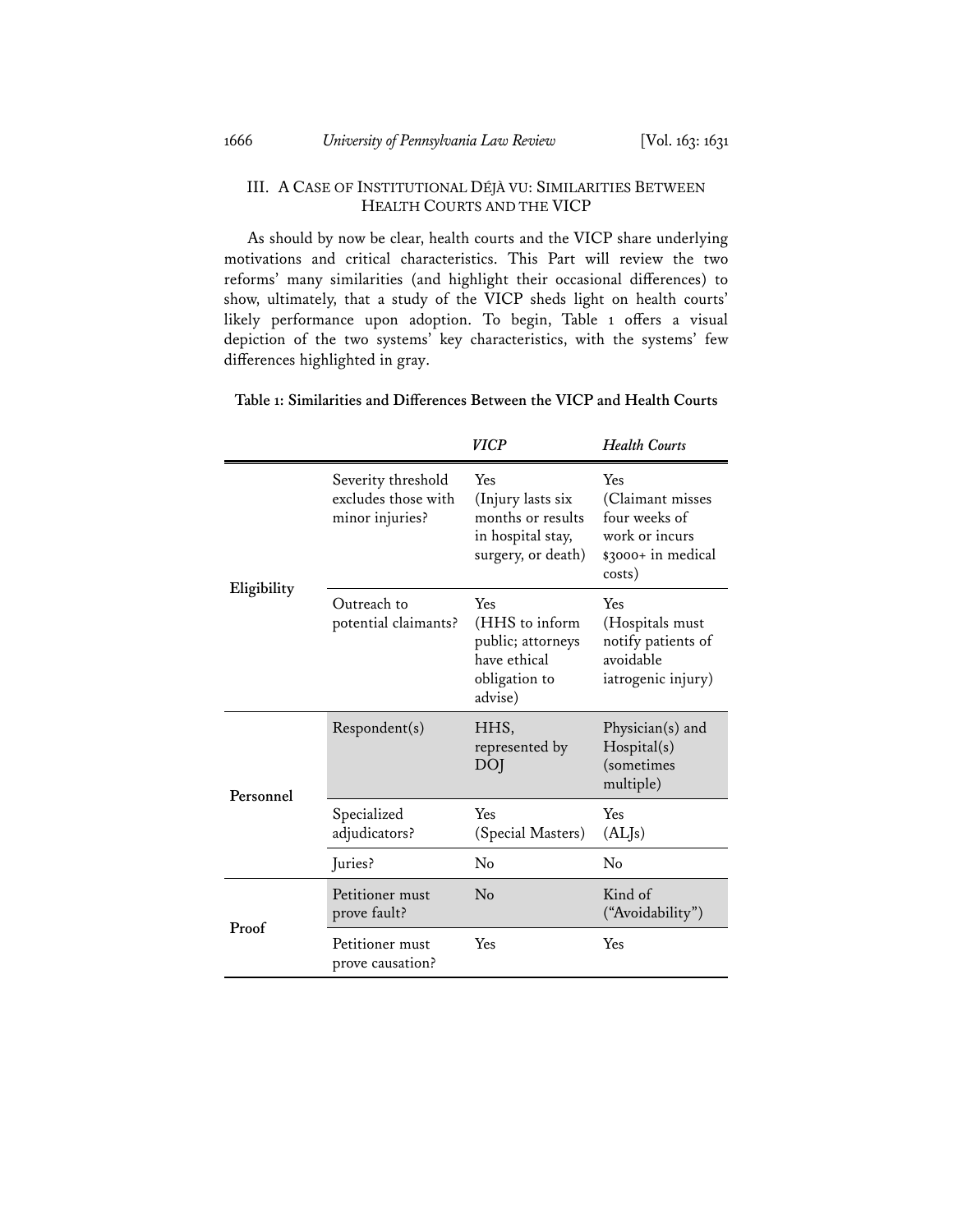## III. A CASE OF INSTITUTIONAL DÉJÀ VU: SIMILARITIES BETWEEN HEALTH COURTS AND THE VICP

As should by now be clear, health courts and the VICP share underlying motivations and critical characteristics. This Part will review the two reforms' many similarities (and highlight their occasional differences) to show, ultimately, that a study of the VICP sheds light on health courts' likely performance upon adoption. To begin, Table 1 offers a visual depiction of the two systems' key characteristics, with the systems' few differences highlighted in gray.

**Table 1: Similarities and Differences Between the VICP and Health Courts**

| | | *VICP* | *Health Courts* |
|---|---|---|---|
| **Eligibility** | Severity threshold excludes those with minor injuries? | Yes (Injury lasts six months or results in hospital stay, surgery, or death) | Yes (Claimant misses four weeks of work or incurs $3000+ in medical costs) |
| | Outreach to potential claimants? | Yes (HHS to inform public; attorneys have ethical obligation to advise) | Yes (Hospitals must notify patients of avoidable iatrogenic injury) |
| **Personnel** | Respondent(s) | HHS, represented by DOJ | Physician(s) and Hospital(s) (sometimes multiple) |
| | Specialized adjudicators? | Yes (Special Masters) | Yes (ALJs) |
| | Juries? | No | No |
| **Proof** | Petitioner must prove fault? | No | Kind of ("Avoidability") |
| | Petitioner must prove causation? | Yes | Yes |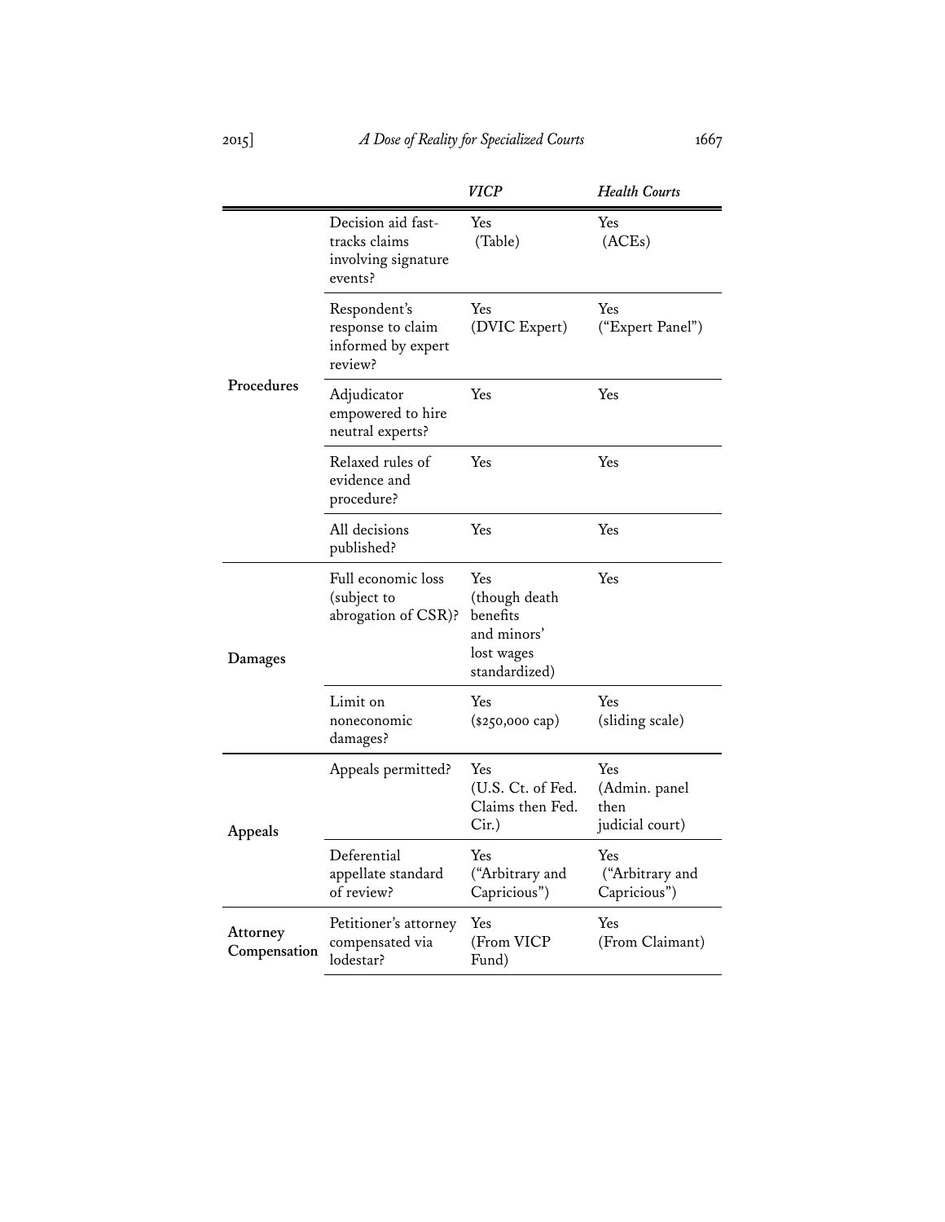| | | *VICP* | *Health Courts* |
|---|---|---|---|
| **Procedures** | Decision aid fast-tracks claims involving signature events? | Yes (Table) | Yes (ACEs) |
| | Respondent's response to claim informed by expert review? | Yes (DVIC Expert) | Yes ("Expert Panel") |
| | Adjudicator empowered to hire neutral experts? | Yes | Yes |
| | Relaxed rules of evidence and procedure? | Yes | Yes |
| | All decisions published? | Yes | Yes |
| **Damages** | Full economic loss (subject to abrogation of CSR)? | Yes (though death benefits and minors' lost wages standardized) | Yes |
| | Limit on noneconomic damages? | Yes ($250,000 cap) | Yes (sliding scale) |
| **Appeals** | Appeals permitted? | Yes (U.S. Ct. of Fed. Claims then Fed. Cir.) | Yes (Admin. panel then judicial court) |
| | Deferential appellate standard of review? | Yes ("Arbitrary and Capricious") | Yes ("Arbitrary and Capricious") |
| **Attorney Compensation** | Petitioner's attorney compensated via lodestar? | Yes (From VICP Fund) | Yes (From Claimant) |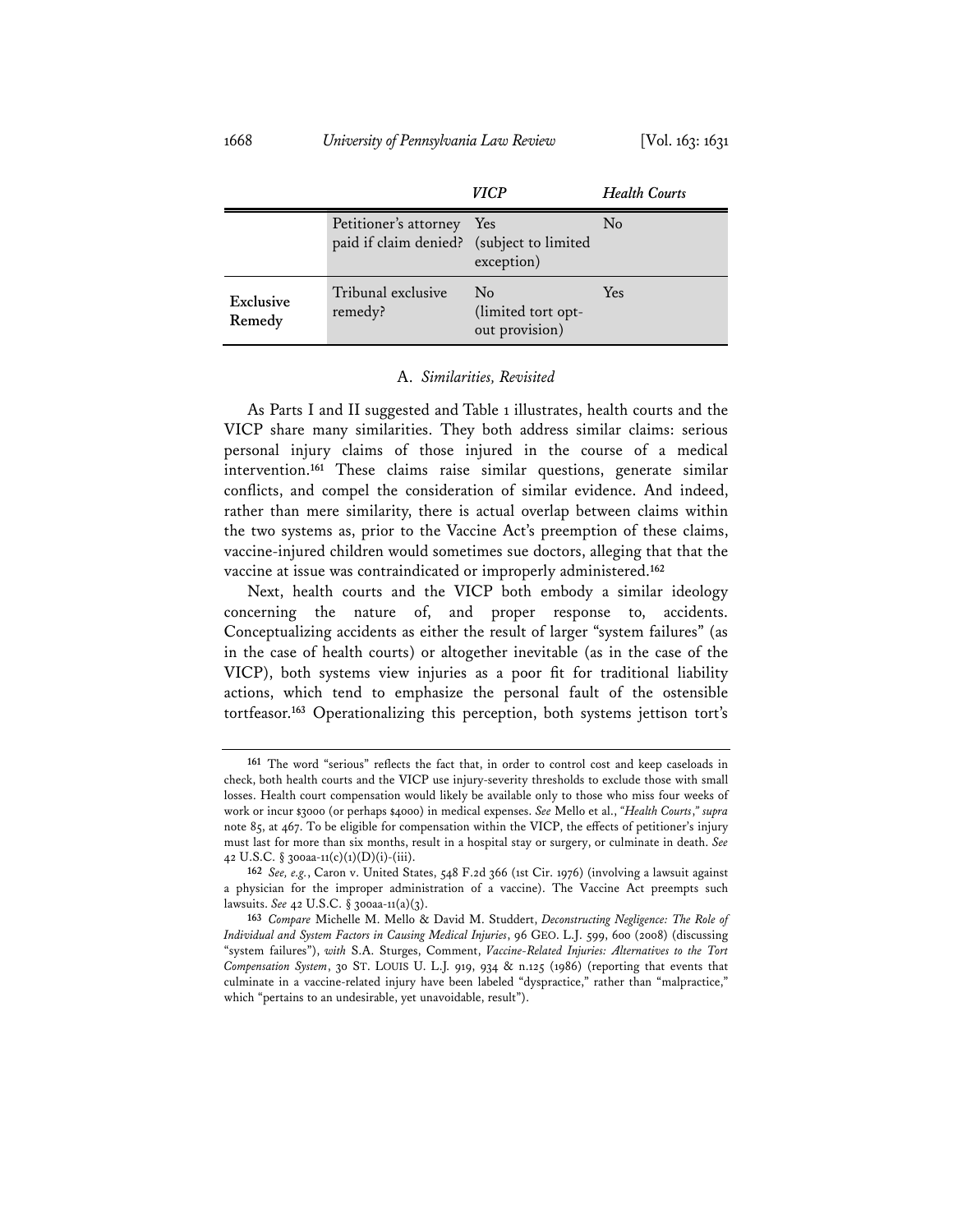| | | *VICP* | *Health Courts* |
|---|---|---|---|
| | Petitioner's attorney paid if claim denied? | Yes (subject to limited exception) | No |
| **Exclusive Remedy** | Tribunal exclusive remedy? | No (limited tort opt-out provision) | Yes |

### A. *Similarities, Revisited*

As Parts I and II suggested and Table 1 illustrates, health courts and the VICP share many similarities. They both address similar claims: serious personal injury claims of those injured in the course of a medical intervention.[161] These claims raise similar questions, generate similar conflicts, and compel the consideration of similar evidence. And indeed, rather than mere similarity, there is actual overlap between claims within the two systems as, prior to the Vaccine Act's preemption of these claims, vaccine-injured children would sometimes sue doctors, alleging that that the vaccine at issue was contraindicated or improperly administered.[162]

Next, health courts and the VICP both embody a similar ideology concerning the nature of, and proper response to, accidents. Conceptualizing accidents as either the result of larger "system failures" (as in the case of health courts) or altogether inevitable (as in the case of the VICP), both systems view injuries as a poor fit for traditional liability actions, which tend to emphasize the personal fault of the ostensible tortfeasor.[163] Operationalizing this perception, both systems jettison tort's

---

[161] The word "serious" reflects the fact that, in order to control cost and keep caseloads in check, both health courts and the VICP use injury-severity thresholds to exclude those with small losses. Health court compensation would likely be available only to those who miss four weeks of work or incur $3000 (or perhaps $4000) in medical expenses. *See* Mello et al., *"Health Courts," supra* note 85, at 467. To be eligible for compensation within the VICP, the effects of petitioner's injury must last for more than six months, result in a hospital stay or surgery, or culminate in death. *See* 42 U.S.C. § 300aa-11(c)(1)(D)(i)-(iii).

[162] *See, e.g.*, Caron v. United States, 548 F.2d 366 (1st Cir. 1976) (involving a lawsuit against a physician for the improper administration of a vaccine). The Vaccine Act preempts such lawsuits. *See* 42 U.S.C. § 300aa-11(a)(3).

[163] *Compare* Michelle M. Mello & David M. Studdert, *Deconstructing Negligence: The Role of Individual and System Factors in Causing Medical Injuries*, 96 GEO. L.J. 599, 600 (2008) (discussing "system failures"), *with* S.A. Sturges, Comment, *Vaccine-Related Injuries: Alternatives to the Tort Compensation System*, 30 ST. LOUIS U. L.J. 919, 934 & n.125 (1986) (reporting that events that culminate in a vaccine-related injury have been labeled "dyspractice," rather than "malpractice," which "pertains to an undesirable, yet unavoidable, result").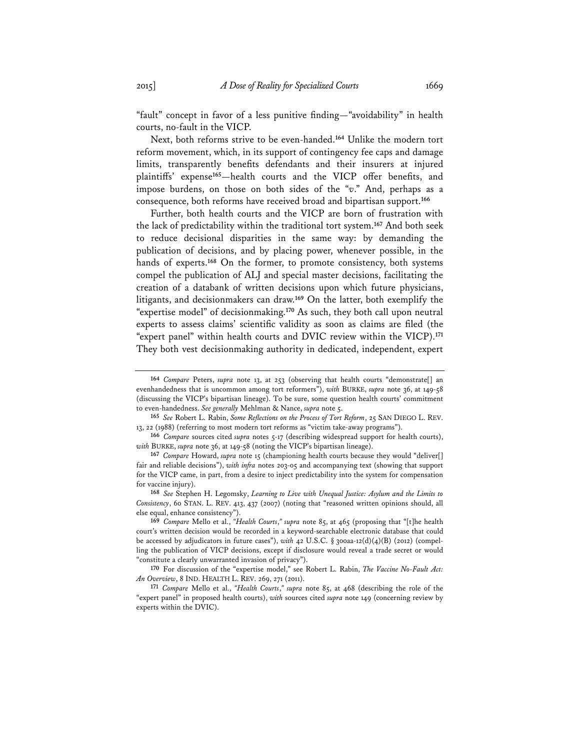"fault" concept in favor of a less punitive finding—"avoidability" in health courts, no-fault in the VICP.

Next, both reforms strive to be even-handed.[164] Unlike the modern tort reform movement, which, in its support of contingency fee caps and damage limits, transparently benefits defendants and their insurers at injured plaintiffs' expense[165]—health courts and the VICP offer benefits, and impose burdens, on those on both sides of the "*v*." And, perhaps as a consequence, both reforms have received broad and bipartisan support.[166]

Further, both health courts and the VICP are born of frustration with the lack of predictability within the traditional tort system.[167] And both seek to reduce decisional disparities in the same way: by demanding the publication of decisions, and by placing power, whenever possible, in the hands of experts.[168] On the former, to promote consistency, both systems compel the publication of ALJ and special master decisions, facilitating the creation of a databank of written decisions upon which future physicians, litigants, and decisionmakers can draw.[169] On the latter, both exemplify the "expertise model" of decisionmaking.[170] As such, they both call upon neutral experts to assess claims' scientific validity as soon as claims are filed (the "expert panel" within health courts and DVIC review within the VICP).[171] They both vest decisionmaking authority in dedicated, independent, expert

---

164 *Compare* Peters, *supra* note 13, at 253 (observing that health courts "demonstrate[] an evenhandedness that is uncommon among tort reformers"), *with* BURKE, *supra* note 36, at 149-58 (discussing the VICP's bipartisan lineage). To be sure, some question health courts' commitment to even-handedness. *See generally* Mehlman & Nance, *supra* note 5.

165 *See* Robert L. Rabin, *Some Reflections on the Process of Tort Reform*, 25 SAN DIEGO L. REV. 13, 22 (1988) (referring to most modern tort reforms as "victim take-away programs").

166 *Compare* sources cited *supra* notes 5-17 (describing widespread support for health courts), *with* BURKE, *supra* note 36, at 149-58 (noting the VICP's bipartisan lineage).

167 *Compare* Howard, *supra* note 15 (championing health courts because they would "deliver[] fair and reliable decisions"), *with infra* notes 203-05 and accompanying text (showing that support for the VICP came, in part, from a desire to inject predictability into the system for compensation for vaccine injury).

168 *See* Stephen H. Legomsky, *Learning to Live with Unequal Justice: Asylum and the Limits to Consistency*, 60 STAN. L. REV. 413, 437 (2007) (noting that "reasoned written opinions should, all else equal, enhance consistency").

169 *Compare* Mello et al., *"Health Courts," supra* note 85, at 465 (proposing that "[t]he health court's written decision would be recorded in a keyword-searchable electronic database that could be accessed by adjudicators in future cases"), *with* 42 U.S.C. § 300aa-12(d)(4)(B) (2012) (compelling the publication of VICP decisions, except if disclosure would reveal a trade secret or would "constitute a clearly unwarranted invasion of privacy").

170 For discussion of the "expertise model," see Robert L. Rabin, *The Vaccine No-Fault Act: An Overview*, 8 IND. HEALTH L. REV. 269, 271 (2011).

171 *Compare* Mello et al., *"Health Courts," supra* note 85, at 468 (describing the role of the "expert panel" in proposed health courts), *with* sources cited *supra* note 149 (concerning review by experts within the DVIC).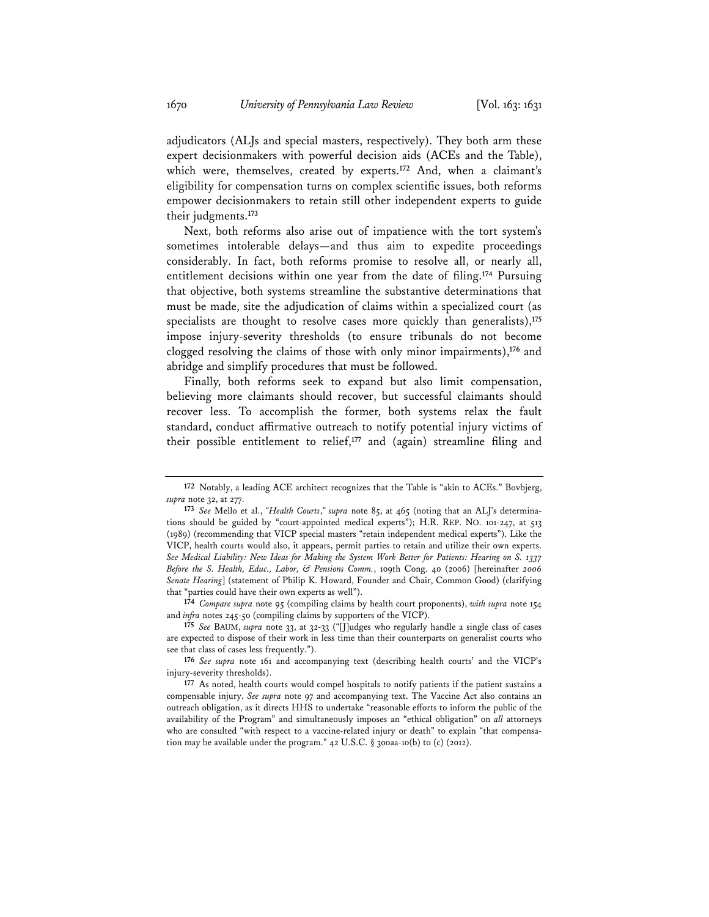adjudicators (ALJs and special masters, respectively). They both arm these expert decisionmakers with powerful decision aids (ACEs and the Table), which were, themselves, created by experts.[172] And, when a claimant's eligibility for compensation turns on complex scientific issues, both reforms empower decisionmakers to retain still other independent experts to guide their judgments.[173]

Next, both reforms also arise out of impatience with the tort system's sometimes intolerable delays—and thus aim to expedite proceedings considerably. In fact, both reforms promise to resolve all, or nearly all, entitlement decisions within one year from the date of filing.[174] Pursuing that objective, both systems streamline the substantive determinations that must be made, site the adjudication of claims within a specialized court (as specialists are thought to resolve cases more quickly than generalists),[175] impose injury-severity thresholds (to ensure tribunals do not become clogged resolving the claims of those with only minor impairments),[176] and abridge and simplify procedures that must be followed.

Finally, both reforms seek to expand but also limit compensation, believing more claimants should recover, but successful claimants should recover less. To accomplish the former, both systems relax the fault standard, conduct affirmative outreach to notify potential injury victims of their possible entitlement to relief,[177] and (again) streamline filing and

---

172 Notably, a leading ACE architect recognizes that the Table is "akin to ACEs." Bovbjerg, *supra* note 32, at 277.

173 *See* Mello et al., *"Health Courts," supra* note 85, at 465 (noting that an ALJ's determinations should be guided by "court-appointed medical experts"); H.R. REP. NO. 101-247, at 513 (1989) (recommending that VICP special masters "retain independent medical experts"). Like the VICP, health courts would also, it appears, permit parties to retain and utilize their own experts. *See Medical Liability: New Ideas for Making the System Work Better for Patients: Hearing on S. 1337 Before the S. Health, Educ., Labor, & Pensions Comm.*, 109th Cong. 40 (2006) [hereinafter *2006 Senate Hearing*] (statement of Philip K. Howard, Founder and Chair, Common Good) (clarifying that "parties could have their own experts as well").

174 *Compare supra* note 95 (compiling claims by health court proponents), *with supra* note 154 and *infra* notes 245-50 (compiling claims by supporters of the VICP).

175 *See* BAUM, *supra* note 33, at 32-33 ("[J]udges who regularly handle a single class of cases are expected to dispose of their work in less time than their counterparts on generalist courts who see that class of cases less frequently.").

176 *See supra* note 161 and accompanying text (describing health courts' and the VICP's injury-severity thresholds).

177 As noted, health courts would compel hospitals to notify patients if the patient sustains a compensable injury. *See supra* note 97 and accompanying text. The Vaccine Act also contains an outreach obligation, as it directs HHS to undertake "reasonable efforts to inform the public of the availability of the Program" and simultaneously imposes an "ethical obligation" on *all* attorneys who are consulted "with respect to a vaccine-related injury or death" to explain "that compensation may be available under the program." 42 U.S.C. § 300aa-10(b) to (c) (2012).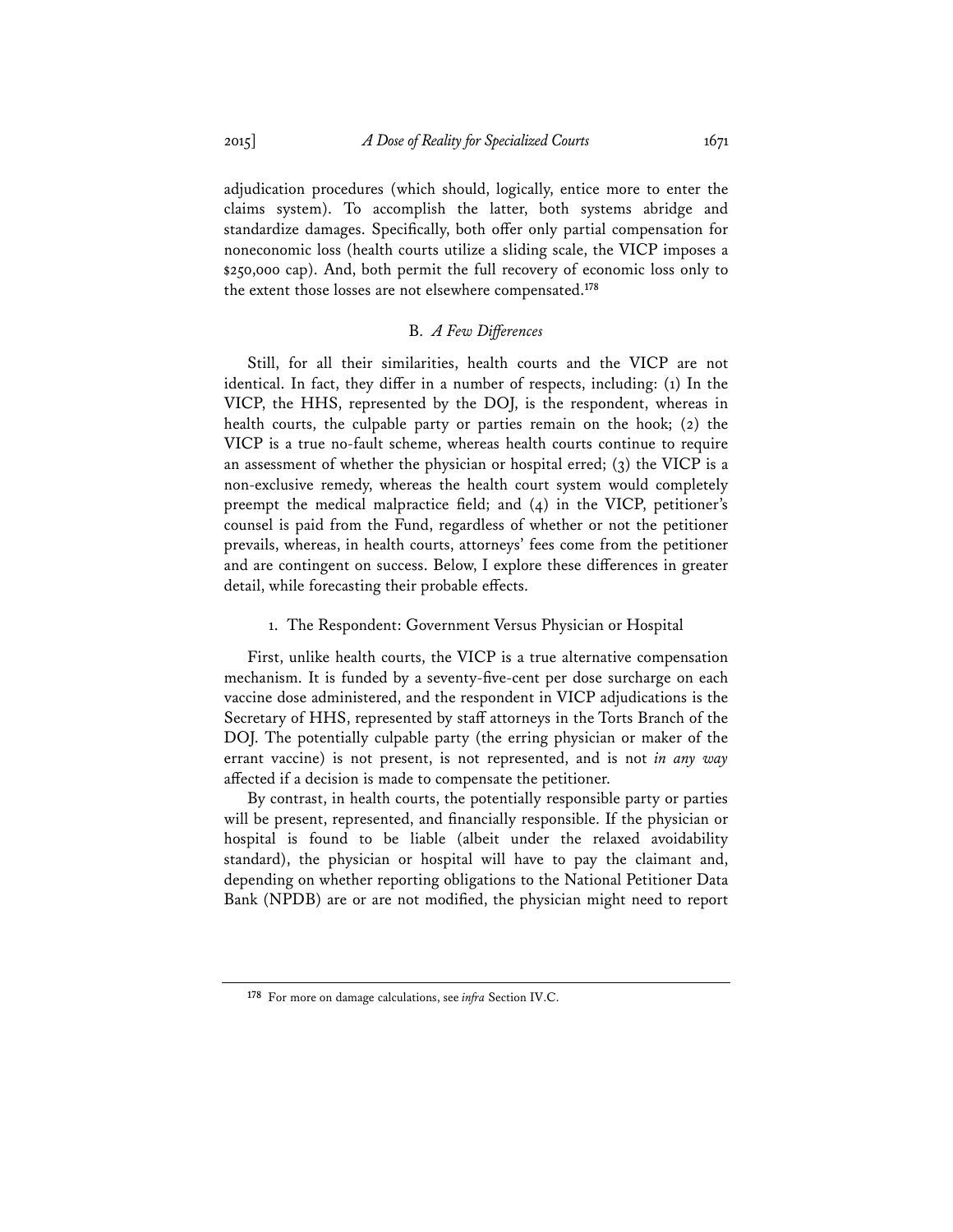adjudication procedures (which should, logically, entice more to enter the claims system). To accomplish the latter, both systems abridge and standardize damages. Specifically, both offer only partial compensation for noneconomic loss (health courts utilize a sliding scale, the VICP imposes a $250,000 cap). And, both permit the full recovery of economic loss only to the extent those losses are not elsewhere compensated.[178]

## B. *A Few Differences*

Still, for all their similarities, health courts and the VICP are not identical. In fact, they differ in a number of respects, including: (1) In the VICP, the HHS, represented by the DOJ, is the respondent, whereas in health courts, the culpable party or parties remain on the hook; (2) the VICP is a true no-fault scheme, whereas health courts continue to require an assessment of whether the physician or hospital erred; (3) the VICP is a non-exclusive remedy, whereas the health court system would completely preempt the medical malpractice field; and (4) in the VICP, petitioner's counsel is paid from the Fund, regardless of whether or not the petitioner prevails, whereas, in health courts, attorneys' fees come from the petitioner and are contingent on success. Below, I explore these differences in greater detail, while forecasting their probable effects.

### 1. The Respondent: Government Versus Physician or Hospital

First, unlike health courts, the VICP is a true alternative compensation mechanism. It is funded by a seventy-five-cent per dose surcharge on each vaccine dose administered, and the respondent in VICP adjudications is the Secretary of HHS, represented by staff attorneys in the Torts Branch of the DOJ. The potentially culpable party (the erring physician or maker of the errant vaccine) is not present, is not represented, and is not *in any way* affected if a decision is made to compensate the petitioner.

By contrast, in health courts, the potentially responsible party or parties will be present, represented, and financially responsible. If the physician or hospital is found to be liable (albeit under the relaxed avoidability standard), the physician or hospital will have to pay the claimant and, depending on whether reporting obligations to the National Petitioner Data Bank (NPDB) are or are not modified, the physician might need to report

[178] For more on damage calculations, see *infra* Section IV.C.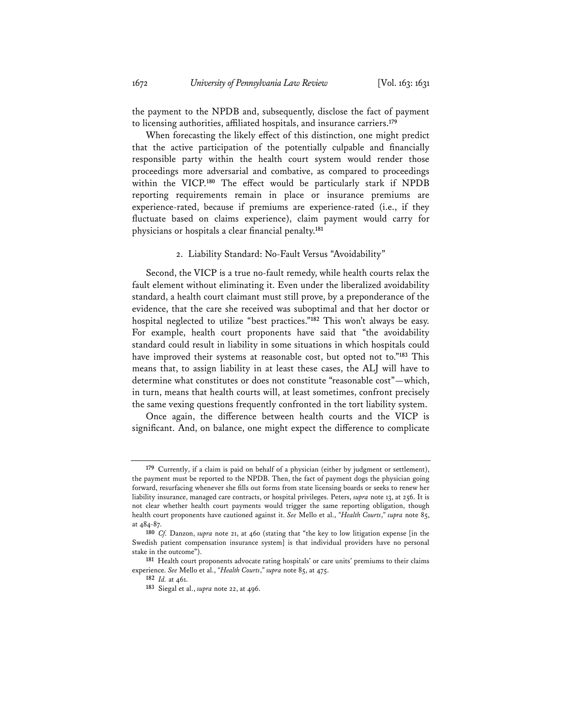the payment to the NPDB and, subsequently, disclose the fact of payment to licensing authorities, affiliated hospitals, and insurance carriers.[179]

When forecasting the likely effect of this distinction, one might predict that the active participation of the potentially culpable and financially responsible party within the health court system would render those proceedings more adversarial and combative, as compared to proceedings within the VICP.[180] The effect would be particularly stark if NPDB reporting requirements remain in place or insurance premiums are experience-rated, because if premiums are experience-rated (i.e., if they fluctuate based on claims experience), claim payment would carry for physicians or hospitals a clear financial penalty.[181]

### 2. Liability Standard: No-Fault Versus "Avoidability"

Second, the VICP is a true no-fault remedy, while health courts relax the fault element without eliminating it. Even under the liberalized avoidability standard, a health court claimant must still prove, by a preponderance of the evidence, that the care she received was suboptimal and that her doctor or hospital neglected to utilize "best practices."[182] This won't always be easy. For example, health court proponents have said that "the avoidability standard could result in liability in some situations in which hospitals could have improved their systems at reasonable cost, but opted not to."[183] This means that, to assign liability in at least these cases, the ALJ will have to determine what constitutes or does not constitute "reasonable cost"—which, in turn, means that health courts will, at least sometimes, confront precisely the same vexing questions frequently confronted in the tort liability system.

Once again, the difference between health courts and the VICP is significant. And, on balance, one might expect the difference to complicate

---

[179] Currently, if a claim is paid on behalf of a physician (either by judgment or settlement), the payment must be reported to the NPDB. Then, the fact of payment dogs the physician going forward, resurfacing whenever she fills out forms from state licensing boards or seeks to renew her liability insurance, managed care contracts, or hospital privileges. Peters, *supra* note 13, at 256. It is not clear whether health court payments would trigger the same reporting obligation, though health court proponents have cautioned against it. *See* Mello et al., *"Health Courts," supra* note 85, at 484-87.

[180] *Cf.* Danzon, *supra* note 21, at 460 (stating that "the key to low litigation expense [in the Swedish patient compensation insurance system] is that individual providers have no personal stake in the outcome").

[181] Health court proponents advocate rating hospitals' or care units' premiums to their claims experience. *See* Mello et al., *"Health Courts," supra* note 85, at 475.

[182] *Id.* at 461.

[183] Siegal et al., *supra* note 22, at 496.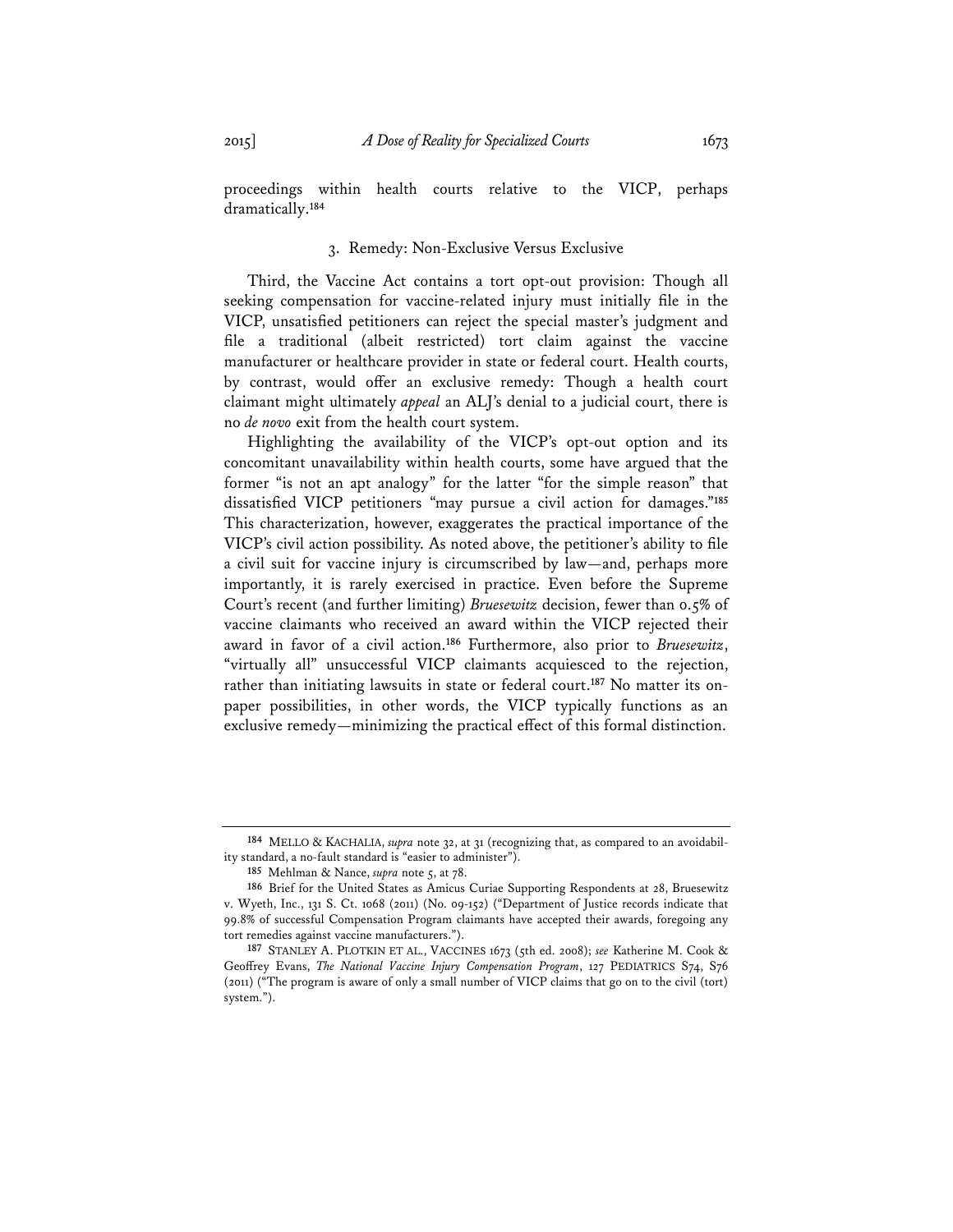proceedings within health courts relative to the VICP, perhaps dramatically.[184]

### 3. Remedy: Non-Exclusive Versus Exclusive

Third, the Vaccine Act contains a tort opt-out provision: Though all seeking compensation for vaccine-related injury must initially file in the VICP, unsatisfied petitioners can reject the special master's judgment and file a traditional (albeit restricted) tort claim against the vaccine manufacturer or healthcare provider in state or federal court. Health courts, by contrast, would offer an exclusive remedy: Though a health court claimant might ultimately *appeal* an ALJ's denial to a judicial court, there is no *de novo* exit from the health court system.

Highlighting the availability of the VICP's opt-out option and its concomitant unavailability within health courts, some have argued that the former "is not an apt analogy" for the latter "for the simple reason" that dissatisfied VICP petitioners "may pursue a civil action for damages."[185] This characterization, however, exaggerates the practical importance of the VICP's civil action possibility. As noted above, the petitioner's ability to file a civil suit for vaccine injury is circumscribed by law—and, perhaps more importantly, it is rarely exercised in practice. Even before the Supreme Court's recent (and further limiting) *Bruesewitz* decision, fewer than 0.5% of vaccine claimants who received an award within the VICP rejected their award in favor of a civil action.[186] Furthermore, also prior to *Bruesewitz*, "virtually all" unsuccessful VICP claimants acquiesced to the rejection, rather than initiating lawsuits in state or federal court.[187] No matter its on-paper possibilities, in other words, the VICP typically functions as an exclusive remedy—minimizing the practical effect of this formal distinction.

---

[184] MELLO & KACHALIA, *supra* note 32, at 31 (recognizing that, as compared to an avoidability standard, a no-fault standard is "easier to administer").

[185] Mehlman & Nance, *supra* note 5, at 78.

[186] Brief for the United States as Amicus Curiae Supporting Respondents at 28, Bruesewitz v. Wyeth, Inc., 131 S. Ct. 1068 (2011) (No. 09-152) ("Department of Justice records indicate that 99.8% of successful Compensation Program claimants have accepted their awards, foregoing any tort remedies against vaccine manufacturers.").

[187] STANLEY A. PLOTKIN ET AL., VACCINES 1673 (5th ed. 2008); *see* Katherine M. Cook & Geoffrey Evans, *The National Vaccine Injury Compensation Program*, 127 PEDIATRICS S74, S76 (2011) ("The program is aware of only a small number of VICP claims that go on to the civil (tort) system.").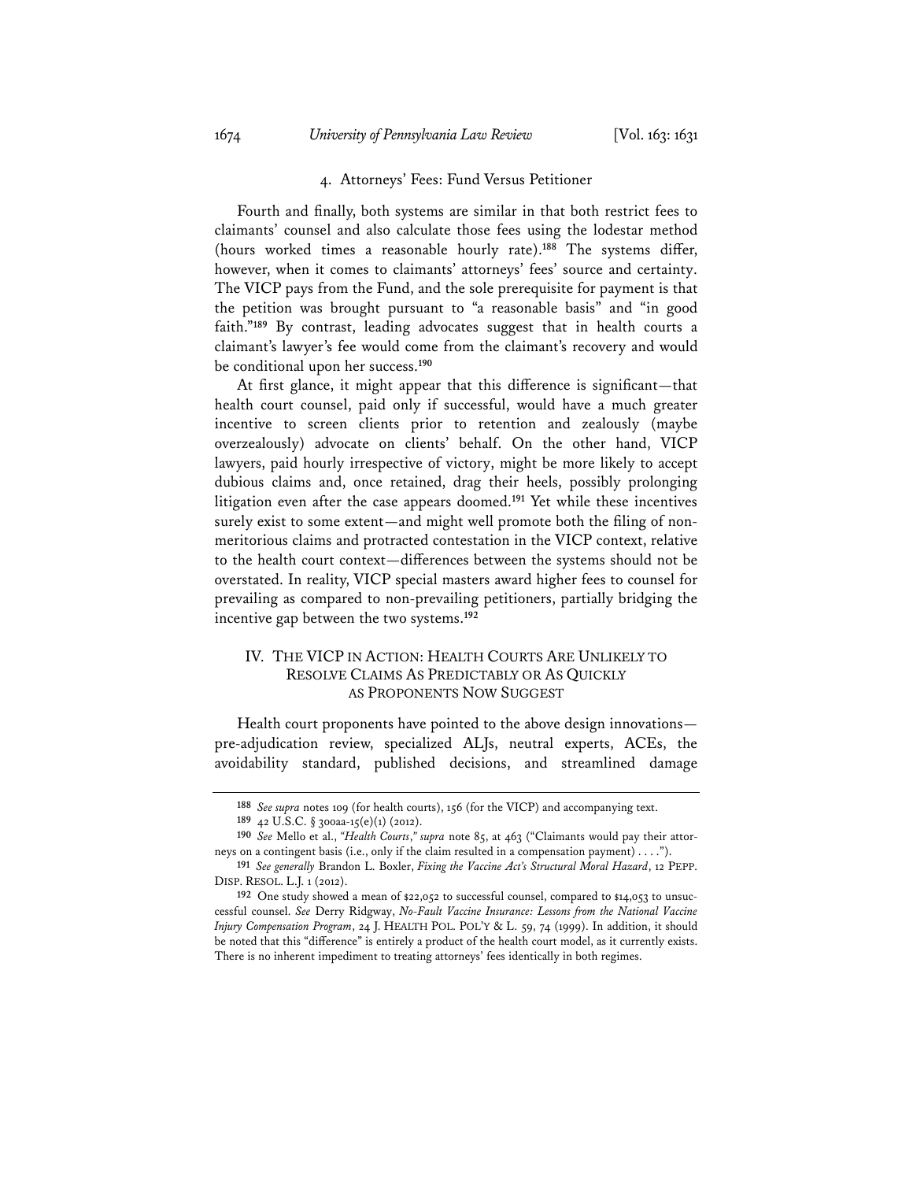#### 4. Attorneys' Fees: Fund Versus Petitioner

Fourth and finally, both systems are similar in that both restrict fees to claimants' counsel and also calculate those fees using the lodestar method (hours worked times a reasonable hourly rate).[188] The systems differ, however, when it comes to claimants' attorneys' fees' source and certainty. The VICP pays from the Fund, and the sole prerequisite for payment is that the petition was brought pursuant to "a reasonable basis" and "in good faith."[189] By contrast, leading advocates suggest that in health courts a claimant's lawyer's fee would come from the claimant's recovery and would be conditional upon her success.[190]

At first glance, it might appear that this difference is significant—that health court counsel, paid only if successful, would have a much greater incentive to screen clients prior to retention and zealously (maybe overzealously) advocate on clients' behalf. On the other hand, VICP lawyers, paid hourly irrespective of victory, might be more likely to accept dubious claims and, once retained, drag their heels, possibly prolonging litigation even after the case appears doomed.[191] Yet while these incentives surely exist to some extent—and might well promote both the filing of non-meritorious claims and protracted contestation in the VICP context, relative to the health court context—differences between the systems should not be overstated. In reality, VICP special masters award higher fees to counsel for prevailing as compared to non-prevailing petitioners, partially bridging the incentive gap between the two systems.[192]

## IV. THE VICP IN ACTION: HEALTH COURTS ARE UNLIKELY TO RESOLVE CLAIMS AS PREDICTABLY OR AS QUICKLY AS PROPONENTS NOW SUGGEST

Health court proponents have pointed to the above design innovations—pre-adjudication review, specialized ALJs, neutral experts, ACEs, the avoidability standard, published decisions, and streamlined damage

---

[188] *See supra* notes 109 (for health courts), 156 (for the VICP) and accompanying text.

[189] 42 U.S.C. § 300aa-15(e)(1) (2012).

[190] *See* Mello et al., *"Health Courts," supra* note 85, at 463 ("Claimants would pay their attorneys on a contingent basis (i.e., only if the claim resulted in a compensation payment) . . . .").

[191] *See generally* Brandon L. Boxler, *Fixing the Vaccine Act's Structural Moral Hazard*, 12 PEPP. DISP. RESOL. L.J. 1 (2012).

[192] One study showed a mean of $22,052 to successful counsel, compared to $14,053 to unsuccessful counsel. *See* Derry Ridgway, *No-Fault Vaccine Insurance: Lessons from the National Vaccine Injury Compensation Program*, 24 J. HEALTH POL. POL'Y & L. 59, 74 (1999). In addition, it should be noted that this "difference" is entirely a product of the health court model, as it currently exists. There is no inherent impediment to treating attorneys' fees identically in both regimes.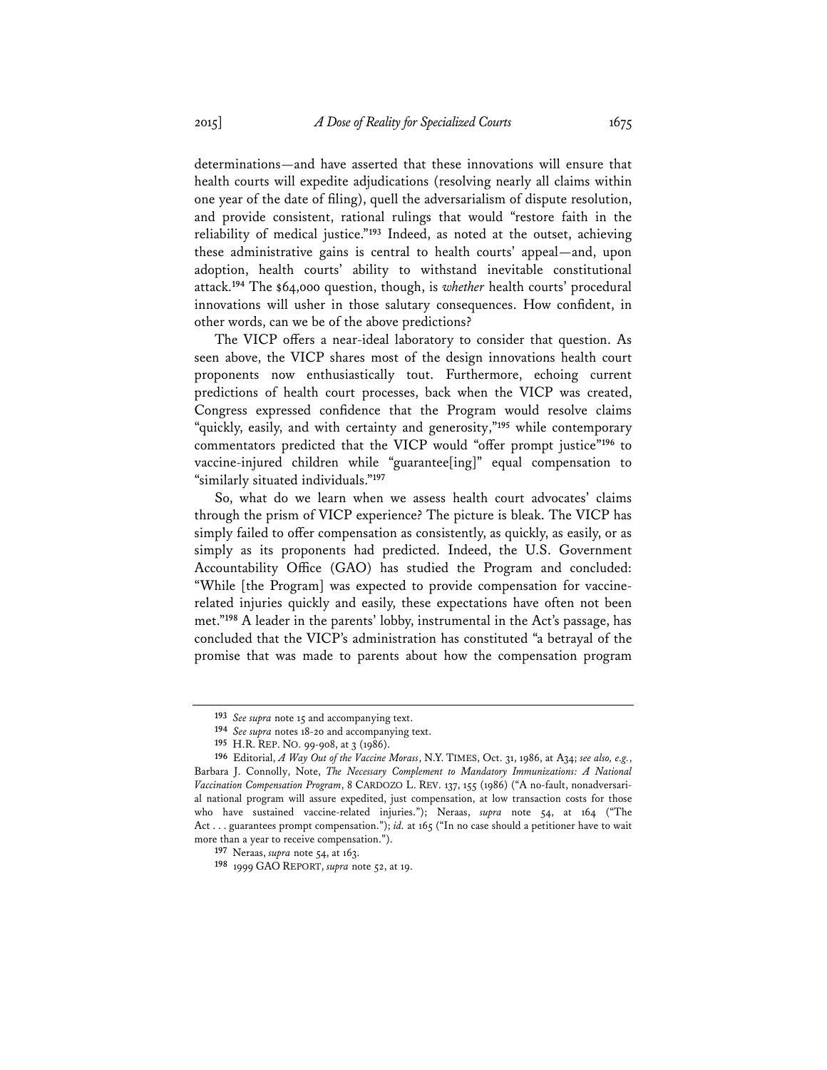determinations—and have asserted that these innovations will ensure that health courts will expedite adjudications (resolving nearly all claims within one year of the date of filing), quell the adversarialism of dispute resolution, and provide consistent, rational rulings that would "restore faith in the reliability of medical justice."[193] Indeed, as noted at the outset, achieving these administrative gains is central to health courts' appeal—and, upon adoption, health courts' ability to withstand inevitable constitutional attack.[194] The $64,000 question, though, is *whether* health courts' procedural innovations will usher in those salutary consequences. How confident, in other words, can we be of the above predictions?

The VICP offers a near-ideal laboratory to consider that question. As seen above, the VICP shares most of the design innovations health court proponents now enthusiastically tout. Furthermore, echoing current predictions of health court processes, back when the VICP was created, Congress expressed confidence that the Program would resolve claims "quickly, easily, and with certainty and generosity,"[195] while contemporary commentators predicted that the VICP would "offer prompt justice"[196] to vaccine-injured children while "guarantee[ing]" equal compensation to "similarly situated individuals."[197]

So, what do we learn when we assess health court advocates' claims through the prism of VICP experience? The picture is bleak. The VICP has simply failed to offer compensation as consistently, as quickly, as easily, or as simply as its proponents had predicted. Indeed, the U.S. Government Accountability Office (GAO) has studied the Program and concluded: "While [the Program] was expected to provide compensation for vaccine-related injuries quickly and easily, these expectations have often not been met."[198] A leader in the parents' lobby, instrumental in the Act's passage, has concluded that the VICP's administration has constituted "a betrayal of the promise that was made to parents about how the compensation program

---

[193] *See supra* note 15 and accompanying text.

[194] *See supra* notes 18-20 and accompanying text.

[195] H.R. REP. NO. 99-908, at 3 (1986).

[196] Editorial, *A Way Out of the Vaccine Morass*, N.Y. TIMES, Oct. 31, 1986, at A34; *see also, e.g.*, Barbara J. Connolly, Note, *The Necessary Complement to Mandatory Immunizations: A National Vaccination Compensation Program*, 8 CARDOZO L. REV. 137, 155 (1986) ("A no-fault, nonadversarial national program will assure expedited, just compensation, at low transaction costs for those who have sustained vaccine-related injuries."); Neraas, *supra* note 54, at 164 ("The Act . . . guarantees prompt compensation."); *id.* at 165 ("In no case should a petitioner have to wait more than a year to receive compensation.").

[197] Neraas, *supra* note 54, at 163.

[198] 1999 GAO REPORT, *supra* note 52, at 19.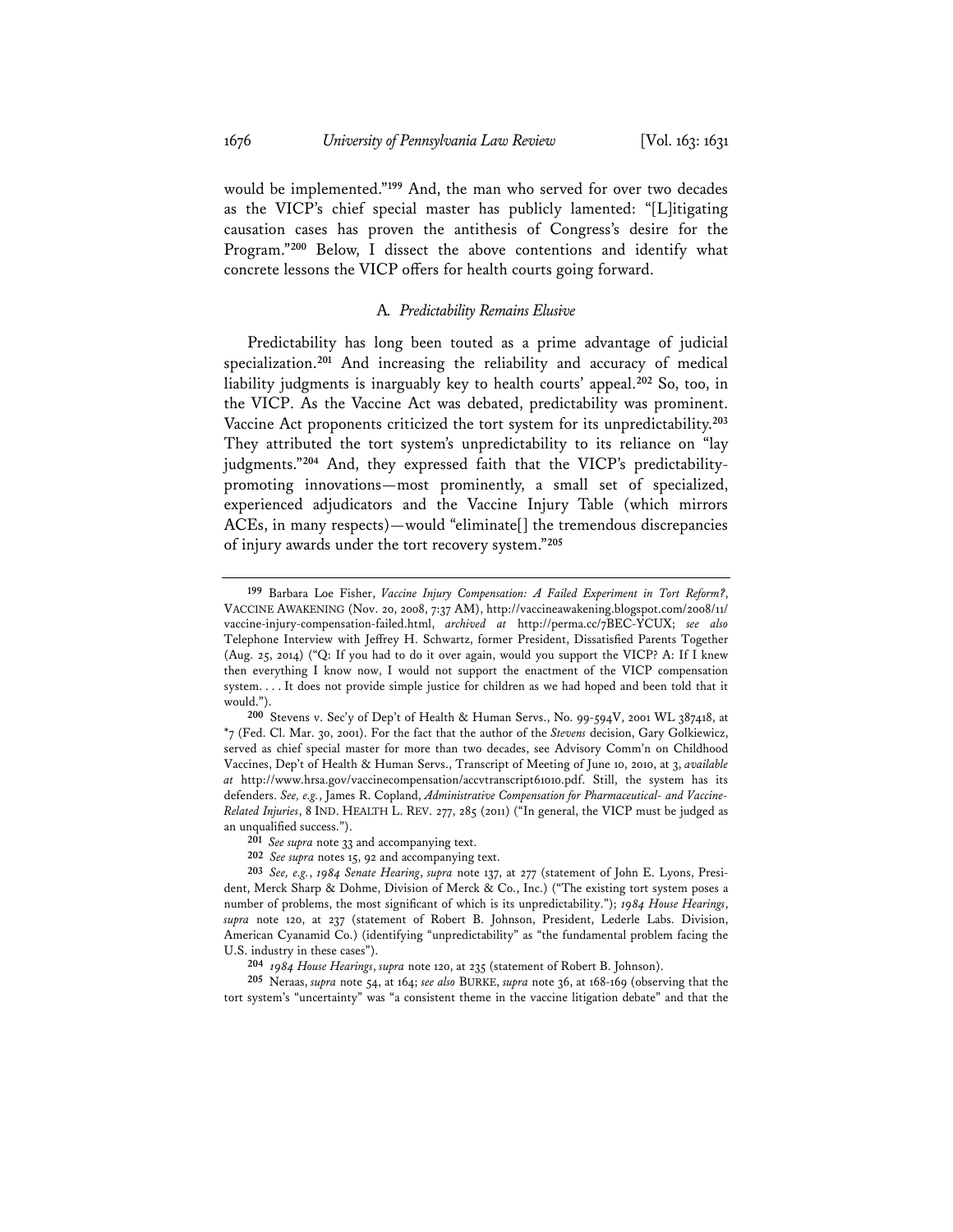would be implemented."[199] And, the man who served for over two decades as the VICP's chief special master has publicly lamented: "[L]itigating causation cases has proven the antithesis of Congress's desire for the Program."[200] Below, I dissect the above contentions and identify what concrete lessons the VICP offers for health courts going forward.

### A. *Predictability Remains Elusive*

Predictability has long been touted as a prime advantage of judicial specialization.[201] And increasing the reliability and accuracy of medical liability judgments is inarguably key to health courts' appeal.[202] So, too, in the VICP. As the Vaccine Act was debated, predictability was prominent. Vaccine Act proponents criticized the tort system for its unpredictability.[203] They attributed the tort system's unpredictability to its reliance on "lay judgments."[204] And, they expressed faith that the VICP's predictability-promoting innovations—most prominently, a small set of specialized, experienced adjudicators and the Vaccine Injury Table (which mirrors ACEs, in many respects)—would "eliminate[] the tremendous discrepancies of injury awards under the tort recovery system."[205]

---

[199] Barbara Loe Fisher, *Vaccine Injury Compensation: A Failed Experiment in Tort Reform?*, VACCINE AWAKENING (Nov. 20, 2008, 7:37 AM), http://vaccineawakening.blogspot.com/2008/11/vaccine-injury-compensation-failed.html, *archived at* http://perma.cc/7BEC-YCUX; *see also* Telephone Interview with Jeffrey H. Schwartz, former President, Dissatisfied Parents Together (Aug. 25, 2014) ("Q: If you had to do it over again, would you support the VICP? A: If I knew then everything I know now, I would not support the enactment of the VICP compensation system. . . . It does not provide simple justice for children as we had hoped and been told that it would.").

[200] Stevens v. Sec'y of Dep't of Health & Human Servs., No. 99-594V, 2001 WL 387418, at *7 (Fed. Cl. Mar. 30, 2001). For the fact that the author of the *Stevens* decision, Gary Golkiewicz, served as chief special master for more than two decades, see Advisory Comm'n on Childhood Vaccines, Dep't of Health & Human Servs., Transcript of Meeting of June 10, 2010, at 3, *available at* http://www.hrsa.gov/vaccinecompensation/accvtranscript61010.pdf. Still, the system has its defenders. *See, e.g.*, James R. Copland, *Administrative Compensation for Pharmaceutical- and Vaccine-Related Injuries*, 8 IND. HEALTH L. REV. 277, 285 (2011) ("In general, the VICP must be judged as an unqualified success.").

[201] *See supra* note 33 and accompanying text.

[202] *See supra* notes 15, 92 and accompanying text.

[203] *See, e.g.*, *1984 Senate Hearing*, *supra* note 137, at 277 (statement of John E. Lyons, President, Merck Sharp & Dohme, Division of Merck & Co., Inc.) ("The existing tort system poses a number of problems, the most significant of which is its unpredictability."); *1984 House Hearings*, *supra* note 120, at 237 (statement of Robert B. Johnson, President, Lederle Labs. Division, American Cyanamid Co.) (identifying "unpredictability" as "the fundamental problem facing the U.S. industry in these cases").

[204] *1984 House Hearings*, *supra* note 120, at 235 (statement of Robert B. Johnson).

[205] Neraas, *supra* note 54, at 164; *see also* BURKE, *supra* note 36, at 168-169 (observing that the tort system's "uncertainty" was "a consistent theme in the vaccine litigation debate" and that the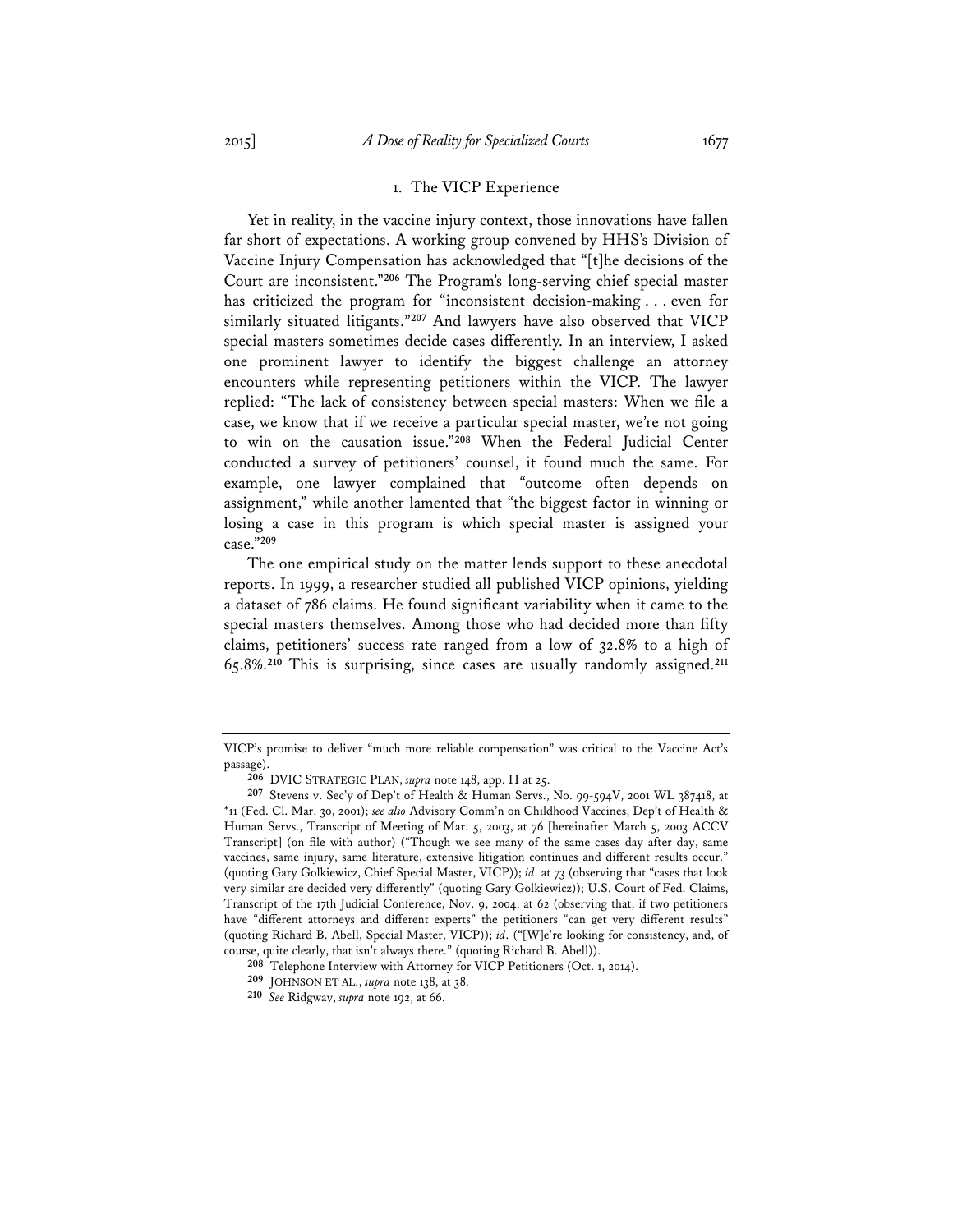### 1. The VICP Experience

Yet in reality, in the vaccine injury context, those innovations have fallen far short of expectations. A working group convened by HHS's Division of Vaccine Injury Compensation has acknowledged that "[t]he decisions of the Court are inconsistent."[206] The Program's long-serving chief special master has criticized the program for "inconsistent decision-making . . . even for similarly situated litigants."[207] And lawyers have also observed that VICP special masters sometimes decide cases differently. In an interview, I asked one prominent lawyer to identify the biggest challenge an attorney encounters while representing petitioners within the VICP. The lawyer replied: "The lack of consistency between special masters: When we file a case, we know that if we receive a particular special master, we're not going to win on the causation issue."[208] When the Federal Judicial Center conducted a survey of petitioners' counsel, it found much the same. For example, one lawyer complained that "outcome often depends on assignment," while another lamented that "the biggest factor in winning or losing a case in this program is which special master is assigned your case."[209]

The one empirical study on the matter lends support to these anecdotal reports. In 1999, a researcher studied all published VICP opinions, yielding a dataset of 786 claims. He found significant variability when it came to the special masters themselves. Among those who had decided more than fifty claims, petitioners' success rate ranged from a low of 32.8% to a high of 65.8%.[210] This is surprising, since cases are usually randomly assigned.[211]

---

VICP's promise to deliver "much more reliable compensation" was critical to the Vaccine Act's passage).

206 DVIC STRATEGIC PLAN, *supra* note 148, app. H at 25.

207 Stevens v. Sec'y of Dep't of Health & Human Servs., No. 99-594V, 2001 WL 387418, at \*11 (Fed. Cl. Mar. 30, 2001); *see also* Advisory Comm'n on Childhood Vaccines, Dep't of Health & Human Servs., Transcript of Meeting of Mar. 5, 2003, at 76 [hereinafter March 5, 2003 ACCV Transcript] (on file with author) ("Though we see many of the same cases day after day, same vaccines, same injury, same literature, extensive litigation continues and different results occur." (quoting Gary Golkiewicz, Chief Special Master, VICP)); *id.* at 73 (observing that "cases that look very similar are decided very differently" (quoting Gary Golkiewicz)); U.S. Court of Fed. Claims, Transcript of the 17th Judicial Conference, Nov. 9, 2004, at 62 (observing that, if two petitioners have "different attorneys and different experts" the petitioners "can get very different results" (quoting Richard B. Abell, Special Master, VICP)); *id.* ("[W]e're looking for consistency, and, of course, quite clearly, that isn't always there." (quoting Richard B. Abell)).

208 Telephone Interview with Attorney for VICP Petitioners (Oct. 1, 2014).

209 JOHNSON ET AL., *supra* note 138, at 38.

210 *See* Ridgway, *supra* note 192, at 66.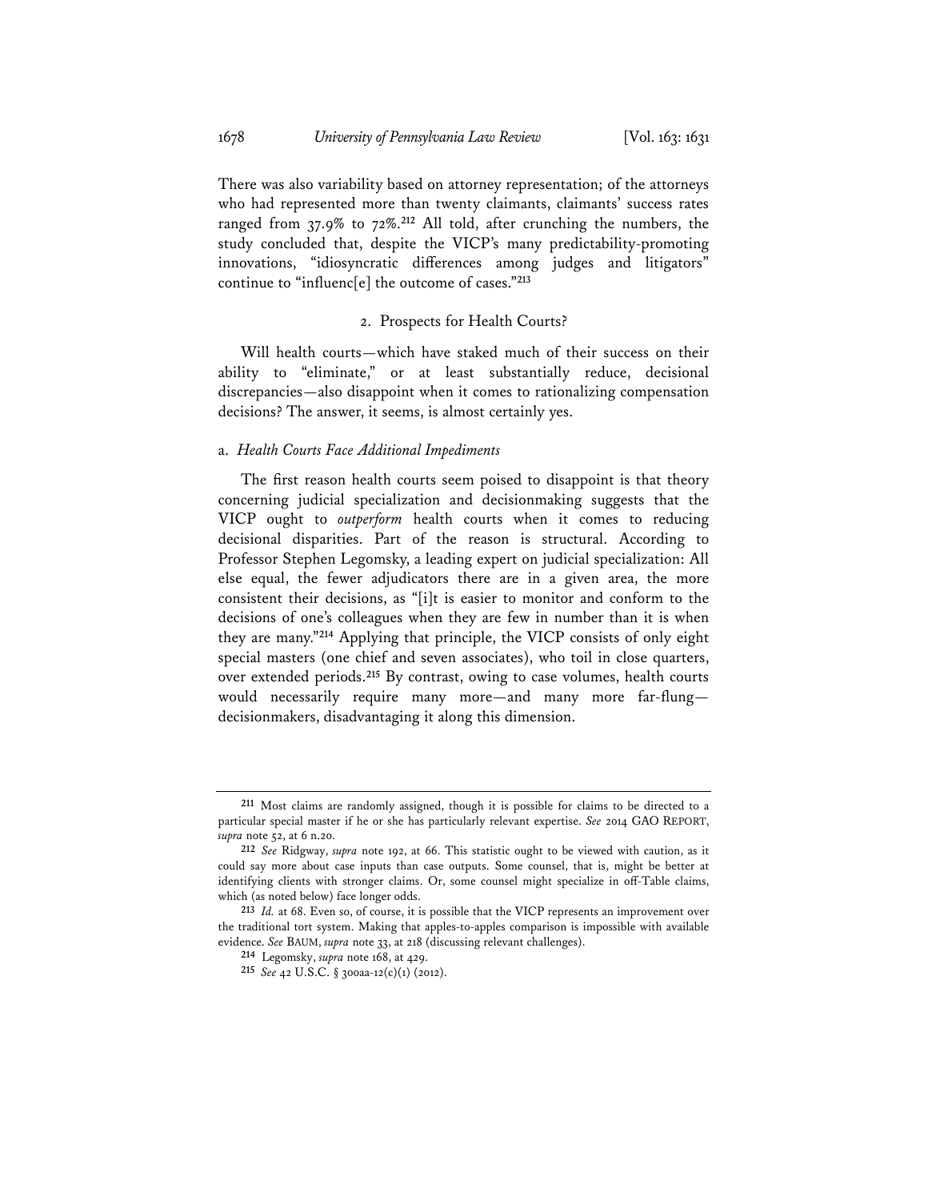There was also variability based on attorney representation; of the attorneys who had represented more than twenty claimants, claimants' success rates ranged from 37.9% to 72%.[212] All told, after crunching the numbers, the study concluded that, despite the VICP's many predictability-promoting innovations, "idiosyncratic differences among judges and litigators" continue to "influenc[e] the outcome of cases."[213]

### 2. Prospects for Health Courts?

Will health courts—which have staked much of their success on their ability to "eliminate," or at least substantially reduce, decisional discrepancies—also disappoint when it comes to rationalizing compensation decisions? The answer, it seems, is almost certainly yes.

#### a. *Health Courts Face Additional Impediments*

The first reason health courts seem poised to disappoint is that theory concerning judicial specialization and decisionmaking suggests that the VICP ought to *outperform* health courts when it comes to reducing decisional disparities. Part of the reason is structural. According to Professor Stephen Legomsky, a leading expert on judicial specialization: All else equal, the fewer adjudicators there are in a given area, the more consistent their decisions, as "[i]t is easier to monitor and conform to the decisions of one's colleagues when they are few in number than it is when they are many."[214] Applying that principle, the VICP consists of only eight special masters (one chief and seven associates), who toil in close quarters, over extended periods.[215] By contrast, owing to case volumes, health courts would necessarily require many more—and many more far-flung—decisionmakers, disadvantaging it along this dimension.

---

[211] Most claims are randomly assigned, though it is possible for claims to be directed to a particular special master if he or she has particularly relevant expertise. *See* 2014 GAO REPORT, *supra* note 52, at 6 n.20.

[212] *See* Ridgway, *supra* note 192, at 66. This statistic ought to be viewed with caution, as it could say more about case inputs than case outputs. Some counsel, that is, might be better at identifying clients with stronger claims. Or, some counsel might specialize in off-Table claims, which (as noted below) face longer odds.

[213] *Id.* at 68. Even so, of course, it is possible that the VICP represents an improvement over the traditional tort system. Making that apples-to-apples comparison is impossible with available evidence. *See* BAUM, *supra* note 33, at 218 (discussing relevant challenges).

[214] Legomsky, *supra* note 168, at 429.

[215] *See* 42 U.S.C. § 300aa-12(c)(1) (2012).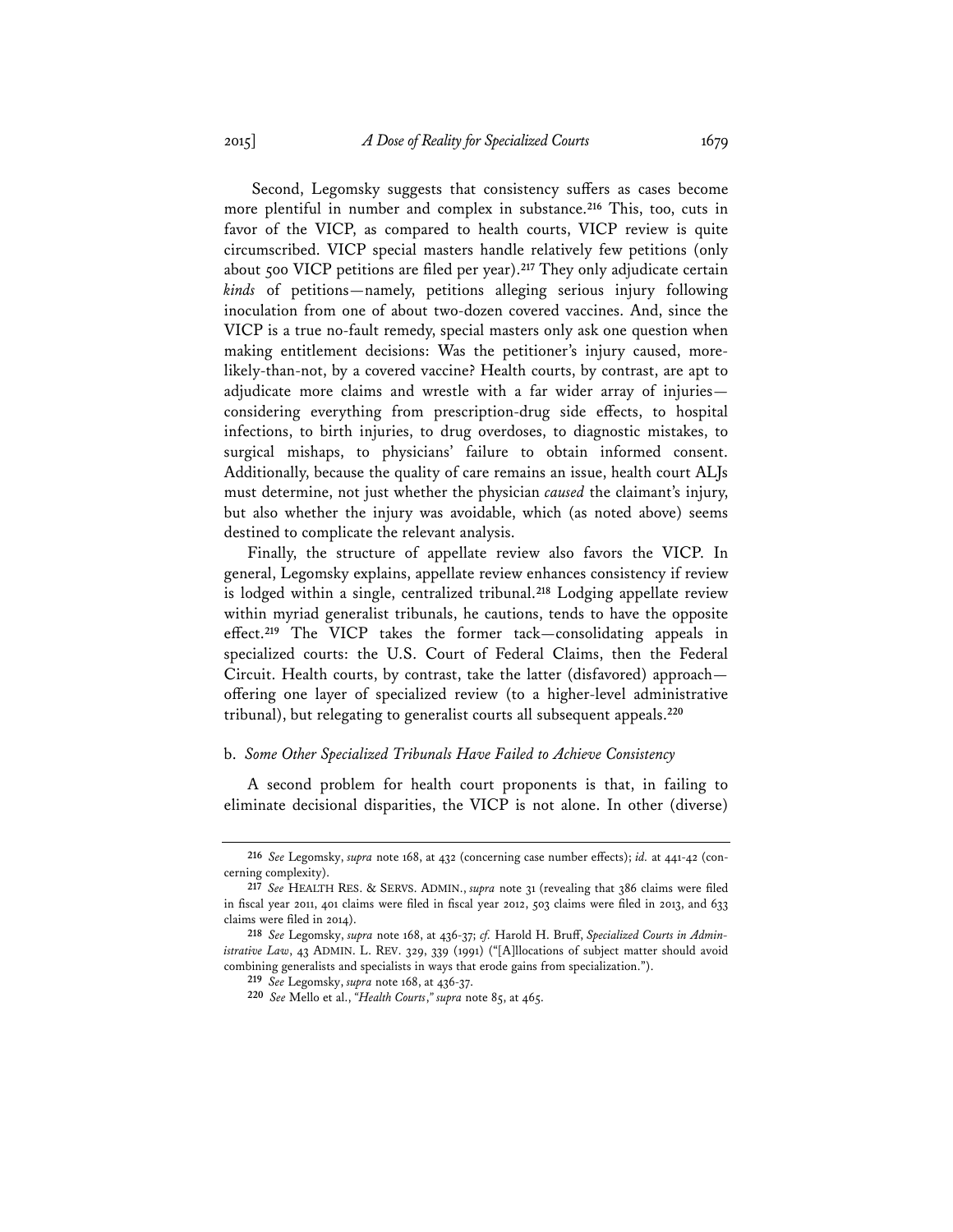Second, Legomsky suggests that consistency suffers as cases become more plentiful in number and complex in substance.[216] This, too, cuts in favor of the VICP, as compared to health courts, VICP review is quite circumscribed. VICP special masters handle relatively few petitions (only about 500 VICP petitions are filed per year).[217] They only adjudicate certain *kinds* of petitions—namely, petitions alleging serious injury following inoculation from one of about two-dozen covered vaccines. And, since the VICP is a true no-fault remedy, special masters only ask one question when making entitlement decisions: Was the petitioner's injury caused, more-likely-than-not, by a covered vaccine? Health courts, by contrast, are apt to adjudicate more claims and wrestle with a far wider array of injuries—considering everything from prescription-drug side effects, to hospital infections, to birth injuries, to drug overdoses, to diagnostic mistakes, to surgical mishaps, to physicians' failure to obtain informed consent. Additionally, because the quality of care remains an issue, health court ALJs must determine, not just whether the physician *caused* the claimant's injury, but also whether the injury was avoidable, which (as noted above) seems destined to complicate the relevant analysis.

Finally, the structure of appellate review also favors the VICP. In general, Legomsky explains, appellate review enhances consistency if review is lodged within a single, centralized tribunal.[218] Lodging appellate review within myriad generalist tribunals, he cautions, tends to have the opposite effect.[219] The VICP takes the former tack—consolidating appeals in specialized courts: the U.S. Court of Federal Claims, then the Federal Circuit. Health courts, by contrast, take the latter (disfavored) approach—offering one layer of specialized review (to a higher-level administrative tribunal), but relegating to generalist courts all subsequent appeals.[220]

### b. *Some Other Specialized Tribunals Have Failed to Achieve Consistency*

A second problem for health court proponents is that, in failing to eliminate decisional disparities, the VICP is not alone. In other (diverse)

---

[216] *See* Legomsky, *supra* note 168, at 432 (concerning case number effects); *id.* at 441-42 (concerning complexity).

[217] *See* HEALTH RES. & SERVS. ADMIN., *supra* note 31 (revealing that 386 claims were filed in fiscal year 2011, 401 claims were filed in fiscal year 2012, 503 claims were filed in 2013, and 633 claims were filed in 2014).

[218] *See* Legomsky, *supra* note 168, at 436-37; *cf.* Harold H. Bruff, *Specialized Courts in Administrative Law*, 43 ADMIN. L. REV. 329, 339 (1991) ("[A]llocations of subject matter should avoid combining generalists and specialists in ways that erode gains from specialization.").

[219] *See* Legomsky, *supra* note 168, at 436-37.

[220] *See* Mello et al., *"Health Courts," supra* note 85, at 465.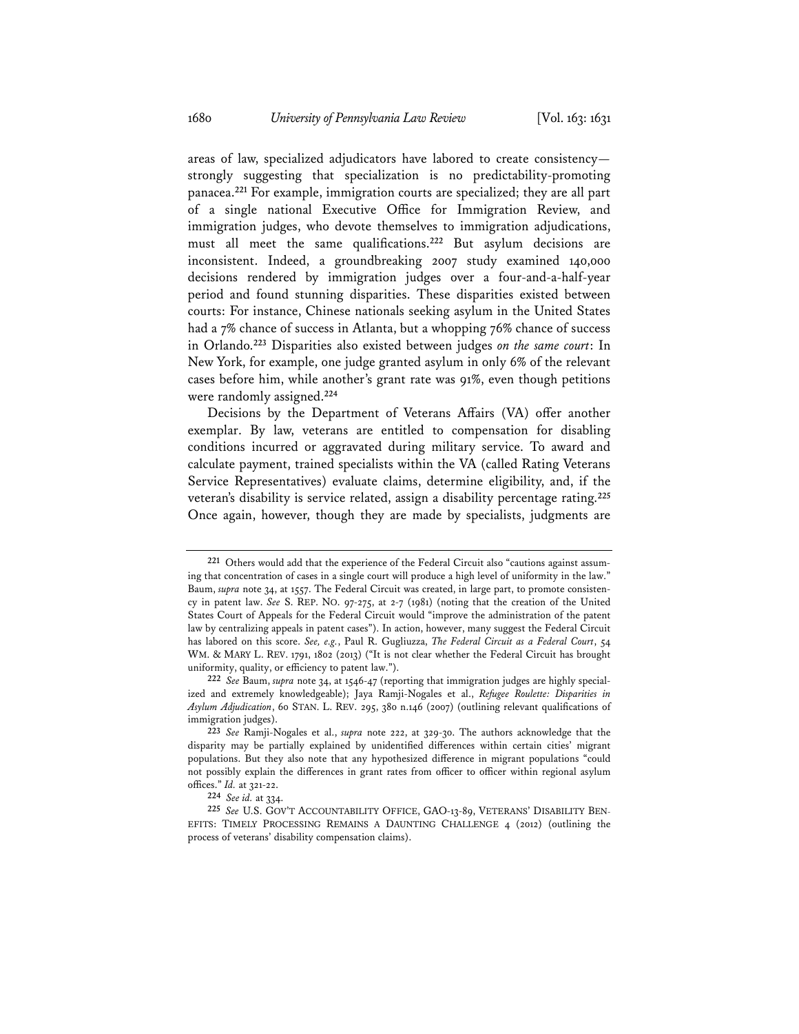areas of law, specialized adjudicators have labored to create consistency—strongly suggesting that specialization is no predictability-promoting panacea.[221] For example, immigration courts are specialized; they are all part of a single national Executive Office for Immigration Review, and immigration judges, who devote themselves to immigration adjudications, must all meet the same qualifications.[222] But asylum decisions are inconsistent. Indeed, a groundbreaking 2007 study examined 140,000 decisions rendered by immigration judges over a four-and-a-half-year period and found stunning disparities. These disparities existed between courts: For instance, Chinese nationals seeking asylum in the United States had a 7% chance of success in Atlanta, but a whopping 76% chance of success in Orlando.[223] Disparities also existed between judges *on the same court*: In New York, for example, one judge granted asylum in only 6% of the relevant cases before him, while another's grant rate was 91%, even though petitions were randomly assigned.[224]

Decisions by the Department of Veterans Affairs (VA) offer another exemplar. By law, veterans are entitled to compensation for disabling conditions incurred or aggravated during military service. To award and calculate payment, trained specialists within the VA (called Rating Veterans Service Representatives) evaluate claims, determine eligibility, and, if the veteran's disability is service related, assign a disability percentage rating.[225] Once again, however, though they are made by specialists, judgments are

---

[221] Others would add that the experience of the Federal Circuit also "cautions against assuming that concentration of cases in a single court will produce a high level of uniformity in the law." Baum, *supra* note 34, at 1557. The Federal Circuit was created, in large part, to promote consistency in patent law. *See* S. REP. NO. 97-275, at 2-7 (1981) (noting that the creation of the United States Court of Appeals for the Federal Circuit would "improve the administration of the patent law by centralizing appeals in patent cases"). In action, however, many suggest the Federal Circuit has labored on this score. *See, e.g.*, Paul R. Gugliuzza, *The Federal Circuit as a Federal Court*, 54 WM. & MARY L. REV. 1791, 1802 (2013) ("It is not clear whether the Federal Circuit has brought uniformity, quality, or efficiency to patent law.").

[222] *See* Baum, *supra* note 34, at 1546-47 (reporting that immigration judges are highly specialized and extremely knowledgeable); Jaya Ramji-Nogales et al., *Refugee Roulette: Disparities in Asylum Adjudication*, 60 STAN. L. REV. 295, 380 n.146 (2007) (outlining relevant qualifications of immigration judges).

[223] *See* Ramji-Nogales et al., *supra* note 222, at 329-30. The authors acknowledge that the disparity may be partially explained by unidentified differences within certain cities' migrant populations. But they also note that any hypothesized difference in migrant populations "could not possibly explain the differences in grant rates from officer to officer within regional asylum offices." *Id.* at 321-22.

[224] *See id.* at 334.

[225] *See* U.S. GOV'T ACCOUNTABILITY OFFICE, GAO-13-89, VETERANS' DISABILITY BENEFITS: TIMELY PROCESSING REMAINS A DAUNTING CHALLENGE 4 (2012) (outlining the process of veterans' disability compensation claims).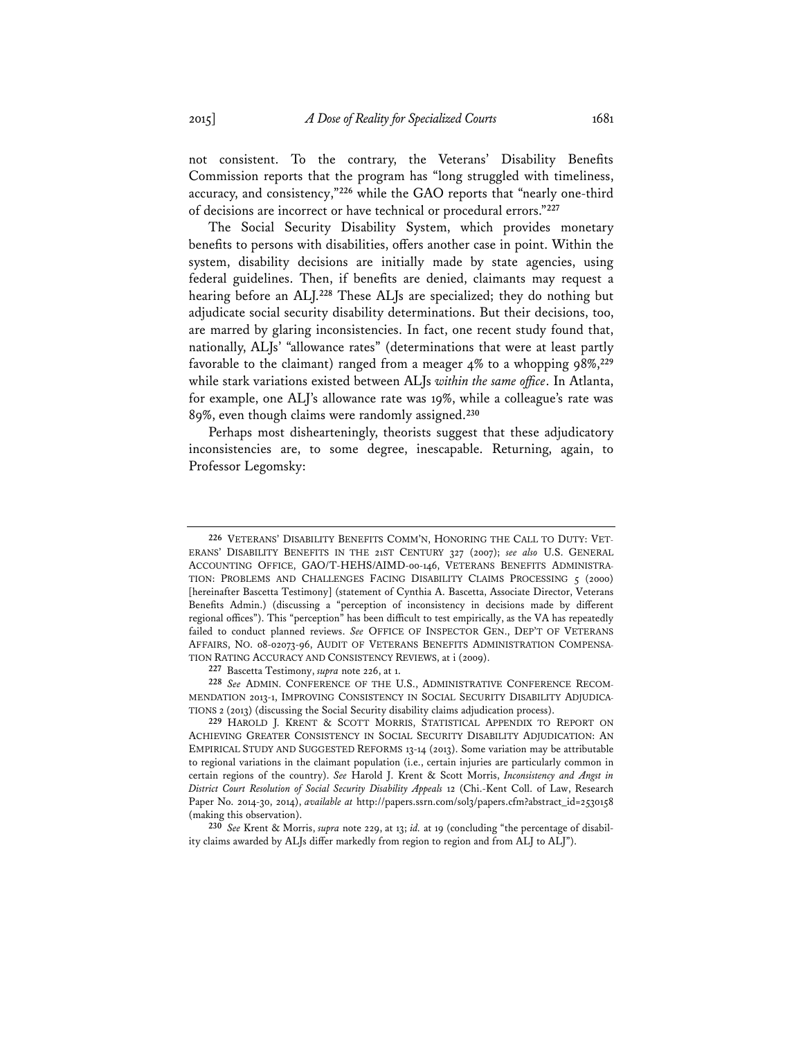not consistent. To the contrary, the Veterans' Disability Benefits Commission reports that the program has "long struggled with timeliness, accuracy, and consistency,"[226] while the GAO reports that "nearly one-third of decisions are incorrect or have technical or procedural errors."[227]

The Social Security Disability System, which provides monetary benefits to persons with disabilities, offers another case in point. Within the system, disability decisions are initially made by state agencies, using federal guidelines. Then, if benefits are denied, claimants may request a hearing before an ALJ.[228] These ALJs are specialized; they do nothing but adjudicate social security disability determinations. But their decisions, too, are marred by glaring inconsistencies. In fact, one recent study found that, nationally, ALJs' "allowance rates" (determinations that were at least partly favorable to the claimant) ranged from a meager 4% to a whopping 98%,[229] while stark variations existed between ALJs *within the same office*. In Atlanta, for example, one ALJ's allowance rate was 19%, while a colleague's rate was 89%, even though claims were randomly assigned.[230]

Perhaps most dishearteningly, theorists suggest that these adjudicatory inconsistencies are, to some degree, inescapable. Returning, again, to Professor Legomsky:

---

226 VETERANS' DISABILITY BENEFITS COMM'N, HONORING THE CALL TO DUTY: VETERANS' DISABILITY BENEFITS IN THE 21ST CENTURY 327 (2007); *see also* U.S. GENERAL ACCOUNTING OFFICE, GAO/T-HEHS/AIMD-00-146, VETERANS BENEFITS ADMINISTRATION: PROBLEMS AND CHALLENGES FACING DISABILITY CLAIMS PROCESSING 5 (2000) [hereinafter Bascetta Testimony] (statement of Cynthia A. Bascetta, Associate Director, Veterans Benefits Admin.) (discussing a "perception of inconsistency in decisions made by different regional offices"). This "perception" has been difficult to test empirically, as the VA has repeatedly failed to conduct planned reviews. *See* OFFICE OF INSPECTOR GEN., DEP'T OF VETERANS AFFAIRS, NO. 08-02073-96, AUDIT OF VETERANS BENEFITS ADMINISTRATION COMPENSATION RATING ACCURACY AND CONSISTENCY REVIEWS, at i (2009).

227 Bascetta Testimony, *supra* note 226, at 1.

228 *See* ADMIN. CONFERENCE OF THE U.S., ADMINISTRATIVE CONFERENCE RECOMMENDATION 2013-1, IMPROVING CONSISTENCY IN SOCIAL SECURITY DISABILITY ADJUDICATIONS 2 (2013) (discussing the Social Security disability claims adjudication process).

229 HAROLD J. KRENT & SCOTT MORRIS, STATISTICAL APPENDIX TO REPORT ON ACHIEVING GREATER CONSISTENCY IN SOCIAL SECURITY DISABILITY ADJUDICATION: AN EMPIRICAL STUDY AND SUGGESTED REFORMS 13-14 (2013). Some variation may be attributable to regional variations in the claimant population (i.e., certain injuries are particularly common in certain regions of the country). *See* Harold J. Krent & Scott Morris, *Inconsistency and Angst in District Court Resolution of Social Security Disability Appeals* 12 (Chi.-Kent Coll. of Law, Research Paper No. 2014-30, 2014), *available at* http://papers.ssrn.com/sol3/papers.cfm?abstract_id=2530158 (making this observation).

230 *See* Krent & Morris, *supra* note 229, at 13; *id.* at 19 (concluding "the percentage of disability claims awarded by ALJs differ markedly from region to region and from ALJ to ALJ").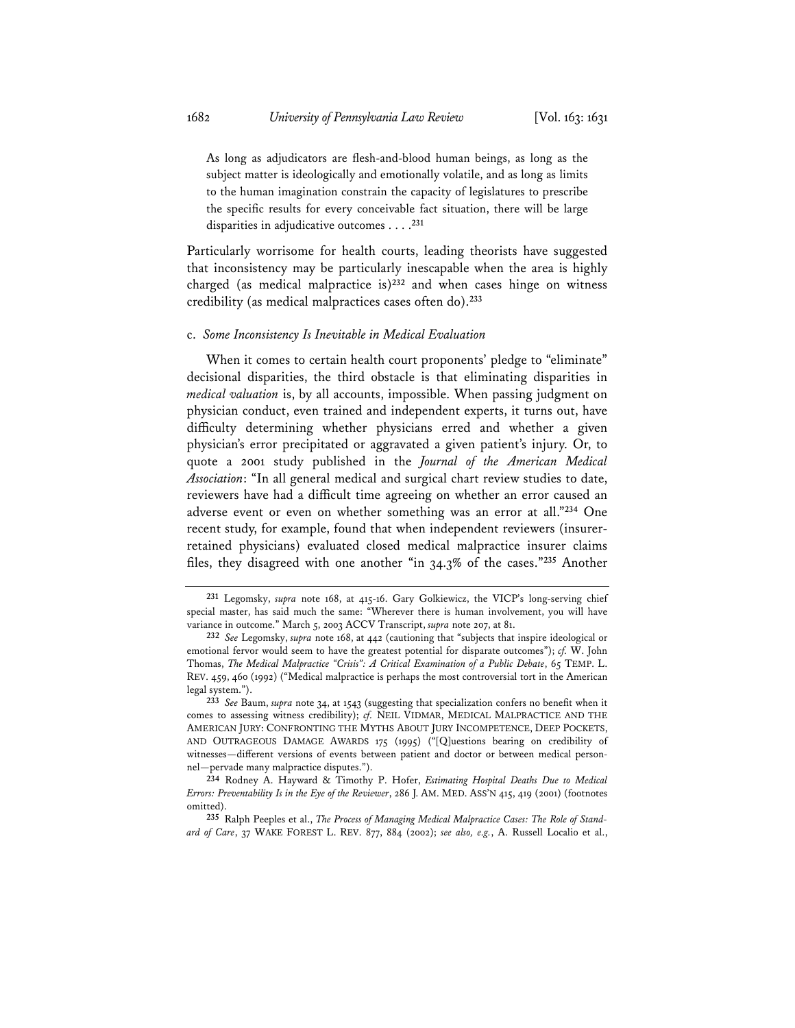> As long as adjudicators are flesh-and-blood human beings, as long as the subject matter is ideologically and emotionally volatile, and as long as limits to the human imagination constrain the capacity of legislatures to prescribe the specific results for every conceivable fact situation, there will be large disparities in adjudicative outcomes . . . .[231]

Particularly worrisome for health courts, leading theorists have suggested that inconsistency may be particularly inescapable when the area is highly charged (as medical malpractice is)[232] and when cases hinge on witness credibility (as medical malpractices cases often do).[233]

### c. *Some Inconsistency Is Inevitable in Medical Evaluation*

When it comes to certain health court proponents' pledge to "eliminate" decisional disparities, the third obstacle is that eliminating disparities in *medical valuation* is, by all accounts, impossible. When passing judgment on physician conduct, even trained and independent experts, it turns out, have difficulty determining whether physicians erred and whether a given physician's error precipitated or aggravated a given patient's injury. Or, to quote a 2001 study published in the *Journal of the American Medical Association*: "In all general medical and surgical chart review studies to date, reviewers have had a difficult time agreeing on whether an error caused an adverse event or even on whether something was an error at all."[234] One recent study, for example, found that when independent reviewers (insurer-retained physicians) evaluated closed medical malpractice insurer claims files, they disagreed with one another "in 34.3% of the cases."[235] Another

---

[231] Legomsky, *supra* note 168, at 415-16. Gary Golkiewicz, the VICP's long-serving chief special master, has said much the same: "Wherever there is human involvement, you will have variance in outcome." March 5, 2003 ACCV Transcript, *supra* note 207, at 81.

[232] *See* Legomsky, *supra* note 168, at 442 (cautioning that "subjects that inspire ideological or emotional fervor would seem to have the greatest potential for disparate outcomes"); *cf.* W. John Thomas, *The Medical Malpractice "Crisis": A Critical Examination of a Public Debate*, 65 TEMP. L. REV. 459, 460 (1992) ("Medical malpractice is perhaps the most controversial tort in the American legal system.").

[233] *See* Baum, *supra* note 34, at 1543 (suggesting that specialization confers no benefit when it comes to assessing witness credibility); *cf.* NEIL VIDMAR, MEDICAL MALPRACTICE AND THE AMERICAN JURY: CONFRONTING THE MYTHS ABOUT JURY INCOMPETENCE, DEEP POCKETS, AND OUTRAGEOUS DAMAGE AWARDS 175 (1995) ("[Q]uestions bearing on credibility of witnesses—different versions of events between patient and doctor or between medical personnel—pervade many malpractice disputes.").

[234] Rodney A. Hayward & Timothy P. Hofer, *Estimating Hospital Deaths Due to Medical Errors: Preventability Is in the Eye of the Reviewer*, 286 J. AM. MED. ASS'N 415, 419 (2001) (footnotes omitted).

[235] Ralph Peeples et al., *The Process of Managing Medical Malpractice Cases: The Role of Standard of Care*, 37 WAKE FOREST L. REV. 877, 884 (2002); *see also, e.g.*, A. Russell Localio et al.,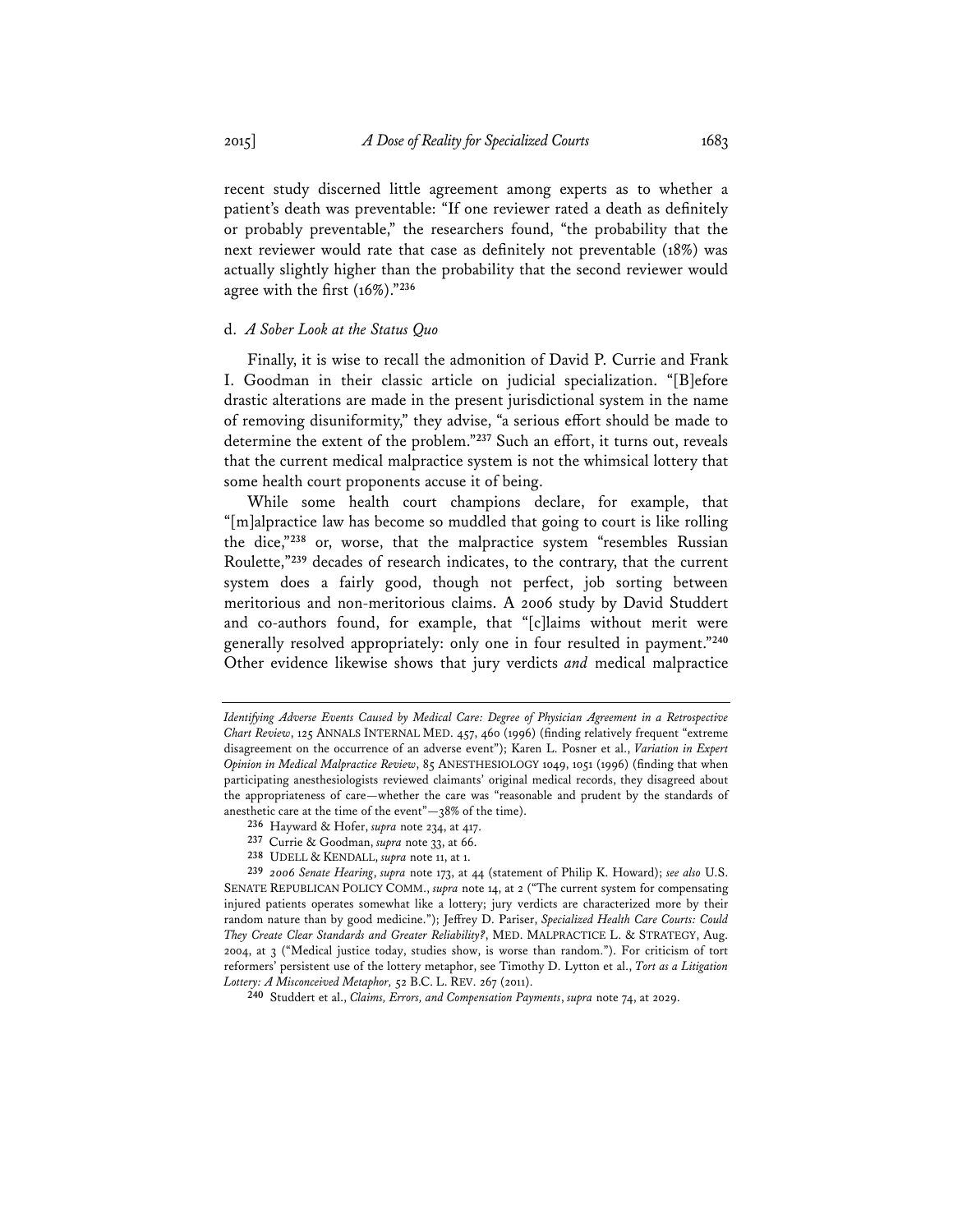recent study discerned little agreement among experts as to whether a patient's death was preventable: "If one reviewer rated a death as definitely or probably preventable," the researchers found, "the probability that the next reviewer would rate that case as definitely not preventable (18%) was actually slightly higher than the probability that the second reviewer would agree with the first (16%)."[236]

#### d. *A Sober Look at the Status Quo*

Finally, it is wise to recall the admonition of David P. Currie and Frank I. Goodman in their classic article on judicial specialization. "[B]efore drastic alterations are made in the present jurisdictional system in the name of removing disuniformity," they advise, "a serious effort should be made to determine the extent of the problem."[237] Such an effort, it turns out, reveals that the current medical malpractice system is not the whimsical lottery that some health court proponents accuse it of being.

While some health court champions declare, for example, that "[m]alpractice law has become so muddled that going to court is like rolling the dice,"[238] or, worse, that the malpractice system "resembles Russian Roulette,"[239] decades of research indicates, to the contrary, that the current system does a fairly good, though not perfect, job sorting between meritorious and non-meritorious claims. A 2006 study by David Studdert and co-authors found, for example, that "[c]laims without merit were generally resolved appropriately: only one in four resulted in payment."[240] Other evidence likewise shows that jury verdicts *and* medical malpractice

---

*Identifying Adverse Events Caused by Medical Care: Degree of Physician Agreement in a Retrospective Chart Review*, 125 ANNALS INTERNAL MED. 457, 460 (1996) (finding relatively frequent "extreme disagreement on the occurrence of an adverse event"); Karen L. Posner et al., *Variation in Expert Opinion in Medical Malpractice Review*, 85 ANESTHESIOLOGY 1049, 1051 (1996) (finding that when participating anesthesiologists reviewed claimants' original medical records, they disagreed about the appropriateness of care—whether the care was "reasonable and prudent by the standards of anesthetic care at the time of the event"—38% of the time).

[236] Hayward & Hofer, *supra* note 234, at 417.

[237] Currie & Goodman, *supra* note 33, at 66.

[238] UDELL & KENDALL, *supra* note 11, at 1.

[239] *2006 Senate Hearing*, *supra* note 173, at 44 (statement of Philip K. Howard); *see also* U.S. SENATE REPUBLICAN POLICY COMM., *supra* note 14, at 2 ("The current system for compensating injured patients operates somewhat like a lottery; jury verdicts are characterized more by their random nature than by good medicine."); Jeffrey D. Pariser, *Specialized Health Care Courts: Could They Create Clear Standards and Greater Reliability?*, MED. MALPRACTICE L. & STRATEGY, Aug. 2004, at 3 ("Medical justice today, studies show, is worse than random."). For criticism of tort reformers' persistent use of the lottery metaphor, see Timothy D. Lytton et al., *Tort as a Litigation Lottery: A Misconceived Metaphor*, 52 B.C. L. REV. 267 (2011).

[240] Studdert et al., *Claims, Errors, and Compensation Payments*, *supra* note 74, at 2029.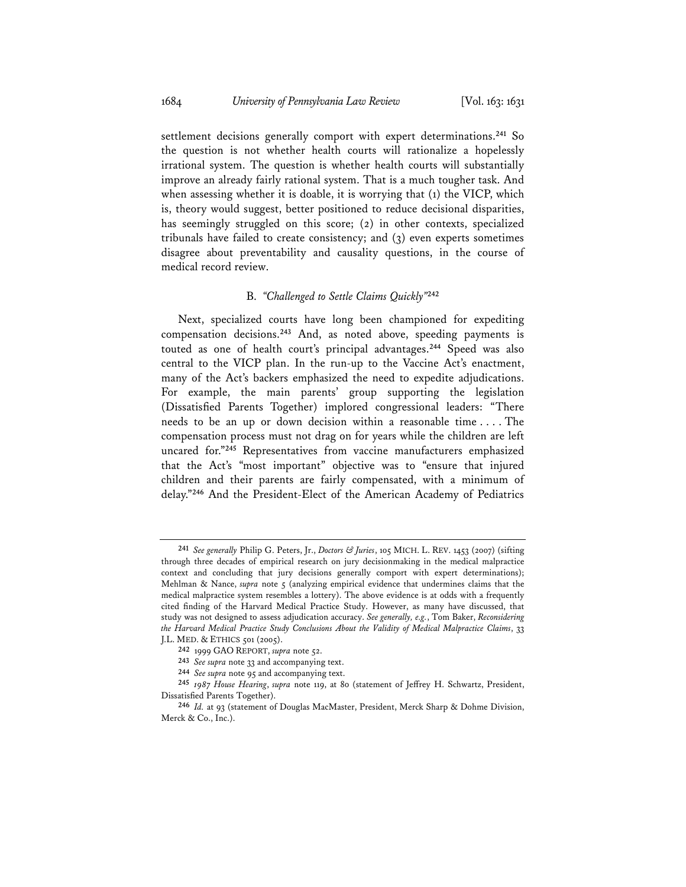settlement decisions generally comport with expert determinations.[241] So the question is not whether health courts will rationalize a hopelessly irrational system. The question is whether health courts will substantially improve an already fairly rational system. That is a much tougher task. And when assessing whether it is doable, it is worrying that (1) the VICP, which is, theory would suggest, better positioned to reduce decisional disparities, has seemingly struggled on this score; (2) in other contexts, specialized tribunals have failed to create consistency; and (3) even experts sometimes disagree about preventability and causality questions, in the course of medical record review.

### B. *"Challenged to Settle Claims Quickly"*[242]

Next, specialized courts have long been championed for expediting compensation decisions.[243] And, as noted above, speeding payments is touted as one of health court's principal advantages.[244] Speed was also central to the VICP plan. In the run-up to the Vaccine Act's enactment, many of the Act's backers emphasized the need to expedite adjudications. For example, the main parents' group supporting the legislation (Dissatisfied Parents Together) implored congressional leaders: "There needs to be an up or down decision within a reasonable time . . . . The compensation process must not drag on for years while the children are left uncared for."[245] Representatives from vaccine manufacturers emphasized that the Act's "most important" objective was to "ensure that injured children and their parents are fairly compensated, with a minimum of delay."[246] And the President-Elect of the American Academy of Pediatrics

---

[241] *See generally* Philip G. Peters, Jr., *Doctors & Juries*, 105 MICH. L. REV. 1453 (2007) (sifting through three decades of empirical research on jury decisionmaking in the medical malpractice context and concluding that jury decisions generally comport with expert determinations); Mehlman & Nance, *supra* note 5 (analyzing empirical evidence that undermines claims that the medical malpractice system resembles a lottery). The above evidence is at odds with a frequently cited finding of the Harvard Medical Practice Study. However, as many have discussed, that study was not designed to assess adjudication accuracy. *See generally, e.g.*, Tom Baker, *Reconsidering the Harvard Medical Practice Study Conclusions About the Validity of Medical Malpractice Claims*, 33 J.L. MED. & ETHICS 501 (2005).

[242] 1999 GAO REPORT, *supra* note 52.

[243] *See supra* note 33 and accompanying text.

[244] *See supra* note 95 and accompanying text.

[245] *1987 House Hearing*, *supra* note 119, at 80 (statement of Jeffrey H. Schwartz, President, Dissatisfied Parents Together).

[246] *Id.* at 93 (statement of Douglas MacMaster, President, Merck Sharp & Dohme Division, Merck & Co., Inc.).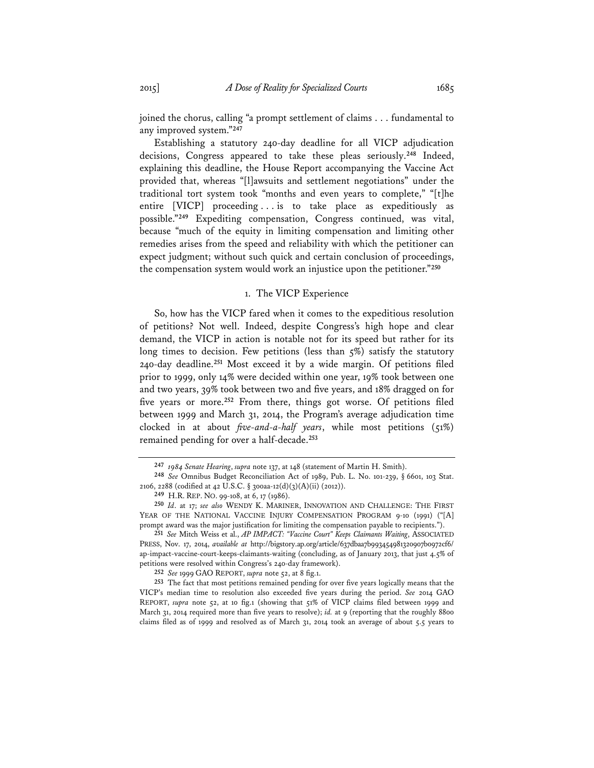joined the chorus, calling "a prompt settlement of claims . . . fundamental to any improved system."[247]

Establishing a statutory 240-day deadline for all VICP adjudication decisions, Congress appeared to take these pleas seriously.[248] Indeed, explaining this deadline, the House Report accompanying the Vaccine Act provided that, whereas "[l]awsuits and settlement negotiations" under the traditional tort system took "months and even years to complete," "[t]he entire [VICP] proceeding . . . is to take place as expeditiously as possible."[249] Expediting compensation, Congress continued, was vital, because "much of the equity in limiting compensation and limiting other remedies arises from the speed and reliability with which the petitioner can expect judgment; without such quick and certain conclusion of proceedings, the compensation system would work an injustice upon the petitioner."[250]

### 1. The VICP Experience

So, how has the VICP fared when it comes to the expeditious resolution of petitions? Not well. Indeed, despite Congress's high hope and clear demand, the VICP in action is notable not for its speed but rather for its long times to decision. Few petitions (less than 5%) satisfy the statutory 240-day deadline.[251] Most exceed it by a wide margin. Of petitions filed prior to 1999, only 14% were decided within one year, 19% took between one and two years, 39% took between two and five years, and 18% dragged on for five years or more.[252] From there, things got worse. Of petitions filed between 1999 and March 31, 2014, the Program's average adjudication time clocked in at about *five-and-a-half years*, while most petitions (51%) remained pending for over a half-decade.[253]

---

[247] *1984 Senate Hearing*, *supra* note 137, at 148 (statement of Martin H. Smith).

[248] *See* Omnibus Budget Reconciliation Act of 1989, Pub. L. No. 101-239, § 6601, 103 Stat. 2106, 2288 (codified at 42 U.S.C. § 300aa-12(d)(3)(A)(ii) (2012)).

[249] H.R. REP. NO. 99-108, at 6, 17 (1986).

[250] *Id*. at 17; *see also* WENDY K. MARINER, INNOVATION AND CHALLENGE: THE FIRST YEAR OF THE NATIONAL VACCINE INJURY COMPENSATION PROGRAM 9-10 (1991) ("[A] prompt award was the major justification for limiting the compensation payable to recipients.").

[251] *See* Mitch Weiss et al., *AP IMPACT: "Vaccine Court" Keeps Claimants Waiting*, ASSOCIATED PRESS, Nov. 17, 2014, *available at* http://bigstory.ap.org/article/637dbaa7b993454981320907b0972cf6/ap-impact-vaccine-court-keeps-claimants-waiting (concluding, as of January 2013, that just 4.5% of petitions were resolved within Congress's 240-day framework).

[252] *See* 1999 GAO REPORT, *supra* note 52, at 8 fig.1.

[253] The fact that most petitions remained pending for over five years logically means that the VICP's median time to resolution also exceeded five years during the period. *See* 2014 GAO REPORT, *supra* note 52, at 10 fig.1 (showing that 51% of VICP claims filed between 1999 and March 31, 2014 required more than five years to resolve); *id.* at 9 (reporting that the roughly 8800 claims filed as of 1999 and resolved as of March 31, 2014 took an average of about 5.5 years to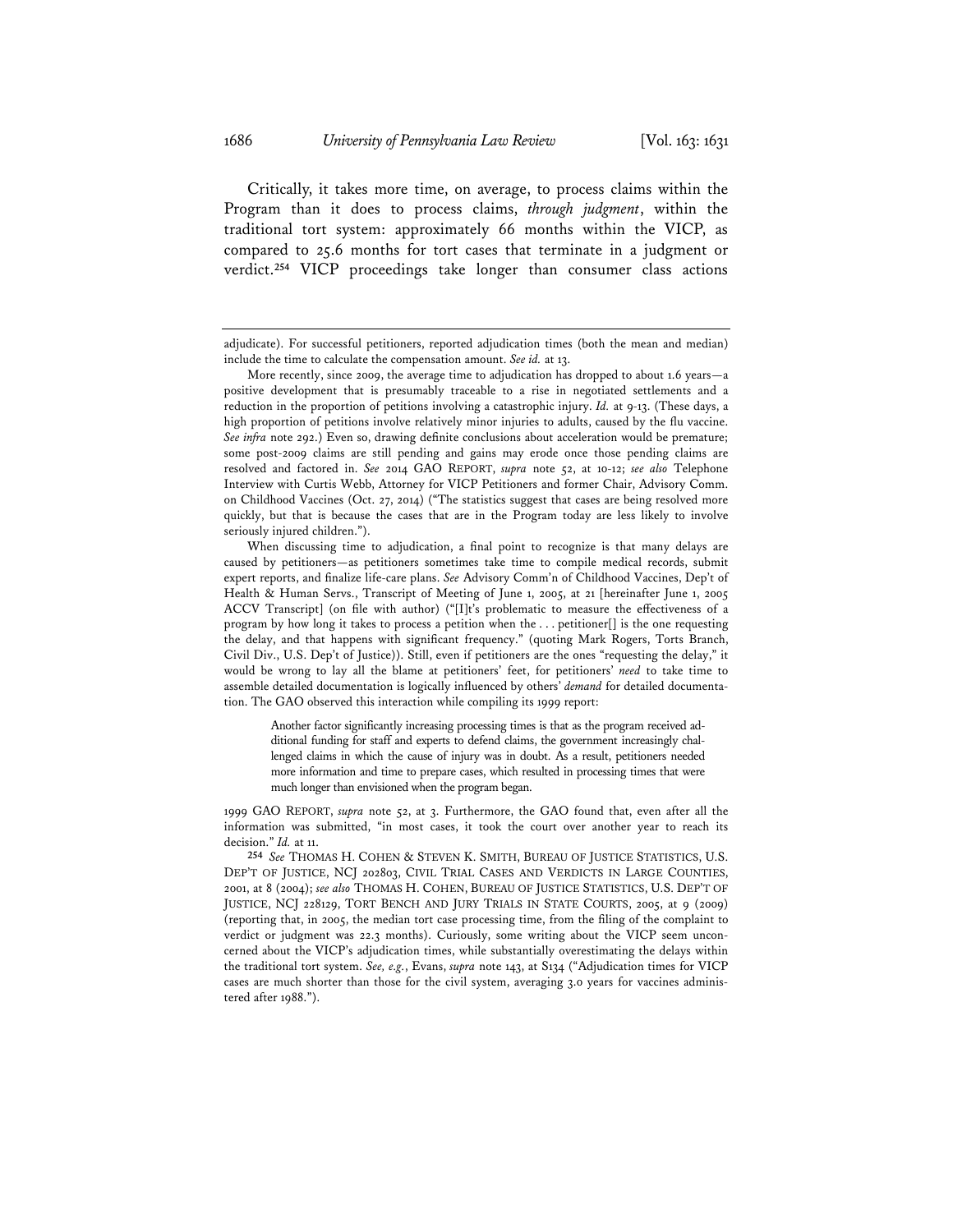Critically, it takes more time, on average, to process claims within the Program than it does to process claims, *through judgment*, within the traditional tort system: approximately 66 months within the VICP, as compared to 25.6 months for tort cases that terminate in a judgment or verdict.[254] VICP proceedings take longer than consumer class actions

---

adjudicate). For successful petitioners, reported adjudication times (both the mean and median) include the time to calculate the compensation amount. *See id.* at 13.

More recently, since 2009, the average time to adjudication has dropped to about 1.6 years—a positive development that is presumably traceable to a rise in negotiated settlements and a reduction in the proportion of petitions involving a catastrophic injury. *Id.* at 9-13. (These days, a high proportion of petitions involve relatively minor injuries to adults, caused by the flu vaccine. *See infra* note 292.) Even so, drawing definite conclusions about acceleration would be premature; some post-2009 claims are still pending and gains may erode once those pending claims are resolved and factored in. *See* 2014 GAO REPORT, *supra* note 52, at 10-12; *see also* Telephone Interview with Curtis Webb, Attorney for VICP Petitioners and former Chair, Advisory Comm. on Childhood Vaccines (Oct. 27, 2014) ("The statistics suggest that cases are being resolved more quickly, but that is because the cases that are in the Program today are less likely to involve seriously injured children.").

When discussing time to adjudication, a final point to recognize is that many delays are caused by petitioners—as petitioners sometimes take time to compile medical records, submit expert reports, and finalize life-care plans. *See* Advisory Comm'n of Childhood Vaccines, Dep't of Health & Human Servs., Transcript of Meeting of June 1, 2005, at 21 [hereinafter June 1, 2005 ACCV Transcript] (on file with author) ("[I]t's problematic to measure the effectiveness of a program by how long it takes to process a petition when the . . . petitioner[] is the one requesting the delay, and that happens with significant frequency." (quoting Mark Rogers, Torts Branch, Civil Div., U.S. Dep't of Justice)). Still, even if petitioners are the ones "requesting the delay," it would be wrong to lay all the blame at petitioners' feet, for petitioners' *need* to take time to assemble detailed documentation is logically influenced by others' *demand* for detailed documentation. The GAO observed this interaction while compiling its 1999 report:

> Another factor significantly increasing processing times is that as the program received additional funding for staff and experts to defend claims, the government increasingly challenged claims in which the cause of injury was in doubt. As a result, petitioners needed more information and time to prepare cases, which resulted in processing times that were much longer than envisioned when the program began.

1999 GAO REPORT, *supra* note 52, at 3. Furthermore, the GAO found that, even after all the information was submitted, "in most cases, it took the court over another year to reach its decision." *Id.* at 11.

[254] *See* THOMAS H. COHEN & STEVEN K. SMITH, BUREAU OF JUSTICE STATISTICS, U.S. DEP'T OF JUSTICE, NCJ 202803, CIVIL TRIAL CASES AND VERDICTS IN LARGE COUNTIES, 2001, at 8 (2004); *see also* THOMAS H. COHEN, BUREAU OF JUSTICE STATISTICS, U.S. DEP'T OF JUSTICE, NCJ 228129, TORT BENCH AND JURY TRIALS IN STATE COURTS, 2005, at 9 (2009) (reporting that, in 2005, the median tort case processing time, from the filing of the complaint to verdict or judgment was 22.3 months). Curiously, some writing about the VICP seem unconcerned about the VICP's adjudication times, while substantially overestimating the delays within the traditional tort system. *See, e.g.*, Evans, *supra* note 143, at S134 ("Adjudication times for VICP cases are much shorter than those for the civil system, averaging 3.0 years for vaccines administered after 1988.").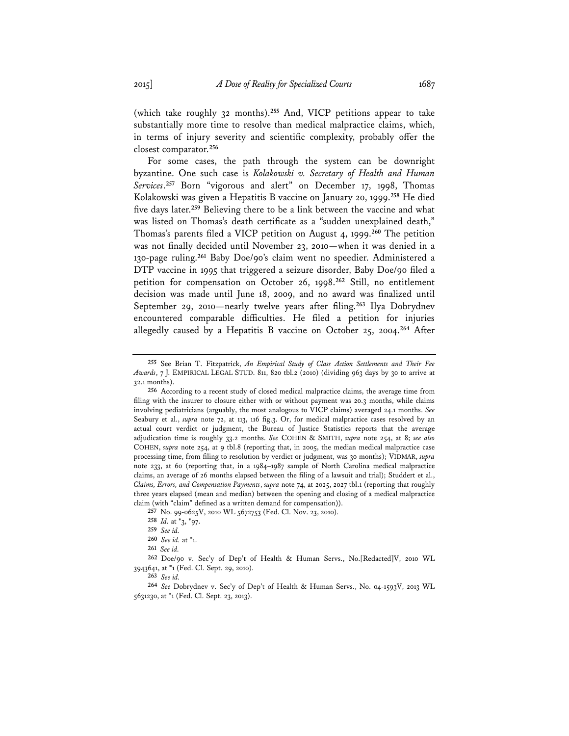(which take roughly 32 months).[255] And, VICP petitions appear to take substantially more time to resolve than medical malpractice claims, which, in terms of injury severity and scientific complexity, probably offer the closest comparator.[256]

For some cases, the path through the system can be downright byzantine. One such case is *Kolakowski v. Secretary of Health and Human Services*.[257] Born "vigorous and alert" on December 17, 1998, Thomas Kolakowski was given a Hepatitis B vaccine on January 20, 1999.[258] He died five days later.[259] Believing there to be a link between the vaccine and what was listed on Thomas's death certificate as a "sudden unexplained death," Thomas's parents filed a VICP petition on August 4, 1999.[260] The petition was not finally decided until November 23, 2010—when it was denied in a 130-page ruling.[261] Baby Doe/90's claim went no speedier. Administered a DTP vaccine in 1995 that triggered a seizure disorder, Baby Doe/90 filed a petition for compensation on October 26, 1998.[262] Still, no entitlement decision was made until June 18, 2009, and no award was finalized until September 29, 2010—nearly twelve years after filing.[263] Ilya Dobrydnev encountered comparable difficulties. He filed a petition for injuries allegedly caused by a Hepatitis B vaccine on October 25, 2004.[264] After

---

[255] See Brian T. Fitzpatrick, *An Empirical Study of Class Action Settlements and Their Fee Awards*, 7 J. EMPIRICAL LEGAL STUD. 811, 820 tbl.2 (2010) (dividing 963 days by 30 to arrive at 32.1 months).

[256] According to a recent study of closed medical malpractice claims, the average time from filing with the insurer to closure either with or without payment was 20.3 months, while claims involving pediatricians (arguably, the most analogous to VICP claims) averaged 24.1 months. *See* Seabury et al., *supra* note 72, at 113, 116 fig.3. Or, for medical malpractice cases resolved by an actual court verdict or judgment, the Bureau of Justice Statistics reports that the average adjudication time is roughly 33.2 months. *See* COHEN & SMITH, *supra* note 254, at 8; *see also* COHEN, *supra* note 254, at 9 tbl.8 (reporting that, in 2005, the median medical malpractice case processing time, from filing to resolution by verdict or judgment, was 30 months); VIDMAR, *supra* note 233, at 60 (reporting that, in a 1984–1987 sample of North Carolina medical malpractice claims, an average of 26 months elapsed between the filing of a lawsuit and trial); Studdert et al., *Claims, Errors, and Compensation Payments*, *supra* note 74, at 2025, 2027 tbl.1 (reporting that roughly three years elapsed (mean and median) between the opening and closing of a medical malpractice claim (with "claim" defined as a written demand for compensation)).

[257] No. 99-0625V, 2010 WL 5672753 (Fed. Cl. Nov. 23, 2010).

[258] *Id.* at *3, *97.

[259] *See id.*

[260] *See id.* at *1.

[261] *See id.*

[262] Doe/90 v. Sec'y of Dep't of Health & Human Servs., No.[Redacted]V, 2010 WL 3943641, at *1 (Fed. Cl. Sept. 29, 2010).

[263] *See id.*

[264] *See* Dobrydnev v. Sec'y of Dep't of Health & Human Servs., No. 04-1593V, 2013 WL 5631230, at *1 (Fed. Cl. Sept. 23, 2013).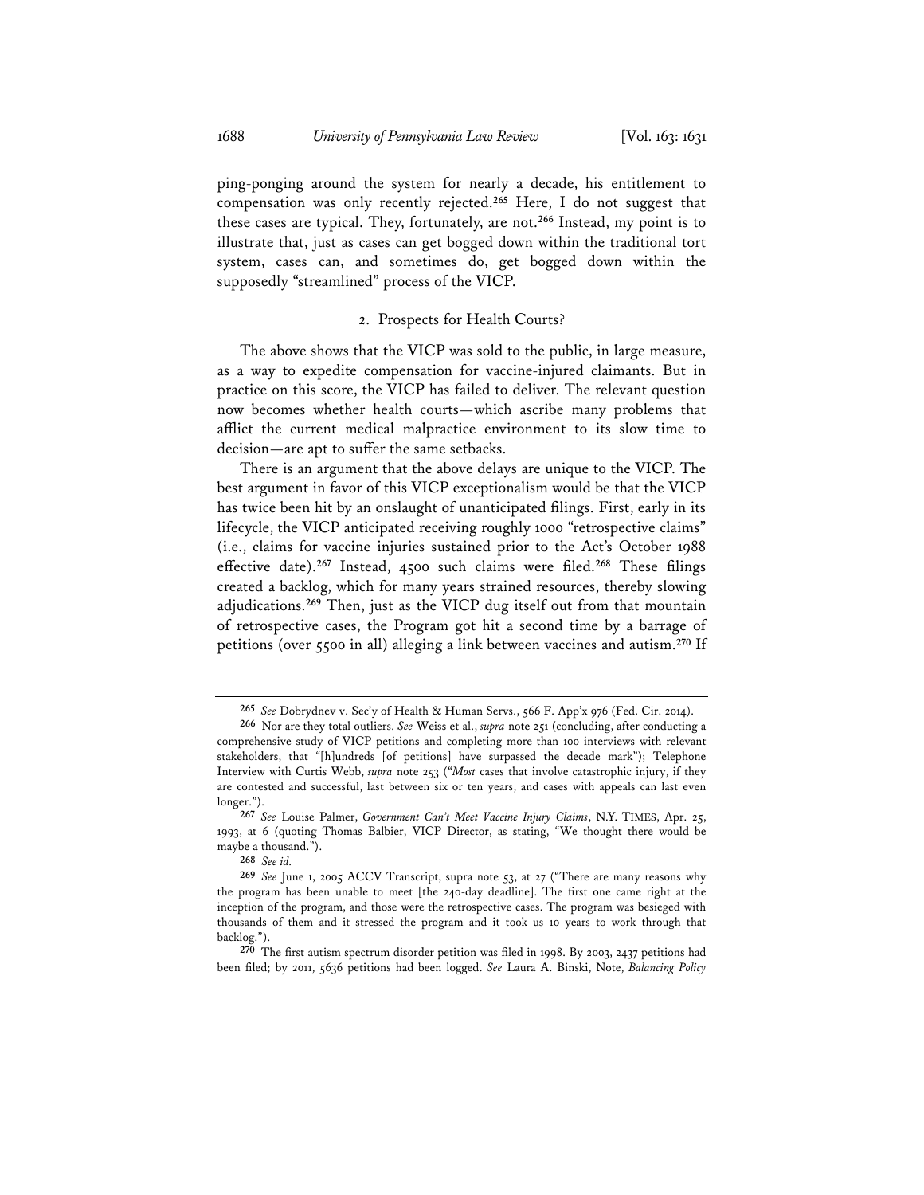ping-ponging around the system for nearly a decade, his entitlement to compensation was only recently rejected.[265] Here, I do not suggest that these cases are typical. They, fortunately, are not.[266] Instead, my point is to illustrate that, just as cases can get bogged down within the traditional tort system, cases can, and sometimes do, get bogged down within the supposedly "streamlined" process of the VICP.

### 2. Prospects for Health Courts?

The above shows that the VICP was sold to the public, in large measure, as a way to expedite compensation for vaccine-injured claimants. But in practice on this score, the VICP has failed to deliver. The relevant question now becomes whether health courts—which ascribe many problems that afflict the current medical malpractice environment to its slow time to decision—are apt to suffer the same setbacks.

There is an argument that the above delays are unique to the VICP. The best argument in favor of this VICP exceptionalism would be that the VICP has twice been hit by an onslaught of unanticipated filings. First, early in its lifecycle, the VICP anticipated receiving roughly 1000 "retrospective claims" (i.e., claims for vaccine injuries sustained prior to the Act's October 1988 effective date).[267] Instead, 4500 such claims were filed.[268] These filings created a backlog, which for many years strained resources, thereby slowing adjudications.[269] Then, just as the VICP dug itself out from that mountain of retrospective cases, the Program got hit a second time by a barrage of petitions (over 5500 in all) alleging a link between vaccines and autism.[270] If

---

[265] *See* Dobrydnev v. Sec'y of Health & Human Servs., 566 F. App'x 976 (Fed. Cir. 2014).

[266] Nor are they total outliers. *See* Weiss et al., *supra* note 251 (concluding, after conducting a comprehensive study of VICP petitions and completing more than 100 interviews with relevant stakeholders, that "[h]undreds [of petitions] have surpassed the decade mark"); Telephone Interview with Curtis Webb, *supra* note 253 ("*Most* cases that involve catastrophic injury, if they are contested and successful, last between six or ten years, and cases with appeals can last even longer.").

[267] *See* Louise Palmer, *Government Can't Meet Vaccine Injury Claims*, N.Y. TIMES, Apr. 25, 1993, at 6 (quoting Thomas Balbier, VICP Director, as stating, "We thought there would be maybe a thousand.").

[268] *See id.*

[269] *See* June 1, 2005 ACCV Transcript, supra note 53, at 27 ("There are many reasons why the program has been unable to meet [the 240-day deadline]. The first one came right at the inception of the program, and those were the retrospective cases. The program was besieged with thousands of them and it stressed the program and it took us 10 years to work through that backlog.").

[270] The first autism spectrum disorder petition was filed in 1998. By 2003, 2437 petitions had been filed; by 2011, 5636 petitions had been logged. *See* Laura A. Binski, Note, *Balancing Policy*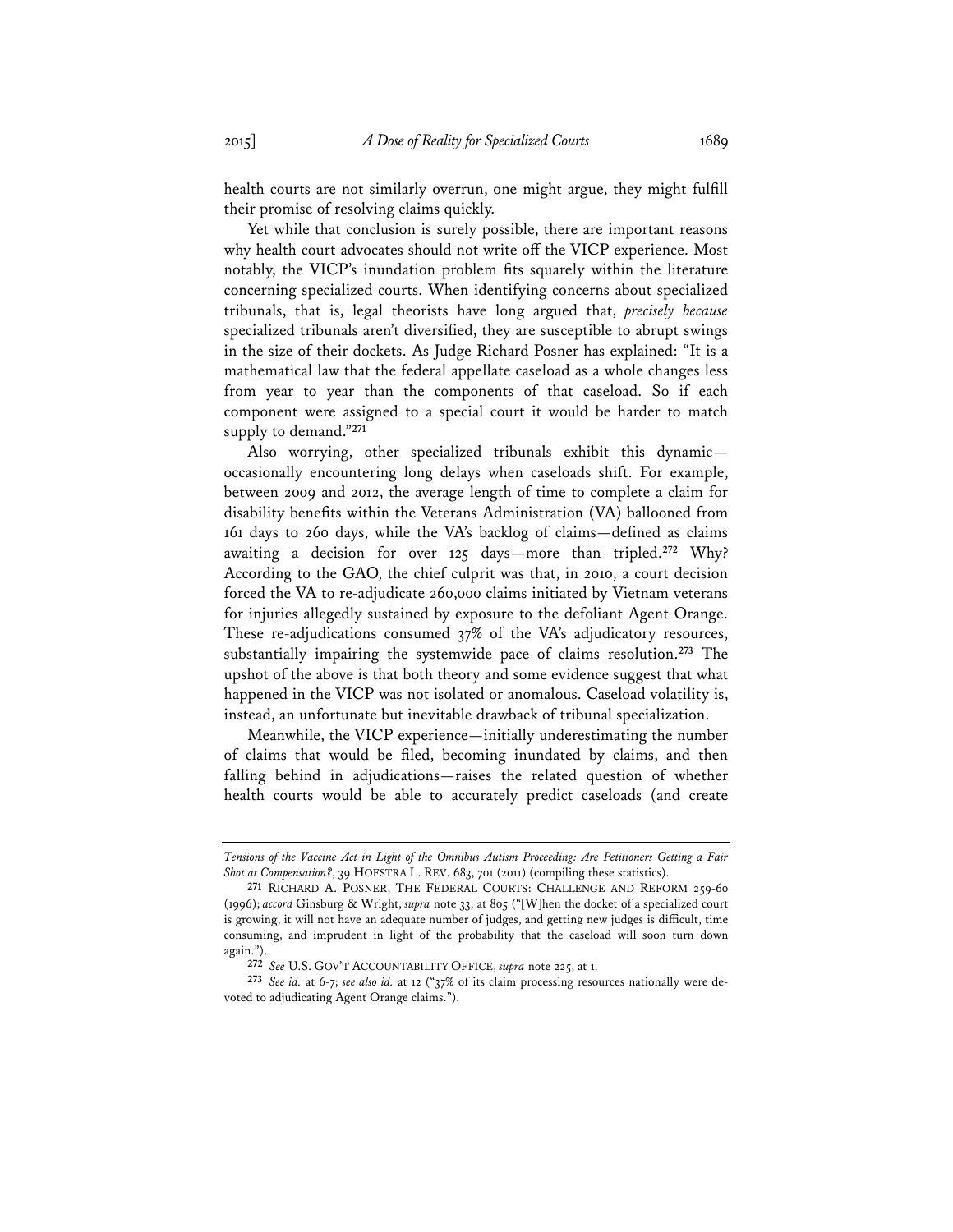health courts are not similarly overrun, one might argue, they might fulfill their promise of resolving claims quickly.

Yet while that conclusion is surely possible, there are important reasons why health court advocates should not write off the VICP experience. Most notably, the VICP's inundation problem fits squarely within the literature concerning specialized courts. When identifying concerns about specialized tribunals, that is, legal theorists have long argued that, *precisely because* specialized tribunals aren't diversified, they are susceptible to abrupt swings in the size of their dockets. As Judge Richard Posner has explained: "It is a mathematical law that the federal appellate caseload as a whole changes less from year to year than the components of that caseload. So if each component were assigned to a special court it would be harder to match supply to demand."[271]

Also worrying, other specialized tribunals exhibit this dynamic—occasionally encountering long delays when caseloads shift. For example, between 2009 and 2012, the average length of time to complete a claim for disability benefits within the Veterans Administration (VA) ballooned from 161 days to 260 days, while the VA's backlog of claims—defined as claims awaiting a decision for over 125 days—more than tripled.[272] Why? According to the GAO, the chief culprit was that, in 2010, a court decision forced the VA to re-adjudicate 260,000 claims initiated by Vietnam veterans for injuries allegedly sustained by exposure to the defoliant Agent Orange. These re-adjudications consumed 37% of the VA's adjudicatory resources, substantially impairing the systemwide pace of claims resolution.[273] The upshot of the above is that both theory and some evidence suggest that what happened in the VICP was not isolated or anomalous. Caseload volatility is, instead, an unfortunate but inevitable drawback of tribunal specialization.

Meanwhile, the VICP experience—initially underestimating the number of claims that would be filed, becoming inundated by claims, and then falling behind in adjudications—raises the related question of whether health courts would be able to accurately predict caseloads (and create

---

*Tensions of the Vaccine Act in Light of the Omnibus Autism Proceeding: Are Petitioners Getting a Fair Shot at Compensation?*, 39 HOFSTRA L. REV. 683, 701 (2011) (compiling these statistics).

[271] RICHARD A. POSNER, THE FEDERAL COURTS: CHALLENGE AND REFORM 259-60 (1996); *accord* Ginsburg & Wright, *supra* note 33, at 805 ("[W]hen the docket of a specialized court is growing, it will not have an adequate number of judges, and getting new judges is difficult, time consuming, and imprudent in light of the probability that the caseload will soon turn down again.").

[272] *See* U.S. GOV'T ACCOUNTABILITY OFFICE, *supra* note 225, at 1.

[273] *See id.* at 6-7; *see also id.* at 12 ("37% of its claim processing resources nationally were devoted to adjudicating Agent Orange claims.").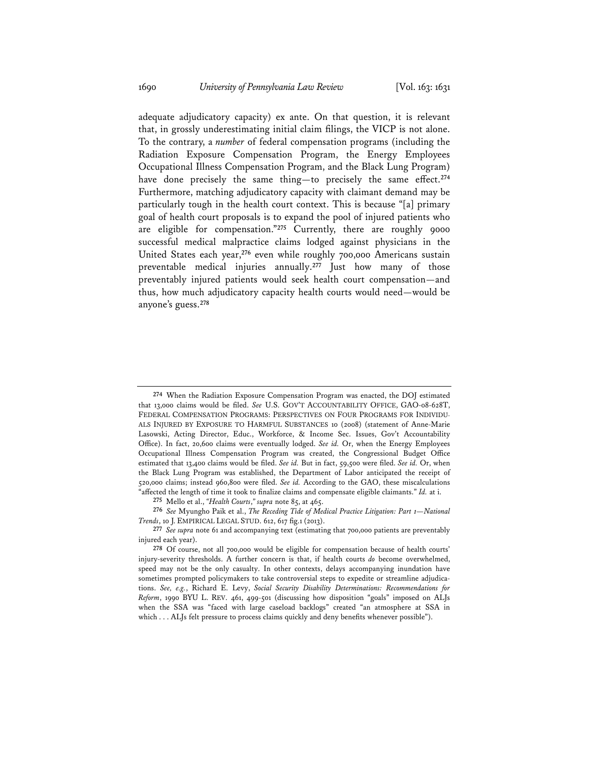adequate adjudicatory capacity) ex ante. On that question, it is relevant that, in grossly underestimating initial claim filings, the VICP is not alone. To the contrary, a *number* of federal compensation programs (including the Radiation Exposure Compensation Program, the Energy Employees Occupational Illness Compensation Program, and the Black Lung Program) have done precisely the same thing—to precisely the same effect.[274] Furthermore, matching adjudicatory capacity with claimant demand may be particularly tough in the health court context. This is because "[a] primary goal of health court proposals is to expand the pool of injured patients who are eligible for compensation."[275] Currently, there are roughly 9000 successful medical malpractice claims lodged against physicians in the United States each year,[276] even while roughly 700,000 Americans sustain preventable medical injuries annually.[277] Just how many of those preventably injured patients would seek health court compensation—and thus, how much adjudicatory capacity health courts would need—would be anyone's guess.[278]

---

[274] When the Radiation Exposure Compensation Program was enacted, the DOJ estimated that 13,000 claims would be filed. *See* U.S. GOV'T ACCOUNTABILITY OFFICE, GAO-08-628T, FEDERAL COMPENSATION PROGRAMS: PERSPECTIVES ON FOUR PROGRAMS FOR INDIVIDUALS INJURED BY EXPOSURE TO HARMFUL SUBSTANCES 10 (2008) (statement of Anne-Marie Lasowski, Acting Director, Educ., Workforce, & Income Sec. Issues, Gov't Accountability Office). In fact, 20,600 claims were eventually lodged. *See id.* Or, when the Energy Employees Occupational Illness Compensation Program was created, the Congressional Budget Office estimated that 13,400 claims would be filed. *See id.* But in fact, 59,500 were filed. *See id.* Or, when the Black Lung Program was established, the Department of Labor anticipated the receipt of 520,000 claims; instead 960,800 were filed. *See id.* According to the GAO, these miscalculations "affected the length of time it took to finalize claims and compensate eligible claimants." *Id.* at i.

[275] Mello et al., *"Health Courts," supra* note 85, at 465.

[276] *See* Myungho Paik et al., *The Receding Tide of Medical Practice Litigation: Part 1—National Trends*, 10 J. EMPIRICAL LEGAL STUD. 612, 617 fig.1 (2013).

[277] *See supra* note 61 and accompanying text (estimating that 700,000 patients are preventably injured each year).

[278] Of course, not all 700,000 would be eligible for compensation because of health courts' injury-severity thresholds. A further concern is that, if health courts *do* become overwhelmed, speed may not be the only casualty. In other contexts, delays accompanying inundation have sometimes prompted policymakers to take controversial steps to expedite or streamline adjudications. *See, e.g.*, Richard E. Levy, *Social Security Disability Determinations: Recommendations for Reform*, 1990 BYU L. REV. 461, 499-501 (discussing how disposition "goals" imposed on ALJs when the SSA was "faced with large caseload backlogs" created "an atmosphere at SSA in which . . . ALJs felt pressure to process claims quickly and deny benefits whenever possible").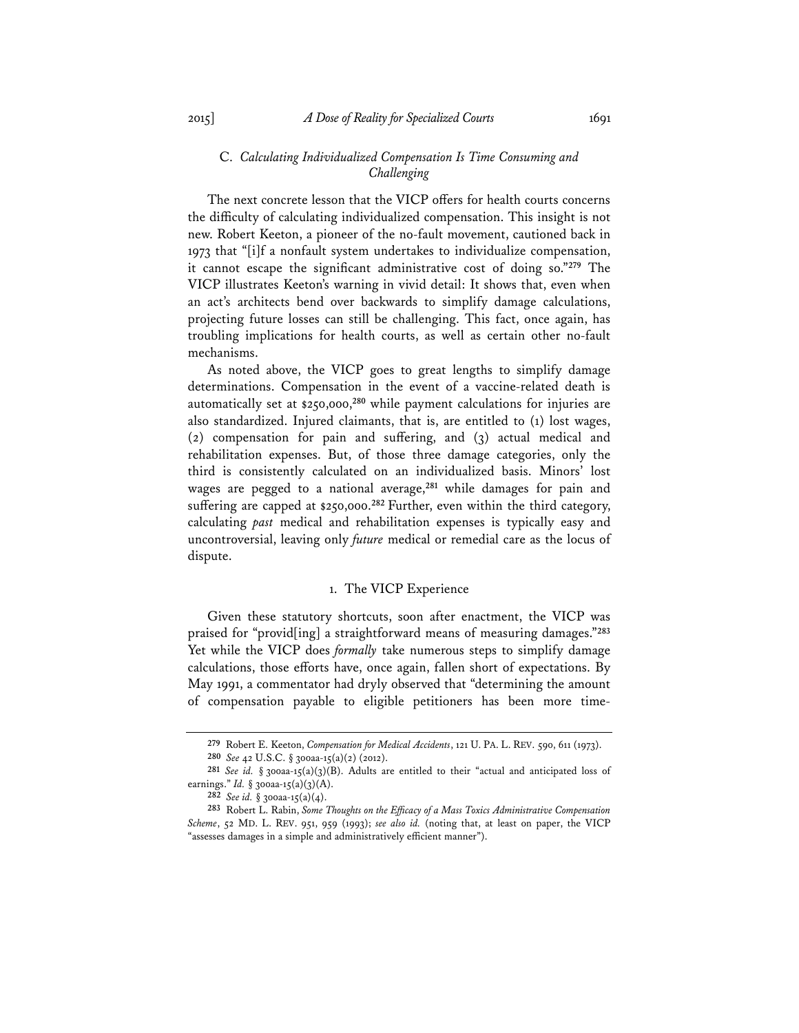### C. *Calculating Individualized Compensation Is Time Consuming and Challenging*

The next concrete lesson that the VICP offers for health courts concerns the difficulty of calculating individualized compensation. This insight is not new. Robert Keeton, a pioneer of the no-fault movement, cautioned back in 1973 that "[i]f a nonfault system undertakes to individualize compensation, it cannot escape the significant administrative cost of doing so."[279] The VICP illustrates Keeton's warning in vivid detail: It shows that, even when an act's architects bend over backwards to simplify damage calculations, projecting future losses can still be challenging. This fact, once again, has troubling implications for health courts, as well as certain other no-fault mechanisms.

As noted above, the VICP goes to great lengths to simplify damage determinations. Compensation in the event of a vaccine-related death is automatically set at $250,000,[280] while payment calculations for injuries are also standardized. Injured claimants, that is, are entitled to (1) lost wages, (2) compensation for pain and suffering, and (3) actual medical and rehabilitation expenses. But, of those three damage categories, only the third is consistently calculated on an individualized basis. Minors' lost wages are pegged to a national average,[281] while damages for pain and suffering are capped at $250,000.[282] Further, even within the third category, calculating *past* medical and rehabilitation expenses is typically easy and uncontroversial, leaving only *future* medical or remedial care as the locus of dispute.

#### 1. The VICP Experience

Given these statutory shortcuts, soon after enactment, the VICP was praised for "provid[ing] a straightforward means of measuring damages."[283] Yet while the VICP does *formally* take numerous steps to simplify damage calculations, those efforts have, once again, fallen short of expectations. By May 1991, a commentator had dryly observed that "determining the amount of compensation payable to eligible petitioners has been more time-

---

[279] Robert E. Keeton, *Compensation for Medical Accidents*, 121 U. PA. L. REV. 590, 611 (1973).

[280] *See* 42 U.S.C. § 300aa-15(a)(2) (2012).

[281] *See id.* § 300aa-15(a)(3)(B). Adults are entitled to their "actual and anticipated loss of earnings." *Id.* § 300aa-15(a)(3)(A).

[282] *See id.* § 300aa-15(a)(4).

[283] Robert L. Rabin, *Some Thoughts on the Efficacy of a Mass Toxics Administrative Compensation Scheme*, 52 MD. L. REV. 951, 959 (1993); *see also id.* (noting that, at least on paper, the VICP "assesses damages in a simple and administratively efficient manner").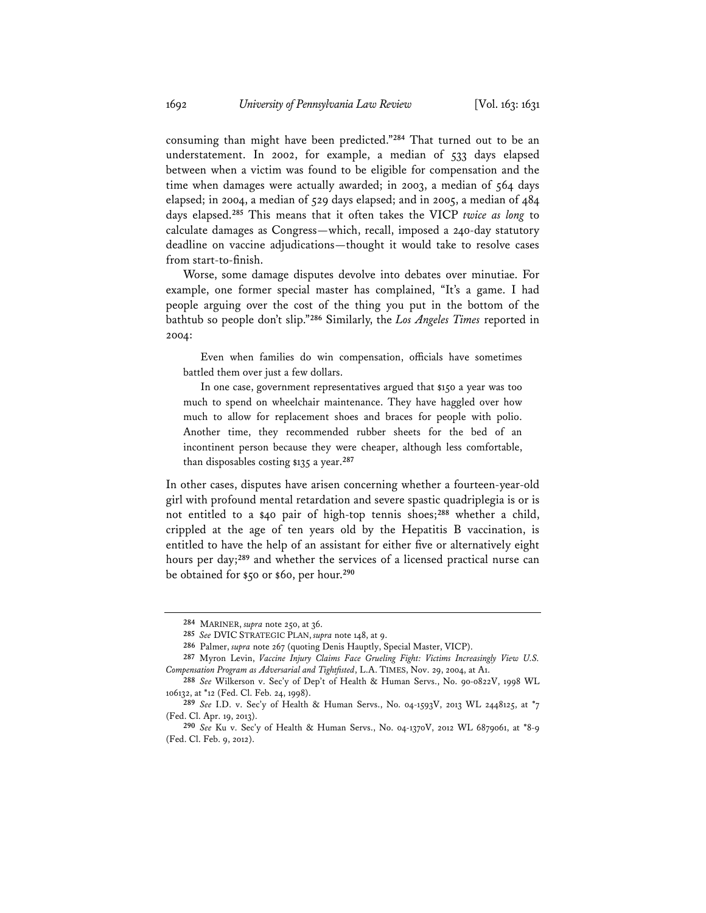consuming than might have been predicted."[284] That turned out to be an understatement. In 2002, for example, a median of 533 days elapsed between when a victim was found to be eligible for compensation and the time when damages were actually awarded; in 2003, a median of 564 days elapsed; in 2004, a median of 529 days elapsed; and in 2005, a median of 484 days elapsed.[285] This means that it often takes the VICP *twice as long* to calculate damages as Congress—which, recall, imposed a 240-day statutory deadline on vaccine adjudications—thought it would take to resolve cases from start-to-finish.

Worse, some damage disputes devolve into debates over minutiae. For example, one former special master has complained, "It's a game. I had people arguing over the cost of the thing you put in the bottom of the bathtub so people don't slip."[286] Similarly, the *Los Angeles Times* reported in 2004:

> Even when families do win compensation, officials have sometimes battled them over just a few dollars.
>
> In one case, government representatives argued that $150 a year was too much to spend on wheelchair maintenance. They have haggled over how much to allow for replacement shoes and braces for people with polio. Another time, they recommended rubber sheets for the bed of an incontinent person because they were cheaper, although less comfortable, than disposables costing $135 a year.[287]

In other cases, disputes have arisen concerning whether a fourteen-year-old girl with profound mental retardation and severe spastic quadriplegia is or is not entitled to a $40 pair of high-top tennis shoes;[288] whether a child, crippled at the age of ten years old by the Hepatitis B vaccination, is entitled to have the help of an assistant for either five or alternatively eight hours per day;[289] and whether the services of a licensed practical nurse can be obtained for $50 or $60, per hour.[290]

---

[284] MARINER, *supra* note 250, at 36.

[285] *See* DVIC STRATEGIC PLAN, *supra* note 148, at 9.

[286] Palmer, *supra* note 267 (quoting Denis Hauptly, Special Master, VICP).

[287] Myron Levin, *Vaccine Injury Claims Face Grueling Fight: Victims Increasingly View U.S. Compensation Program as Adversarial and Tightfisted*, L.A. TIMES, Nov. 29, 2004, at A1.

[288] *See* Wilkerson v. Sec'y of Dep't of Health & Human Servs., No. 90-0822V, 1998 WL 106132, at *12 (Fed. Cl. Feb. 24, 1998).

[289] *See* I.D. v. Sec'y of Health & Human Servs., No. 04-1593V, 2013 WL 2448125, at *7 (Fed. Cl. Apr. 19, 2013).

[290] *See* Ku v. Sec'y of Health & Human Servs., No. 04-1370V, 2012 WL 6879061, at *8-9 (Fed. Cl. Feb. 9, 2012).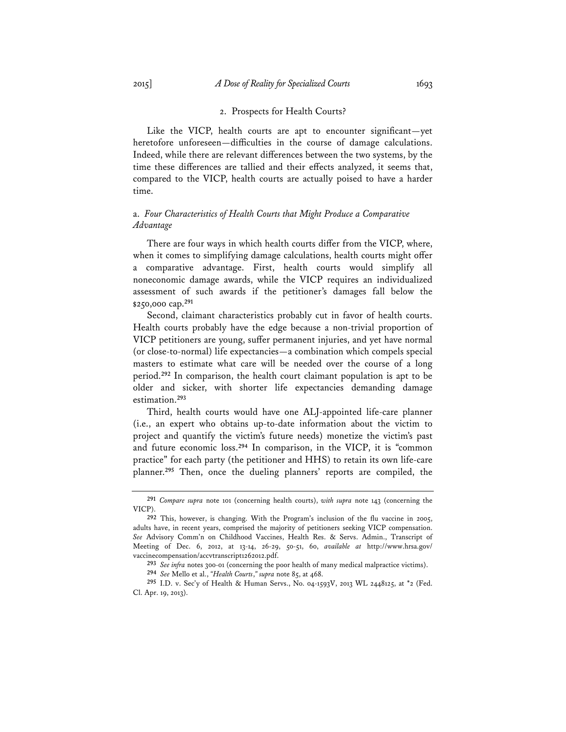### 2. Prospects for Health Courts?

Like the VICP, health courts are apt to encounter significant—yet heretofore unforeseen—difficulties in the course of damage calculations. Indeed, while there are relevant differences between the two systems, by the time these differences are tallied and their effects analyzed, it seems that, compared to the VICP, health courts are actually poised to have a harder time.

#### a. *Four Characteristics of Health Courts that Might Produce a Comparative Advantage*

There are four ways in which health courts differ from the VICP, where, when it comes to simplifying damage calculations, health courts might offer a comparative advantage. First, health courts would simplify all noneconomic damage awards, while the VICP requires an individualized assessment of such awards if the petitioner's damages fall below the $250,000 cap.[291]

Second, claimant characteristics probably cut in favor of health courts. Health courts probably have the edge because a non-trivial proportion of VICP petitioners are young, suffer permanent injuries, and yet have normal (or close-to-normal) life expectancies—a combination which compels special masters to estimate what care will be needed over the course of a long period.[292] In comparison, the health court claimant population is apt to be older and sicker, with shorter life expectancies demanding damage estimation.[293]

Third, health courts would have one ALJ-appointed life-care planner (i.e., an expert who obtains up-to-date information about the victim to project and quantify the victim's future needs) monetize the victim's past and future economic loss.[294] In comparison, in the VICP, it is "common practice" for each party (the petitioner and HHS) to retain its own life-care planner.[295] Then, once the dueling planners' reports are compiled, the

---

[291] *Compare supra* note 101 (concerning health courts), *with supra* note 143 (concerning the VICP).

[292] This, however, is changing. With the Program's inclusion of the flu vaccine in 2005, adults have, in recent years, comprised the majority of petitioners seeking VICP compensation. *See* Advisory Comm'n on Childhood Vaccines, Health Res. & Servs. Admin., Transcript of Meeting of Dec. 6, 2012, at 13-14, 26-29, 50-51, 60, *available at* http://www.hrsa.gov/vaccinecompensation/accvtranscript1262012.pdf.

[293] *See infra* notes 300-01 (concerning the poor health of many medical malpractice victims).

[294] *See* Mello et al., *"Health Courts," supra* note 85, at 468.

[295] I.D. v. Sec'y of Health & Human Servs., No. 04-1593V, 2013 WL 2448125, at *2 (Fed. Cl. Apr. 19, 2013).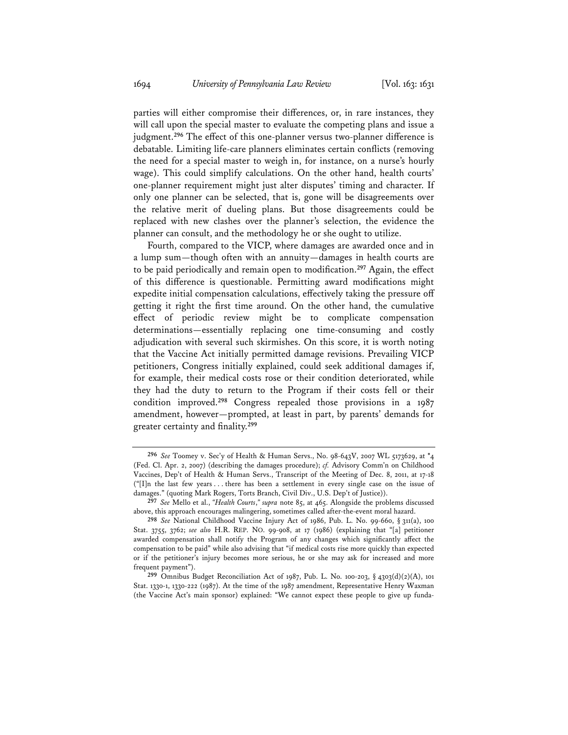parties will either compromise their differences, or, in rare instances, they will call upon the special master to evaluate the competing plans and issue a judgment.[296] The effect of this one-planner versus two-planner difference is debatable. Limiting life-care planners eliminates certain conflicts (removing the need for a special master to weigh in, for instance, on a nurse's hourly wage). This could simplify calculations. On the other hand, health courts' one-planner requirement might just alter disputes' timing and character. If only one planner can be selected, that is, gone will be disagreements over the relative merit of dueling plans. But those disagreements could be replaced with new clashes over the planner's selection, the evidence the planner can consult, and the methodology he or she ought to utilize.

Fourth, compared to the VICP, where damages are awarded once and in a lump sum—though often with an annuity—damages in health courts are to be paid periodically and remain open to modification.[297] Again, the effect of this difference is questionable. Permitting award modifications might expedite initial compensation calculations, effectively taking the pressure off getting it right the first time around. On the other hand, the cumulative effect of periodic review might be to complicate compensation determinations—essentially replacing one time-consuming and costly adjudication with several such skirmishes. On this score, it is worth noting that the Vaccine Act initially permitted damage revisions. Prevailing VICP petitioners, Congress initially explained, could seek additional damages if, for example, their medical costs rose or their condition deteriorated, while they had the duty to return to the Program if their costs fell or their condition improved.[298] Congress repealed those provisions in a 1987 amendment, however—prompted, at least in part, by parents' demands for greater certainty and finality.[299]

---

[296] *See* Toomey v. Sec'y of Health & Human Servs., No. 98-643V, 2007 WL 5173629, at *4 (Fed. Cl. Apr. 2, 2007) (describing the damages procedure); *cf.* Advisory Comm'n on Childhood Vaccines, Dep't of Health & Human Servs., Transcript of the Meeting of Dec. 8, 2011, at 17-18 ("[I]n the last few years . . . there has been a settlement in every single case on the issue of damages." (quoting Mark Rogers, Torts Branch, Civil Div., U.S. Dep't of Justice)).

[297] *See* Mello et al., *"Health Courts," supra* note 85, at 465. Alongside the problems discussed above, this approach encourages malingering, sometimes called after-the-event moral hazard.

[298] *See* National Childhood Vaccine Injury Act of 1986, Pub. L. No. 99-660, § 311(a), 100 Stat. 3755, 3762; *see also* H.R. REP. NO. 99-908, at 17 (1986) (explaining that "[a] petitioner awarded compensation shall notify the Program of any changes which significantly affect the compensation to be paid" while also advising that "if medical costs rise more quickly than expected or if the petitioner's injury becomes more serious, he or she may ask for increased and more frequent payment").

[299] Omnibus Budget Reconciliation Act of 1987, Pub. L. No. 100-203, § 4303(d)(2)(A), 101 Stat. 1330-1, 1330-222 (1987). At the time of the 1987 amendment, Representative Henry Waxman (the Vaccine Act's main sponsor) explained: "We cannot expect these people to give up funda-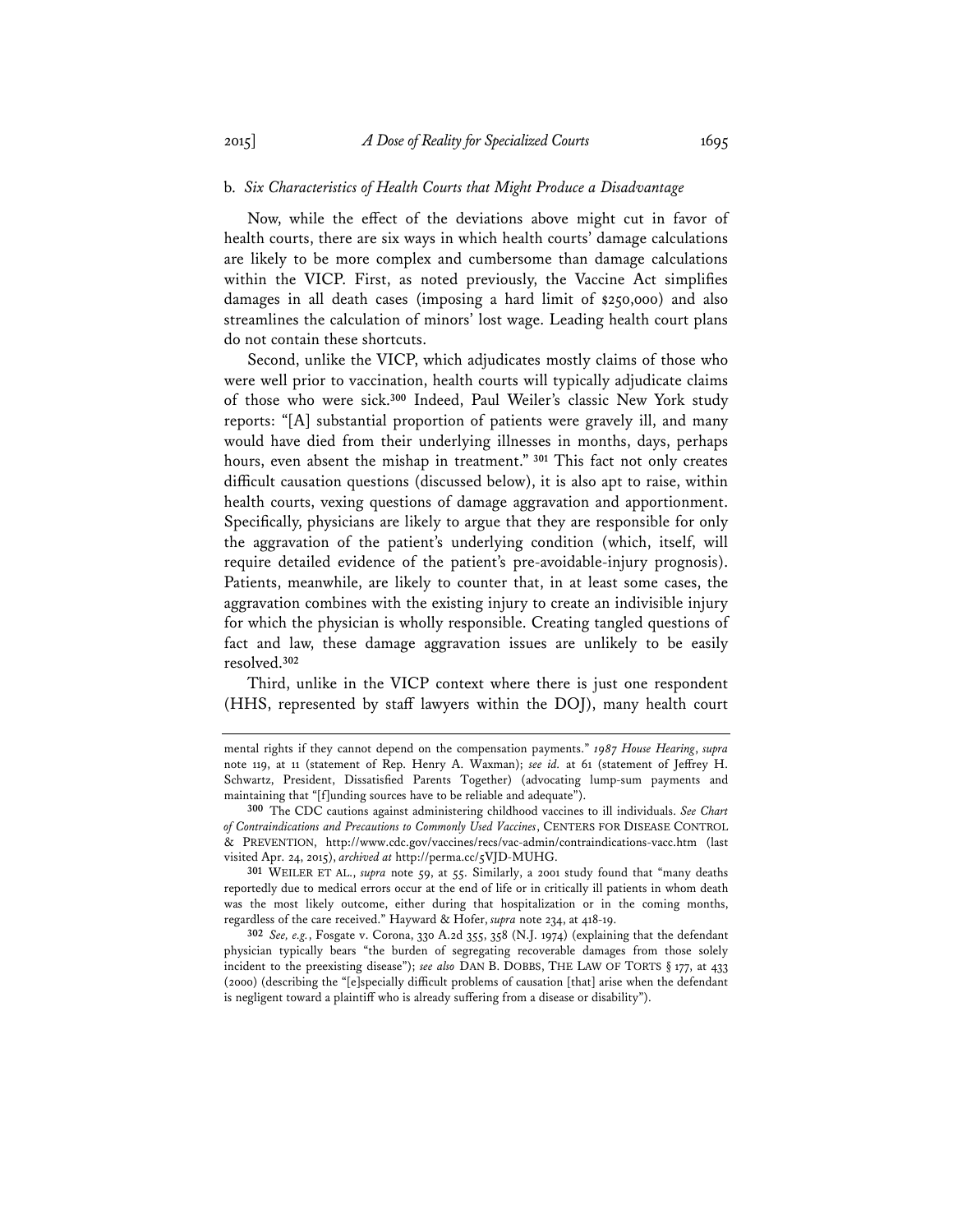### b. *Six Characteristics of Health Courts that Might Produce a Disadvantage*

Now, while the effect of the deviations above might cut in favor of health courts, there are six ways in which health courts' damage calculations are likely to be more complex and cumbersome than damage calculations within the VICP. First, as noted previously, the Vaccine Act simplifies damages in all death cases (imposing a hard limit of $250,000) and also streamlines the calculation of minors' lost wage. Leading health court plans do not contain these shortcuts.

Second, unlike the VICP, which adjudicates mostly claims of those who were well prior to vaccination, health courts will typically adjudicate claims of those who were sick.[300] Indeed, Paul Weiler's classic New York study reports: "[A] substantial proportion of patients were gravely ill, and many would have died from their underlying illnesses in months, days, perhaps hours, even absent the mishap in treatment." [301] This fact not only creates difficult causation questions (discussed below), it is also apt to raise, within health courts, vexing questions of damage aggravation and apportionment. Specifically, physicians are likely to argue that they are responsible for only the aggravation of the patient's underlying condition (which, itself, will require detailed evidence of the patient's pre-avoidable-injury prognosis). Patients, meanwhile, are likely to counter that, in at least some cases, the aggravation combines with the existing injury to create an indivisible injury for which the physician is wholly responsible. Creating tangled questions of fact and law, these damage aggravation issues are unlikely to be easily resolved.[302]

Third, unlike in the VICP context where there is just one respondent (HHS, represented by staff lawyers within the DOJ), many health court

---

mental rights if they cannot depend on the compensation payments." *1987 House Hearing*, *supra* note 119, at 11 (statement of Rep. Henry A. Waxman); *see id.* at 61 (statement of Jeffrey H. Schwartz, President, Dissatisfied Parents Together) (advocating lump-sum payments and maintaining that "[f]unding sources have to be reliable and adequate").

[300] The CDC cautions against administering childhood vaccines to ill individuals. *See Chart of Contraindications and Precautions to Commonly Used Vaccines*, CENTERS FOR DISEASE CONTROL & PREVENTION, http://www.cdc.gov/vaccines/recs/vac-admin/contraindications-vacc.htm (last visited Apr. 24, 2015), *archived at* http://perma.cc/5VJD-MUHG.

[301] WEILER ET AL., *supra* note 59, at 55. Similarly, a 2001 study found that "many deaths reportedly due to medical errors occur at the end of life or in critically ill patients in whom death was the most likely outcome, either during that hospitalization or in the coming months, regardless of the care received." Hayward & Hofer, *supra* note 234, at 418-19.

[302] *See, e.g.*, Fosgate v. Corona, 330 A.2d 355, 358 (N.J. 1974) (explaining that the defendant physician typically bears "the burden of segregating recoverable damages from those solely incident to the preexisting disease"); *see also* DAN B. DOBBS, THE LAW OF TORTS § 177, at 433 (2000) (describing the "[e]specially difficult problems of causation [that] arise when the defendant is negligent toward a plaintiff who is already suffering from a disease or disability").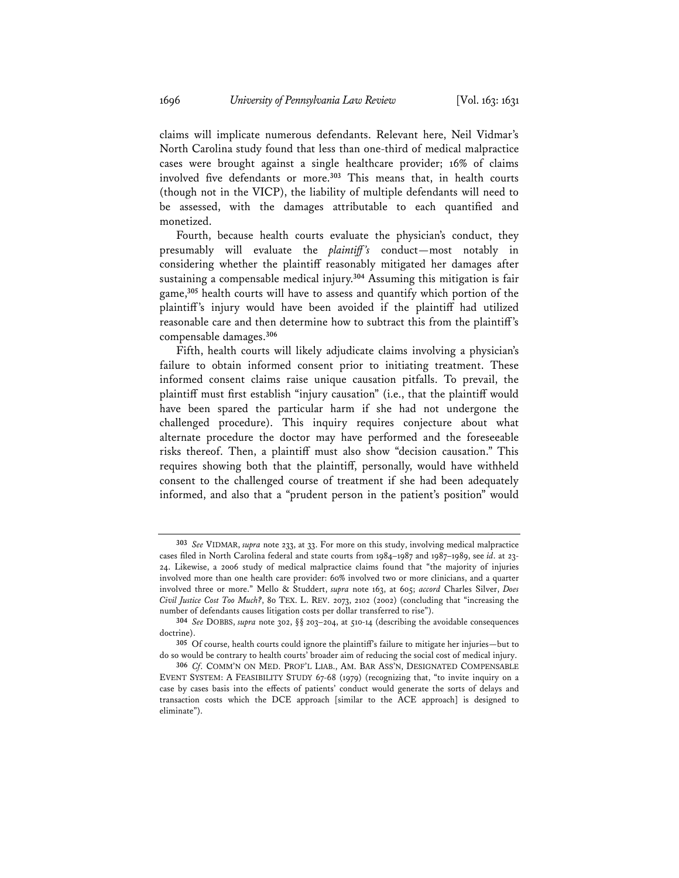claims will implicate numerous defendants. Relevant here, Neil Vidmar's North Carolina study found that less than one-third of medical malpractice cases were brought against a single healthcare provider; 16% of claims involved five defendants or more.[303] This means that, in health courts (though not in the VICP), the liability of multiple defendants will need to be assessed, with the damages attributable to each quantified and monetized.

Fourth, because health courts evaluate the physician's conduct, they presumably will evaluate the *plaintiff's* conduct—most notably in considering whether the plaintiff reasonably mitigated her damages after sustaining a compensable medical injury.[304] Assuming this mitigation is fair game,[305] health courts will have to assess and quantify which portion of the plaintiff's injury would have been avoided if the plaintiff had utilized reasonable care and then determine how to subtract this from the plaintiff's compensable damages.[306]

Fifth, health courts will likely adjudicate claims involving a physician's failure to obtain informed consent prior to initiating treatment. These informed consent claims raise unique causation pitfalls. To prevail, the plaintiff must first establish "injury causation" (i.e., that the plaintiff would have been spared the particular harm if she had not undergone the challenged procedure). This inquiry requires conjecture about what alternate procedure the doctor may have performed and the foreseeable risks thereof. Then, a plaintiff must also show "decision causation." This requires showing both that the plaintiff, personally, would have withheld consent to the challenged course of treatment if she had been adequately informed, and also that a "prudent person in the patient's position" would

---

303 *See* VIDMAR, *supra* note 233, at 33. For more on this study, involving medical malpractice cases filed in North Carolina federal and state courts from 1984–1987 and 1987–1989, see *id*. at 23-24. Likewise, a 2006 study of medical malpractice claims found that "the majority of injuries involved more than one health care provider: 60% involved two or more clinicians, and a quarter involved three or more." Mello & Studdert, *supra* note 163, at 605; *accord* Charles Silver, *Does Civil Justice Cost Too Much?*, 80 TEX. L. REV. 2073, 2102 (2002) (concluding that "increasing the number of defendants causes litigation costs per dollar transferred to rise").

304 *See* DOBBS, *supra* note 302, §§ 203–204, at 510-14 (describing the avoidable consequences doctrine).

305 Of course, health courts could ignore the plaintiff's failure to mitigate her injuries—but to do so would be contrary to health courts' broader aim of reducing the social cost of medical injury.

306 *Cf*. COMM'N ON MED. PROF'L LIAB., AM. BAR ASS'N, DESIGNATED COMPENSABLE EVENT SYSTEM: A FEASIBILITY STUDY 67-68 (1979) (recognizing that, "to invite inquiry on a case by cases basis into the effects of patients' conduct would generate the sorts of delays and transaction costs which the DCE approach [similar to the ACE approach] is designed to eliminate").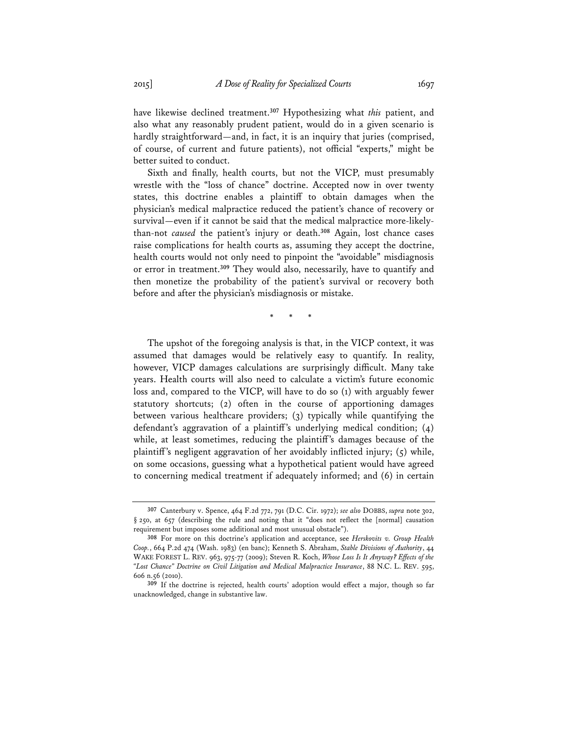have likewise declined treatment.[307] Hypothesizing what *this* patient, and also what any reasonably prudent patient, would do in a given scenario is hardly straightforward—and, in fact, it is an inquiry that juries (comprised, of course, of current and future patients), not official "experts," might be better suited to conduct.

Sixth and finally, health courts, but not the VICP, must presumably wrestle with the "loss of chance" doctrine. Accepted now in over twenty states, this doctrine enables a plaintiff to obtain damages when the physician's medical malpractice reduced the patient's chance of recovery or survival—even if it cannot be said that the medical malpractice more-likely-than-not *caused* the patient's injury or death.[308] Again, lost chance cases raise complications for health courts as, assuming they accept the doctrine, health courts would not only need to pinpoint the "avoidable" misdiagnosis or error in treatment.[309] They would also, necessarily, have to quantify and then monetize the probability of the patient's survival or recovery both before and after the physician's misdiagnosis or mistake.

\* \* \*

The upshot of the foregoing analysis is that, in the VICP context, it was assumed that damages would be relatively easy to quantify. In reality, however, VICP damages calculations are surprisingly difficult. Many take years. Health courts will also need to calculate a victim's future economic loss and, compared to the VICP, will have to do so (1) with arguably fewer statutory shortcuts; (2) often in the course of apportioning damages between various healthcare providers; (3) typically while quantifying the defendant's aggravation of a plaintiff's underlying medical condition; (4) while, at least sometimes, reducing the plaintiff's damages because of the plaintiff's negligent aggravation of her avoidably inflicted injury; (5) while, on some occasions, guessing what a hypothetical patient would have agreed to concerning medical treatment if adequately informed; and (6) in certain

---

[307] Canterbury v. Spence, 464 F.2d 772, 791 (D.C. Cir. 1972); *see also* DOBBS, *supra* note 302, § 250, at 657 (describing the rule and noting that it "does not reflect the [normal] causation requirement but imposes some additional and most unusual obstacle").

[308] For more on this doctrine's application and acceptance, see *Herskovits v. Group Health Coop.*, 664 P.2d 474 (Wash. 1983) (en banc); Kenneth S. Abraham, *Stable Divisions of Authority*, 44 WAKE FOREST L. REV. 963, 975-77 (2009); Steven R. Koch, *Whose Loss Is It Anyway? Effects of the "Lost Chance" Doctrine on Civil Litigation and Medical Malpractice Insurance*, 88 N.C. L. REV. 595, 606 n.56 (2010).

[309] If the doctrine is rejected, health courts' adoption would effect a major, though so far unacknowledged, change in substantive law.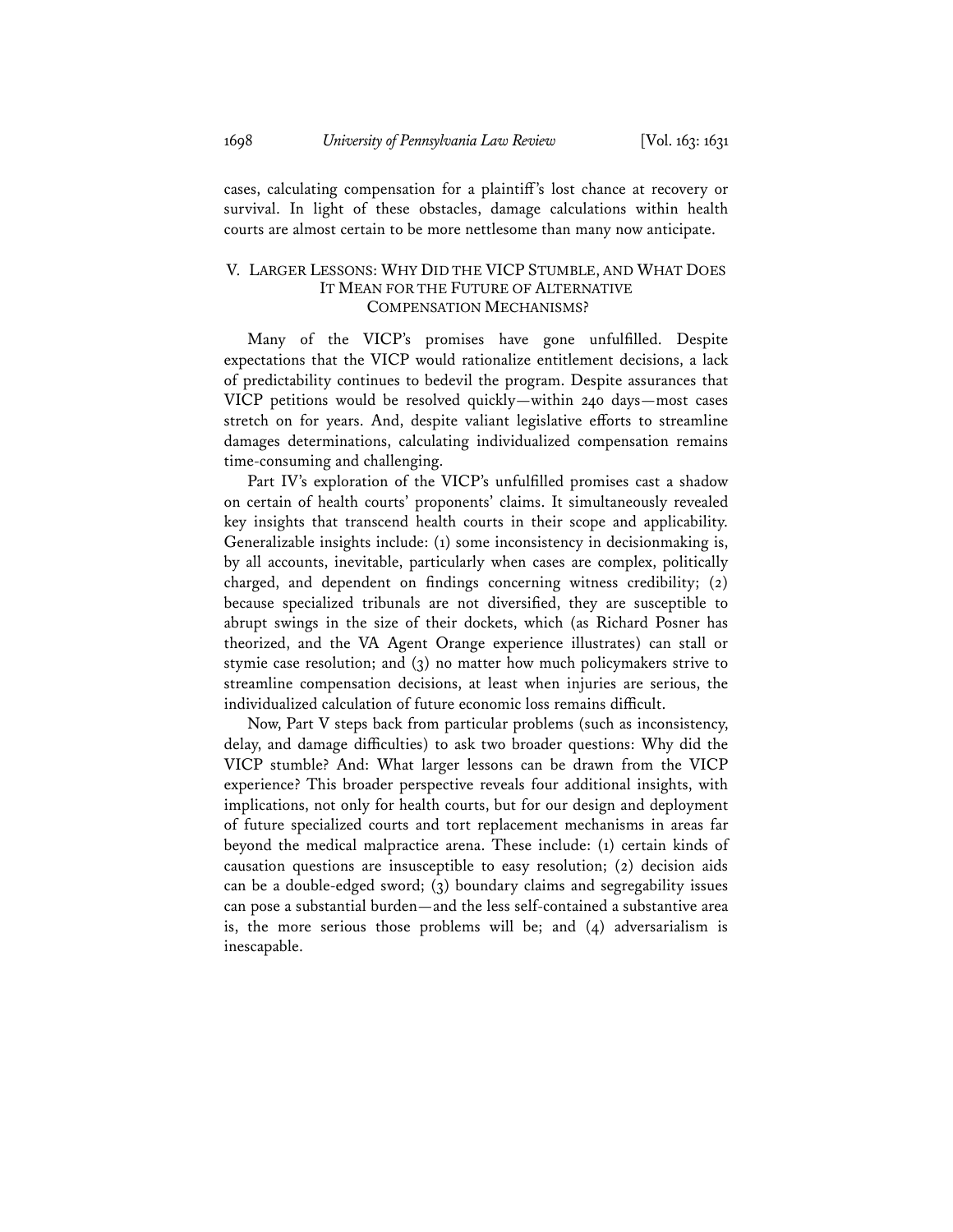cases, calculating compensation for a plaintiff's lost chance at recovery or survival. In light of these obstacles, damage calculations within health courts are almost certain to be more nettlesome than many now anticipate.

## V. LARGER LESSONS: WHY DID THE VICP STUMBLE, AND WHAT DOES IT MEAN FOR THE FUTURE OF ALTERNATIVE COMPENSATION MECHANISMS?

Many of the VICP's promises have gone unfulfilled. Despite expectations that the VICP would rationalize entitlement decisions, a lack of predictability continues to bedevil the program. Despite assurances that VICP petitions would be resolved quickly—within 240 days—most cases stretch on for years. And, despite valiant legislative efforts to streamline damages determinations, calculating individualized compensation remains time-consuming and challenging.

Part IV's exploration of the VICP's unfulfilled promises cast a shadow on certain of health courts' proponents' claims. It simultaneously revealed key insights that transcend health courts in their scope and applicability. Generalizable insights include: (1) some inconsistency in decisionmaking is, by all accounts, inevitable, particularly when cases are complex, politically charged, and dependent on findings concerning witness credibility; (2) because specialized tribunals are not diversified, they are susceptible to abrupt swings in the size of their dockets, which (as Richard Posner has theorized, and the VA Agent Orange experience illustrates) can stall or stymie case resolution; and (3) no matter how much policymakers strive to streamline compensation decisions, at least when injuries are serious, the individualized calculation of future economic loss remains difficult.

Now, Part V steps back from particular problems (such as inconsistency, delay, and damage difficulties) to ask two broader questions: Why did the VICP stumble? And: What larger lessons can be drawn from the VICP experience? This broader perspective reveals four additional insights, with implications, not only for health courts, but for our design and deployment of future specialized courts and tort replacement mechanisms in areas far beyond the medical malpractice arena. These include: (1) certain kinds of causation questions are insusceptible to easy resolution; (2) decision aids can be a double-edged sword; (3) boundary claims and segregability issues can pose a substantial burden—and the less self-contained a substantive area is, the more serious those problems will be; and (4) adversarialism is inescapable.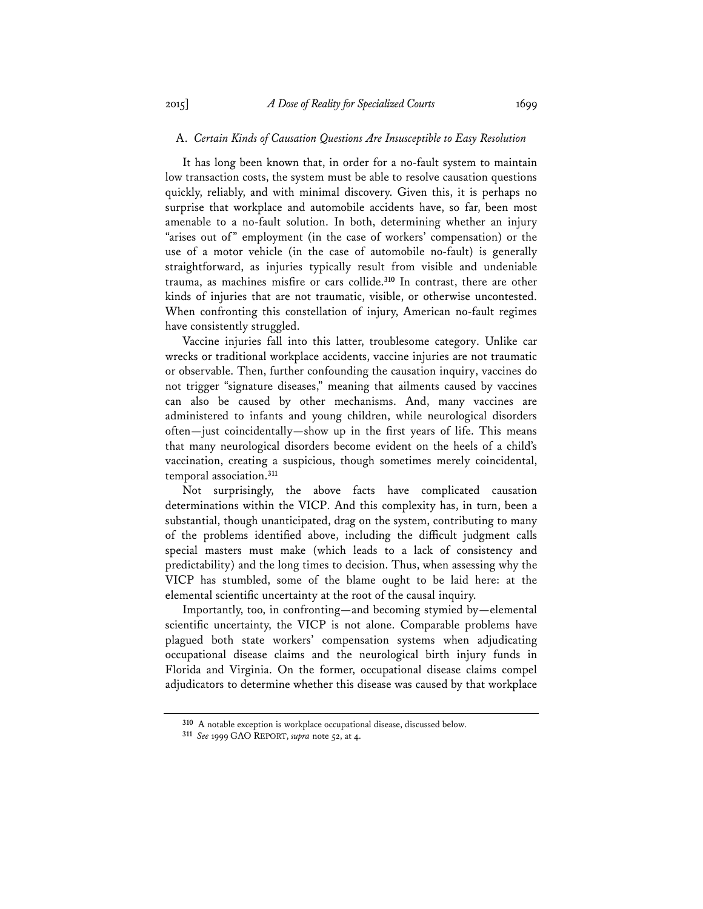### A. *Certain Kinds of Causation Questions Are Insusceptible to Easy Resolution*

It has long been known that, in order for a no-fault system to maintain low transaction costs, the system must be able to resolve causation questions quickly, reliably, and with minimal discovery. Given this, it is perhaps no surprise that workplace and automobile accidents have, so far, been most amenable to a no-fault solution. In both, determining whether an injury "arises out of" employment (in the case of workers' compensation) or the use of a motor vehicle (in the case of automobile no-fault) is generally straightforward, as injuries typically result from visible and undeniable trauma, as machines misfire or cars collide.[310] In contrast, there are other kinds of injuries that are not traumatic, visible, or otherwise uncontested. When confronting this constellation of injury, American no-fault regimes have consistently struggled.

Vaccine injuries fall into this latter, troublesome category. Unlike car wrecks or traditional workplace accidents, vaccine injuries are not traumatic or observable. Then, further confounding the causation inquiry, vaccines do not trigger "signature diseases," meaning that ailments caused by vaccines can also be caused by other mechanisms. And, many vaccines are administered to infants and young children, while neurological disorders often—just coincidentally—show up in the first years of life. This means that many neurological disorders become evident on the heels of a child's vaccination, creating a suspicious, though sometimes merely coincidental, temporal association.[311]

Not surprisingly, the above facts have complicated causation determinations within the VICP. And this complexity has, in turn, been a substantial, though unanticipated, drag on the system, contributing to many of the problems identified above, including the difficult judgment calls special masters must make (which leads to a lack of consistency and predictability) and the long times to decision. Thus, when assessing why the VICP has stumbled, some of the blame ought to be laid here: at the elemental scientific uncertainty at the root of the causal inquiry.

Importantly, too, in confronting—and becoming stymied by—elemental scientific uncertainty, the VICP is not alone. Comparable problems have plagued both state workers' compensation systems when adjudicating occupational disease claims and the neurological birth injury funds in Florida and Virginia. On the former, occupational disease claims compel adjudicators to determine whether this disease was caused by that workplace

---

[310] A notable exception is workplace occupational disease, discussed below.

[311] *See* 1999 GAO REPORT, *supra* note 52, at 4.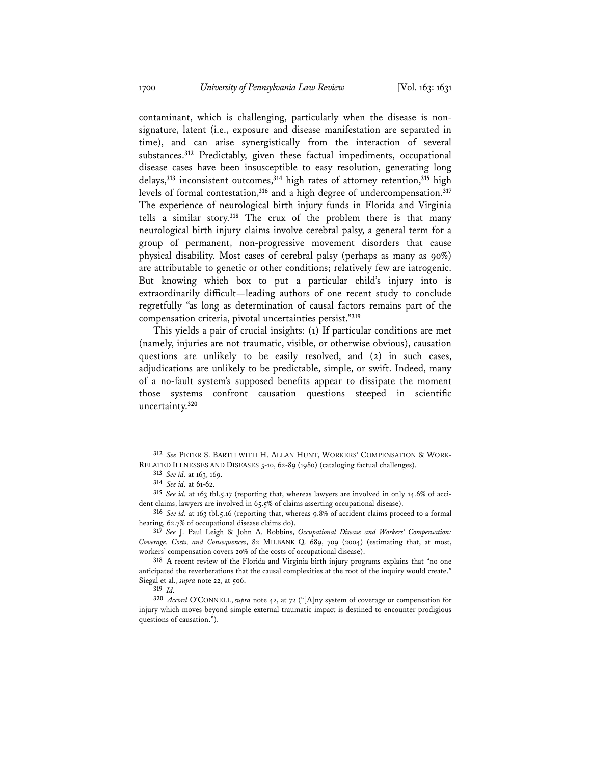contaminant, which is challenging, particularly when the disease is non-signature, latent (i.e., exposure and disease manifestation are separated in time), and can arise synergistically from the interaction of several substances.[312] Predictably, given these factual impediments, occupational disease cases have been insusceptible to easy resolution, generating long delays,[313] inconsistent outcomes,[314] high rates of attorney retention,[315] high levels of formal contestation,[316] and a high degree of undercompensation.[317] The experience of neurological birth injury funds in Florida and Virginia tells a similar story.[318] The crux of the problem there is that many neurological birth injury claims involve cerebral palsy, a general term for a group of permanent, non-progressive movement disorders that cause physical disability. Most cases of cerebral palsy (perhaps as many as 90%) are attributable to genetic or other conditions; relatively few are iatrogenic. But knowing which box to put a particular child's injury into is extraordinarily difficult—leading authors of one recent study to conclude regretfully "as long as determination of causal factors remains part of the compensation criteria, pivotal uncertainties persist."[319]

This yields a pair of crucial insights: (1) If particular conditions are met (namely, injuries are not traumatic, visible, or otherwise obvious), causation questions are unlikely to be easily resolved, and (2) in such cases, adjudications are unlikely to be predictable, simple, or swift. Indeed, many of a no-fault system's supposed benefits appear to dissipate the moment those systems confront causation questions steeped in scientific uncertainty.[320]

---

[312] *See* PETER S. BARTH WITH H. ALLAN HUNT, WORKERS' COMPENSATION & WORK-RELATED ILLNESSES AND DISEASES 5-10, 62-89 (1980) (cataloging factual challenges).

[313] *See id.* at 163, 169.

[314] *See id.* at 61-62.

[315] *See id.* at 163 tbl.5.17 (reporting that, whereas lawyers are involved in only 14.6% of accident claims, lawyers are involved in 65.5% of claims asserting occupational disease).

[316] *See id.* at 163 tbl.5.16 (reporting that, whereas 9.8% of accident claims proceed to a formal hearing, 62.7% of occupational disease claims do).

[317] *See* J. Paul Leigh & John A. Robbins, *Occupational Disease and Workers' Compensation: Coverage, Costs, and Consequences*, 82 MILBANK Q. 689, 709 (2004) (estimating that, at most, workers' compensation covers 20% of the costs of occupational disease).

[318] A recent review of the Florida and Virginia birth injury programs explains that "no one anticipated the reverberations that the causal complexities at the root of the inquiry would create." Siegal et al., *supra* note 22, at 506.

[319] *Id.*

[320] *Accord* O'CONNELL, *supra* note 42, at 72 ("[A]ny system of coverage or compensation for injury which moves beyond simple external traumatic impact is destined to encounter prodigious questions of causation.").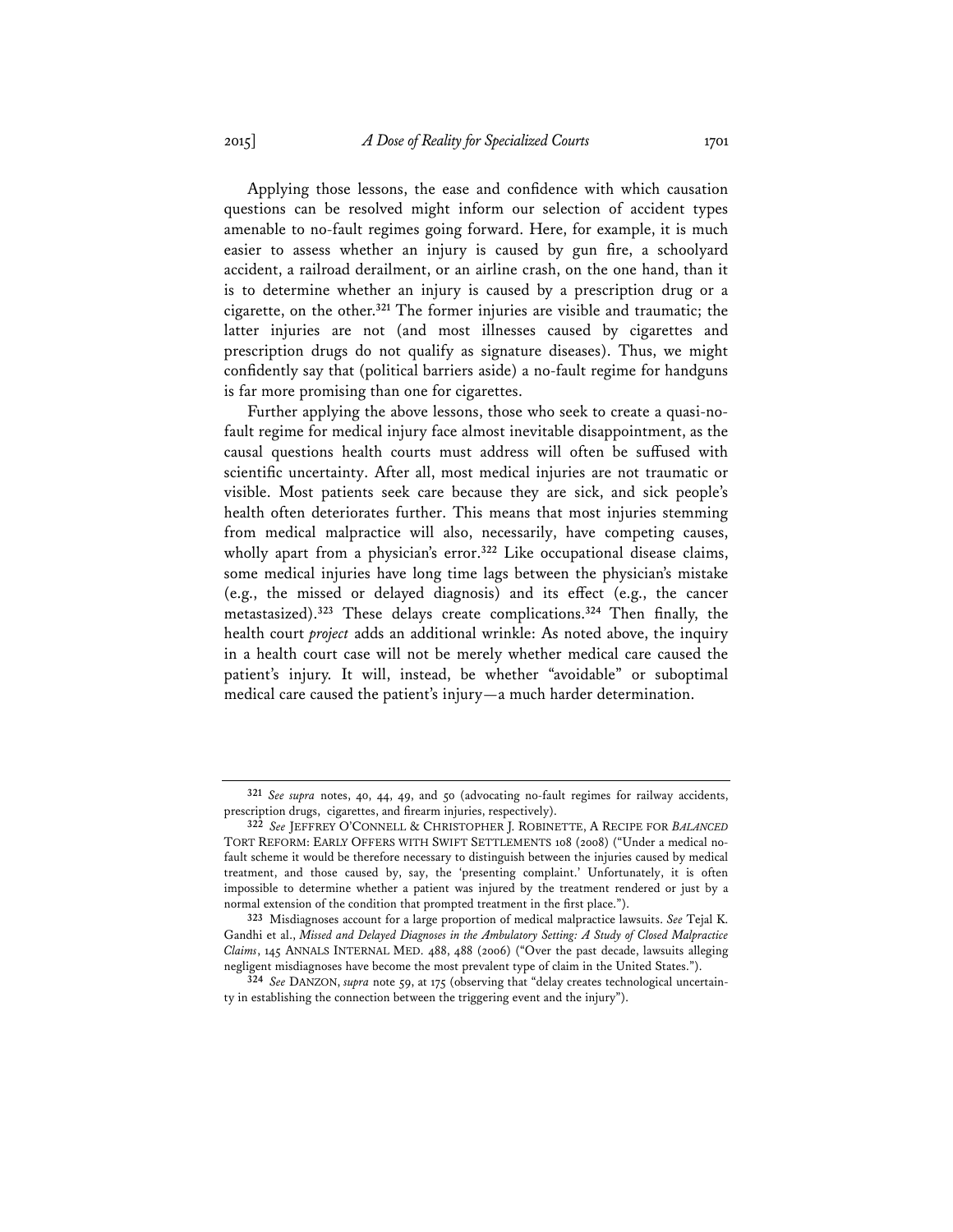Applying those lessons, the ease and confidence with which causation questions can be resolved might inform our selection of accident types amenable to no-fault regimes going forward. Here, for example, it is much easier to assess whether an injury is caused by gun fire, a schoolyard accident, a railroad derailment, or an airline crash, on the one hand, than it is to determine whether an injury is caused by a prescription drug or a cigarette, on the other.[321] The former injuries are visible and traumatic; the latter injuries are not (and most illnesses caused by cigarettes and prescription drugs do not qualify as signature diseases). Thus, we might confidently say that (political barriers aside) a no-fault regime for handguns is far more promising than one for cigarettes.

Further applying the above lessons, those who seek to create a quasi-no-fault regime for medical injury face almost inevitable disappointment, as the causal questions health courts must address will often be suffused with scientific uncertainty. After all, most medical injuries are not traumatic or visible. Most patients seek care because they are sick, and sick people's health often deteriorates further. This means that most injuries stemming from medical malpractice will also, necessarily, have competing causes, wholly apart from a physician's error.[322] Like occupational disease claims, some medical injuries have long time lags between the physician's mistake (e.g., the missed or delayed diagnosis) and its effect (e.g., the cancer metastasized).[323] These delays create complications.[324] Then finally, the health court *project* adds an additional wrinkle: As noted above, the inquiry in a health court case will not be merely whether medical care caused the patient's injury. It will, instead, be whether "avoidable" or suboptimal medical care caused the patient's injury—a much harder determination.

---

[321] *See supra* notes, 40, 44, 49, and 50 (advocating no-fault regimes for railway accidents, prescription drugs, cigarettes, and firearm injuries, respectively).

[322] *See* JEFFREY O'CONNELL & CHRISTOPHER J. ROBINETTE, A RECIPE FOR *BALANCED* TORT REFORM: EARLY OFFERS WITH SWIFT SETTLEMENTS 108 (2008) ("Under a medical no-fault scheme it would be therefore necessary to distinguish between the injuries caused by medical treatment, and those caused by, say, the 'presenting complaint.' Unfortunately, it is often impossible to determine whether a patient was injured by the treatment rendered or just by a normal extension of the condition that prompted treatment in the first place.").

[323] Misdiagnoses account for a large proportion of medical malpractice lawsuits. *See* Tejal K. Gandhi et al., *Missed and Delayed Diagnoses in the Ambulatory Setting: A Study of Closed Malpractice Claims*, 145 ANNALS INTERNAL MED. 488, 488 (2006) ("Over the past decade, lawsuits alleging negligent misdiagnoses have become the most prevalent type of claim in the United States.").

[324] *See* DANZON, *supra* note 59, at 175 (observing that "delay creates technological uncertainty in establishing the connection between the triggering event and the injury").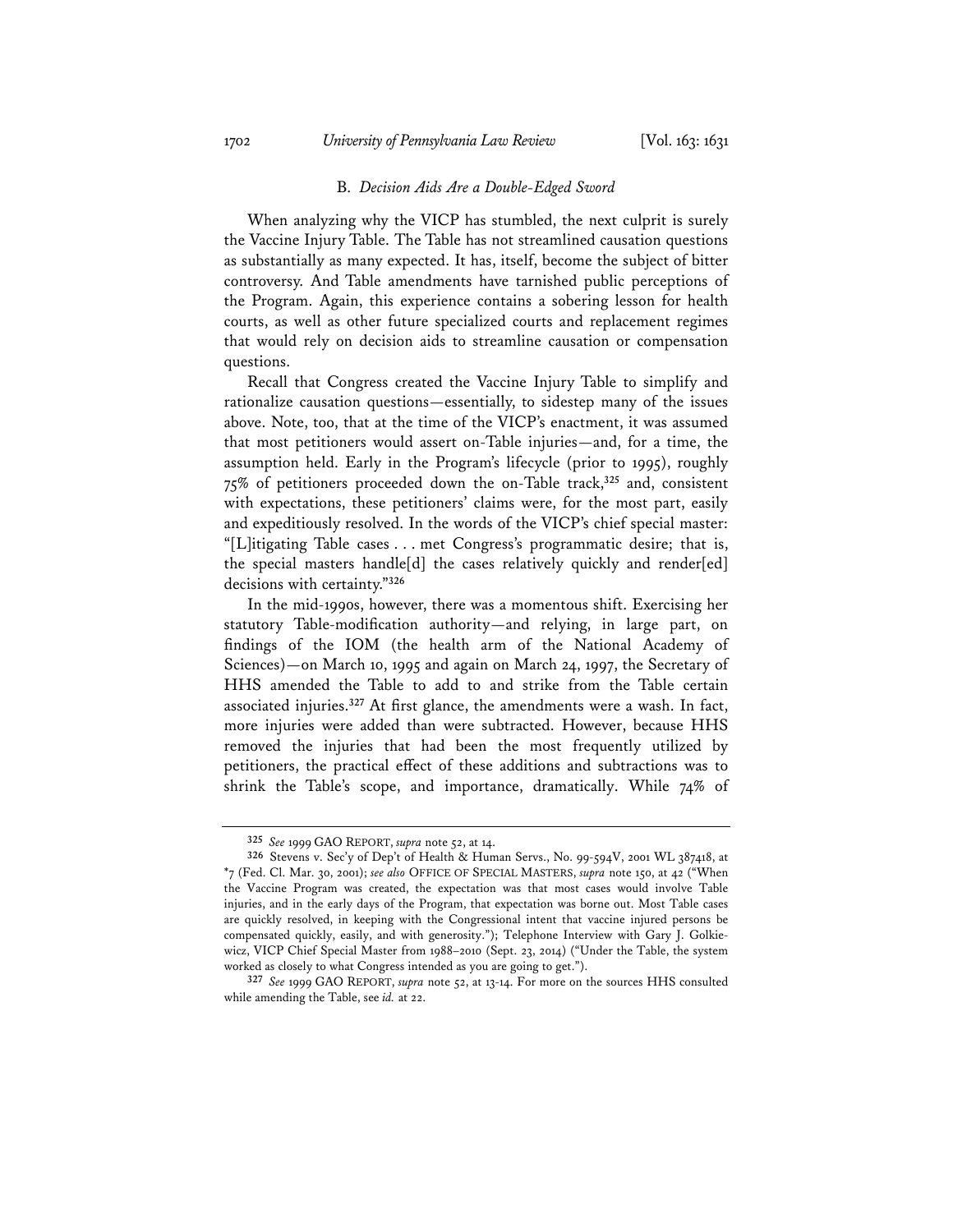### B. *Decision Aids Are a Double-Edged Sword*

When analyzing why the VICP has stumbled, the next culprit is surely the Vaccine Injury Table. The Table has not streamlined causation questions as substantially as many expected. It has, itself, become the subject of bitter controversy. And Table amendments have tarnished public perceptions of the Program. Again, this experience contains a sobering lesson for health courts, as well as other future specialized courts and replacement regimes that would rely on decision aids to streamline causation or compensation questions.

Recall that Congress created the Vaccine Injury Table to simplify and rationalize causation questions—essentially, to sidestep many of the issues above. Note, too, that at the time of the VICP's enactment, it was assumed that most petitioners would assert on-Table injuries—and, for a time, the assumption held. Early in the Program's lifecycle (prior to 1995), roughly 75% of petitioners proceeded down the on-Table track,[325] and, consistent with expectations, these petitioners' claims were, for the most part, easily and expeditiously resolved. In the words of the VICP's chief special master: "[L]itigating Table cases . . . met Congress's programmatic desire; that is, the special masters handle[d] the cases relatively quickly and render[ed] decisions with certainty."[326]

In the mid-1990s, however, there was a momentous shift. Exercising her statutory Table-modification authority—and relying, in large part, on findings of the IOM (the health arm of the National Academy of Sciences)—on March 10, 1995 and again on March 24, 1997, the Secretary of HHS amended the Table to add to and strike from the Table certain associated injuries.[327] At first glance, the amendments were a wash. In fact, more injuries were added than were subtracted. However, because HHS removed the injuries that had been the most frequently utilized by petitioners, the practical effect of these additions and subtractions was to shrink the Table's scope, and importance, dramatically. While 74% of

---

[325] *See* 1999 GAO REPORT, *supra* note 52, at 14.

[326] Stevens v. Sec'y of Dep't of Health & Human Servs., No. 99-594V, 2001 WL 387418, at *7 (Fed. Cl. Mar. 30, 2001); *see also* OFFICE OF SPECIAL MASTERS, *supra* note 150, at 42 ("When the Vaccine Program was created, the expectation was that most cases would involve Table injuries, and in the early days of the Program, that expectation was borne out. Most Table cases are quickly resolved, in keeping with the Congressional intent that vaccine injured persons be compensated quickly, easily, and with generosity."); Telephone Interview with Gary J. Golkiewicz, VICP Chief Special Master from 1988–2010 (Sept. 23, 2014) ("Under the Table, the system worked as closely to what Congress intended as you are going to get.").

[327] *See* 1999 GAO REPORT, *supra* note 52, at 13-14. For more on the sources HHS consulted while amending the Table, see *id.* at 22.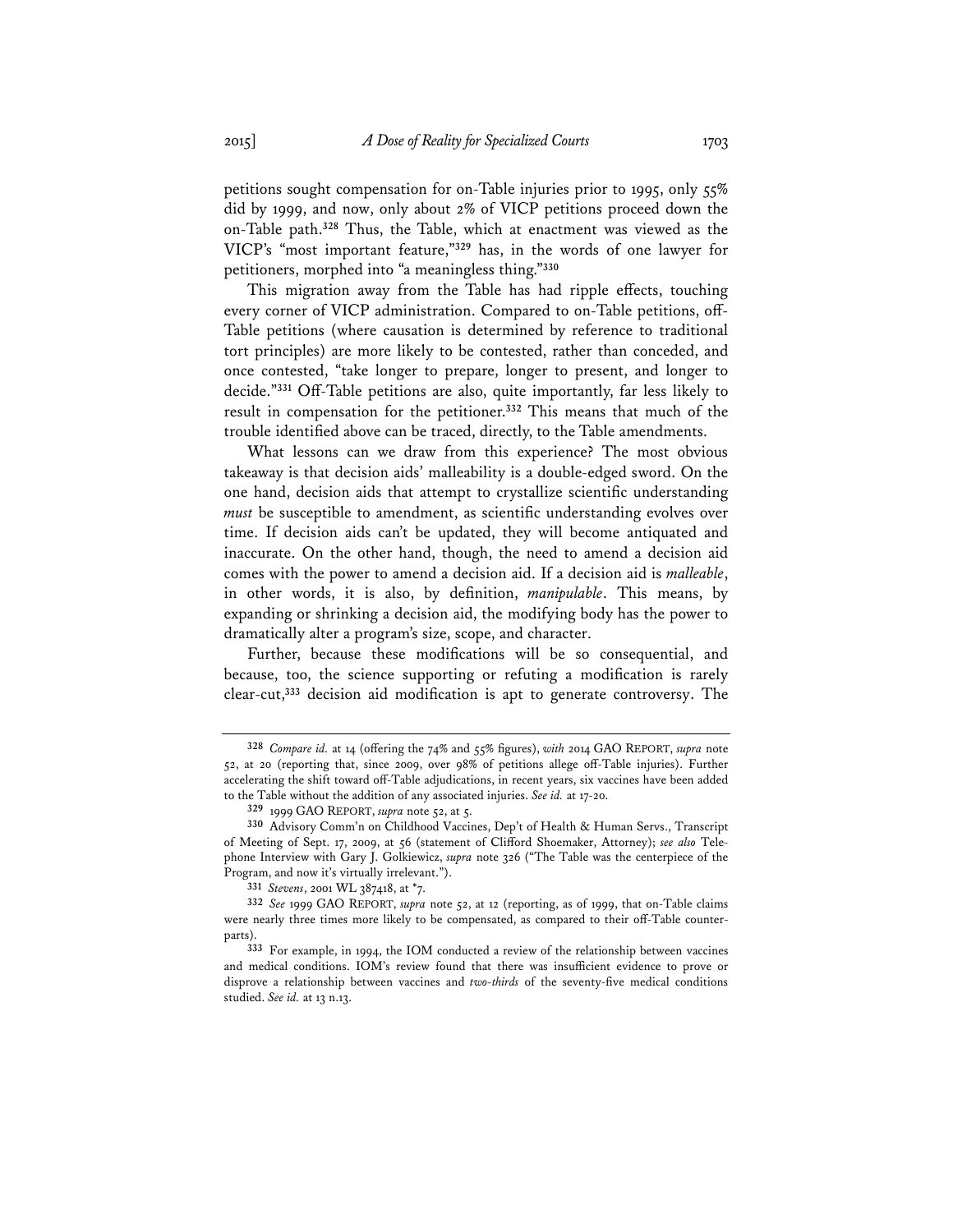petitions sought compensation for on-Table injuries prior to 1995, only 55% did by 1999, and now, only about 2% of VICP petitions proceed down the on-Table path.[328] Thus, the Table, which at enactment was viewed as the VICP's "most important feature,"[329] has, in the words of one lawyer for petitioners, morphed into "a meaningless thing."[330]

This migration away from the Table has had ripple effects, touching every corner of VICP administration. Compared to on-Table petitions, off-Table petitions (where causation is determined by reference to traditional tort principles) are more likely to be contested, rather than conceded, and once contested, "take longer to prepare, longer to present, and longer to decide."[331] Off-Table petitions are also, quite importantly, far less likely to result in compensation for the petitioner.[332] This means that much of the trouble identified above can be traced, directly, to the Table amendments.

What lessons can we draw from this experience? The most obvious takeaway is that decision aids' malleability is a double-edged sword. On the one hand, decision aids that attempt to crystallize scientific understanding *must* be susceptible to amendment, as scientific understanding evolves over time. If decision aids can't be updated, they will become antiquated and inaccurate. On the other hand, though, the need to amend a decision aid comes with the power to amend a decision aid. If a decision aid is *malleable*, in other words, it is also, by definition, *manipulable*. This means, by expanding or shrinking a decision aid, the modifying body has the power to dramatically alter a program's size, scope, and character.

Further, because these modifications will be so consequential, and because, too, the science supporting or refuting a modification is rarely clear-cut,[333] decision aid modification is apt to generate controversy. The

---

[328] *Compare id.* at 14 (offering the 74% and 55% figures), *with* 2014 GAO REPORT, *supra* note 52, at 20 (reporting that, since 2009, over 98% of petitions allege off-Table injuries). Further accelerating the shift toward off-Table adjudications, in recent years, six vaccines have been added to the Table without the addition of any associated injuries. *See id.* at 17-20.

[329] 1999 GAO REPORT, *supra* note 52, at 5.

[330] Advisory Comm'n on Childhood Vaccines, Dep't of Health & Human Servs., Transcript of Meeting of Sept. 17, 2009, at 56 (statement of Clifford Shoemaker, Attorney); *see also* Telephone Interview with Gary J. Golkiewicz, *supra* note 326 ("The Table was the centerpiece of the Program, and now it's virtually irrelevant.").

[331] *Stevens*, 2001 WL 387418, at *7.

[332] *See* 1999 GAO REPORT, *supra* note 52, at 12 (reporting, as of 1999, that on-Table claims were nearly three times more likely to be compensated, as compared to their off-Table counterparts).

[333] For example, in 1994, the IOM conducted a review of the relationship between vaccines and medical conditions. IOM's review found that there was insufficient evidence to prove or disprove a relationship between vaccines and *two-thirds* of the seventy-five medical conditions studied. *See id.* at 13 n.13.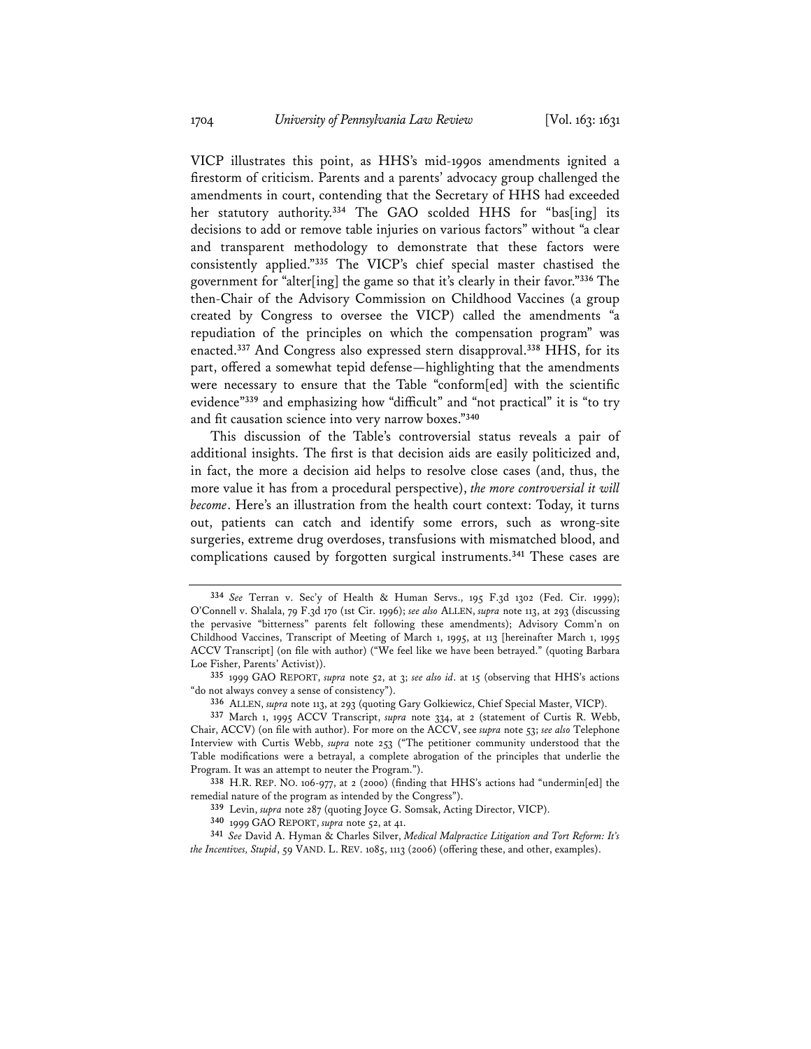VICP illustrates this point, as HHS's mid-1990s amendments ignited a firestorm of criticism. Parents and a parents' advocacy group challenged the amendments in court, contending that the Secretary of HHS had exceeded her statutory authority.[334] The GAO scolded HHS for "bas[ing] its decisions to add or remove table injuries on various factors" without "a clear and transparent methodology to demonstrate that these factors were consistently applied."[335] The VICP's chief special master chastised the government for "alter[ing] the game so that it's clearly in their favor."[336] The then-Chair of the Advisory Commission on Childhood Vaccines (a group created by Congress to oversee the VICP) called the amendments "a repudiation of the principles on which the compensation program" was enacted.[337] And Congress also expressed stern disapproval.[338] HHS, for its part, offered a somewhat tepid defense—highlighting that the amendments were necessary to ensure that the Table "conform[ed] with the scientific evidence"[339] and emphasizing how "difficult" and "not practical" it is "to try and fit causation science into very narrow boxes."[340]

This discussion of the Table's controversial status reveals a pair of additional insights. The first is that decision aids are easily politicized and, in fact, the more a decision aid helps to resolve close cases (and, thus, the more value it has from a procedural perspective), *the more controversial it will become*. Here's an illustration from the health court context: Today, it turns out, patients can catch and identify some errors, such as wrong-site surgeries, extreme drug overdoses, transfusions with mismatched blood, and complications caused by forgotten surgical instruments.[341] These cases are

---

[334] *See* Terran v. Sec'y of Health & Human Servs., 195 F.3d 1302 (Fed. Cir. 1999); O'Connell v. Shalala, 79 F.3d 170 (1st Cir. 1996); *see also* ALLEN, *supra* note 113, at 293 (discussing the pervasive "bitterness" parents felt following these amendments); Advisory Comm'n on Childhood Vaccines, Transcript of Meeting of March 1, 1995, at 113 [hereinafter March 1, 1995 ACCV Transcript] (on file with author) ("We feel like we have been betrayed." (quoting Barbara Loe Fisher, Parents' Activist)).

[335] 1999 GAO REPORT, *supra* note 52, at 3; *see also id*. at 15 (observing that HHS's actions "do not always convey a sense of consistency").

[336] ALLEN, *supra* note 113, at 293 (quoting Gary Golkiewicz, Chief Special Master, VICP).

[337] March 1, 1995 ACCV Transcript, *supra* note 334, at 2 (statement of Curtis R. Webb, Chair, ACCV) (on file with author). For more on the ACCV, see *supra* note 53; *see also* Telephone Interview with Curtis Webb, *supra* note 253 ("The petitioner community understood that the Table modifications were a betrayal, a complete abrogation of the principles that underlie the Program. It was an attempt to neuter the Program.").

[338] H.R. REP. NO. 106-977, at 2 (2000) (finding that HHS's actions had "undermin[ed] the remedial nature of the program as intended by the Congress").

[339] Levin, *supra* note 287 (quoting Joyce G. Somsak, Acting Director, VICP).

[340] 1999 GAO REPORT, *supra* note 52, at 41.

[341] *See* David A. Hyman & Charles Silver, *Medical Malpractice Litigation and Tort Reform: It's the Incentives, Stupid*, 59 VAND. L. REV. 1085, 1113 (2006) (offering these, and other, examples).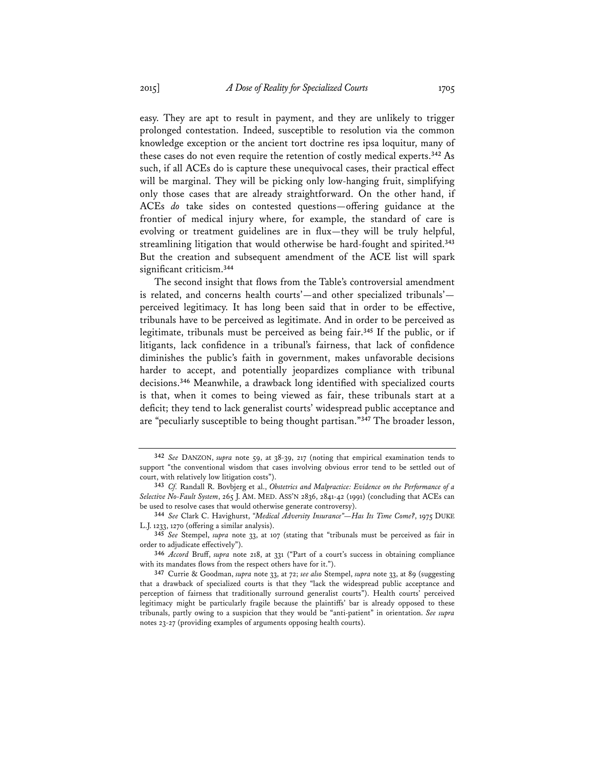easy. They are apt to result in payment, and they are unlikely to trigger prolonged contestation. Indeed, susceptible to resolution via the common knowledge exception or the ancient tort doctrine res ipsa loquitur, many of these cases do not even require the retention of costly medical experts.[342] As such, if all ACEs do is capture these unequivocal cases, their practical effect will be marginal. They will be picking only low-hanging fruit, simplifying only those cases that are already straightforward. On the other hand, if ACEs *do* take sides on contested questions—offering guidance at the frontier of medical injury where, for example, the standard of care is evolving or treatment guidelines are in flux—they will be truly helpful, streamlining litigation that would otherwise be hard-fought and spirited.[343] But the creation and subsequent amendment of the ACE list will spark significant criticism.[344]

The second insight that flows from the Table's controversial amendment is related, and concerns health courts'—and other specialized tribunals'—perceived legitimacy. It has long been said that in order to be effective, tribunals have to be perceived as legitimate. And in order to be perceived as legitimate, tribunals must be perceived as being fair.[345] If the public, or if litigants, lack confidence in a tribunal's fairness, that lack of confidence diminishes the public's faith in government, makes unfavorable decisions harder to accept, and potentially jeopardizes compliance with tribunal decisions.[346] Meanwhile, a drawback long identified with specialized courts is that, when it comes to being viewed as fair, these tribunals start at a deficit; they tend to lack generalist courts' widespread public acceptance and are "peculiarly susceptible to being thought partisan."[347] The broader lesson,

---

[342] *See* DANZON, *supra* note 59, at 38-39, 217 (noting that empirical examination tends to support "the conventional wisdom that cases involving obvious error tend to be settled out of court, with relatively low litigation costs").

[343] *Cf.* Randall R. Bovbjerg et al., *Obstetrics and Malpractice: Evidence on the Performance of a Selective No-Fault System*, 265 J. AM. MED. ASS'N 2836, 2841-42 (1991) (concluding that ACEs can be used to resolve cases that would otherwise generate controversy).

[344] *See* Clark C. Havighurst, *"Medical Adversity Insurance"—Has Its Time Come?*, 1975 DUKE L.J. 1233, 1270 (offering a similar analysis).

[345] *See* Stempel, *supra* note 33, at 107 (stating that "tribunals must be perceived as fair in order to adjudicate effectively").

[346] *Accord* Bruff, *supra* note 218, at 331 ("Part of a court's success in obtaining compliance with its mandates flows from the respect others have for it.").

[347] Currie & Goodman, *supra* note 33, at 72; *see also* Stempel, *supra* note 33, at 89 (suggesting that a drawback of specialized courts is that they "lack the widespread public acceptance and perception of fairness that traditionally surround generalist courts"). Health courts' perceived legitimacy might be particularly fragile because the plaintiffs' bar is already opposed to these tribunals, partly owing to a suspicion that they would be "anti-patient" in orientation. *See supra* notes 23-27 (providing examples of arguments opposing health courts).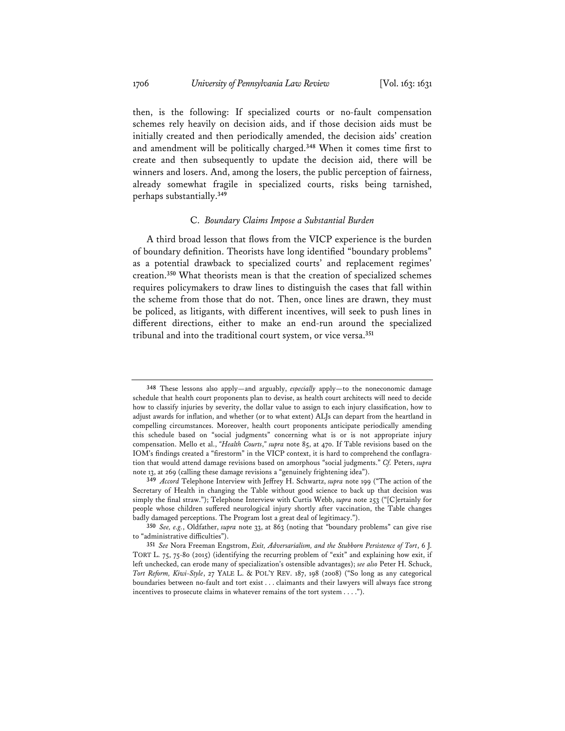then, is the following: If specialized courts or no-fault compensation schemes rely heavily on decision aids, and if those decision aids must be initially created and then periodically amended, the decision aids' creation and amendment will be politically charged.[348] When it comes time first to create and then subsequently to update the decision aid, there will be winners and losers. And, among the losers, the public perception of fairness, already somewhat fragile in specialized courts, risks being tarnished, perhaps substantially.[349]

### C. *Boundary Claims Impose a Substantial Burden*

A third broad lesson that flows from the VICP experience is the burden of boundary definition. Theorists have long identified "boundary problems" as a potential drawback to specialized courts' and replacement regimes' creation.[350] What theorists mean is that the creation of specialized schemes requires policymakers to draw lines to distinguish the cases that fall within the scheme from those that do not. Then, once lines are drawn, they must be policed, as litigants, with different incentives, will seek to push lines in different directions, either to make an end-run around the specialized tribunal and into the traditional court system, or vice versa.[351]

---

[348] These lessons also apply—and arguably, *especially* apply—to the noneconomic damage schedule that health court proponents plan to devise, as health court architects will need to decide how to classify injuries by severity, the dollar value to assign to each injury classification, how to adjust awards for inflation, and whether (or to what extent) ALJs can depart from the heartland in compelling circumstances. Moreover, health court proponents anticipate periodically amending this schedule based on "social judgments" concerning what is or is not appropriate injury compensation. Mello et al., *"Health Courts," supra* note 85, at 470. If Table revisions based on the IOM's findings created a "firestorm" in the VICP context, it is hard to comprehend the conflagration that would attend damage revisions based on amorphous "social judgments." *Cf.* Peters, *supra* note 13, at 269 (calling these damage revisions a "genuinely frightening idea").

[349] *Accord* Telephone Interview with Jeffrey H. Schwartz, *supra* note 199 ("The action of the Secretary of Health in changing the Table without good science to back up that decision was simply the final straw."); Telephone Interview with Curtis Webb, *supra* note 253 ("[C]ertainly for people whose children suffered neurological injury shortly after vaccination, the Table changes badly damaged perceptions. The Program lost a great deal of legitimacy.").

[350] *See, e.g.*, Oldfather, *supra* note 33, at 863 (noting that "boundary problems" can give rise to "administrative difficulties").

[351] *See* Nora Freeman Engstrom, *Exit, Adversarialism, and the Stubborn Persistence of Tort*, 6 J. TORT L. 75, 75-80 (2015) (identifying the recurring problem of "exit" and explaining how exit, if left unchecked, can erode many of specialization's ostensible advantages); *see also* Peter H. Schuck, *Tort Reform, Kiwi-Style*, 27 YALE L. & POL'Y REV. 187, 198 (2008) ("So long as any categorical boundaries between no-fault and tort exist . . . claimants and their lawyers will always face strong incentives to prosecute claims in whatever remains of the tort system . . . .").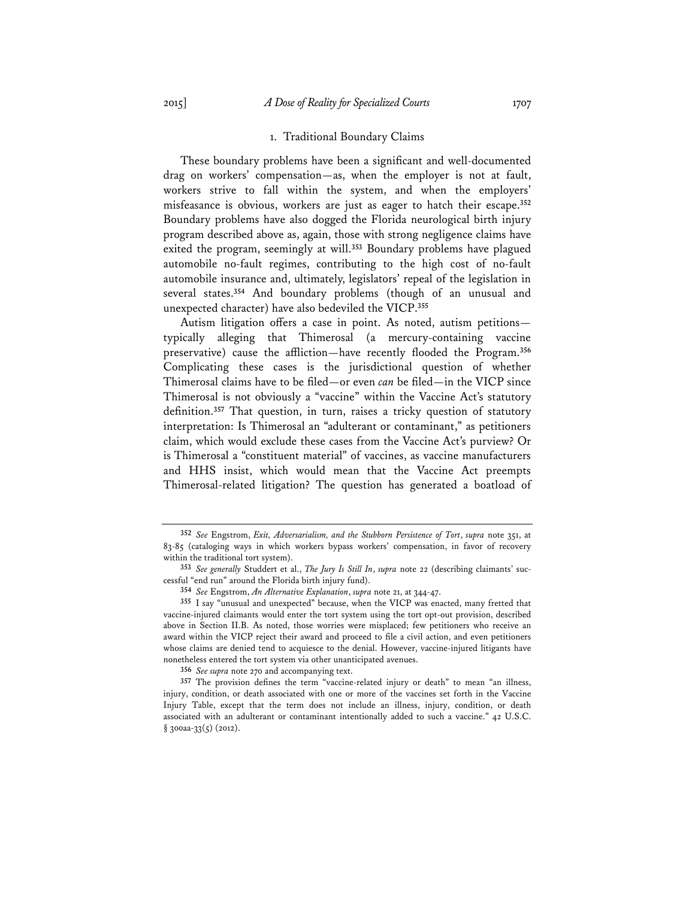### 1. Traditional Boundary Claims

These boundary problems have been a significant and well-documented drag on workers' compensation—as, when the employer is not at fault, workers strive to fall within the system, and when the employers' misfeasance is obvious, workers are just as eager to hatch their escape.[352] Boundary problems have also dogged the Florida neurological birth injury program described above as, again, those with strong negligence claims have exited the program, seemingly at will.[353] Boundary problems have plagued automobile no-fault regimes, contributing to the high cost of no-fault automobile insurance and, ultimately, legislators' repeal of the legislation in several states.[354] And boundary problems (though of an unusual and unexpected character) have also bedeviled the VICP.[355]

Autism litigation offers a case in point. As noted, autism petitions—typically alleging that Thimerosal (a mercury-containing vaccine preservative) cause the affliction—have recently flooded the Program.[356] Complicating these cases is the jurisdictional question of whether Thimerosal claims have to be filed—or even *can* be filed—in the VICP since Thimerosal is not obviously a "vaccine" within the Vaccine Act's statutory definition.[357] That question, in turn, raises a tricky question of statutory interpretation: Is Thimerosal an "adulterant or contaminant," as petitioners claim, which would exclude these cases from the Vaccine Act's purview? Or is Thimerosal a "constituent material" of vaccines, as vaccine manufacturers and HHS insist, which would mean that the Vaccine Act preempts Thimerosal-related litigation? The question has generated a boatload of

---

[352] *See* Engstrom, *Exit, Adversarialism, and the Stubborn Persistence of Tort*, *supra* note 351, at 83-85 (cataloging ways in which workers bypass workers' compensation, in favor of recovery within the traditional tort system).

[353] *See generally* Studdert et al., *The Jury Is Still In*, *supra* note 22 (describing claimants' successful "end run" around the Florida birth injury fund).

[354] *See* Engstrom, *An Alternative Explanation*, *supra* note 21, at 344-47.

[355] I say "unusual and unexpected" because, when the VICP was enacted, many fretted that vaccine-injured claimants would enter the tort system using the tort opt-out provision, described above in Section II.B. As noted, those worries were misplaced; few petitioners who receive an award within the VICP reject their award and proceed to file a civil action, and even petitioners whose claims are denied tend to acquiesce to the denial. However, vaccine-injured litigants have nonetheless entered the tort system via other unanticipated avenues.

[356] *See supra* note 270 and accompanying text.

[357] The provision defines the term "vaccine-related injury or death" to mean "an illness, injury, condition, or death associated with one or more of the vaccines set forth in the Vaccine Injury Table, except that the term does not include an illness, injury, condition, or death associated with an adulterant or contaminant intentionally added to such a vaccine." 42 U.S.C. § 300aa-33(5) (2012).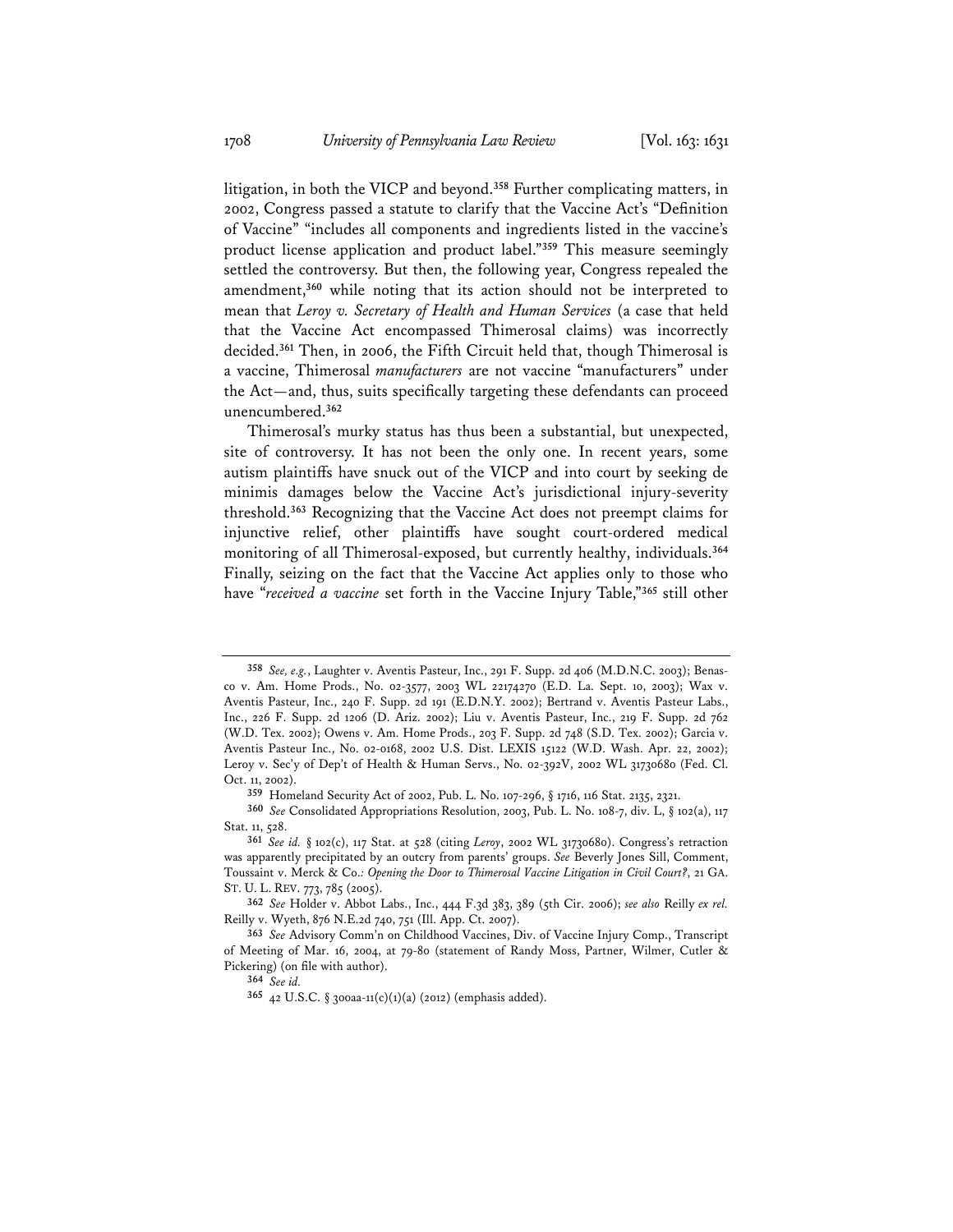litigation, in both the VICP and beyond.[358] Further complicating matters, in 2002, Congress passed a statute to clarify that the Vaccine Act's "Definition of Vaccine" "includes all components and ingredients listed in the vaccine's product license application and product label."[359] This measure seemingly settled the controversy. But then, the following year, Congress repealed the amendment,[360] while noting that its action should not be interpreted to mean that *Leroy v. Secretary of Health and Human Services* (a case that held that the Vaccine Act encompassed Thimerosal claims) was incorrectly decided.[361] Then, in 2006, the Fifth Circuit held that, though Thimerosal is a vaccine, Thimerosal *manufacturers* are not vaccine "manufacturers" under the Act—and, thus, suits specifically targeting these defendants can proceed unencumbered.[362]

Thimerosal's murky status has thus been a substantial, but unexpected, site of controversy. It has not been the only one. In recent years, some autism plaintiffs have snuck out of the VICP and into court by seeking de minimis damages below the Vaccine Act's jurisdictional injury-severity threshold.[363] Recognizing that the Vaccine Act does not preempt claims for injunctive relief, other plaintiffs have sought court-ordered medical monitoring of all Thimerosal-exposed, but currently healthy, individuals.[364] Finally, seizing on the fact that the Vaccine Act applies only to those who have "*received a vaccine* set forth in the Vaccine Injury Table,"[365] still other

---

[358] *See, e.g.*, Laughter v. Aventis Pasteur, Inc., 291 F. Supp. 2d 406 (M.D.N.C. 2003); Benasco v. Am. Home Prods., No. 02-3577, 2003 WL 22174270 (E.D. La. Sept. 10, 2003); Wax v. Aventis Pasteur, Inc., 240 F. Supp. 2d 191 (E.D.N.Y. 2002); Bertrand v. Aventis Pasteur Labs., Inc., 226 F. Supp. 2d 1206 (D. Ariz. 2002); Liu v. Aventis Pasteur, Inc., 219 F. Supp. 2d 762 (W.D. Tex. 2002); Owens v. Am. Home Prods., 203 F. Supp. 2d 748 (S.D. Tex. 2002); Garcia v. Aventis Pasteur Inc., No. 02-0168, 2002 U.S. Dist. LEXIS 15122 (W.D. Wash. Apr. 22, 2002); Leroy v. Sec'y of Dep't of Health & Human Servs., No. 02-392V, 2002 WL 31730680 (Fed. Cl. Oct. 11, 2002).

[359] Homeland Security Act of 2002, Pub. L. No. 107-296, § 1716, 116 Stat. 2135, 2321.

[360] *See* Consolidated Appropriations Resolution, 2003, Pub. L. No. 108-7, div. L, § 102(a), 117 Stat. 11, 528.

[361] *See id.* § 102(c), 117 Stat. at 528 (citing *Leroy*, 2002 WL 31730680). Congress's retraction was apparently precipitated by an outcry from parents' groups. *See* Beverly Jones Sill, Comment, Toussaint v. Merck & Co.*: Opening the Door to Thimerosal Vaccine Litigation in Civil Court?*, 21 GA. ST. U. L. REV. 773, 785 (2005).

[362] *See* Holder v. Abbot Labs., Inc., 444 F.3d 383, 389 (5th Cir. 2006); *see also* Reilly *ex rel.* Reilly v. Wyeth, 876 N.E.2d 740, 751 (Ill. App. Ct. 2007).

[363] *See* Advisory Comm'n on Childhood Vaccines, Div. of Vaccine Injury Comp., Transcript of Meeting of Mar. 16, 2004, at 79-80 (statement of Randy Moss, Partner, Wilmer, Cutler & Pickering) (on file with author).

[364] *See id.*

[365] 42 U.S.C. § 300aa-11(c)(1)(a) (2012) (emphasis added).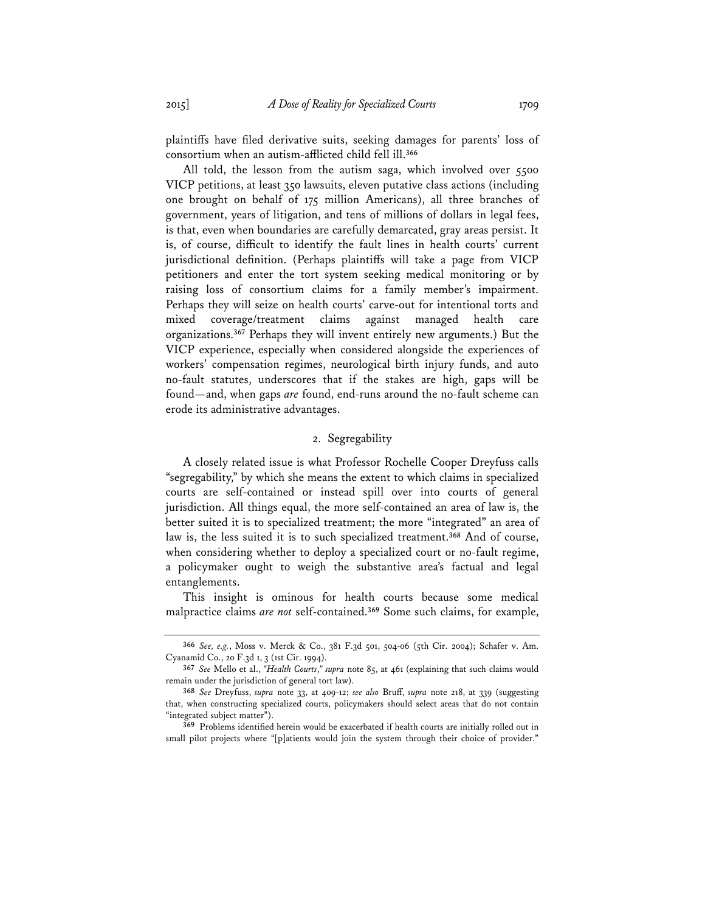plaintiffs have filed derivative suits, seeking damages for parents' loss of consortium when an autism-afflicted child fell ill.[366]

All told, the lesson from the autism saga, which involved over 5500 VICP petitions, at least 350 lawsuits, eleven putative class actions (including one brought on behalf of 175 million Americans), all three branches of government, years of litigation, and tens of millions of dollars in legal fees, is that, even when boundaries are carefully demarcated, gray areas persist. It is, of course, difficult to identify the fault lines in health courts' current jurisdictional definition. (Perhaps plaintiffs will take a page from VICP petitioners and enter the tort system seeking medical monitoring or by raising loss of consortium claims for a family member's impairment. Perhaps they will seize on health courts' carve-out for intentional torts and mixed coverage/treatment claims against managed health care organizations.[367] Perhaps they will invent entirely new arguments.) But the VICP experience, especially when considered alongside the experiences of workers' compensation regimes, neurological birth injury funds, and auto no-fault statutes, underscores that if the stakes are high, gaps will be found—and, when gaps *are* found, end-runs around the no-fault scheme can erode its administrative advantages.

### 2. Segregability

A closely related issue is what Professor Rochelle Cooper Dreyfuss calls "segregability," by which she means the extent to which claims in specialized courts are self-contained or instead spill over into courts of general jurisdiction. All things equal, the more self-contained an area of law is, the better suited it is to specialized treatment; the more "integrated" an area of law is, the less suited it is to such specialized treatment.[368] And of course, when considering whether to deploy a specialized court or no-fault regime, a policymaker ought to weigh the substantive area's factual and legal entanglements.

This insight is ominous for health courts because some medical malpractice claims *are not* self-contained.[369] Some such claims, for example,

---

[366] *See, e.g.*, Moss v. Merck & Co., 381 F.3d 501, 504-06 (5th Cir. 2004); Schafer v. Am. Cyanamid Co., 20 F.3d 1, 3 (1st Cir. 1994).

[367] *See* Mello et al., *"Health Courts," supra* note 85, at 461 (explaining that such claims would remain under the jurisdiction of general tort law).

[368] *See* Dreyfuss, *supra* note 33, at 409-12; *see also* Bruff, *supra* note 218, at 339 (suggesting that, when constructing specialized courts, policymakers should select areas that do not contain "integrated subject matter").

[369] Problems identified herein would be exacerbated if health courts are initially rolled out in small pilot projects where "[p]atients would join the system through their choice of provider."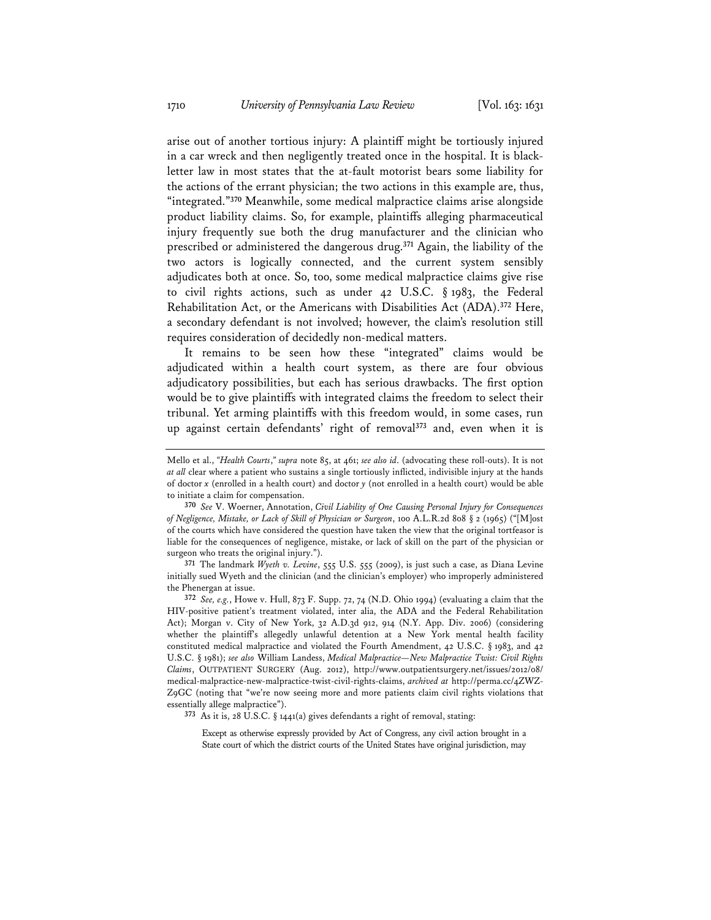arise out of another tortious injury: A plaintiff might be tortiously injured in a car wreck and then negligently treated once in the hospital. It is black-letter law in most states that the at-fault motorist bears some liability for the actions of the errant physician; the two actions in this example are, thus, "integrated."[370] Meanwhile, some medical malpractice claims arise alongside product liability claims. So, for example, plaintiffs alleging pharmaceutical injury frequently sue both the drug manufacturer and the clinician who prescribed or administered the dangerous drug.[371] Again, the liability of the two actors is logically connected, and the current system sensibly adjudicates both at once. So, too, some medical malpractice claims give rise to civil rights actions, such as under 42 U.S.C. § 1983, the Federal Rehabilitation Act, or the Americans with Disabilities Act (ADA).[372] Here, a secondary defendant is not involved; however, the claim's resolution still requires consideration of decidedly non-medical matters.

It remains to be seen how these "integrated" claims would be adjudicated within a health court system, as there are four obvious adjudicatory possibilities, but each has serious drawbacks. The first option would be to give plaintiffs with integrated claims the freedom to select their tribunal. Yet arming plaintiffs with this freedom would, in some cases, run up against certain defendants' right of removal[373] and, even when it is

---

Mello et al., *"Health Courts," supra* note 85, at 461; *see also id.* (advocating these roll-outs). It is not *at all* clear where a patient who sustains a single tortiously inflicted, indivisible injury at the hands of doctor *x* (enrolled in a health court) and doctor *y* (not enrolled in a health court) would be able to initiate a claim for compensation.

[370] *See* V. Woerner, Annotation, *Civil Liability of One Causing Personal Injury for Consequences of Negligence, Mistake, or Lack of Skill of Physician or Surgeon*, 100 A.L.R.2d 808 § 2 (1965) ("[M]ost of the courts which have considered the question have taken the view that the original tortfeasor is liable for the consequences of negligence, mistake, or lack of skill on the part of the physician or surgeon who treats the original injury.").

[371] The landmark *Wyeth v. Levine*, 555 U.S. 555 (2009), is just such a case, as Diana Levine initially sued Wyeth and the clinician (and the clinician's employer) who improperly administered the Phenergan at issue.

[372] *See, e.g.*, Howe v. Hull, 873 F. Supp. 72, 74 (N.D. Ohio 1994) (evaluating a claim that the HIV-positive patient's treatment violated, inter alia, the ADA and the Federal Rehabilitation Act); Morgan v. City of New York, 32 A.D.3d 912, 914 (N.Y. App. Div. 2006) (considering whether the plaintiff's allegedly unlawful detention at a New York mental health facility constituted medical malpractice and violated the Fourth Amendment, 42 U.S.C. § 1983, and 42 U.S.C. § 1981); *see also* William Landess, *Medical Malpractice—New Malpractice Twist: Civil Rights Claims*, OUTPATIENT SURGERY (Aug. 2012), http://www.outpatientsurgery.net/issues/2012/08/medical-malpractice-new-malpractice-twist-civil-rights-claims, *archived at* http://perma.cc/4ZWZ-Z9GC (noting that "we're now seeing more and more patients claim civil rights violations that essentially allege malpractice").

[373] As it is, 28 U.S.C. § 1441(a) gives defendants a right of removal, stating:

> Except as otherwise expressly provided by Act of Congress, any civil action brought in a State court of which the district courts of the United States have original jurisdiction, may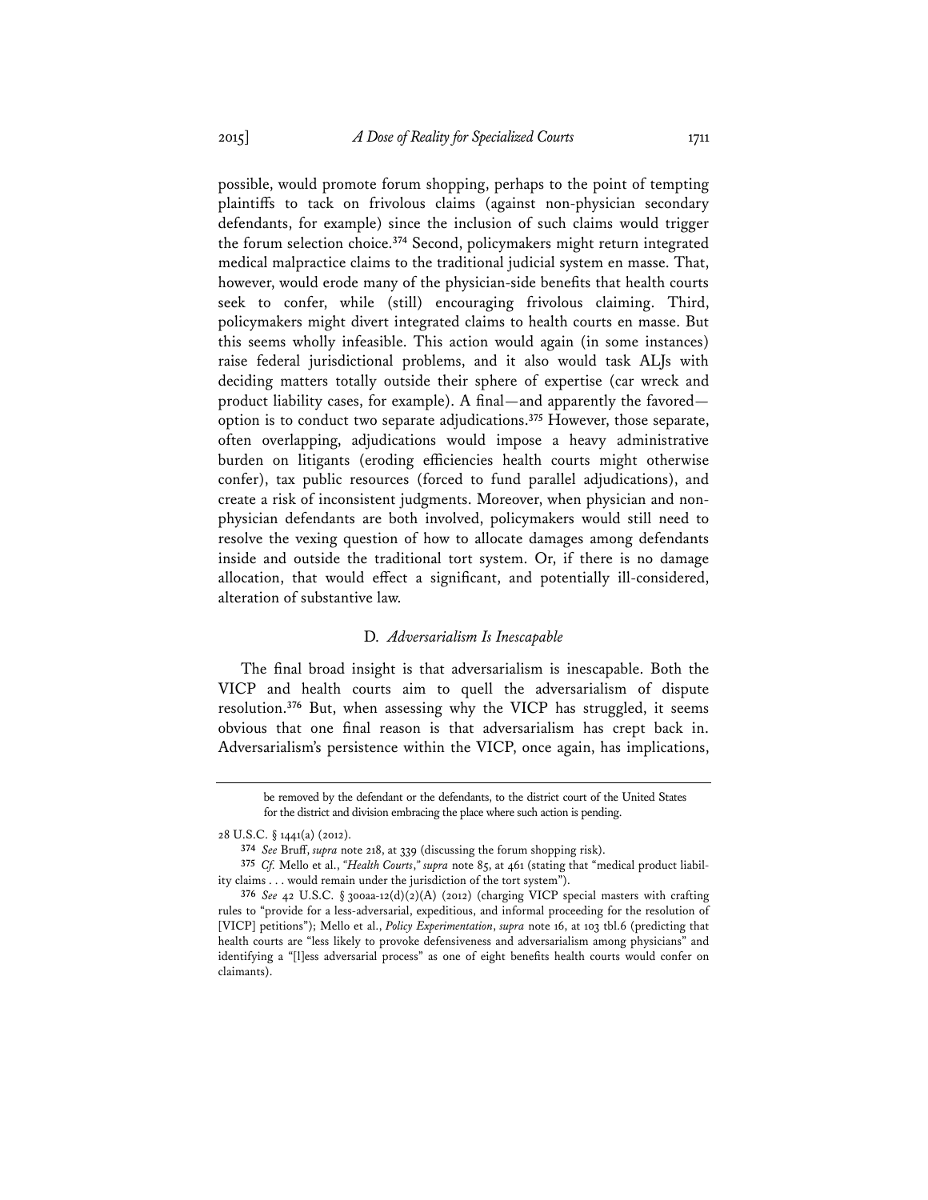possible, would promote forum shopping, perhaps to the point of tempting plaintiffs to tack on frivolous claims (against non-physician secondary defendants, for example) since the inclusion of such claims would trigger the forum selection choice.[374] Second, policymakers might return integrated medical malpractice claims to the traditional judicial system en masse. That, however, would erode many of the physician-side benefits that health courts seek to confer, while (still) encouraging frivolous claiming. Third, policymakers might divert integrated claims to health courts en masse. But this seems wholly infeasible. This action would again (in some instances) raise federal jurisdictional problems, and it also would task ALJs with deciding matters totally outside their sphere of expertise (car wreck and product liability cases, for example). A final—and apparently the favored—option is to conduct two separate adjudications.[375] However, those separate, often overlapping, adjudications would impose a heavy administrative burden on litigants (eroding efficiencies health courts might otherwise confer), tax public resources (forced to fund parallel adjudications), and create a risk of inconsistent judgments. Moreover, when physician and non-physician defendants are both involved, policymakers would still need to resolve the vexing question of how to allocate damages among defendants inside and outside the traditional tort system. Or, if there is no damage allocation, that would effect a significant, and potentially ill-considered, alteration of substantive law.

### D. *Adversarialism Is Inescapable*

The final broad insight is that adversarialism is inescapable. Both the VICP and health courts aim to quell the adversarialism of dispute resolution.[376] But, when assessing why the VICP has struggled, it seems obvious that one final reason is that adversarialism has crept back in. Adversarialism's persistence within the VICP, once again, has implications,

---

be removed by the defendant or the defendants, to the district court of the United States for the district and division embracing the place where such action is pending.

28 U.S.C. § 1441(a) (2012).

[374] *See* Bruff, *supra* note 218, at 339 (discussing the forum shopping risk).

[375] *Cf.* Mello et al., *"Health Courts," supra* note 85, at 461 (stating that "medical product liability claims . . . would remain under the jurisdiction of the tort system").

[376] *See* 42 U.S.C. § 300aa-12(d)(2)(A) (2012) (charging VICP special masters with crafting rules to "provide for a less-adversarial, expeditious, and informal proceeding for the resolution of [VICP] petitions"); Mello et al., *Policy Experimentation*, *supra* note 16, at 103 tbl.6 (predicting that health courts are "less likely to provoke defensiveness and adversarialism among physicians" and identifying a "[l]ess adversarial process" as one of eight benefits health courts would confer on claimants).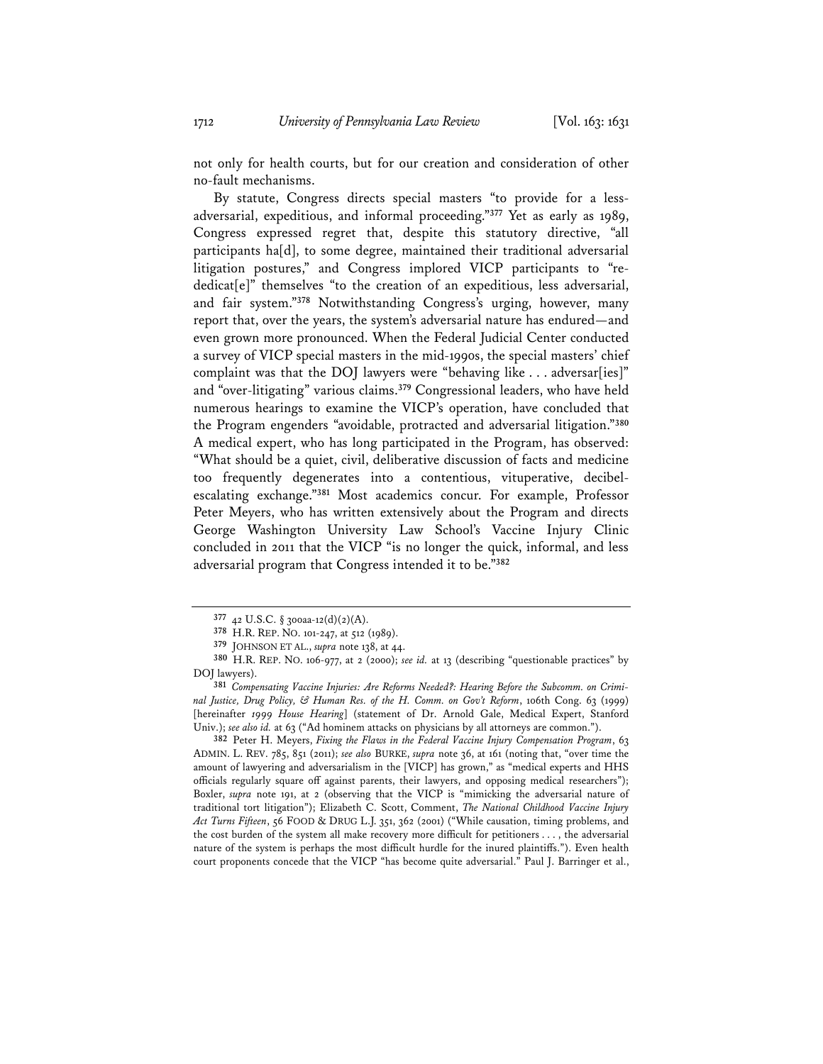not only for health courts, but for our creation and consideration of other no-fault mechanisms.

By statute, Congress directs special masters "to provide for a less-adversarial, expeditious, and informal proceeding."[377] Yet as early as 1989, Congress expressed regret that, despite this statutory directive, "all participants ha[d], to some degree, maintained their traditional adversarial litigation postures," and Congress implored VICP participants to "re-dedicat[e]" themselves "to the creation of an expeditious, less adversarial, and fair system."[378] Notwithstanding Congress's urging, however, many report that, over the years, the system's adversarial nature has endured—and even grown more pronounced. When the Federal Judicial Center conducted a survey of VICP special masters in the mid-1990s, the special masters' chief complaint was that the DOJ lawyers were "behaving like . . . adversar[ies]" and "over-litigating" various claims.[379] Congressional leaders, who have held numerous hearings to examine the VICP's operation, have concluded that the Program engenders "avoidable, protracted and adversarial litigation."[380] A medical expert, who has long participated in the Program, has observed: "What should be a quiet, civil, deliberative discussion of facts and medicine too frequently degenerates into a contentious, vituperative, decibel-escalating exchange."[381] Most academics concur. For example, Professor Peter Meyers, who has written extensively about the Program and directs George Washington University Law School's Vaccine Injury Clinic concluded in 2011 that the VICP "is no longer the quick, informal, and less adversarial program that Congress intended it to be."[382]

---

[377] 42 U.S.C. § 300aa-12(d)(2)(A).

[378] H.R. REP. NO. 101-247, at 512 (1989).

[379] JOHNSON ET AL., *supra* note 138, at 44.

[380] H.R. REP. NO. 106-977, at 2 (2000); *see id.* at 13 (describing "questionable practices" by DOJ lawyers).

[381] *Compensating Vaccine Injuries: Are Reforms Needed?: Hearing Before the Subcomm. on Criminal Justice, Drug Policy, & Human Res. of the H. Comm. on Gov't Reform*, 106th Cong. 63 (1999) [hereinafter *1999 House Hearing*] (statement of Dr. Arnold Gale, Medical Expert, Stanford Univ.); *see also id.* at 63 ("Ad hominem attacks on physicians by all attorneys are common.").

[382] Peter H. Meyers, *Fixing the Flaws in the Federal Vaccine Injury Compensation Program*, 63 ADMIN. L. REV. 785, 851 (2011); *see also* BURKE, *supra* note 36, at 161 (noting that, "over time the amount of lawyering and adversarialism in the [VICP] has grown," as "medical experts and HHS officials regularly square off against parents, their lawyers, and opposing medical researchers"); Boxler, *supra* note 191, at 2 (observing that the VICP is "mimicking the adversarial nature of traditional tort litigation"); Elizabeth C. Scott, Comment, *The National Childhood Vaccine Injury Act Turns Fifteen*, 56 FOOD & DRUG L.J. 351, 362 (2001) ("While causation, timing problems, and the cost burden of the system all make recovery more difficult for petitioners . . . , the adversarial nature of the system is perhaps the most difficult hurdle for the inured plaintiffs."). Even health court proponents concede that the VICP "has become quite adversarial." Paul J. Barringer et al.,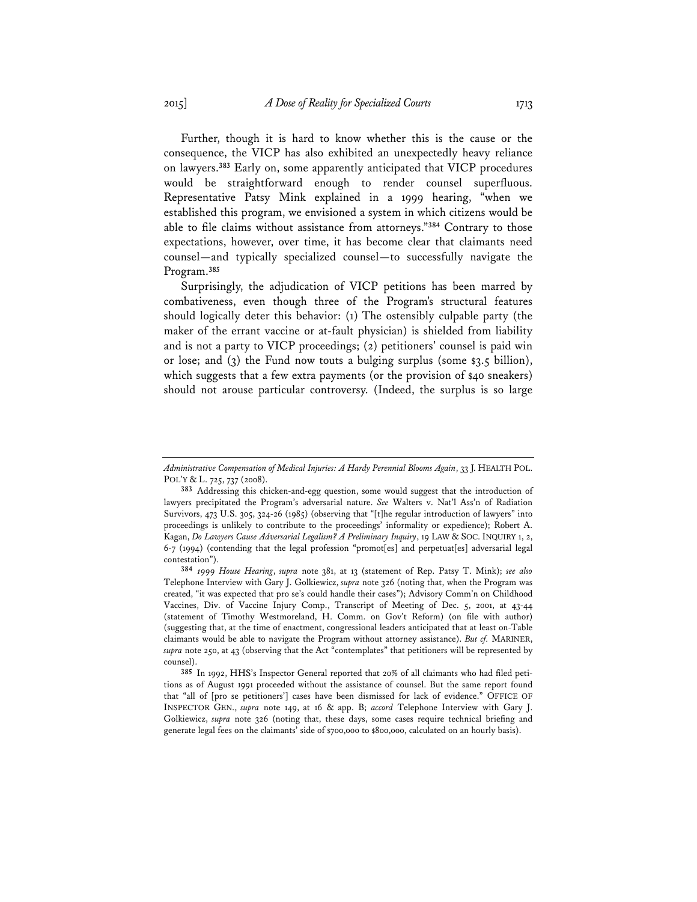Further, though it is hard to know whether this is the cause or the consequence, the VICP has also exhibited an unexpectedly heavy reliance on lawyers.[383] Early on, some apparently anticipated that VICP procedures would be straightforward enough to render counsel superfluous. Representative Patsy Mink explained in a 1999 hearing, "when we established this program, we envisioned a system in which citizens would be able to file claims without assistance from attorneys."[384] Contrary to those expectations, however, over time, it has become clear that claimants need counsel—and typically specialized counsel—to successfully navigate the Program.[385]

Surprisingly, the adjudication of VICP petitions has been marred by combativeness, even though three of the Program's structural features should logically deter this behavior: (1) The ostensibly culpable party (the maker of the errant vaccine or at-fault physician) is shielded from liability and is not a party to VICP proceedings; (2) petitioners' counsel is paid win or lose; and (3) the Fund now touts a bulging surplus (some $3.5 billion), which suggests that a few extra payments (or the provision of $40 sneakers) should not arouse particular controversy. (Indeed, the surplus is so large

---

*Administrative Compensation of Medical Injuries: A Hardy Perennial Blooms Again*, 33 J. HEALTH POL. POL'Y & L. 725, 737 (2008).

[383] Addressing this chicken-and-egg question, some would suggest that the introduction of lawyers precipitated the Program's adversarial nature. *See* Walters v. Nat'l Ass'n of Radiation Survivors, 473 U.S. 305, 324-26 (1985) (observing that "[t]he regular introduction of lawyers" into proceedings is unlikely to contribute to the proceedings' informality or expedience); Robert A. Kagan, *Do Lawyers Cause Adversarial Legalism? A Preliminary Inquiry*, 19 LAW & SOC. INQUIRY 1, 2, 6-7 (1994) (contending that the legal profession "promot[es] and perpetuat[es] adversarial legal contestation").

[384] *1999 House Hearing*, *supra* note 381, at 13 (statement of Rep. Patsy T. Mink); *see also* Telephone Interview with Gary J. Golkiewicz, *supra* note 326 (noting that, when the Program was created, "it was expected that pro se's could handle their cases"); Advisory Comm'n on Childhood Vaccines, Div. of Vaccine Injury Comp., Transcript of Meeting of Dec. 5, 2001, at 43-44 (statement of Timothy Westmoreland, H. Comm. on Gov't Reform) (on file with author) (suggesting that, at the time of enactment, congressional leaders anticipated that at least on-Table claimants would be able to navigate the Program without attorney assistance). *But cf.* MARINER, *supra* note 250, at 43 (observing that the Act "contemplates" that petitioners will be represented by counsel).

[385] In 1992, HHS's Inspector General reported that 20% of all claimants who had filed petitions as of August 1991 proceeded without the assistance of counsel. But the same report found that "all of [pro se petitioners'] cases have been dismissed for lack of evidence." OFFICE OF INSPECTOR GEN., *supra* note 149, at 16 & app. B; *accord* Telephone Interview with Gary J. Golkiewicz, *supra* note 326 (noting that, these days, some cases require technical briefing and generate legal fees on the claimants' side of $700,000 to $800,000, calculated on an hourly basis).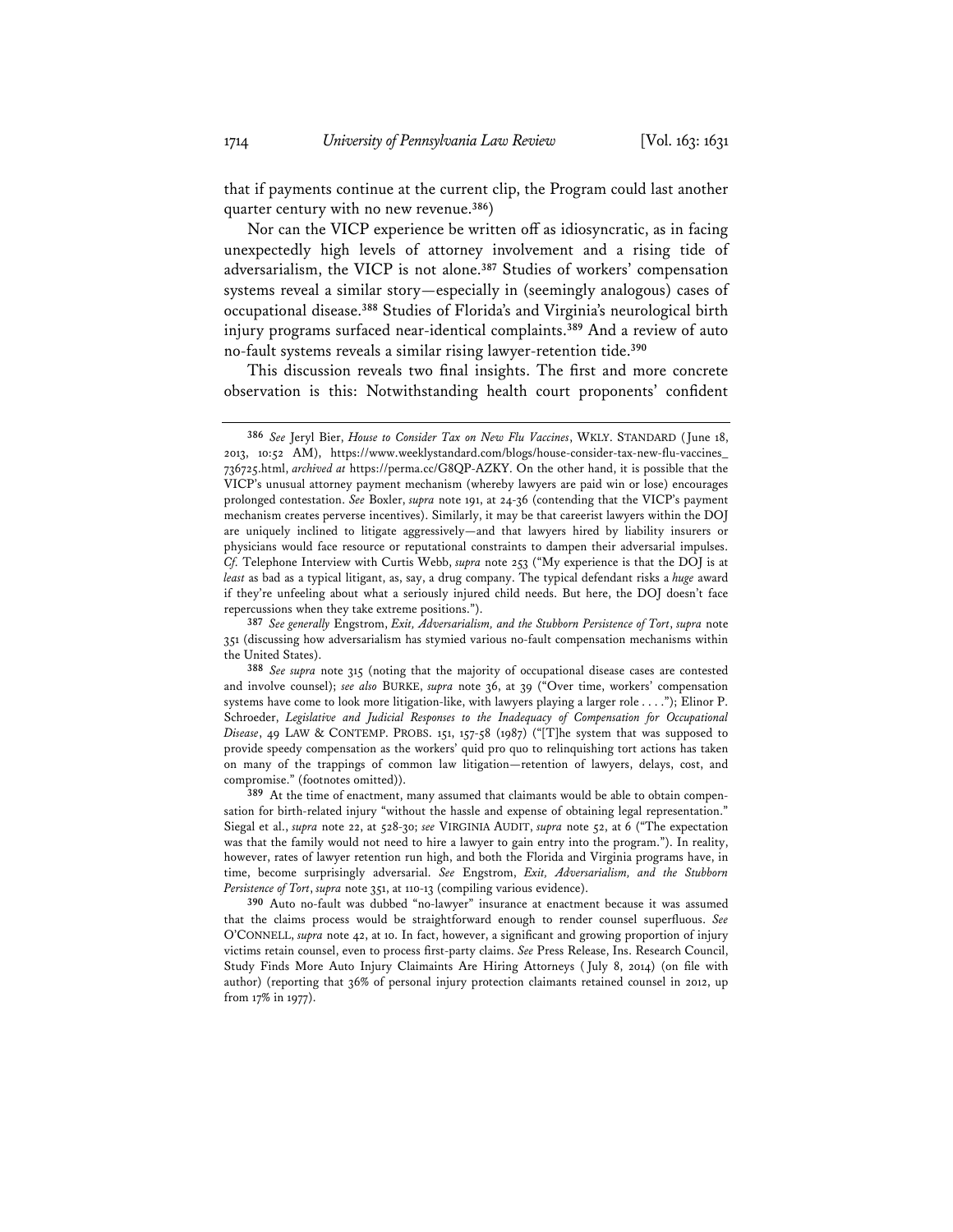that if payments continue at the current clip, the Program could last another quarter century with no new revenue.[386])

Nor can the VICP experience be written off as idiosyncratic, as in facing unexpectedly high levels of attorney involvement and a rising tide of adversarialism, the VICP is not alone.[387] Studies of workers' compensation systems reveal a similar story—especially in (seemingly analogous) cases of occupational disease.[388] Studies of Florida's and Virginia's neurological birth injury programs surfaced near-identical complaints.[389] And a review of auto no-fault systems reveals a similar rising lawyer-retention tide.[390]

This discussion reveals two final insights. The first and more concrete observation is this: Notwithstanding health court proponents' confident

---

[386] *See* Jeryl Bier, *House to Consider Tax on New Flu Vaccines*, WKLY. STANDARD (June 18, 2013, 10:52 AM), https://www.weeklystandard.com/blogs/house-consider-tax-new-flu-vaccines_736725.html, *archived at* https://perma.cc/G8QP-AZKY. On the other hand, it is possible that the VICP's unusual attorney payment mechanism (whereby lawyers are paid win or lose) encourages prolonged contestation. *See* Boxler, *supra* note 191, at 24-36 (contending that the VICP's payment mechanism creates perverse incentives). Similarly, it may be that careerist lawyers within the DOJ are uniquely inclined to litigate aggressively—and that lawyers hired by liability insurers or physicians would face resource or reputational constraints to dampen their adversarial impulses. *Cf.* Telephone Interview with Curtis Webb, *supra* note 253 ("My experience is that the DOJ is at *least* as bad as a typical litigant, as, say, a drug company. The typical defendant risks a *huge* award if they're unfeeling about what a seriously injured child needs. But here, the DOJ doesn't face repercussions when they take extreme positions.").

[387] *See generally* Engstrom, *Exit, Adversarialism, and the Stubborn Persistence of Tort*, *supra* note 351 (discussing how adversarialism has stymied various no-fault compensation mechanisms within the United States).

[388] *See supra* note 315 (noting that the majority of occupational disease cases are contested and involve counsel); *see also* BURKE, *supra* note 36, at 39 ("Over time, workers' compensation systems have come to look more litigation-like, with lawyers playing a larger role . . . ."); Elinor P. Schroeder, *Legislative and Judicial Responses to the Inadequacy of Compensation for Occupational Disease*, 49 LAW & CONTEMP. PROBS. 151, 157-58 (1987) ("[T]he system that was supposed to provide speedy compensation as the workers' quid pro quo to relinquishing tort actions has taken on many of the trappings of common law litigation—retention of lawyers, delays, cost, and compromise." (footnotes omitted)).

[389] At the time of enactment, many assumed that claimants would be able to obtain compensation for birth-related injury "without the hassle and expense of obtaining legal representation." Siegal et al., *supra* note 22, at 528-30; *see* VIRGINIA AUDIT, *supra* note 52, at 6 ("The expectation was that the family would not need to hire a lawyer to gain entry into the program."). In reality, however, rates of lawyer retention run high, and both the Florida and Virginia programs have, in time, become surprisingly adversarial. *See* Engstrom, *Exit, Adversarialism, and the Stubborn Persistence of Tort*, *supra* note 351, at 110-13 (compiling various evidence).

[390] Auto no-fault was dubbed "no-lawyer" insurance at enactment because it was assumed that the claims process would be straightforward enough to render counsel superfluous. *See* O'CONNELL, *supra* note 42, at 10. In fact, however, a significant and growing proportion of injury victims retain counsel, even to process first-party claims. *See* Press Release, Ins. Research Council, Study Finds More Auto Injury Claimaints Are Hiring Attorneys (July 8, 2014) (on file with author) (reporting that 36% of personal injury protection claimants retained counsel in 2012, up from 17% in 1977).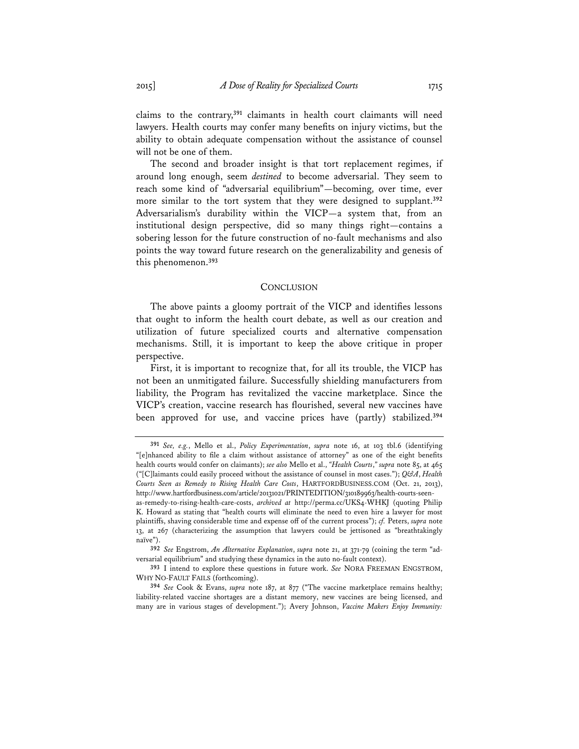claims to the contrary,[391] claimants in health court claimants will need lawyers. Health courts may confer many benefits on injury victims, but the ability to obtain adequate compensation without the assistance of counsel will not be one of them.

The second and broader insight is that tort replacement regimes, if around long enough, seem *destined* to become adversarial. They seem to reach some kind of "adversarial equilibrium"—becoming, over time, ever more similar to the tort system that they were designed to supplant.[392] Adversarialism's durability within the VICP—a system that, from an institutional design perspective, did so many things right—contains a sobering lesson for the future construction of no-fault mechanisms and also points the way toward future research on the generalizability and genesis of this phenomenon.[393]

## CONCLUSION

The above paints a gloomy portrait of the VICP and identifies lessons that ought to inform the health court debate, as well as our creation and utilization of future specialized courts and alternative compensation mechanisms. Still, it is important to keep the above critique in proper perspective.

First, it is important to recognize that, for all its trouble, the VICP has not been an unmitigated failure. Successfully shielding manufacturers from liability, the Program has revitalized the vaccine marketplace. Since the VICP's creation, vaccine research has flourished, several new vaccines have been approved for use, and vaccine prices have (partly) stabilized.[394]

---

[391] *See, e.g.*, Mello et al., *Policy Experimentation*, *supra* note 16, at 103 tbl.6 (identifying "[e]nhanced ability to file a claim without assistance of attorney" as one of the eight benefits health courts would confer on claimants); *see also* Mello et al., *"Health Courts," supra* note 85, at 465 ("[C]laimants could easily proceed without the assistance of counsel in most cases."); *Q&A*, *Health Courts Seen as Remedy to Rising Health Care Costs*, HARTFORDBUSINESS.COM (Oct. 21, 2013), http://www.hartfordbusiness.com/article/20131021/PRINTEDITION/310189963/health-courts-seen-as-remedy-to-rising-health-care-costs, *archived at* http://perma.cc/UKS4-WHKJ (quoting Philip K. Howard as stating that "health courts will eliminate the need to even hire a lawyer for most plaintiffs, shaving considerable time and expense off of the current process"); *cf.* Peters, *supra* note 13, at 267 (characterizing the assumption that lawyers could be jettisoned as "breathtakingly naïve").

[392] *See* Engstrom, *An Alternative Explanation*, *supra* note 21, at 371-79 (coining the term "adversarial equilibrium" and studying these dynamics in the auto no-fault context).

[393] I intend to explore these questions in future work. *See* NORA FREEMAN ENGSTROM, WHY NO-FAULT FAILS (forthcoming).

[394] *See* Cook & Evans, *supra* note 187, at 877 ("The vaccine marketplace remains healthy; liability-related vaccine shortages are a distant memory, new vaccines are being licensed, and many are in various stages of development."); Avery Johnson, *Vaccine Makers Enjoy Immunity:*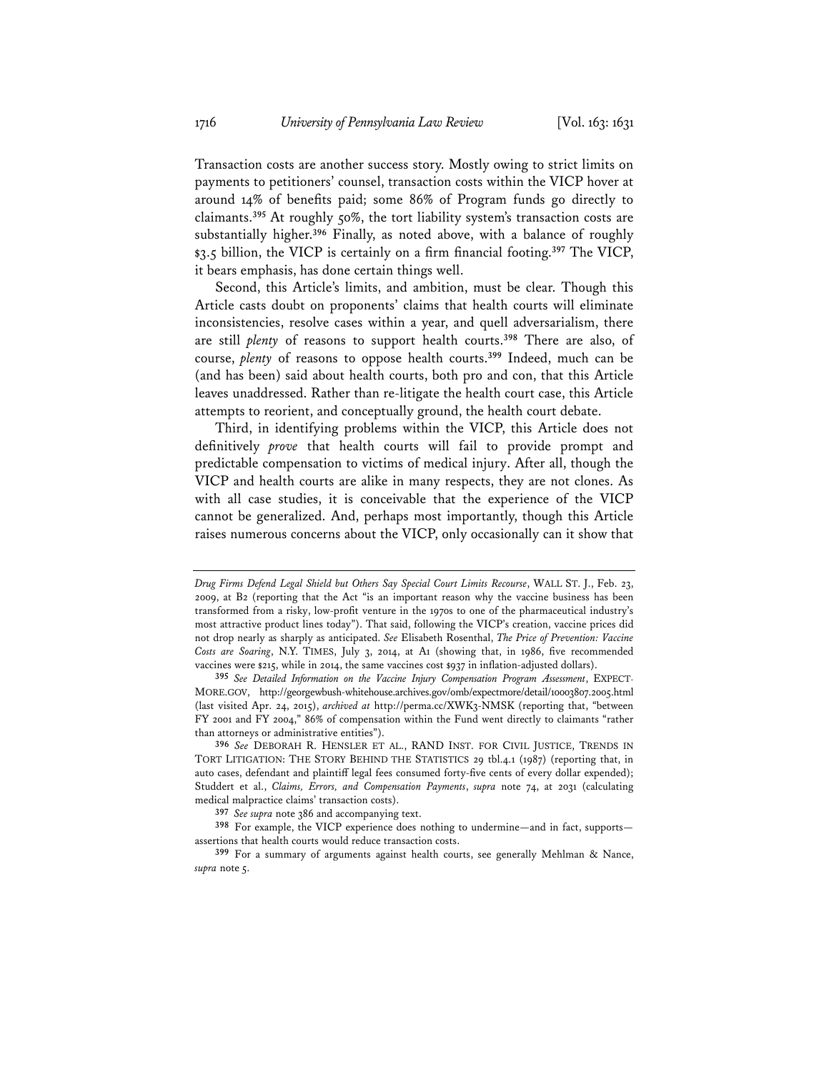Transaction costs are another success story. Mostly owing to strict limits on payments to petitioners' counsel, transaction costs within the VICP hover at around 14% of benefits paid; some 86% of Program funds go directly to claimants.[395] At roughly 50%, the tort liability system's transaction costs are substantially higher.[396] Finally, as noted above, with a balance of roughly $3.5 billion, the VICP is certainly on a firm financial footing.[397] The VICP, it bears emphasis, has done certain things well.

Second, this Article's limits, and ambition, must be clear. Though this Article casts doubt on proponents' claims that health courts will eliminate inconsistencies, resolve cases within a year, and quell adversarialism, there are still *plenty* of reasons to support health courts.[398] There are also, of course, *plenty* of reasons to oppose health courts.[399] Indeed, much can be (and has been) said about health courts, both pro and con, that this Article leaves unaddressed. Rather than re-litigate the health court case, this Article attempts to reorient, and conceptually ground, the health court debate.

Third, in identifying problems within the VICP, this Article does not definitively *prove* that health courts will fail to provide prompt and predictable compensation to victims of medical injury. After all, though the VICP and health courts are alike in many respects, they are not clones. As with all case studies, it is conceivable that the experience of the VICP cannot be generalized. And, perhaps most importantly, though this Article raises numerous concerns about the VICP, only occasionally can it show that

---

*Drug Firms Defend Legal Shield but Others Say Special Court Limits Recourse*, WALL ST. J., Feb. 23, 2009, at B2 (reporting that the Act "is an important reason why the vaccine business has been transformed from a risky, low-profit venture in the 1970s to one of the pharmaceutical industry's most attractive product lines today"). That said, following the VICP's creation, vaccine prices did not drop nearly as sharply as anticipated. *See* Elisabeth Rosenthal, *The Price of Prevention: Vaccine Costs are Soaring*, N.Y. TIMES, July 3, 2014, at A1 (showing that, in 1986, five recommended vaccines were $215, while in 2014, the same vaccines cost $937 in inflation-adjusted dollars).

[395] *See Detailed Information on the Vaccine Injury Compensation Program Assessment*, EXPECT-MORE.GOV, http://georgewbush-whitehouse.archives.gov/omb/expectmore/detail/10003807.2005.html (last visited Apr. 24, 2015), *archived at* http://perma.cc/XWK3-NMSK (reporting that, "between FY 2001 and FY 2004," 86% of compensation within the Fund went directly to claimants "rather than attorneys or administrative entities").

[396] *See* DEBORAH R. HENSLER ET AL., RAND INST. FOR CIVIL JUSTICE, TRENDS IN TORT LITIGATION: THE STORY BEHIND THE STATISTICS 29 tbl.4.1 (1987) (reporting that, in auto cases, defendant and plaintiff legal fees consumed forty-five cents of every dollar expended); Studdert et al., *Claims, Errors, and Compensation Payments*, *supra* note 74, at 2031 (calculating medical malpractice claims' transaction costs).

[397] *See supra* note 386 and accompanying text.

[398] For example, the VICP experience does nothing to undermine—and in fact, supports—assertions that health courts would reduce transaction costs.

[399] For a summary of arguments against health courts, see generally Mehlman & Nance, *supra* note 5.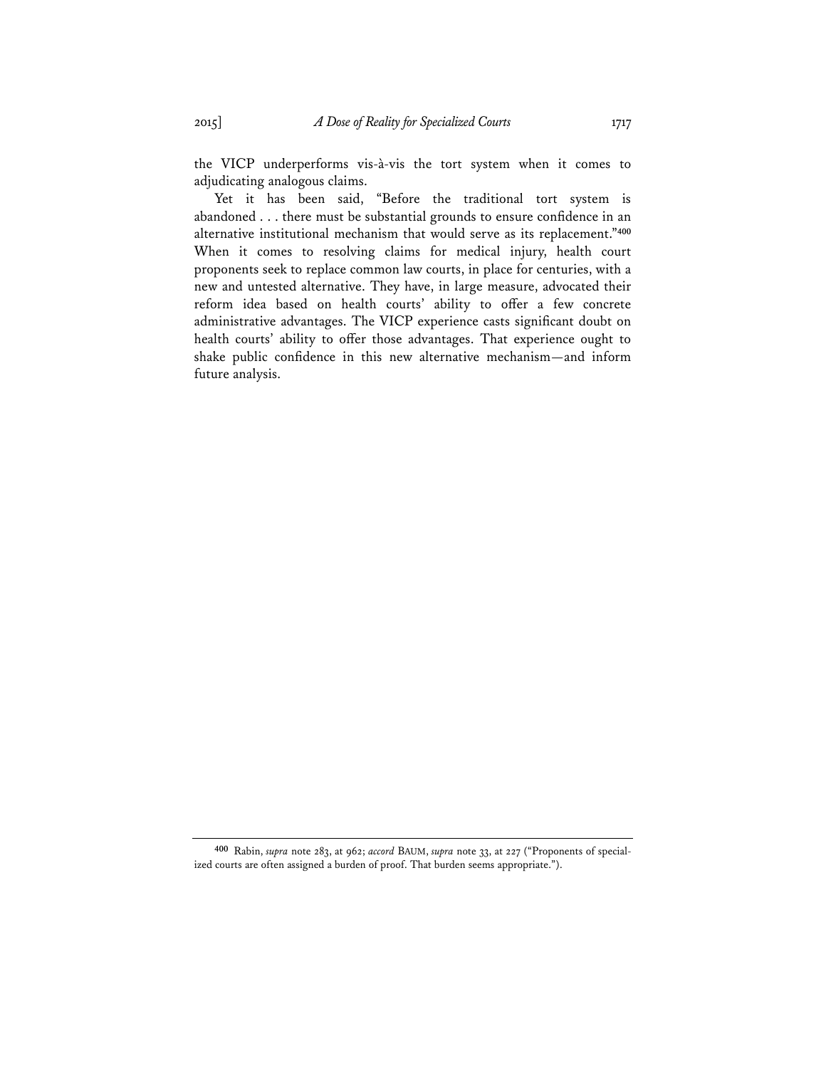the VICP underperforms vis-à-vis the tort system when it comes to adjudicating analogous claims.

Yet it has been said, "Before the traditional tort system is abandoned . . . there must be substantial grounds to ensure confidence in an alternative institutional mechanism that would serve as its replacement."[400] When it comes to resolving claims for medical injury, health court proponents seek to replace common law courts, in place for centuries, with a new and untested alternative. They have, in large measure, advocated their reform idea based on health courts' ability to offer a few concrete administrative advantages. The VICP experience casts significant doubt on health courts' ability to offer those advantages. That experience ought to shake public confidence in this new alternative mechanism—and inform future analysis.

---

[400] Rabin, *supra* note 283, at 962; *accord* BAUM, *supra* note 33, at 227 ("Proponents of specialized courts are often assigned a burden of proof. That burden seems appropriate.").